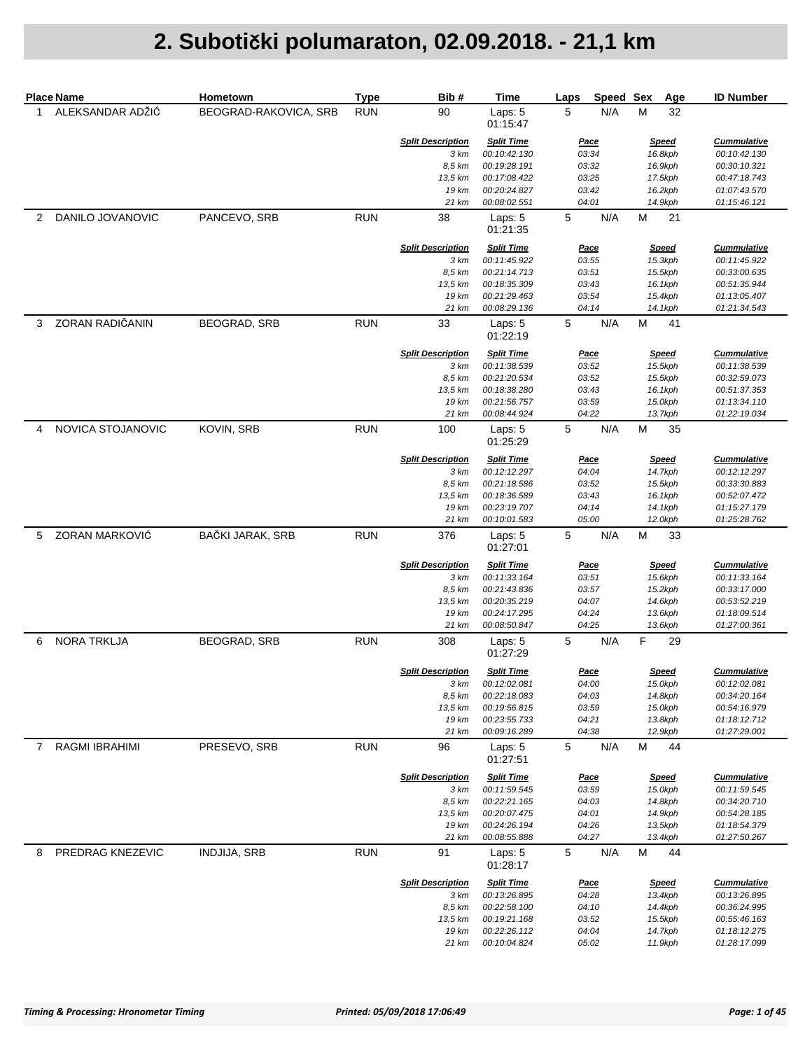# 2. Subotički polumaraton, 02.09.2018. - 21,1 km

| Place | Name | Hometown | Type | Bib # | Time | Laps | Speed | Sex | Age | ID Number |
|---|---|---|---|---|---|---|---|---|---|---|
| 1 | ALEKSANDAR ADŽIĆ | BEOGRAD-RAKOVICA, SRB | RUN | 90 | Laps: 5 01:15:47 | 5 | N/A | M | 32 | |

| Split Description | Split Time | Pace | Speed | Cummulative |
|---|---|---|---|---|
| 3 km | 00:10:42.130 | 03:34 | 16.8kph | 00:10:42.130 |
| 8,5 km | 00:19:28.191 | 03:32 | 16.9kph | 00:30:10.321 |
| 13,5 km | 00:17:08.422 | 03:25 | 17.5kph | 00:47:18.743 |
| 19 km | 00:20:24.827 | 03:42 | 16.2kph | 01:07:43.570 |
| 21 km | 00:08:02.551 | 04:01 | 14.9kph | 01:15:46.121 |

| Place | Name | Hometown | Type | Bib # | Time | Laps | Speed | Sex | Age | ID Number |
|---|---|---|---|---|---|---|---|---|---|---|
| 2 | DANILO JOVANOVIC | PANCEVO, SRB | RUN | 38 | Laps: 5 01:21:35 | 5 | N/A | M | 21 | |

| Split Description | Split Time | Pace | Speed | Cummulative |
|---|---|---|---|---|
| 3 km | 00:11:45.922 | 03:55 | 15.3kph | 00:11:45.922 |
| 8,5 km | 00:21:14.713 | 03:51 | 15.5kph | 00:33:00.635 |
| 13,5 km | 00:18:35.309 | 03:43 | 16.1kph | 00:51:35.944 |
| 19 km | 00:21:29.463 | 03:54 | 15.4kph | 01:13:05.407 |
| 21 km | 00:08:29.136 | 04:14 | 14.1kph | 01:21:34.543 |

| Place | Name | Hometown | Type | Bib # | Time | Laps | Speed | Sex | Age | ID Number |
|---|---|---|---|---|---|---|---|---|---|---|
| 3 | ZORAN RADIČANIN | BEOGRAD, SRB | RUN | 33 | Laps: 5 01:22:19 | 5 | N/A | M | 41 | |

| Split Description | Split Time | Pace | Speed | Cummulative |
|---|---|---|---|---|
| 3 km | 00:11:38.539 | 03:52 | 15.5kph | 00:11:38.539 |
| 8,5 km | 00:21:20.534 | 03:52 | 15.5kph | 00:32:59.073 |
| 13,5 km | 00:18:38.280 | 03:43 | 16.1kph | 00:51:37.353 |
| 19 km | 00:21:56.757 | 03:59 | 15.0kph | 01:13:34.110 |
| 21 km | 00:08:44.924 | 04:22 | 13.7kph | 01:22:19.034 |

| Place | Name | Hometown | Type | Bib # | Time | Laps | Speed | Sex | Age | ID Number |
|---|---|---|---|---|---|---|---|---|---|---|
| 4 | NOVICA STOJANOVIC | KOVIN, SRB | RUN | 100 | Laps: 5 01:25:29 | 5 | N/A | M | 35 | |

| Split Description | Split Time | Pace | Speed | Cummulative |
|---|---|---|---|---|
| 3 km | 00:12:12.297 | 04:04 | 14.7kph | 00:12:12.297 |
| 8,5 km | 00:21:18.586 | 03:52 | 15.5kph | 00:33:30.883 |
| 13,5 km | 00:18:36.589 | 03:43 | 16.1kph | 00:52:07.472 |
| 19 km | 00:23:19.707 | 04:14 | 14.1kph | 01:15:27.179 |
| 21 km | 00:10:01.583 | 05:00 | 12.0kph | 01:25:28.762 |

| Place | Name | Hometown | Type | Bib # | Time | Laps | Speed | Sex | Age | ID Number |
|---|---|---|---|---|---|---|---|---|---|---|
| 5 | ZORAN MARKOVIĆ | BAČKI JARAK, SRB | RUN | 376 | Laps: 5 01:27:01 | 5 | N/A | M | 33 | |

| Split Description | Split Time | Pace | Speed | Cummulative |
|---|---|---|---|---|
| 3 km | 00:11:33.164 | 03:51 | 15.6kph | 00:11:33.164 |
| 8,5 km | 00:21:43.836 | 03:57 | 15.2kph | 00:33:17.000 |
| 13,5 km | 00:20:35.219 | 04:07 | 14.6kph | 00:53:52.219 |
| 19 km | 00:24:17.295 | 04:24 | 13.6kph | 01:18:09.514 |
| 21 km | 00:08:50.847 | 04:25 | 13.6kph | 01:27:00.361 |

| Place | Name | Hometown | Type | Bib # | Time | Laps | Speed | Sex | Age | ID Number |
|---|---|---|---|---|---|---|---|---|---|---|
| 6 | NORA TRKLJA | BEOGRAD, SRB | RUN | 308 | Laps: 5 01:27:29 | 5 | N/A | F | 29 | |

| Split Description | Split Time | Pace | Speed | Cummulative |
|---|---|---|---|---|
| 3 km | 00:12:02.081 | 04:00 | 15.0kph | 00:12:02.081 |
| 8,5 km | 00:22:18.083 | 04:03 | 14.8kph | 00:34:20.164 |
| 13,5 km | 00:19:56.815 | 03:59 | 15.0kph | 00:54:16.979 |
| 19 km | 00:23:55.733 | 04:21 | 13.8kph | 01:18:12.712 |
| 21 km | 00:09:16.289 | 04:38 | 12.9kph | 01:27:29.001 |

| Place | Name | Hometown | Type | Bib # | Time | Laps | Speed | Sex | Age | ID Number |
|---|---|---|---|---|---|---|---|---|---|---|
| 7 | RAGMI IBRAHIMI | PRESEVO, SRB | RUN | 96 | Laps: 5 01:27:51 | 5 | N/A | M | 44 | |

| Split Description | Split Time | Pace | Speed | Cummulative |
|---|---|---|---|---|
| 3 km | 00:11:59.545 | 03:59 | 15.0kph | 00:11:59.545 |
| 8,5 km | 00:22:21.165 | 04:03 | 14.8kph | 00:34:20.710 |
| 13,5 km | 00:20:07.475 | 04:01 | 14.9kph | 00:54:28.185 |
| 19 km | 00:24:26.194 | 04:26 | 13.5kph | 01:18:54.379 |
| 21 km | 00:08:55.888 | 04:27 | 13.4kph | 01:27:50.267 |

| Place | Name | Hometown | Type | Bib # | Time | Laps | Speed | Sex | Age | ID Number |
|---|---|---|---|---|---|---|---|---|---|---|
| 8 | PREDRAG KNEZEVIC | INDJIJA, SRB | RUN | 91 | Laps: 5 01:28:17 | 5 | N/A | M | 44 | |

| Split Description | Split Time | Pace | Speed | Cummulative |
|---|---|---|---|---|
| 3 km | 00:13:26.895 | 04:28 | 13.4kph | 00:13:26.895 |
| 8,5 km | 00:22:58.100 | 04:10 | 14.4kph | 00:36:24.995 |
| 13,5 km | 00:19:21.168 | 03:52 | 15.5kph | 00:55:46.163 |
| 19 km | 00:22:26.112 | 04:04 | 14.7kph | 01:18:12.275 |
| 21 km | 00:10:04.824 | 05:02 | 11.9kph | 01:28:17.099 |

*Timing & Processing: Hronometar Timing* *Printed: 05/09/2018 17:06:49*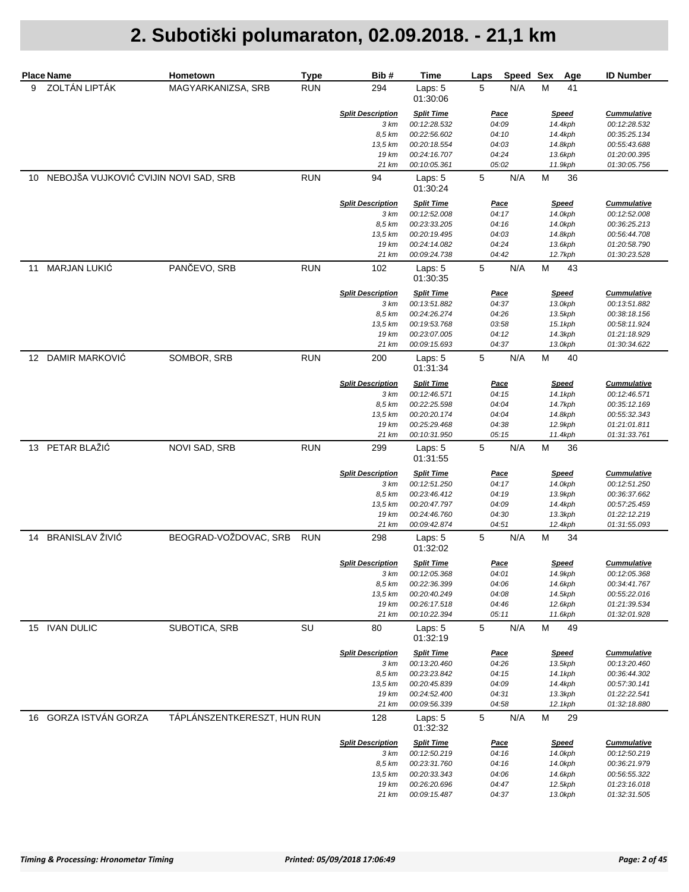# 2. Subotički polumaraton, 02.09.2018. - 21,1 km

| Place | Name | Hometown | Type | Bib # | Time | Laps | Speed | Sex | Age | ID Number |
|---|---|---|---|---|---|---|---|---|---|---|
| 9 | ZOLTÁN LIPTÁK | MAGYARKANIZSA, SRB | RUN | 294 | Laps: 5 01:30:06 | 5 | N/A | M | 41 | |

| Split Description | Split Time | Pace | Speed | Cummulative |
|---|---|---|---|---|
| 3 km | 00:12:28.532 | 04:09 | 14.4kph | 00:12:28.532 |
| 8,5 km | 00:22:56.602 | 04:10 | 14.4kph | 00:35:25.134 |
| 13,5 km | 00:20:18.554 | 04:03 | 14.8kph | 00:55:43.688 |
| 19 km | 00:24:16.707 | 04:24 | 13.6kph | 01:20:00.395 |
| 21 km | 00:10:05.361 | 05:02 | 11.9kph | 01:30:05.756 |

| Place | Name | Hometown | Type | Bib # | Time | Laps | Speed | Sex | Age | ID Number |
|---|---|---|---|---|---|---|---|---|---|---|
| 10 | NEBOJŠA VUJKOVIĆ CVIJIN | NOVI SAD, SRB | RUN | 94 | Laps: 5 01:30:24 | 5 | N/A | M | 36 | |

| Split Description | Split Time | Pace | Speed | Cummulative |
|---|---|---|---|---|
| 3 km | 00:12:52.008 | 04:17 | 14.0kph | 00:12:52.008 |
| 8,5 km | 00:23:33.205 | 04:16 | 14.0kph | 00:36:25.213 |
| 13,5 km | 00:20:19.495 | 04:03 | 14.8kph | 00:56:44.708 |
| 19 km | 00:24:14.082 | 04:24 | 13.6kph | 01:20:58.790 |
| 21 km | 00:09:24.738 | 04:42 | 12.7kph | 01:30:23.528 |

| Place | Name | Hometown | Type | Bib # | Time | Laps | Speed | Sex | Age | ID Number |
|---|---|---|---|---|---|---|---|---|---|---|
| 11 | MARJAN LUKIĆ | PANČEVO, SRB | RUN | 102 | Laps: 5 01:30:35 | 5 | N/A | M | 43 | |

| Split Description | Split Time | Pace | Speed | Cummulative |
|---|---|---|---|---|
| 3 km | 00:13:51.882 | 04:37 | 13.0kph | 00:13:51.882 |
| 8,5 km | 00:24:26.274 | 04:26 | 13.5kph | 00:38:18.156 |
| 13,5 km | 00:19:53.768 | 03:58 | 15.1kph | 00:58:11.924 |
| 19 km | 00:23:07.005 | 04:12 | 14.3kph | 01:21:18.929 |
| 21 km | 00:09:15.693 | 04:37 | 13.0kph | 01:30:34.622 |

| Place | Name | Hometown | Type | Bib # | Time | Laps | Speed | Sex | Age | ID Number |
|---|---|---|---|---|---|---|---|---|---|---|
| 12 | DAMIR MARKOVIĆ | SOMBOR, SRB | RUN | 200 | Laps: 5 01:31:34 | 5 | N/A | M | 40 | |

| Split Description | Split Time | Pace | Speed | Cummulative |
|---|---|---|---|---|
| 3 km | 00:12:46.571 | 04:15 | 14.1kph | 00:12:46.571 |
| 8,5 km | 00:22:25.598 | 04:04 | 14.7kph | 00:35:12.169 |
| 13,5 km | 00:20:20.174 | 04:04 | 14.8kph | 00:55:32.343 |
| 19 km | 00:25:29.468 | 04:38 | 12.9kph | 01:21:01.811 |
| 21 km | 00:10:31.950 | 05:15 | 11.4kph | 01:31:33.761 |

| Place | Name | Hometown | Type | Bib # | Time | Laps | Speed | Sex | Age | ID Number |
|---|---|---|---|---|---|---|---|---|---|---|
| 13 | PETAR BLAŽIĆ | NOVI SAD, SRB | RUN | 299 | Laps: 5 01:31:55 | 5 | N/A | M | 36 | |

| Split Description | Split Time | Pace | Speed | Cummulative |
|---|---|---|---|---|
| 3 km | 00:12:51.250 | 04:17 | 14.0kph | 00:12:51.250 |
| 8,5 km | 00:23:46.412 | 04:19 | 13.9kph | 00:36:37.662 |
| 13,5 km | 00:20:47.797 | 04:09 | 14.4kph | 00:57:25.459 |
| 19 km | 00:24:46.760 | 04:30 | 13.3kph | 01:22:12.219 |
| 21 km | 00:09:42.874 | 04:51 | 12.4kph | 01:31:55.093 |

| Place | Name | Hometown | Type | Bib # | Time | Laps | Speed | Sex | Age | ID Number |
|---|---|---|---|---|---|---|---|---|---|---|
| 14 | BRANISLAV ŽIVIĆ | BEOGRAD-VOŽDOVAC, SRB | RUN | 298 | Laps: 5 01:32:02 | 5 | N/A | M | 34 | |

| Split Description | Split Time | Pace | Speed | Cummulative |
|---|---|---|---|---|
| 3 km | 00:12:05.368 | 04:01 | 14.9kph | 00:12:05.368 |
| 8,5 km | 00:22:36.399 | 04:06 | 14.6kph | 00:34:41.767 |
| 13,5 km | 00:20:40.249 | 04:08 | 14.5kph | 00:55:22.016 |
| 19 km | 00:26:17.518 | 04:46 | 12.6kph | 01:21:39.534 |
| 21 km | 00:10:22.394 | 05:11 | 11.6kph | 01:32:01.928 |

| Place | Name | Hometown | Type | Bib # | Time | Laps | Speed | Sex | Age | ID Number |
|---|---|---|---|---|---|---|---|---|---|---|
| 15 | IVAN DULIC | SUBOTICA, SRB | SU | 80 | Laps: 5 01:32:19 | 5 | N/A | M | 49 | |

| Split Description | Split Time | Pace | Speed | Cummulative |
|---|---|---|---|---|
| 3 km | 00:13:20.460 | 04:26 | 13.5kph | 00:13:20.460 |
| 8,5 km | 00:23:23.842 | 04:15 | 14.1kph | 00:36:44.302 |
| 13,5 km | 00:20:45.839 | 04:09 | 14.4kph | 00:57:30.141 |
| 19 km | 00:24:52.400 | 04:31 | 13.3kph | 01:22:22.541 |
| 21 km | 00:09:56.339 | 04:58 | 12.1kph | 01:32:18.880 |

| Place | Name | Hometown | Type | Bib # | Time | Laps | Speed | Sex | Age | ID Number |
|---|---|---|---|---|---|---|---|---|---|---|
| 16 | GORZA ISTVÁN GORZA | TÁPLÁNSZENTKERESZT, HUN | RUN | 128 | Laps: 5 01:32:32 | 5 | N/A | M | 29 | |

| Split Description | Split Time | Pace | Speed | Cummulative |
|---|---|---|---|---|
| 3 km | 00:12:50.219 | 04:16 | 14.0kph | 00:12:50.219 |
| 8,5 km | 00:23:31.760 | 04:16 | 14.0kph | 00:36:21.979 |
| 13,5 km | 00:20:33.343 | 04:06 | 14.6kph | 00:56:55.322 |
| 19 km | 00:26:20.696 | 04:47 | 12.5kph | 01:23:16.018 |
| 21 km | 00:09:15.487 | 04:37 | 13.0kph | 01:32:31.505 |

*Timing & Processing: Hronometar Timing* *Printed: 05/09/2018 17:06:49*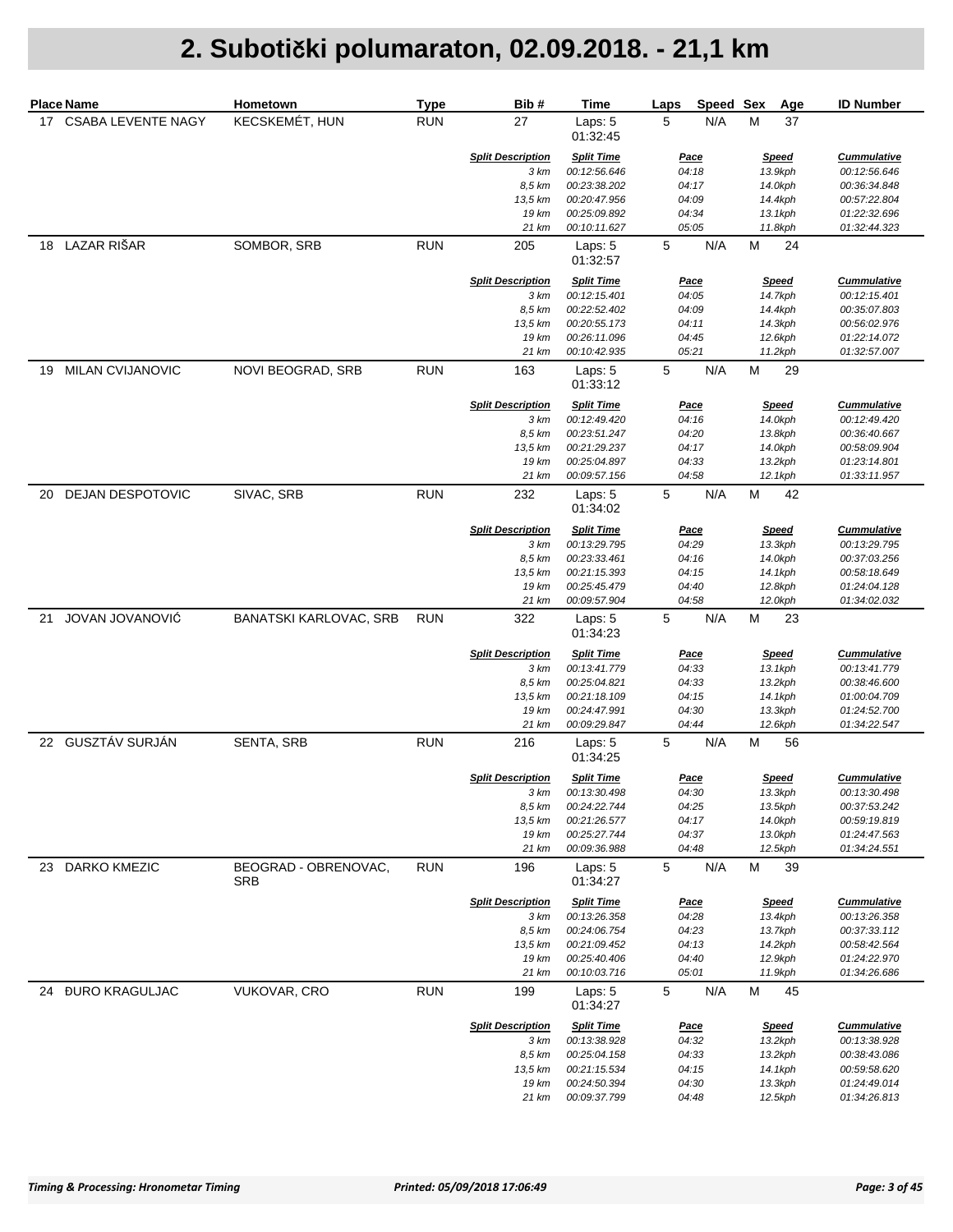// 2. Subotički polumaraton, 02.09.2018. - 21,1 km

| Place | Name | Hometown | Type | Bib # | Time | Laps | Speed | Sex | Age | ID Number |
|---|---|---|---|---|---|---|---|---|---|---|
| 17 | CSABA LEVENTE NAGY | KECSKEMÉT, HUN | RUN | 27 | Laps: 5 01:32:45 | 5 | N/A | M | 37 | |

| Split Description | Split Time | Pace | Speed | Cummulative |
|---|---|---|---|---|
| 3 km | 00:12:56.646 | 04:18 | 13.9kph | 00:12:56.646 |
| 8,5 km | 00:23:38.202 | 04:17 | 14.0kph | 00:36:34.848 |
| 13,5 km | 00:20:47.956 | 04:09 | 14.4kph | 00:57:22.804 |
| 19 km | 00:25:09.892 | 04:34 | 13.1kph | 01:22:32.696 |
| 21 km | 00:10:11.627 | 05:05 | 11.8kph | 01:32:44.323 |

| Place | Name | Hometown | Type | Bib # | Time | Laps | Speed | Sex | Age | ID Number |
|---|---|---|---|---|---|---|---|---|---|---|
| 18 | LAZAR RIŠAR | SOMBOR, SRB | RUN | 205 | Laps: 5 01:32:57 | 5 | N/A | M | 24 | |

| Split Description | Split Time | Pace | Speed | Cummulative |
|---|---|---|---|---|
| 3 km | 00:12:15.401 | 04:05 | 14.7kph | 00:12:15.401 |
| 8,5 km | 00:22:52.402 | 04:09 | 14.4kph | 00:35:07.803 |
| 13,5 km | 00:20:55.173 | 04:11 | 14.3kph | 00:56:02.976 |
| 19 km | 00:26:11.096 | 04:45 | 12.6kph | 01:22:14.072 |
| 21 km | 00:10:42.935 | 05:21 | 11.2kph | 01:32:57.007 |

| Place | Name | Hometown | Type | Bib # | Time | Laps | Speed | Sex | Age | ID Number |
|---|---|---|---|---|---|---|---|---|---|---|
| 19 | MILAN CVIJANOVIC | NOVI BEOGRAD, SRB | RUN | 163 | Laps: 5 01:33:12 | 5 | N/A | M | 29 | |

| Split Description | Split Time | Pace | Speed | Cummulative |
|---|---|---|---|---|
| 3 km | 00:12:49.420 | 04:16 | 14.0kph | 00:12:49.420 |
| 8,5 km | 00:23:51.247 | 04:20 | 13.8kph | 00:36:40.667 |
| 13,5 km | 00:21:29.237 | 04:17 | 14.0kph | 00:58:09.904 |
| 19 km | 00:25:04.897 | 04:33 | 13.2kph | 01:23:14.801 |
| 21 km | 00:09:57.156 | 04:58 | 12.1kph | 01:33:11.957 |

| Place | Name | Hometown | Type | Bib # | Time | Laps | Speed | Sex | Age | ID Number |
|---|---|---|---|---|---|---|---|---|---|---|
| 20 | DEJAN DESPOTOVIC | SIVAC, SRB | RUN | 232 | Laps: 5 01:34:02 | 5 | N/A | M | 42 | |

| Split Description | Split Time | Pace | Speed | Cummulative |
|---|---|---|---|---|
| 3 km | 00:13:29.795 | 04:29 | 13.3kph | 00:13:29.795 |
| 8,5 km | 00:23:33.461 | 04:16 | 14.0kph | 00:37:03.256 |
| 13,5 km | 00:21:15.393 | 04:15 | 14.1kph | 00:58:18.649 |
| 19 km | 00:25:45.479 | 04:40 | 12.8kph | 01:24:04.128 |
| 21 km | 00:09:57.904 | 04:58 | 12.0kph | 01:34:02.032 |

| Place | Name | Hometown | Type | Bib # | Time | Laps | Speed | Sex | Age | ID Number |
|---|---|---|---|---|---|---|---|---|---|---|
| 21 | JOVAN JOVANOVIĆ | BANATSKI KARLOVAC, SRB | RUN | 322 | Laps: 5 01:34:23 | 5 | N/A | M | 23 | |

| Split Description | Split Time | Pace | Speed | Cummulative |
|---|---|---|---|---|
| 3 km | 00:13:41.779 | 04:33 | 13.1kph | 00:13:41.779 |
| 8,5 km | 00:25:04.821 | 04:33 | 13.2kph | 00:38:46.600 |
| 13,5 km | 00:21:18.109 | 04:15 | 14.1kph | 01:00:04.709 |
| 19 km | 00:24:47.991 | 04:30 | 13.3kph | 01:24:52.700 |
| 21 km | 00:09:29.847 | 04:44 | 12.6kph | 01:34:22.547 |

| Place | Name | Hometown | Type | Bib # | Time | Laps | Speed | Sex | Age | ID Number |
|---|---|---|---|---|---|---|---|---|---|---|
| 22 | GUSZTÁV SURJÁN | SENTA, SRB | RUN | 216 | Laps: 5 01:34:25 | 5 | N/A | M | 56 | |

| Split Description | Split Time | Pace | Speed | Cummulative |
|---|---|---|---|---|
| 3 km | 00:13:30.498 | 04:30 | 13.3kph | 00:13:30.498 |
| 8,5 km | 00:24:22.744 | 04:25 | 13.5kph | 00:37:53.242 |
| 13,5 km | 00:21:26.577 | 04:17 | 14.0kph | 00:59:19.819 |
| 19 km | 00:25:27.744 | 04:37 | 13.0kph | 01:24:47.563 |
| 21 km | 00:09:36.988 | 04:48 | 12.5kph | 01:34:24.551 |

| Place | Name | Hometown | Type | Bib # | Time | Laps | Speed | Sex | Age | ID Number |
|---|---|---|---|---|---|---|---|---|---|---|
| 23 | DARKO KMEZIC | BEOGRAD - OBRENOVAC, SRB | RUN | 196 | Laps: 5 01:34:27 | 5 | N/A | M | 39 | |

| Split Description | Split Time | Pace | Speed | Cummulative |
|---|---|---|---|---|
| 3 km | 00:13:26.358 | 04:28 | 13.4kph | 00:13:26.358 |
| 8,5 km | 00:24:06.754 | 04:23 | 13.7kph | 00:37:33.112 |
| 13,5 km | 00:21:09.452 | 04:13 | 14.2kph | 00:58:42.564 |
| 19 km | 00:25:40.406 | 04:40 | 12.9kph | 01:24:22.970 |
| 21 km | 00:10:03.716 | 05:01 | 11.9kph | 01:34:26.686 |

| Place | Name | Hometown | Type | Bib # | Time | Laps | Speed | Sex | Age | ID Number |
|---|---|---|---|---|---|---|---|---|---|---|
| 24 | ĐURO KRAGULJAC | VUKOVAR, CRO | RUN | 199 | Laps: 5 01:34:27 | 5 | N/A | M | 45 | |

| Split Description | Split Time | Pace | Speed | Cummulative |
|---|---|---|---|---|
| 3 km | 00:13:38.928 | 04:32 | 13.2kph | 00:13:38.928 |
| 8,5 km | 00:25:04.158 | 04:33 | 13.2kph | 00:38:43.086 |
| 13,5 km | 00:21:15.534 | 04:15 | 14.1kph | 00:59:58.620 |
| 19 km | 00:24:50.394 | 04:30 | 13.3kph | 01:24:49.014 |
| 21 km | 00:09:37.799 | 04:48 | 12.5kph | 01:34:26.813 |

*Timing & Processing: Hronometar Timing* *Printed: 05/09/2018 17:06:49*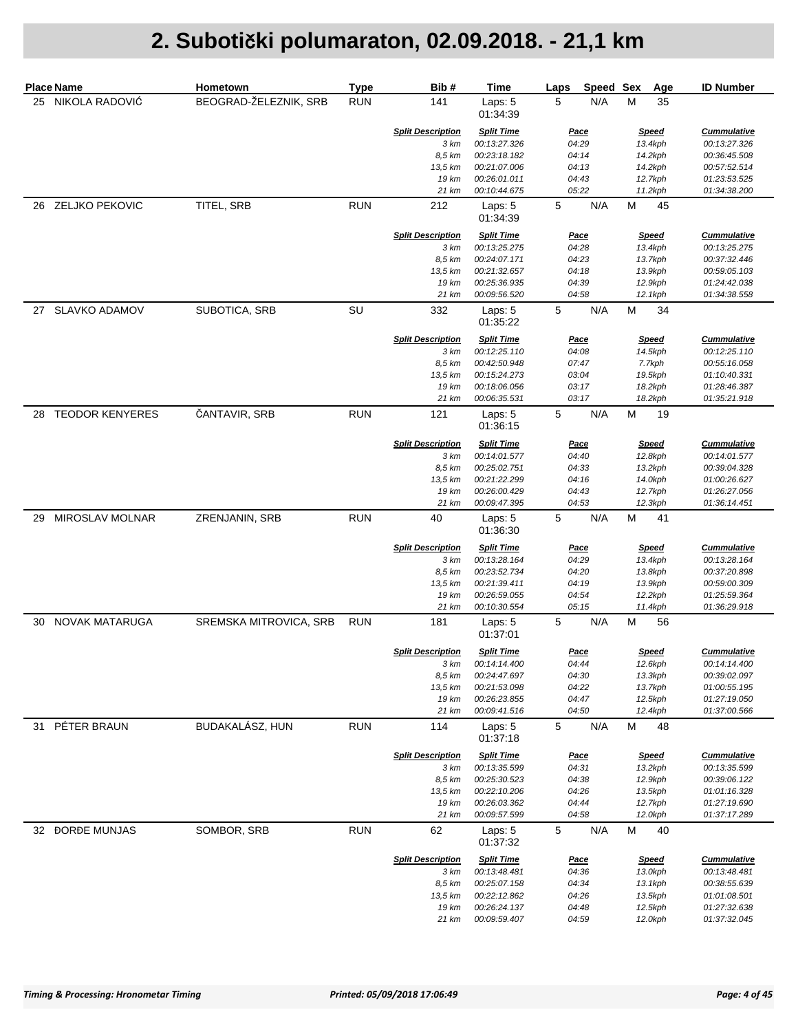# 2. Subotički polumaraton, 02.09.2018. - 21,1 km

| Place | Name | Hometown | Type | Bib # | Time | Laps | Speed | Sex | Age | ID Number |
|---|---|---|---|---|---|---|---|---|---|---|
| 25 | NIKOLA RADOVIĆ | BEOGRAD-ŽELEZNIK, SRB | RUN | 141 | Laps: 5 01:34:39 | 5 | N/A | M | 35 | |

| Split Description | Split Time | Pace | Speed | Cummulative |
|---|---|---|---|---|
| 3 km | 00:13:27.326 | 04:29 | 13.4kph | 00:13:27.326 |
| 8,5 km | 00:23:18.182 | 04:14 | 14.2kph | 00:36:45.508 |
| 13,5 km | 00:21:07.006 | 04:13 | 14.2kph | 00:57:52.514 |
| 19 km | 00:26:01.011 | 04:43 | 12.7kph | 01:23:53.525 |
| 21 km | 00:10:44.675 | 05:22 | 11.2kph | 01:34:38.200 |

| Place | Name | Hometown | Type | Bib # | Time | Laps | Speed | Sex | Age | ID Number |
|---|---|---|---|---|---|---|---|---|---|---|
| 26 | ZELJKO PEKOVIC | TITEL, SRB | RUN | 212 | Laps: 5 01:34:39 | 5 | N/A | M | 45 | |

| Split Description | Split Time | Pace | Speed | Cummulative |
|---|---|---|---|---|
| 3 km | 00:13:25.275 | 04:28 | 13.4kph | 00:13:25.275 |
| 8,5 km | 00:24:07.171 | 04:23 | 13.7kph | 00:37:32.446 |
| 13,5 km | 00:21:32.657 | 04:18 | 13.9kph | 00:59:05.103 |
| 19 km | 00:25:36.935 | 04:39 | 12.9kph | 01:24:42.038 |
| 21 km | 00:09:56.520 | 04:58 | 12.1kph | 01:34:38.558 |

| Place | Name | Hometown | Type | Bib # | Time | Laps | Speed | Sex | Age | ID Number |
|---|---|---|---|---|---|---|---|---|---|---|
| 27 | SLAVKO ADAMOV | SUBOTICA, SRB | SU | 332 | Laps: 5 01:35:22 | 5 | N/A | M | 34 | |

| Split Description | Split Time | Pace | Speed | Cummulative |
|---|---|---|---|---|
| 3 km | 00:12:25.110 | 04:08 | 14.5kph | 00:12:25.110 |
| 8,5 km | 00:42:50.948 | 07:47 | 7.7kph | 00:55:16.058 |
| 13,5 km | 00:15:24.273 | 03:04 | 19.5kph | 01:10:40.331 |
| 19 km | 00:18:06.056 | 03:17 | 18.2kph | 01:28:46.387 |
| 21 km | 00:06:35.531 | 03:17 | 18.2kph | 01:35:21.918 |

| Place | Name | Hometown | Type | Bib # | Time | Laps | Speed | Sex | Age | ID Number |
|---|---|---|---|---|---|---|---|---|---|---|
| 28 | TEODOR KENYERES | ČANTAVIR, SRB | RUN | 121 | Laps: 5 01:36:15 | 5 | N/A | M | 19 | |

| Split Description | Split Time | Pace | Speed | Cummulative |
|---|---|---|---|---|
| 3 km | 00:14:01.577 | 04:40 | 12.8kph | 00:14:01.577 |
| 8,5 km | 00:25:02.751 | 04:33 | 13.2kph | 00:39:04.328 |
| 13,5 km | 00:21:22.299 | 04:16 | 14.0kph | 01:00:26.627 |
| 19 km | 00:26:00.429 | 04:43 | 12.7kph | 01:26:27.056 |
| 21 km | 00:09:47.395 | 04:53 | 12.3kph | 01:36:14.451 |

| Place | Name | Hometown | Type | Bib # | Time | Laps | Speed | Sex | Age | ID Number |
|---|---|---|---|---|---|---|---|---|---|---|
| 29 | MIROSLAV MOLNAR | ZRENJANIN, SRB | RUN | 40 | Laps: 5 01:36:30 | 5 | N/A | M | 41 | |

| Split Description | Split Time | Pace | Speed | Cummulative |
|---|---|---|---|---|
| 3 km | 00:13:28.164 | 04:29 | 13.4kph | 00:13:28.164 |
| 8,5 km | 00:23:52.734 | 04:20 | 13.8kph | 00:37:20.898 |
| 13,5 km | 00:21:39.411 | 04:19 | 13.9kph | 00:59:00.309 |
| 19 km | 00:26:59.055 | 04:54 | 12.2kph | 01:25:59.364 |
| 21 km | 00:10:30.554 | 05:15 | 11.4kph | 01:36:29.918 |

| Place | Name | Hometown | Type | Bib # | Time | Laps | Speed | Sex | Age | ID Number |
|---|---|---|---|---|---|---|---|---|---|---|
| 30 | NOVAK MATARUGA | SREMSKA MITROVICA, SRB | RUN | 181 | Laps: 5 01:37:01 | 5 | N/A | M | 56 | |

| Split Description | Split Time | Pace | Speed | Cummulative |
|---|---|---|---|---|
| 3 km | 00:14:14.400 | 04:44 | 12.6kph | 00:14:14.400 |
| 8,5 km | 00:24:47.697 | 04:30 | 13.3kph | 00:39:02.097 |
| 13,5 km | 00:21:53.098 | 04:22 | 13.7kph | 01:00:55.195 |
| 19 km | 00:26:23.855 | 04:47 | 12.5kph | 01:27:19.050 |
| 21 km | 00:09:41.516 | 04:50 | 12.4kph | 01:37:00.566 |

| Place | Name | Hometown | Type | Bib # | Time | Laps | Speed | Sex | Age | ID Number |
|---|---|---|---|---|---|---|---|---|---|---|
| 31 | PÉTER BRAUN | BUDAKALÁSZ, HUN | RUN | 114 | Laps: 5 01:37:18 | 5 | N/A | M | 48 | |

| Split Description | Split Time | Pace | Speed | Cummulative |
|---|---|---|---|---|
| 3 km | 00:13:35.599 | 04:31 | 13.2kph | 00:13:35.599 |
| 8,5 km | 00:25:30.523 | 04:38 | 12.9kph | 00:39:06.122 |
| 13,5 km | 00:22:10.206 | 04:26 | 13.5kph | 01:01:16.328 |
| 19 km | 00:26:03.362 | 04:44 | 12.7kph | 01:27:19.690 |
| 21 km | 00:09:57.599 | 04:58 | 12.0kph | 01:37:17.289 |

| Place | Name | Hometown | Type | Bib # | Time | Laps | Speed | Sex | Age | ID Number |
|---|---|---|---|---|---|---|---|---|---|---|
| 32 | ĐORĐE MUNJAS | SOMBOR, SRB | RUN | 62 | Laps: 5 01:37:32 | 5 | N/A | M | 40 | |

| Split Description | Split Time | Pace | Speed | Cummulative |
|---|---|---|---|---|
| 3 km | 00:13:48.481 | 04:36 | 13.0kph | 00:13:48.481 |
| 8,5 km | 00:25:07.158 | 04:34 | 13.1kph | 00:38:55.639 |
| 13,5 km | 00:22:12.862 | 04:26 | 13.5kph | 01:01:08.501 |
| 19 km | 00:26:24.137 | 04:48 | 12.5kph | 01:27:32.638 |
| 21 km | 00:09:59.407 | 04:59 | 12.0kph | 01:37:32.045 |

*Timing & Processing: Hronometar Timing* *Printed: 05/09/2018 17:06:49*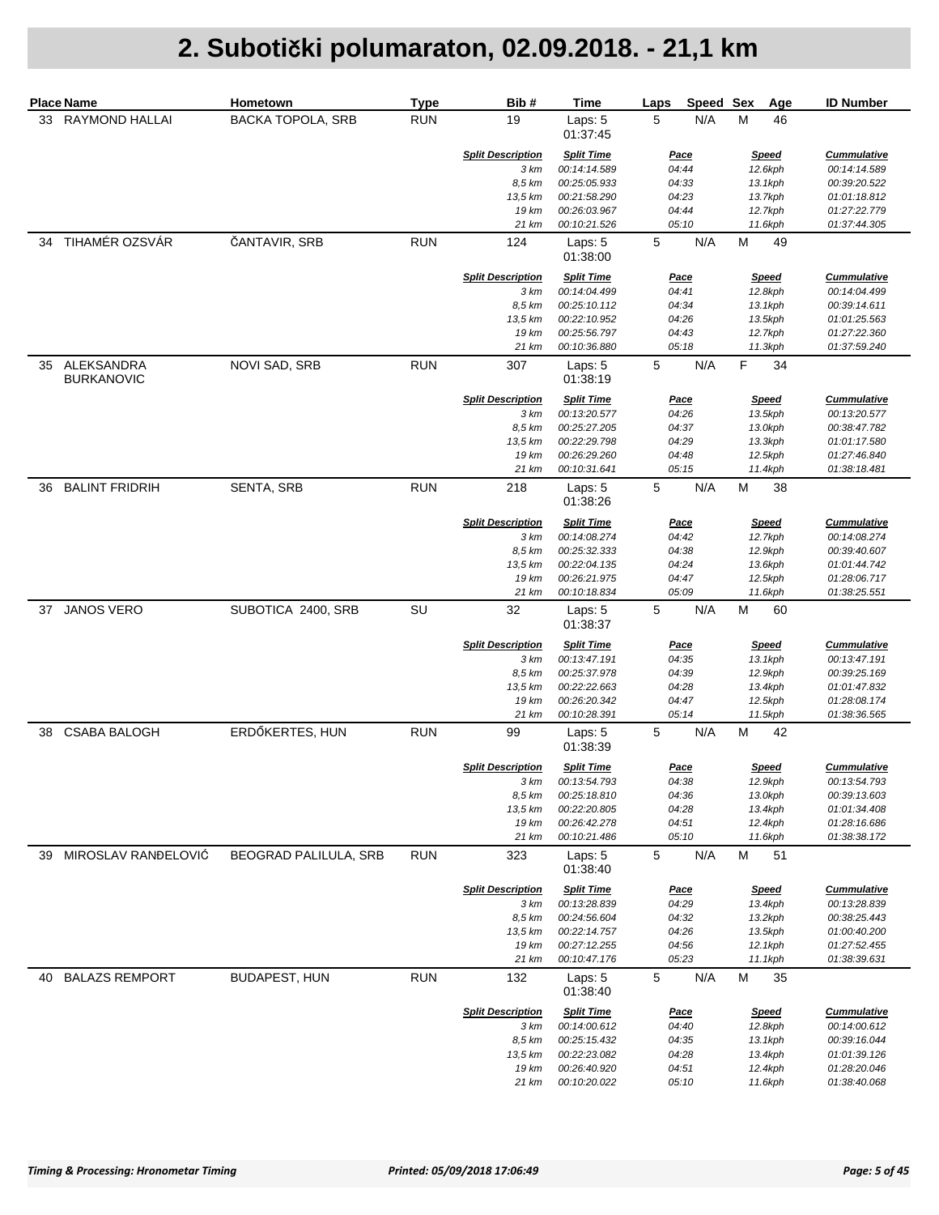# 2. Subotički polumaraton, 02.09.2018. - 21,1 km

| Place | Name | Hometown | Type | Bib # | Time | Laps | Speed | Sex | Age | ID Number |
|---|---|---|---|---|---|---|---|---|---|---|
| 33 | RAYMOND HALLAI | BACKA TOPOLA, SRB | RUN | 19 | Laps: 5 01:37:45 | 5 | N/A | M | 46 | |

| Split Description | Split Time | Pace | Speed | Cummulative |
|---|---|---|---|---|
| *3 km* | *00:14:14.589* | *04:44* | *12.6kph* | *00:14:14.589* |
| *8,5 km* | *00:25:05.933* | *04:33* | *13.1kph* | *00:39:20.522* |
| *13,5 km* | *00:21:58.290* | *04:23* | *13.7kph* | *01:01:18.812* |
| *19 km* | *00:26:03.967* | *04:44* | *12.7kph* | *01:27:22.779* |
| *21 km* | *00:10:21.526* | *05:10* | *11.6kph* | *01:37:44.305* |

| Place | Name | Hometown | Type | Bib # | Time | Laps | Speed | Sex | Age | ID Number |
|---|---|---|---|---|---|---|---|---|---|---|
| 34 | TIHAMÉR OZSVÁR | ČANTAVIR, SRB | RUN | 124 | Laps: 5 01:38:00 | 5 | N/A | M | 49 | |

| Split Description | Split Time | Pace | Speed | Cummulative |
|---|---|---|---|---|
| *3 km* | *00:14:04.499* | *04:41* | *12.8kph* | *00:14:04.499* |
| *8,5 km* | *00:25:10.112* | *04:34* | *13.1kph* | *00:39:14.611* |
| *13,5 km* | *00:22:10.952* | *04:26* | *13.5kph* | *01:01:25.563* |
| *19 km* | *00:25:56.797* | *04:43* | *12.7kph* | *01:27:22.360* |
| *21 km* | *00:10:36.880* | *05:18* | *11.3kph* | *01:37:59.240* |

| Place | Name | Hometown | Type | Bib # | Time | Laps | Speed | Sex | Age | ID Number |
|---|---|---|---|---|---|---|---|---|---|---|
| 35 | ALEKSANDRA BURKANOVIC | NOVI SAD, SRB | RUN | 307 | Laps: 5 01:38:19 | 5 | N/A | F | 34 | |

| Split Description | Split Time | Pace | Speed | Cummulative |
|---|---|---|---|---|
| *3 km* | *00:13:20.577* | *04:26* | *13.5kph* | *00:13:20.577* |
| *8,5 km* | *00:25:27.205* | *04:37* | *13.0kph* | *00:38:47.782* |
| *13,5 km* | *00:22:29.798* | *04:29* | *13.3kph* | *01:01:17.580* |
| *19 km* | *00:26:29.260* | *04:48* | *12.5kph* | *01:27:46.840* |
| *21 km* | *00:10:31.641* | *05:15* | *11.4kph* | *01:38:18.481* |

| Place | Name | Hometown | Type | Bib # | Time | Laps | Speed | Sex | Age | ID Number |
|---|---|---|---|---|---|---|---|---|---|---|
| 36 | BALINT FRIDRIH | SENTA, SRB | RUN | 218 | Laps: 5 01:38:26 | 5 | N/A | M | 38 | |

| Split Description | Split Time | Pace | Speed | Cummulative |
|---|---|---|---|---|
| *3 km* | *00:14:08.274* | *04:42* | *12.7kph* | *00:14:08.274* |
| *8,5 km* | *00:25:32.333* | *04:38* | *12.9kph* | *00:39:40.607* |
| *13,5 km* | *00:22:04.135* | *04:24* | *13.6kph* | *01:01:44.742* |
| *19 km* | *00:26:21.975* | *04:47* | *12.5kph* | *01:28:06.717* |
| *21 km* | *00:10:18.834* | *05:09* | *11.6kph* | *01:38:25.551* |

| Place | Name | Hometown | Type | Bib # | Time | Laps | Speed | Sex | Age | ID Number |
|---|---|---|---|---|---|---|---|---|---|---|
| 37 | JANOS VERO | SUBOTICA 2400, SRB | SU | 32 | Laps: 5 01:38:37 | 5 | N/A | M | 60 | |

| Split Description | Split Time | Pace | Speed | Cummulative |
|---|---|---|---|---|
| *3 km* | *00:13:47.191* | *04:35* | *13.1kph* | *00:13:47.191* |
| *8,5 km* | *00:25:37.978* | *04:39* | *12.9kph* | *00:39:25.169* |
| *13,5 km* | *00:22:22.663* | *04:28* | *13.4kph* | *01:01:47.832* |
| *19 km* | *00:26:20.342* | *04:47* | *12.5kph* | *01:28:08.174* |
| *21 km* | *00:10:28.391* | *05:14* | *11.5kph* | *01:38:36.565* |

| Place | Name | Hometown | Type | Bib # | Time | Laps | Speed | Sex | Age | ID Number |
|---|---|---|---|---|---|---|---|---|---|---|
| 38 | CSABA BALOGH | ERDŐKERTES, HUN | RUN | 99 | Laps: 5 01:38:39 | 5 | N/A | M | 42 | |

| Split Description | Split Time | Pace | Speed | Cummulative |
|---|---|---|---|---|
| *3 km* | *00:13:54.793* | *04:38* | *12.9kph* | *00:13:54.793* |
| *8,5 km* | *00:25:18.810* | *04:36* | *13.0kph* | *00:39:13.603* |
| *13,5 km* | *00:22:20.805* | *04:28* | *13.4kph* | *01:01:34.408* |
| *19 km* | *00:26:42.278* | *04:51* | *12.4kph* | *01:28:16.686* |
| *21 km* | *00:10:21.486* | *05:10* | *11.6kph* | *01:38:38.172* |

| Place | Name | Hometown | Type | Bib # | Time | Laps | Speed | Sex | Age | ID Number |
|---|---|---|---|---|---|---|---|---|---|---|
| 39 | MIROSLAV RANĐELOVIĆ | BEOGRAD PALILULA, SRB | RUN | 323 | Laps: 5 01:38:40 | 5 | N/A | M | 51 | |

| Split Description | Split Time | Pace | Speed | Cummulative |
|---|---|---|---|---|
| *3 km* | *00:13:28.839* | *04:29* | *13.4kph* | *00:13:28.839* |
| *8,5 km* | *00:24:56.604* | *04:32* | *13.2kph* | *00:38:25.443* |
| *13,5 km* | *00:22:14.757* | *04:26* | *13.5kph* | *01:00:40.200* |
| *19 km* | *00:27:12.255* | *04:56* | *12.1kph* | *01:27:52.455* |
| *21 km* | *00:10:47.176* | *05:23* | *11.1kph* | *01:38:39.631* |

| Place | Name | Hometown | Type | Bib # | Time | Laps | Speed | Sex | Age | ID Number |
|---|---|---|---|---|---|---|---|---|---|---|
| 40 | BALAZS REMPORT | BUDAPEST, HUN | RUN | 132 | Laps: 5 01:38:40 | 5 | N/A | M | 35 | |

| Split Description | Split Time | Pace | Speed | Cummulative |
|---|---|---|---|---|
| *3 km* | *00:14:00.612* | *04:40* | *12.8kph* | *00:14:00.612* |
| *8,5 km* | *00:25:15.432* | *04:35* | *13.1kph* | *00:39:16.044* |
| *13,5 km* | *00:22:23.082* | *04:28* | *13.4kph* | *01:01:39.126* |
| *19 km* | *00:26:40.920* | *04:51* | *12.4kph* | *01:28:20.046* |
| *21 km* | *00:10:20.022* | *05:10* | *11.6kph* | *01:38:40.068* |

***Timing & Processing: Hronometar Timing*** ***Printed: 05/09/2018 17:06:49***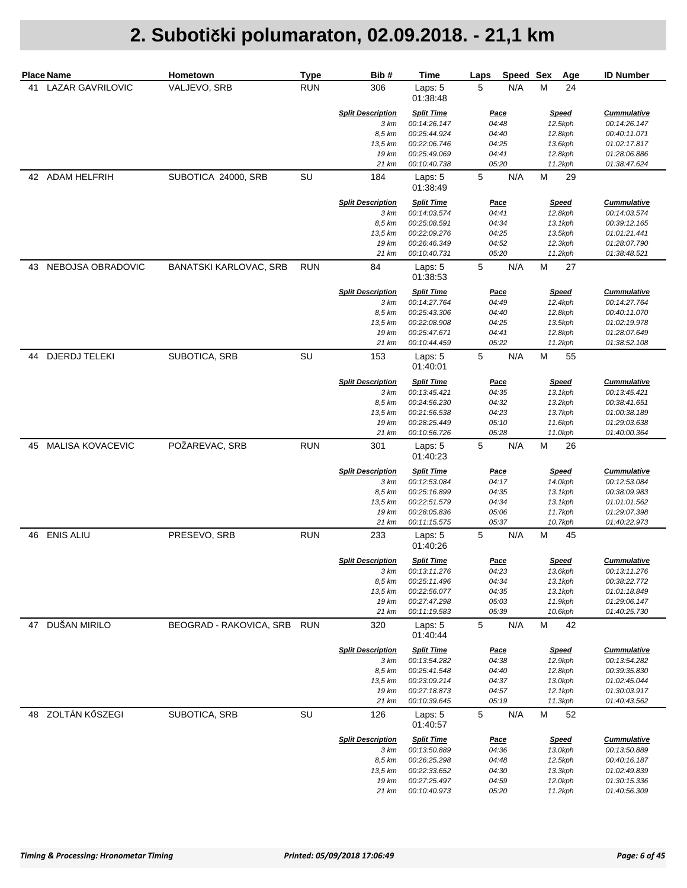# 2. Subotički polumaraton, 02.09.2018. - 21,1 km

| Place | Name | Hometown | Type | Bib # | Time | Laps | Speed | Sex | Age | ID Number |
|---|---|---|---|---|---|---|---|---|---|---|
| 41 | LAZAR GAVRILOVIC | VALJEVO, SRB | RUN | 306 | Laps: 5 01:38:48 | 5 | N/A | M | 24 | |

| Split Description | Split Time | Pace | Speed | Cummulative |
|---|---|---|---|---|
| 3 km | 00:14:26.147 | 04:48 | 12.5kph | 00:14:26.147 |
| 8,5 km | 00:25:44.924 | 04:40 | 12.8kph | 00:40:11.071 |
| 13,5 km | 00:22:06.746 | 04:25 | 13.6kph | 01:02:17.817 |
| 19 km | 00:25:49.069 | 04:41 | 12.8kph | 01:28:06.886 |
| 21 km | 00:10:40.738 | 05:20 | 11.2kph | 01:38:47.624 |

| Place | Name | Hometown | Type | Bib # | Time | Laps | Speed | Sex | Age | ID Number |
|---|---|---|---|---|---|---|---|---|---|---|
| 42 | ADAM HELFRIH | SUBOTICA 24000, SRB | SU | 184 | Laps: 5 01:38:49 | 5 | N/A | M | 29 | |

| Split Description | Split Time | Pace | Speed | Cummulative |
|---|---|---|---|---|
| 3 km | 00:14:03.574 | 04:41 | 12.8kph | 00:14:03.574 |
| 8,5 km | 00:25:08.591 | 04:34 | 13.1kph | 00:39:12.165 |
| 13,5 km | 00:22:09.276 | 04:25 | 13.5kph | 01:01:21.441 |
| 19 km | 00:26:46.349 | 04:52 | 12.3kph | 01:28:07.790 |
| 21 km | 00:10:40.731 | 05:20 | 11.2kph | 01:38:48.521 |

| Place | Name | Hometown | Type | Bib # | Time | Laps | Speed | Sex | Age | ID Number |
|---|---|---|---|---|---|---|---|---|---|---|
| 43 | NEBOJSA OBRADOVIC | BANATSKI KARLOVAC, SRB | RUN | 84 | Laps: 5 01:38:53 | 5 | N/A | M | 27 | |

| Split Description | Split Time | Pace | Speed | Cummulative |
|---|---|---|---|---|
| 3 km | 00:14:27.764 | 04:49 | 12.4kph | 00:14:27.764 |
| 8,5 km | 00:25:43.306 | 04:40 | 12.8kph | 00:40:11.070 |
| 13,5 km | 00:22:08.908 | 04:25 | 13.5kph | 01:02:19.978 |
| 19 km | 00:25:47.671 | 04:41 | 12.8kph | 01:28:07.649 |
| 21 km | 00:10:44.459 | 05:22 | 11.2kph | 01:38:52.108 |

| Place | Name | Hometown | Type | Bib # | Time | Laps | Speed | Sex | Age | ID Number |
|---|---|---|---|---|---|---|---|---|---|---|
| 44 | DJERDJ TELEKI | SUBOTICA, SRB | SU | 153 | Laps: 5 01:40:01 | 5 | N/A | M | 55 | |

| Split Description | Split Time | Pace | Speed | Cummulative |
|---|---|---|---|---|
| 3 km | 00:13:45.421 | 04:35 | 13.1kph | 00:13:45.421 |
| 8,5 km | 00:24:56.230 | 04:32 | 13.2kph | 00:38:41.651 |
| 13,5 km | 00:21:56.538 | 04:23 | 13.7kph | 01:00:38.189 |
| 19 km | 00:28:25.449 | 05:10 | 11.6kph | 01:29:03.638 |
| 21 km | 00:10:56.726 | 05:28 | 11.0kph | 01:40:00.364 |

| Place | Name | Hometown | Type | Bib # | Time | Laps | Speed | Sex | Age | ID Number |
|---|---|---|---|---|---|---|---|---|---|---|
| 45 | MALISA KOVACEVIC | POŽAREVAC, SRB | RUN | 301 | Laps: 5 01:40:23 | 5 | N/A | M | 26 | |

| Split Description | Split Time | Pace | Speed | Cummulative |
|---|---|---|---|---|
| 3 km | 00:12:53.084 | 04:17 | 14.0kph | 00:12:53.084 |
| 8,5 km | 00:25:16.899 | 04:35 | 13.1kph | 00:38:09.983 |
| 13,5 km | 00:22:51.579 | 04:34 | 13.1kph | 01:01:01.562 |
| 19 km | 00:28:05.836 | 05:06 | 11.7kph | 01:29:07.398 |
| 21 km | 00:11:15.575 | 05:37 | 10.7kph | 01:40:22.973 |

| Place | Name | Hometown | Type | Bib # | Time | Laps | Speed | Sex | Age | ID Number |
|---|---|---|---|---|---|---|---|---|---|---|
| 46 | ENIS ALIU | PRESEVO, SRB | RUN | 233 | Laps: 5 01:40:26 | 5 | N/A | M | 45 | |

| Split Description | Split Time | Pace | Speed | Cummulative |
|---|---|---|---|---|
| 3 km | 00:13:11.276 | 04:23 | 13.6kph | 00:13:11.276 |
| 8,5 km | 00:25:11.496 | 04:34 | 13.1kph | 00:38:22.772 |
| 13,5 km | 00:22:56.077 | 04:35 | 13.1kph | 01:01:18.849 |
| 19 km | 00:27:47.298 | 05:03 | 11.9kph | 01:29:06.147 |
| 21 km | 00:11:19.583 | 05:39 | 10.6kph | 01:40:25.730 |

| Place | Name | Hometown | Type | Bib # | Time | Laps | Speed | Sex | Age | ID Number |
|---|---|---|---|---|---|---|---|---|---|---|
| 47 | DUŠAN MIRILO | BEOGRAD - RAKOVICA, SRB | RUN | 320 | Laps: 5 01:40:44 | 5 | N/A | M | 42 | |

| Split Description | Split Time | Pace | Speed | Cummulative |
|---|---|---|---|---|
| 3 km | 00:13:54.282 | 04:38 | 12.9kph | 00:13:54.282 |
| 8,5 km | 00:25:41.548 | 04:40 | 12.8kph | 00:39:35.830 |
| 13,5 km | 00:23:09.214 | 04:37 | 13.0kph | 01:02:45.044 |
| 19 km | 00:27:18.873 | 04:57 | 12.1kph | 01:30:03.917 |
| 21 km | 00:10:39.645 | 05:19 | 11.3kph | 01:40:43.562 |

| Place | Name | Hometown | Type | Bib # | Time | Laps | Speed | Sex | Age | ID Number |
|---|---|---|---|---|---|---|---|---|---|---|
| 48 | ZOLTÁN KŐSZEGI | SUBOTICA, SRB | SU | 126 | Laps: 5 01:40:57 | 5 | N/A | M | 52 | |

| Split Description | Split Time | Pace | Speed | Cummulative |
|---|---|---|---|---|
| 3 km | 00:13:50.889 | 04:36 | 13.0kph | 00:13:50.889 |
| 8,5 km | 00:26:25.298 | 04:48 | 12.5kph | 00:40:16.187 |
| 13,5 km | 00:22:33.652 | 04:30 | 13.3kph | 01:02:49.839 |
| 19 km | 00:27:25.497 | 04:59 | 12.0kph | 01:30:15.336 |
| 21 km | 00:10:40.973 | 05:20 | 11.2kph | 01:40:56.309 |

*Timing & Processing: Hronometar Timing* *Printed: 05/09/2018 17:06:49*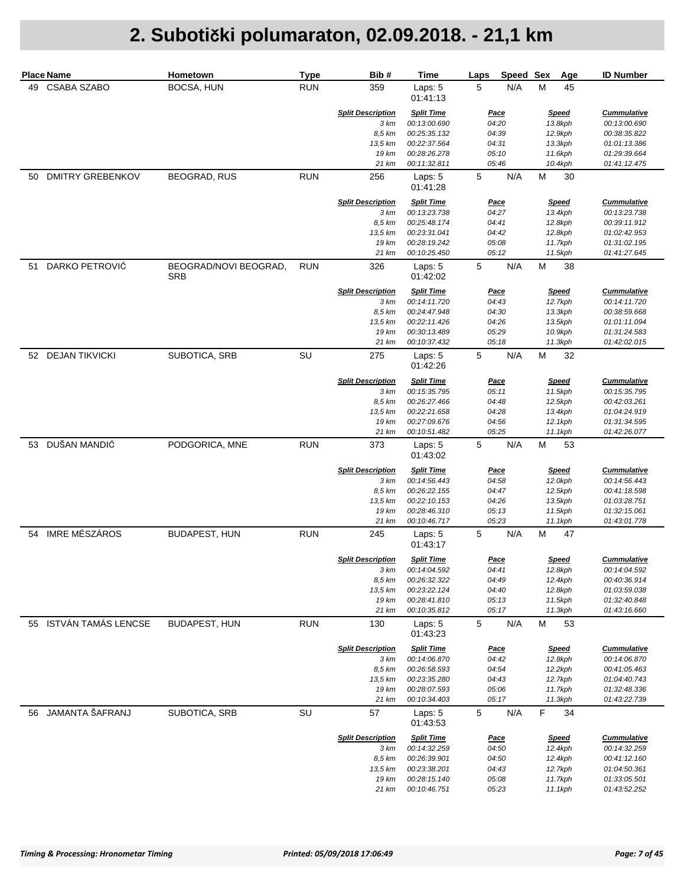# 2. Subotički polumaraton, 02.09.2018. - 21,1 km

| Place | Name | Hometown | Type | Bib # | Time | Laps | Speed | Sex | Age | ID Number |
|---|---|---|---|---|---|---|---|---|---|---|
| 49 | CSABA SZABO | BOCSA, HUN | RUN | 359 | Laps: 5 01:41:13 | 5 | N/A | M | 45 | |

| Split Description | Split Time | Pace | Speed | Cummulative |
|---|---|---|---|---|
| 3 km | 00:13:00.690 | 04:20 | 13.8kph | 00:13:00.690 |
| 8,5 km | 00:25:35.132 | 04:39 | 12.9kph | 00:38:35.822 |
| 13,5 km | 00:22:37.564 | 04:31 | 13.3kph | 01:01:13.386 |
| 19 km | 00:28:26.278 | 05:10 | 11.6kph | 01:29:39.664 |
| 21 km | 00:11:32.811 | 05:46 | 10.4kph | 01:41:12.475 |

| Place | Name | Hometown | Type | Bib # | Time | Laps | Speed | Sex | Age | ID Number |
|---|---|---|---|---|---|---|---|---|---|---|
| 50 | DMITRY GREBENKOV | BEOGRAD, RUS | RUN | 256 | Laps: 5 01:41:28 | 5 | N/A | M | 30 | |

| Split Description | Split Time | Pace | Speed | Cummulative |
|---|---|---|---|---|
| 3 km | 00:13:23.738 | 04:27 | 13.4kph | 00:13:23.738 |
| 8,5 km | 00:25:48.174 | 04:41 | 12.8kph | 00:39:11.912 |
| 13,5 km | 00:23:31.041 | 04:42 | 12.8kph | 01:02:42.953 |
| 19 km | 00:28:19.242 | 05:08 | 11.7kph | 01:31:02.195 |
| 21 km | 00:10:25.450 | 05:12 | 11.5kph | 01:41:27.645 |

| Place | Name | Hometown | Type | Bib # | Time | Laps | Speed | Sex | Age | ID Number |
|---|---|---|---|---|---|---|---|---|---|---|
| 51 | DARKO PETROVIĆ | BEOGRAD/NOVI BEOGRAD, SRB | RUN | 326 | Laps: 5 01:42:02 | 5 | N/A | M | 38 | |

| Split Description | Split Time | Pace | Speed | Cummulative |
|---|---|---|---|---|
| 3 km | 00:14:11.720 | 04:43 | 12.7kph | 00:14:11.720 |
| 8,5 km | 00:24:47.948 | 04:30 | 13.3kph | 00:38:59.668 |
| 13,5 km | 00:22:11.426 | 04:26 | 13.5kph | 01:01:11.094 |
| 19 km | 00:30:13.489 | 05:29 | 10.9kph | 01:31:24.583 |
| 21 km | 00:10:37.432 | 05:18 | 11.3kph | 01:42:02.015 |

| Place | Name | Hometown | Type | Bib # | Time | Laps | Speed | Sex | Age | ID Number |
|---|---|---|---|---|---|---|---|---|---|---|
| 52 | DEJAN TIKVICKI | SUBOTICA, SRB | SU | 275 | Laps: 5 01:42:26 | 5 | N/A | M | 32 | |

| Split Description | Split Time | Pace | Speed | Cummulative |
|---|---|---|---|---|
| 3 km | 00:15:35.795 | 05:11 | 11.5kph | 00:15:35.795 |
| 8,5 km | 00:26:27.466 | 04:48 | 12.5kph | 00:42:03.261 |
| 13,5 km | 00:22:21.658 | 04:28 | 13.4kph | 01:04:24.919 |
| 19 km | 00:27:09.676 | 04:56 | 12.1kph | 01:31:34.595 |
| 21 km | 00:10:51.482 | 05:25 | 11.1kph | 01:42:26.077 |

| Place | Name | Hometown | Type | Bib # | Time | Laps | Speed | Sex | Age | ID Number |
|---|---|---|---|---|---|---|---|---|---|---|
| 53 | DUŠAN MANDIĆ | PODGORICA, MNE | RUN | 373 | Laps: 5 01:43:02 | 5 | N/A | M | 53 | |

| Split Description | Split Time | Pace | Speed | Cummulative |
|---|---|---|---|---|
| 3 km | 00:14:56.443 | 04:58 | 12.0kph | 00:14:56.443 |
| 8,5 km | 00:26:22.155 | 04:47 | 12.5kph | 00:41:18.598 |
| 13,5 km | 00:22:10.153 | 04:26 | 13.5kph | 01:03:28.751 |
| 19 km | 00:28:46.310 | 05:13 | 11.5kph | 01:32:15.061 |
| 21 km | 00:10:46.717 | 05:23 | 11.1kph | 01:43:01.778 |

| Place | Name | Hometown | Type | Bib # | Time | Laps | Speed | Sex | Age | ID Number |
|---|---|---|---|---|---|---|---|---|---|---|
| 54 | IMRE MÉSZÁROS | BUDAPEST, HUN | RUN | 245 | Laps: 5 01:43:17 | 5 | N/A | M | 47 | |

| Split Description | Split Time | Pace | Speed | Cummulative |
|---|---|---|---|---|
| 3 km | 00:14:04.592 | 04:41 | 12.8kph | 00:14:04.592 |
| 8,5 km | 00:26:32.322 | 04:49 | 12.4kph | 00:40:36.914 |
| 13,5 km | 00:23:22.124 | 04:40 | 12.8kph | 01:03:59.038 |
| 19 km | 00:28:41.810 | 05:13 | 11.5kph | 01:32:40.848 |
| 21 km | 00:10:35.812 | 05:17 | 11.3kph | 01:43:16.660 |

| Place | Name | Hometown | Type | Bib # | Time | Laps | Speed | Sex | Age | ID Number |
|---|---|---|---|---|---|---|---|---|---|---|
| 55 | ISTVÁN TAMÁS LENCSE | BUDAPEST, HUN | RUN | 130 | Laps: 5 01:43:23 | 5 | N/A | M | 53 | |

| Split Description | Split Time | Pace | Speed | Cummulative |
|---|---|---|---|---|
| 3 km | 00:14:06.870 | 04:42 | 12.8kph | 00:14:06.870 |
| 8,5 km | 00:26:58.593 | 04:54 | 12.2kph | 00:41:05.463 |
| 13,5 km | 00:23:35.280 | 04:43 | 12.7kph | 01:04:40.743 |
| 19 km | 00:28:07.593 | 05:06 | 11.7kph | 01:32:48.336 |
| 21 km | 00:10:34.403 | 05:17 | 11.3kph | 01:43:22.739 |

| Place | Name | Hometown | Type | Bib # | Time | Laps | Speed | Sex | Age | ID Number |
|---|---|---|---|---|---|---|---|---|---|---|
| 56 | JAMANTA ŠAFRANJ | SUBOTICA, SRB | SU | 57 | Laps: 5 01:43:53 | 5 | N/A | F | 34 | |

| Split Description | Split Time | Pace | Speed | Cummulative |
|---|---|---|---|---|
| 3 km | 00:14:32.259 | 04:50 | 12.4kph | 00:14:32.259 |
| 8,5 km | 00:26:39.901 | 04:50 | 12.4kph | 00:41:12.160 |
| 13,5 km | 00:23:38.201 | 04:43 | 12.7kph | 01:04:50.361 |
| 19 km | 00:28:15.140 | 05:08 | 11.7kph | 01:33:05.501 |
| 21 km | 00:10:46.751 | 05:23 | 11.1kph | 01:43:52.252 |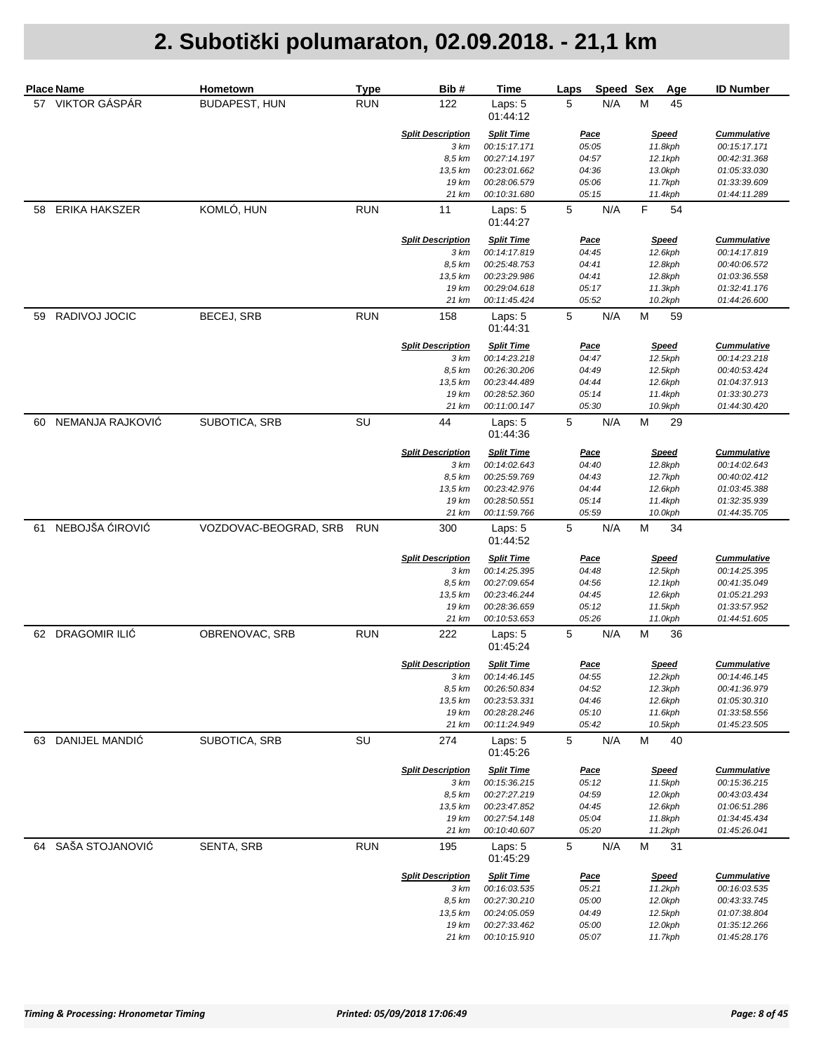# 2. Subotički polumaraton, 02.09.2018. - 21,1 km

| Place | Name | Hometown | Type | Bib # | Time | Laps | Speed | Sex | Age | ID Number |
|---|---|---|---|---|---|---|---|---|---|---|
| 57 | VIKTOR GÁSPÁR | BUDAPEST, HUN | RUN | 122 | Laps: 5 01:44:12 | 5 | N/A | M | 45 | |

| Split Description | Split Time | Pace | Speed | Cummulative |
|---|---|---|---|---|
| 3 km | 00:15:17.171 | 05:05 | 11.8kph | 00:15:17.171 |
| 8,5 km | 00:27:14.197 | 04:57 | 12.1kph | 00:42:31.368 |
| 13,5 km | 00:23:01.662 | 04:36 | 13.0kph | 01:05:33.030 |
| 19 km | 00:28:06.579 | 05:06 | 11.7kph | 01:33:39.609 |
| 21 km | 00:10:31.680 | 05:15 | 11.4kph | 01:44:11.289 |

| Place | Name | Hometown | Type | Bib # | Time | Laps | Speed | Sex | Age | ID Number |
|---|---|---|---|---|---|---|---|---|---|---|
| 58 | ERIKA HAKSZER | KOMLÓ, HUN | RUN | 11 | Laps: 5 01:44:27 | 5 | N/A | F | 54 | |

| Split Description | Split Time | Pace | Speed | Cummulative |
|---|---|---|---|---|
| 3 km | 00:14:17.819 | 04:45 | 12.6kph | 00:14:17.819 |
| 8,5 km | 00:25:48.753 | 04:41 | 12.8kph | 00:40:06.572 |
| 13,5 km | 00:23:29.986 | 04:41 | 12.8kph | 01:03:36.558 |
| 19 km | 00:29:04.618 | 05:17 | 11.3kph | 01:32:41.176 |
| 21 km | 00:11:45.424 | 05:52 | 10.2kph | 01:44:26.600 |

| Place | Name | Hometown | Type | Bib # | Time | Laps | Speed | Sex | Age | ID Number |
|---|---|---|---|---|---|---|---|---|---|---|
| 59 | RADIVOJ JOCIC | BECEJ, SRB | RUN | 158 | Laps: 5 01:44:31 | 5 | N/A | M | 59 | |

| Split Description | Split Time | Pace | Speed | Cummulative |
|---|---|---|---|---|
| 3 km | 00:14:23.218 | 04:47 | 12.5kph | 00:14:23.218 |
| 8,5 km | 00:26:30.206 | 04:49 | 12.5kph | 00:40:53.424 |
| 13,5 km | 00:23:44.489 | 04:44 | 12.6kph | 01:04:37.913 |
| 19 km | 00:28:52.360 | 05:14 | 11.4kph | 01:33:30.273 |
| 21 km | 00:11:00.147 | 05:30 | 10.9kph | 01:44:30.420 |

| Place | Name | Hometown | Type | Bib # | Time | Laps | Speed | Sex | Age | ID Number |
|---|---|---|---|---|---|---|---|---|---|---|
| 60 | NEMANJA RAJKOVIĆ | SUBOTICA, SRB | SU | 44 | Laps: 5 01:44:36 | 5 | N/A | M | 29 | |

| Split Description | Split Time | Pace | Speed | Cummulative |
|---|---|---|---|---|
| 3 km | 00:14:02.643 | 04:40 | 12.8kph | 00:14:02.643 |
| 8,5 km | 00:25:59.769 | 04:43 | 12.7kph | 00:40:02.412 |
| 13,5 km | 00:23:42.976 | 04:44 | 12.6kph | 01:03:45.388 |
| 19 km | 00:28:50.551 | 05:14 | 11.4kph | 01:32:35.939 |
| 21 km | 00:11:59.766 | 05:59 | 10.0kph | 01:44:35.705 |

| Place | Name | Hometown | Type | Bib # | Time | Laps | Speed | Sex | Age | ID Number |
|---|---|---|---|---|---|---|---|---|---|---|
| 61 | NEBOJŠA ĆIROVIĆ | VOZDOVAC-BEOGRAD, SRB | RUN | 300 | Laps: 5 01:44:52 | 5 | N/A | M | 34 | |

| Split Description | Split Time | Pace | Speed | Cummulative |
|---|---|---|---|---|
| 3 km | 00:14:25.395 | 04:48 | 12.5kph | 00:14:25.395 |
| 8,5 km | 00:27:09.654 | 04:56 | 12.1kph | 00:41:35.049 |
| 13,5 km | 00:23:46.244 | 04:45 | 12.6kph | 01:05:21.293 |
| 19 km | 00:28:36.659 | 05:12 | 11.5kph | 01:33:57.952 |
| 21 km | 00:10:53.653 | 05:26 | 11.0kph | 01:44:51.605 |

| Place | Name | Hometown | Type | Bib # | Time | Laps | Speed | Sex | Age | ID Number |
|---|---|---|---|---|---|---|---|---|---|---|
| 62 | DRAGOMIR ILIĆ | OBRENOVAC, SRB | RUN | 222 | Laps: 5 01:45:24 | 5 | N/A | M | 36 | |

| Split Description | Split Time | Pace | Speed | Cummulative |
|---|---|---|---|---|
| 3 km | 00:14:46.145 | 04:55 | 12.2kph | 00:14:46.145 |
| 8,5 km | 00:26:50.834 | 04:52 | 12.3kph | 00:41:36.979 |
| 13,5 km | 00:23:53.331 | 04:46 | 12.6kph | 01:05:30.310 |
| 19 km | 00:28:28.246 | 05:10 | 11.6kph | 01:33:58.556 |
| 21 km | 00:11:24.949 | 05:42 | 10.5kph | 01:45:23.505 |

| Place | Name | Hometown | Type | Bib # | Time | Laps | Speed | Sex | Age | ID Number |
|---|---|---|---|---|---|---|---|---|---|---|
| 63 | DANIJEL MANDIĆ | SUBOTICA, SRB | SU | 274 | Laps: 5 01:45:26 | 5 | N/A | M | 40 | |

| Split Description | Split Time | Pace | Speed | Cummulative |
|---|---|---|---|---|
| 3 km | 00:15:36.215 | 05:12 | 11.5kph | 00:15:36.215 |
| 8,5 km | 00:27:27.219 | 04:59 | 12.0kph | 00:43:03.434 |
| 13,5 km | 00:23:47.852 | 04:45 | 12.6kph | 01:06:51.286 |
| 19 km | 00:27:54.148 | 05:04 | 11.8kph | 01:34:45.434 |
| 21 km | 00:10:40.607 | 05:20 | 11.2kph | 01:45:26.041 |

| Place | Name | Hometown | Type | Bib # | Time | Laps | Speed | Sex | Age | ID Number |
|---|---|---|---|---|---|---|---|---|---|---|
| 64 | SAŠA STOJANOVIĆ | SENTA, SRB | RUN | 195 | Laps: 5 01:45:29 | 5 | N/A | M | 31 | |

| Split Description | Split Time | Pace | Speed | Cummulative |
|---|---|---|---|---|
| 3 km | 00:16:03.535 | 05:21 | 11.2kph | 00:16:03.535 |
| 8,5 km | 00:27:30.210 | 05:00 | 12.0kph | 00:43:33.745 |
| 13,5 km | 00:24:05.059 | 04:49 | 12.5kph | 01:07:38.804 |
| 19 km | 00:27:33.462 | 05:00 | 12.0kph | 01:35:12.266 |
| 21 km | 00:10:15.910 | 05:07 | 11.7kph | 01:45:28.176 |

*Timing & Processing: Hronometar Timing* *Printed: 05/09/2018 17:06:49*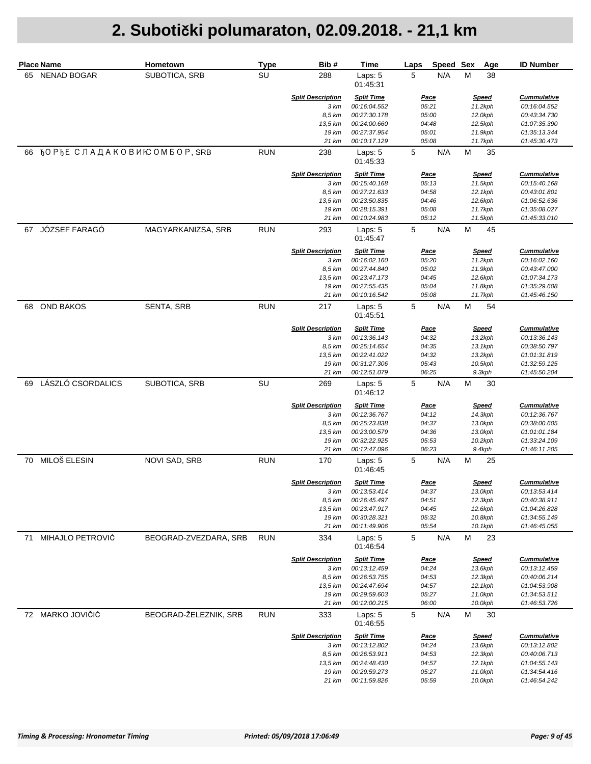# 2. Subotički polumaraton, 02.09.2018. - 21,1 km

| Place | Name | Hometown | Type | Bib # | Time | Laps | Speed | Sex | Age | ID Number |
|---|---|---|---|---|---|---|---|---|---|---|
| 65 | NENAD BOGAR | SUBOTICA, SRB | SU | 288 | Laps: 5 01:45:31 | 5 | N/A | M | 38 | |

| Split Description | Split Time | Pace | Speed | Cummulative |
|---|---|---|---|---|
| 3 km | 00:16:04.552 | 05:21 | 11.2kph | 00:16:04.552 |
| 8,5 km | 00:27:30.178 | 05:00 | 12.0kph | 00:43:34.730 |
| 13,5 km | 00:24:00.660 | 04:48 | 12.5kph | 01:07:35.390 |
| 19 km | 00:27:37.954 | 05:01 | 11.9kph | 01:35:13.344 |
| 21 km | 00:10:17.129 | 05:08 | 11.7kph | 01:45:30.473 |

| Place | Name | Hometown | Type | Bib # | Time | Laps | Speed | Sex | Age | ID Number |
|---|---|---|---|---|---|---|---|---|---|---|
| 66 | ЂОРЂЕ СЛАДАКОВИЋ | СОМБОР, SRB | RUN | 238 | Laps: 5 01:45:33 | 5 | N/A | M | 35 | |

| Split Description | Split Time | Pace | Speed | Cummulative |
|---|---|---|---|---|
| 3 km | 00:15:40.168 | 05:13 | 11.5kph | 00:15:40.168 |
| 8,5 km | 00:27:21.633 | 04:58 | 12.1kph | 00:43:01.801 |
| 13,5 km | 00:23:50.835 | 04:46 | 12.6kph | 01:06:52.636 |
| 19 km | 00:28:15.391 | 05:08 | 11.7kph | 01:35:08.027 |
| 21 km | 00:10:24.983 | 05:12 | 11.5kph | 01:45:33.010 |

| Place | Name | Hometown | Type | Bib # | Time | Laps | Speed | Sex | Age | ID Number |
|---|---|---|---|---|---|---|---|---|---|---|
| 67 | JÓZSEF FARAGÓ | MAGYARKANIZSA, SRB | RUN | 293 | Laps: 5 01:45:47 | 5 | N/A | M | 45 | |

| Split Description | Split Time | Pace | Speed | Cummulative |
|---|---|---|---|---|
| 3 km | 00:16:02.160 | 05:20 | 11.2kph | 00:16:02.160 |
| 8,5 km | 00:27:44.840 | 05:02 | 11.9kph | 00:43:47.000 |
| 13,5 km | 00:23:47.173 | 04:45 | 12.6kph | 01:07:34.173 |
| 19 km | 00:27:55.435 | 05:04 | 11.8kph | 01:35:29.608 |
| 21 km | 00:10:16.542 | 05:08 | 11.7kph | 01:45:46.150 |

| Place | Name | Hometown | Type | Bib # | Time | Laps | Speed | Sex | Age | ID Number |
|---|---|---|---|---|---|---|---|---|---|---|
| 68 | OND BAKOS | SENTA, SRB | RUN | 217 | Laps: 5 01:45:51 | 5 | N/A | M | 54 | |

| Split Description | Split Time | Pace | Speed | Cummulative |
|---|---|---|---|---|
| 3 km | 00:13:36.143 | 04:32 | 13.2kph | 00:13:36.143 |
| 8,5 km | 00:25:14.654 | 04:35 | 13.1kph | 00:38:50.797 |
| 13,5 km | 00:22:41.022 | 04:32 | 13.2kph | 01:01:31.819 |
| 19 km | 00:31:27.306 | 05:43 | 10.5kph | 01:32:59.125 |
| 21 km | 00:12:51.079 | 06:25 | 9.3kph | 01:45:50.204 |

| Place | Name | Hometown | Type | Bib # | Time | Laps | Speed | Sex | Age | ID Number |
|---|---|---|---|---|---|---|---|---|---|---|
| 69 | LÁSZLÓ CSORDALICS | SUBOTICA, SRB | SU | 269 | Laps: 5 01:46:12 | 5 | N/A | M | 30 | |

| Split Description | Split Time | Pace | Speed | Cummulative |
|---|---|---|---|---|
| 3 km | 00:12:36.767 | 04:12 | 14.3kph | 00:12:36.767 |
| 8,5 km | 00:25:23.838 | 04:37 | 13.0kph | 00:38:00.605 |
| 13,5 km | 00:23:00.579 | 04:36 | 13.0kph | 01:01:01.184 |
| 19 km | 00:32:22.925 | 05:53 | 10.2kph | 01:33:24.109 |
| 21 km | 00:12:47.096 | 06:23 | 9.4kph | 01:46:11.205 |

| Place | Name | Hometown | Type | Bib # | Time | Laps | Speed | Sex | Age | ID Number |
|---|---|---|---|---|---|---|---|---|---|---|
| 70 | MILOŠ ELESIN | NOVI SAD, SRB | RUN | 170 | Laps: 5 01:46:45 | 5 | N/A | M | 25 | |

| Split Description | Split Time | Pace | Speed | Cummulative |
|---|---|---|---|---|
| 3 km | 00:13:53.414 | 04:37 | 13.0kph | 00:13:53.414 |
| 8,5 km | 00:26:45.497 | 04:51 | 12.3kph | 00:40:38.911 |
| 13,5 km | 00:23:47.917 | 04:45 | 12.6kph | 01:04:26.828 |
| 19 km | 00:30:28.321 | 05:32 | 10.8kph | 01:34:55.149 |
| 21 km | 00:11:49.906 | 05:54 | 10.1kph | 01:46:45.055 |

| Place | Name | Hometown | Type | Bib # | Time | Laps | Speed | Sex | Age | ID Number |
|---|---|---|---|---|---|---|---|---|---|---|
| 71 | MIHAJLO PETROVIĆ | BEOGRAD-ZVEZDARA, SRB | RUN | 334 | Laps: 5 01:46:54 | 5 | N/A | M | 23 | |

| Split Description | Split Time | Pace | Speed | Cummulative |
|---|---|---|---|---|
| 3 km | 00:13:12.459 | 04:24 | 13.6kph | 00:13:12.459 |
| 8,5 km | 00:26:53.755 | 04:53 | 12.3kph | 00:40:06.214 |
| 13,5 km | 00:24:47.694 | 04:57 | 12.1kph | 01:04:53.908 |
| 19 km | 00:29:59.603 | 05:27 | 11.0kph | 01:34:53.511 |
| 21 km | 00:12:00.215 | 06:00 | 10.0kph | 01:46:53.726 |

| Place | Name | Hometown | Type | Bib # | Time | Laps | Speed | Sex | Age | ID Number |
|---|---|---|---|---|---|---|---|---|---|---|
| 72 | MARKO JOVIČIĆ | BEOGRAD-ŽELEZNIK, SRB | RUN | 333 | Laps: 5 01:46:55 | 5 | N/A | M | 30 | |

| Split Description | Split Time | Pace | Speed | Cummulative |
|---|---|---|---|---|
| 3 km | 00:13:12.802 | 04:24 | 13.6kph | 00:13:12.802 |
| 8,5 km | 00:26:53.911 | 04:53 | 12.3kph | 00:40:06.713 |
| 13,5 km | 00:24:48.430 | 04:57 | 12.1kph | 01:04:55.143 |
| 19 km | 00:29:59.273 | 05:27 | 11.0kph | 01:34:54.416 |
| 21 km | 00:11:59.826 | 05:59 | 10.0kph | 01:46:54.242 |

*Timing & Processing: Hronometar Timing* *Printed: 05/09/2018 17:06:49*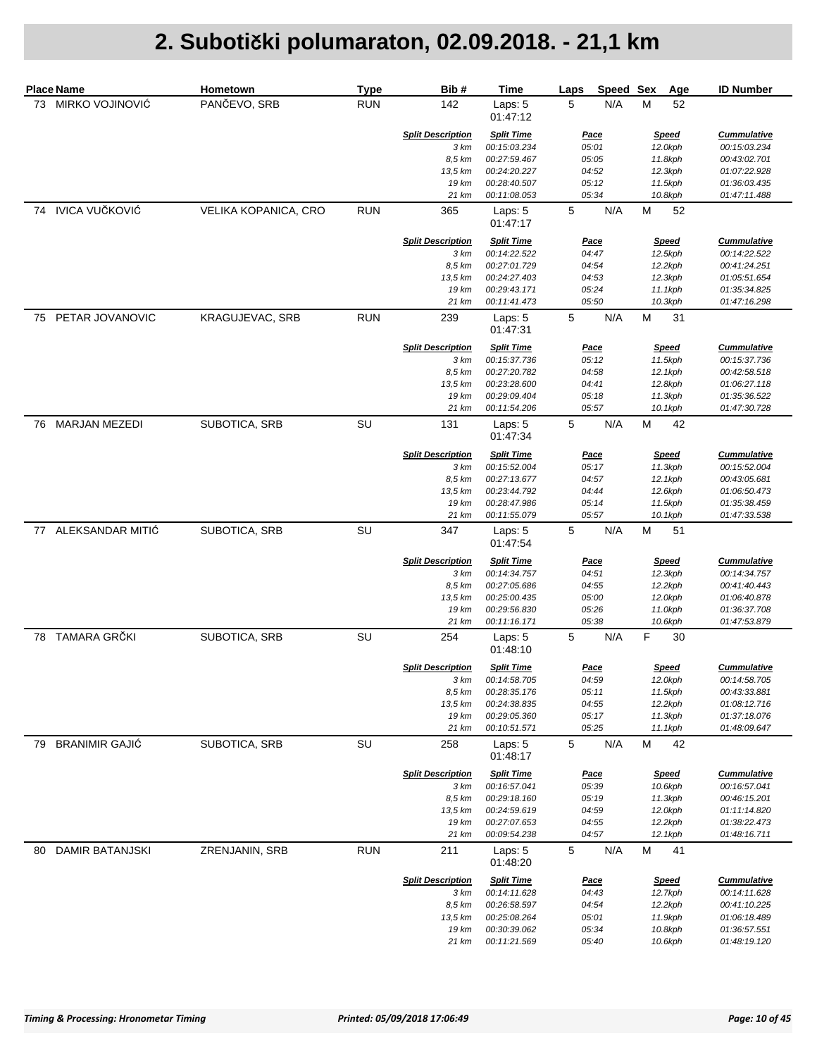# 2. Subotički polumaraton, 02.09.2018. - 21,1 km

| Place | Name | Hometown | Type | Bib # | Time | Laps | Speed | Sex | Age | ID Number |
|---|---|---|---|---|---|---|---|---|---|---|
| 73 | MIRKO VOJINOVIĆ | PANČEVO, SRB | RUN | 142 | Laps: 5 01:47:12 | 5 | N/A | M | 52 | |

| Split Description | Split Time | Pace | Speed | Cummulative |
|---|---|---|---|---|
| 3 km | 00:15:03.234 | 05:01 | 12.0kph | 00:15:03.234 |
| 8,5 km | 00:27:59.467 | 05:05 | 11.8kph | 00:43:02.701 |
| 13,5 km | 00:24:20.227 | 04:52 | 12.3kph | 01:07:22.928 |
| 19 km | 00:28:40.507 | 05:12 | 11.5kph | 01:36:03.435 |
| 21 km | 00:11:08.053 | 05:34 | 10.8kph | 01:47:11.488 |

| Place | Name | Hometown | Type | Bib # | Time | Laps | Speed | Sex | Age | ID Number |
|---|---|---|---|---|---|---|---|---|---|---|
| 74 | IVICA VUČKOVIĆ | VELIKA KOPANICA, CRO | RUN | 365 | Laps: 5 01:47:17 | 5 | N/A | M | 52 | |

| Split Description | Split Time | Pace | Speed | Cummulative |
|---|---|---|---|---|
| 3 km | 00:14:22.522 | 04:47 | 12.5kph | 00:14:22.522 |
| 8,5 km | 00:27:01.729 | 04:54 | 12.2kph | 00:41:24.251 |
| 13,5 km | 00:24:27.403 | 04:53 | 12.3kph | 01:05:51.654 |
| 19 km | 00:29:43.171 | 05:24 | 11.1kph | 01:35:34.825 |
| 21 km | 00:11:41.473 | 05:50 | 10.3kph | 01:47:16.298 |

| Place | Name | Hometown | Type | Bib # | Time | Laps | Speed | Sex | Age | ID Number |
|---|---|---|---|---|---|---|---|---|---|---|
| 75 | PETAR JOVANOVIC | KRAGUJEVAC, SRB | RUN | 239 | Laps: 5 01:47:31 | 5 | N/A | M | 31 | |

| Split Description | Split Time | Pace | Speed | Cummulative |
|---|---|---|---|---|
| 3 km | 00:15:37.736 | 05:12 | 11.5kph | 00:15:37.736 |
| 8,5 km | 00:27:20.782 | 04:58 | 12.1kph | 00:42:58.518 |
| 13,5 km | 00:23:28.600 | 04:41 | 12.8kph | 01:06:27.118 |
| 19 km | 00:29:09.404 | 05:18 | 11.3kph | 01:35:36.522 |
| 21 km | 00:11:54.206 | 05:57 | 10.1kph | 01:47:30.728 |

| Place | Name | Hometown | Type | Bib # | Time | Laps | Speed | Sex | Age | ID Number |
|---|---|---|---|---|---|---|---|---|---|---|
| 76 | MARJAN MEZEDI | SUBOTICA, SRB | SU | 131 | Laps: 5 01:47:34 | 5 | N/A | M | 42 | |

| Split Description | Split Time | Pace | Speed | Cummulative |
|---|---|---|---|---|
| 3 km | 00:15:52.004 | 05:17 | 11.3kph | 00:15:52.004 |
| 8,5 km | 00:27:13.677 | 04:57 | 12.1kph | 00:43:05.681 |
| 13,5 km | 00:23:44.792 | 04:44 | 12.6kph | 01:06:50.473 |
| 19 km | 00:28:47.986 | 05:14 | 11.5kph | 01:35:38.459 |
| 21 km | 00:11:55.079 | 05:57 | 10.1kph | 01:47:33.538 |

| Place | Name | Hometown | Type | Bib # | Time | Laps | Speed | Sex | Age | ID Number |
|---|---|---|---|---|---|---|---|---|---|---|
| 77 | ALEKSANDAR MITIĆ | SUBOTICA, SRB | SU | 347 | Laps: 5 01:47:54 | 5 | N/A | M | 51 | |

| Split Description | Split Time | Pace | Speed | Cummulative |
|---|---|---|---|---|
| 3 km | 00:14:34.757 | 04:51 | 12.3kph | 00:14:34.757 |
| 8,5 km | 00:27:05.686 | 04:55 | 12.2kph | 00:41:40.443 |
| 13,5 km | 00:25:00.435 | 05:00 | 12.0kph | 01:06:40.878 |
| 19 km | 00:29:56.830 | 05:26 | 11.0kph | 01:36:37.708 |
| 21 km | 00:11:16.171 | 05:38 | 10.6kph | 01:47:53.879 |

| Place | Name | Hometown | Type | Bib # | Time | Laps | Speed | Sex | Age | ID Number |
|---|---|---|---|---|---|---|---|---|---|---|
| 78 | TAMARA GRČKI | SUBOTICA, SRB | SU | 254 | Laps: 5 01:48:10 | 5 | N/A | F | 30 | |

| Split Description | Split Time | Pace | Speed | Cummulative |
|---|---|---|---|---|
| 3 km | 00:14:58.705 | 04:59 | 12.0kph | 00:14:58.705 |
| 8,5 km | 00:28:35.176 | 05:11 | 11.5kph | 00:43:33.881 |
| 13,5 km | 00:24:38.835 | 04:55 | 12.2kph | 01:08:12.716 |
| 19 km | 00:29:05.360 | 05:17 | 11.3kph | 01:37:18.076 |
| 21 km | 00:10:51.571 | 05:25 | 11.1kph | 01:48:09.647 |

| Place | Name | Hometown | Type | Bib # | Time | Laps | Speed | Sex | Age | ID Number |
|---|---|---|---|---|---|---|---|---|---|---|
| 79 | BRANIMIR GAJIĆ | SUBOTICA, SRB | SU | 258 | Laps: 5 01:48:17 | 5 | N/A | M | 42 | |

| Split Description | Split Time | Pace | Speed | Cummulative |
|---|---|---|---|---|
| 3 km | 00:16:57.041 | 05:39 | 10.6kph | 00:16:57.041 |
| 8,5 km | 00:29:18.160 | 05:19 | 11.3kph | 00:46:15.201 |
| 13,5 km | 00:24:59.619 | 04:59 | 12.0kph | 01:11:14.820 |
| 19 km | 00:27:07.653 | 04:55 | 12.2kph | 01:38:22.473 |
| 21 km | 00:09:54.238 | 04:57 | 12.1kph | 01:48:16.711 |

| Place | Name | Hometown | Type | Bib # | Time | Laps | Speed | Sex | Age | ID Number |
|---|---|---|---|---|---|---|---|---|---|---|
| 80 | DAMIR BATANJSKI | ZRENJANIN, SRB | RUN | 211 | Laps: 5 01:48:20 | 5 | N/A | M | 41 | |

| Split Description | Split Time | Pace | Speed | Cummulative |
|---|---|---|---|---|
| 3 km | 00:14:11.628 | 04:43 | 12.7kph | 00:14:11.628 |
| 8,5 km | 00:26:58.597 | 04:54 | 12.2kph | 00:41:10.225 |
| 13,5 km | 00:25:08.264 | 05:01 | 11.9kph | 01:06:18.489 |
| 19 km | 00:30:39.062 | 05:34 | 10.8kph | 01:36:57.551 |
| 21 km | 00:11:21.569 | 05:40 | 10.6kph | 01:48:19.120 |

*Timing & Processing: Hronometar Timing* *Printed: 05/09/2018 17:06:49*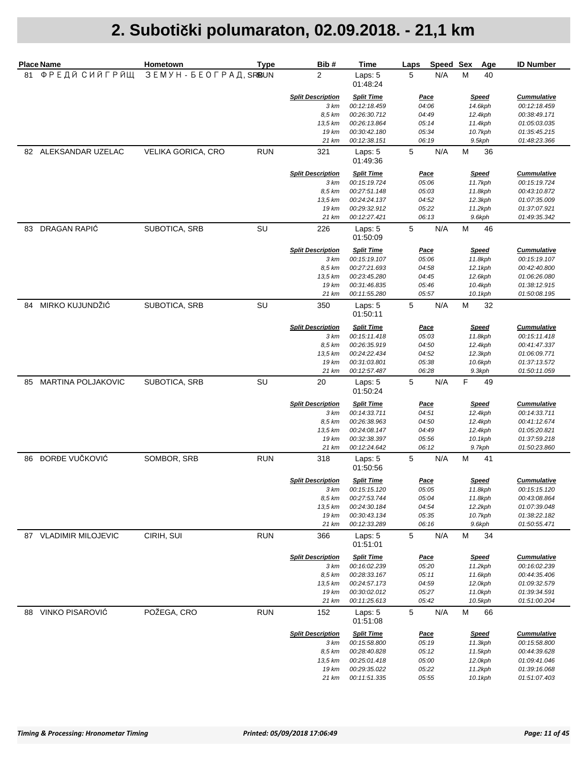# 2. Subotički polumaraton, 02.09.2018. - 21,1 km

| Place | Name | Hometown | Type | Bib # | Time | Laps | Speed | Sex | Age | ID Number |
|---|---|---|---|---|---|---|---|---|---|---|
| 81 | ФРЕДЙ СИЙГРЙЩ | ЗЕМУН - БЕОГРАД, SRB | RUN | 2 | Laps: 5 01:48:24 | 5 | N/A | M | 40 | |

| Split Description | Split Time | Pace | Speed | Cummulative |
|---|---|---|---|---|
| 3 km | 00:12:18.459 | 04:06 | 14.6kph | 00:12:18.459 |
| 8,5 km | 00:26:30.712 | 04:49 | 12.4kph | 00:38:49.171 |
| 13,5 km | 00:26:13.864 | 05:14 | 11.4kph | 01:05:03.035 |
| 19 km | 00:30:42.180 | 05:34 | 10.7kph | 01:35:45.215 |
| 21 km | 00:12:38.151 | 06:19 | 9.5kph | 01:48:23.366 |

| Place | Name | Hometown | Type | Bib # | Time | Laps | Speed | Sex | Age | ID Number |
|---|---|---|---|---|---|---|---|---|---|---|
| 82 | ALEKSANDAR UZELAC | VELIKA GORICA, CRO | RUN | 321 | Laps: 5 01:49:36 | 5 | N/A | M | 36 | |

| Split Description | Split Time | Pace | Speed | Cummulative |
|---|---|---|---|---|
| 3 km | 00:15:19.724 | 05:06 | 11.7kph | 00:15:19.724 |
| 8,5 km | 00:27:51.148 | 05:03 | 11.8kph | 00:43:10.872 |
| 13,5 km | 00:24:24.137 | 04:52 | 12.3kph | 01:07:35.009 |
| 19 km | 00:29:32.912 | 05:22 | 11.2kph | 01:37:07.921 |
| 21 km | 00:12:27.421 | 06:13 | 9.6kph | 01:49:35.342 |

| Place | Name | Hometown | Type | Bib # | Time | Laps | Speed | Sex | Age | ID Number |
|---|---|---|---|---|---|---|---|---|---|---|
| 83 | DRAGAN RAPIĆ | SUBOTICA, SRB | SU | 226 | Laps: 5 01:50:09 | 5 | N/A | M | 46 | |

| Split Description | Split Time | Pace | Speed | Cummulative |
|---|---|---|---|---|
| 3 km | 00:15:19.107 | 05:06 | 11.8kph | 00:15:19.107 |
| 8,5 km | 00:27:21.693 | 04:58 | 12.1kph | 00:42:40.800 |
| 13,5 km | 00:23:45.280 | 04:45 | 12.6kph | 01:06:26.080 |
| 19 km | 00:31:46.835 | 05:46 | 10.4kph | 01:38:12.915 |
| 21 km | 00:11:55.280 | 05:57 | 10.1kph | 01:50:08.195 |

| Place | Name | Hometown | Type | Bib # | Time | Laps | Speed | Sex | Age | ID Number |
|---|---|---|---|---|---|---|---|---|---|---|
| 84 | MIRKO KUJUNDŽIĆ | SUBOTICA, SRB | SU | 350 | Laps: 5 01:50:11 | 5 | N/A | M | 32 | |

| Split Description | Split Time | Pace | Speed | Cummulative |
|---|---|---|---|---|
| 3 km | 00:15:11.418 | 05:03 | 11.8kph | 00:15:11.418 |
| 8,5 km | 00:26:35.919 | 04:50 | 12.4kph | 00:41:47.337 |
| 13,5 km | 00:24:22.434 | 04:52 | 12.3kph | 01:06:09.771 |
| 19 km | 00:31:03.801 | 05:38 | 10.6kph | 01:37:13.572 |
| 21 km | 00:12:57.487 | 06:28 | 9.3kph | 01:50:11.059 |

| Place | Name | Hometown | Type | Bib # | Time | Laps | Speed | Sex | Age | ID Number |
|---|---|---|---|---|---|---|---|---|---|---|
| 85 | MARTINA POLJAKOVIC | SUBOTICA, SRB | SU | 20 | Laps: 5 01:50:24 | 5 | N/A | F | 49 | |

| Split Description | Split Time | Pace | Speed | Cummulative |
|---|---|---|---|---|
| 3 km | 00:14:33.711 | 04:51 | 12.4kph | 00:14:33.711 |
| 8,5 km | 00:26:38.963 | 04:50 | 12.4kph | 00:41:12.674 |
| 13,5 km | 00:24:08.147 | 04:49 | 12.4kph | 01:05:20.821 |
| 19 km | 00:32:38.397 | 05:56 | 10.1kph | 01:37:59.218 |
| 21 km | 00:12:24.642 | 06:12 | 9.7kph | 01:50:23.860 |

| Place | Name | Hometown | Type | Bib # | Time | Laps | Speed | Sex | Age | ID Number |
|---|---|---|---|---|---|---|---|---|---|---|
| 86 | ĐORĐE VUČKOVIĆ | SOMBOR, SRB | RUN | 318 | Laps: 5 01:50:56 | 5 | N/A | M | 41 | |

| Split Description | Split Time | Pace | Speed | Cummulative |
|---|---|---|---|---|
| 3 km | 00:15:15.120 | 05:05 | 11.8kph | 00:15:15.120 |
| 8,5 km | 00:27:53.744 | 05:04 | 11.8kph | 00:43:08.864 |
| 13,5 km | 00:24:30.184 | 04:54 | 12.2kph | 01:07:39.048 |
| 19 km | 00:30:43.134 | 05:35 | 10.7kph | 01:38:22.182 |
| 21 km | 00:12:33.289 | 06:16 | 9.6kph | 01:50:55.471 |

| Place | Name | Hometown | Type | Bib # | Time | Laps | Speed | Sex | Age | ID Number |
|---|---|---|---|---|---|---|---|---|---|---|
| 87 | VLADIMIR MILOJEVIC | CIRIH, SUI | RUN | 366 | Laps: 5 01:51:01 | 5 | N/A | M | 34 | |

| Split Description | Split Time | Pace | Speed | Cummulative |
|---|---|---|---|---|
| 3 km | 00:16:02.239 | 05:20 | 11.2kph | 00:16:02.239 |
| 8,5 km | 00:28:33.167 | 05:11 | 11.6kph | 00:44:35.406 |
| 13,5 km | 00:24:57.173 | 04:59 | 12.0kph | 01:09:32.579 |
| 19 km | 00:30:02.012 | 05:27 | 11.0kph | 01:39:34.591 |
| 21 km | 00:11:25.613 | 05:42 | 10.5kph | 01:51:00.204 |

| Place | Name | Hometown | Type | Bib # | Time | Laps | Speed | Sex | Age | ID Number |
|---|---|---|---|---|---|---|---|---|---|---|
| 88 | VINKO PISAROVIĆ | POŽEGA, CRO | RUN | 152 | Laps: 5 01:51:08 | 5 | N/A | M | 66 | |

| Split Description | Split Time | Pace | Speed | Cummulative |
|---|---|---|---|---|
| 3 km | 00:15:58.800 | 05:19 | 11.3kph | 00:15:58.800 |
| 8,5 km | 00:28:40.828 | 05:12 | 11.5kph | 00:44:39.628 |
| 13,5 km | 00:25:01.418 | 05:00 | 12.0kph | 01:09:41.046 |
| 19 km | 00:29:35.022 | 05:22 | 11.2kph | 01:39:16.068 |
| 21 km | 00:11:51.335 | 05:55 | 10.1kph | 01:51:07.403 |

*Timing & Processing: Hronometar Timing* *Printed: 05/09/2018 17:06:49*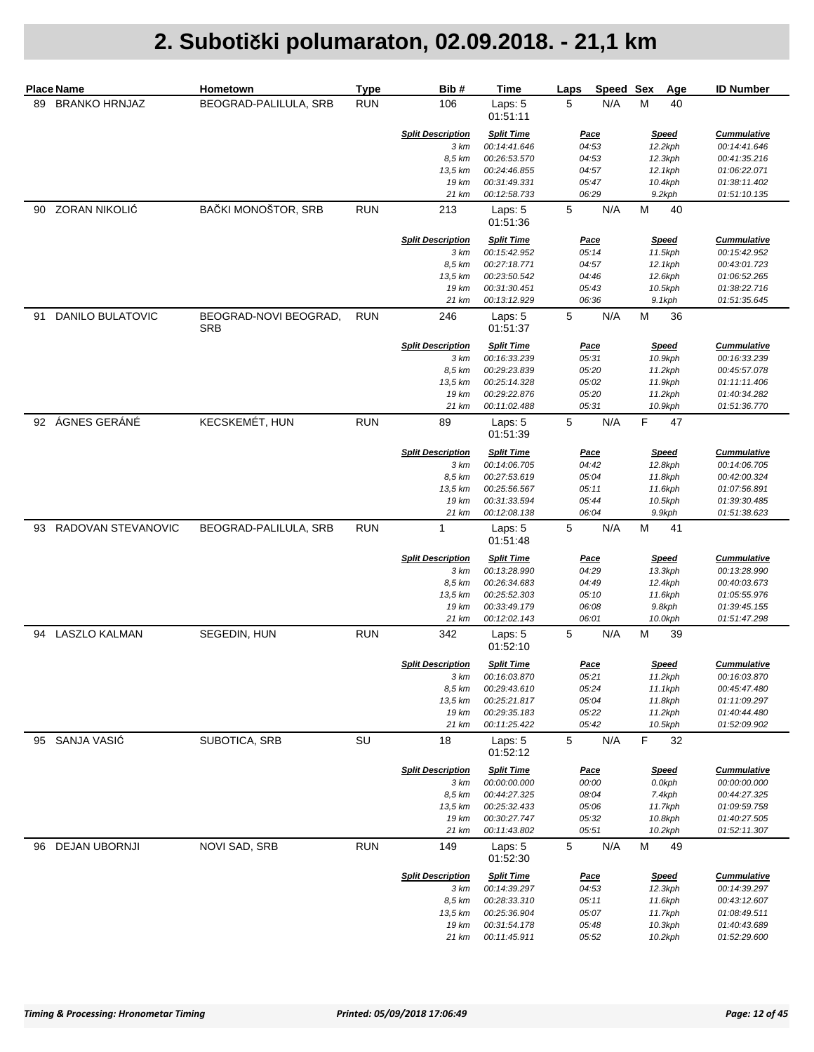# 2. Subotički polumaraton, 02.09.2018. - 21,1 km

| Place | Name | Hometown | Type | Bib # | Time | Laps | Speed | Sex | Age | ID Number |
|---|---|---|---|---|---|---|---|---|---|---|
| 89 | BRANKO HRNJAZ | BEOGRAD-PALILULA, SRB | RUN | 106 | Laps: 5 01:51:11 | 5 | N/A | M | 40 | |

| Split Description | Split Time | Pace | Speed | Cummulative |
|---|---|---|---|---|
| 3 km | 00:14:41.646 | 04:53 | 12.2kph | 00:14:41.646 |
| 8,5 km | 00:26:53.570 | 04:53 | 12.3kph | 00:41:35.216 |
| 13,5 km | 00:24:46.855 | 04:57 | 12.1kph | 01:06:22.071 |
| 19 km | 00:31:49.331 | 05:47 | 10.4kph | 01:38:11.402 |
| 21 km | 00:12:58.733 | 06:29 | 9.2kph | 01:51:10.135 |

| Place | Name | Hometown | Type | Bib # | Time | Laps | Speed | Sex | Age | ID Number |
|---|---|---|---|---|---|---|---|---|---|---|
| 90 | ZORAN NIKOLIĆ | BAČKI MONOŠTOR, SRB | RUN | 213 | Laps: 5 01:51:36 | 5 | N/A | M | 40 | |

| Split Description | Split Time | Pace | Speed | Cummulative |
|---|---|---|---|---|
| 3 km | 00:15:42.952 | 05:14 | 11.5kph | 00:15:42.952 |
| 8,5 km | 00:27:18.771 | 04:57 | 12.1kph | 00:43:01.723 |
| 13,5 km | 00:23:50.542 | 04:46 | 12.6kph | 01:06:52.265 |
| 19 km | 00:31:30.451 | 05:43 | 10.5kph | 01:38:22.716 |
| 21 km | 00:13:12.929 | 06:36 | 9.1kph | 01:51:35.645 |

| Place | Name | Hometown | Type | Bib # | Time | Laps | Speed | Sex | Age | ID Number |
|---|---|---|---|---|---|---|---|---|---|---|
| 91 | DANILO BULATOVIC | BEOGRAD-NOVI BEOGRAD, SRB | RUN | 246 | Laps: 5 01:51:37 | 5 | N/A | M | 36 | |

| Split Description | Split Time | Pace | Speed | Cummulative |
|---|---|---|---|---|
| 3 km | 00:16:33.239 | 05:31 | 10.9kph | 00:16:33.239 |
| 8,5 km | 00:29:23.839 | 05:20 | 11.2kph | 00:45:57.078 |
| 13,5 km | 00:25:14.328 | 05:02 | 11.9kph | 01:11:11.406 |
| 19 km | 00:29:22.876 | 05:20 | 11.2kph | 01:40:34.282 |
| 21 km | 00:11:02.488 | 05:31 | 10.9kph | 01:51:36.770 |

| Place | Name | Hometown | Type | Bib # | Time | Laps | Speed | Sex | Age | ID Number |
|---|---|---|---|---|---|---|---|---|---|---|
| 92 | ÁGNES GERÁNÉ | KECSKEMÉT, HUN | RUN | 89 | Laps: 5 01:51:39 | 5 | N/A | F | 47 | |

| Split Description | Split Time | Pace | Speed | Cummulative |
|---|---|---|---|---|
| 3 km | 00:14:06.705 | 04:42 | 12.8kph | 00:14:06.705 |
| 8,5 km | 00:27:53.619 | 05:04 | 11.8kph | 00:42:00.324 |
| 13,5 km | 00:25:56.567 | 05:11 | 11.6kph | 01:07:56.891 |
| 19 km | 00:31:33.594 | 05:44 | 10.5kph | 01:39:30.485 |
| 21 km | 00:12:08.138 | 06:04 | 9.9kph | 01:51:38.623 |

| Place | Name | Hometown | Type | Bib # | Time | Laps | Speed | Sex | Age | ID Number |
|---|---|---|---|---|---|---|---|---|---|---|
| 93 | RADOVAN STEVANOVIC | BEOGRAD-PALILULA, SRB | RUN | 1 | Laps: 5 01:51:48 | 5 | N/A | M | 41 | |

| Split Description | Split Time | Pace | Speed | Cummulative |
|---|---|---|---|---|
| 3 km | 00:13:28.990 | 04:29 | 13.3kph | 00:13:28.990 |
| 8,5 km | 00:26:34.683 | 04:49 | 12.4kph | 00:40:03.673 |
| 13,5 km | 00:25:52.303 | 05:10 | 11.6kph | 01:05:55.976 |
| 19 km | 00:33:49.179 | 06:08 | 9.8kph | 01:39:45.155 |
| 21 km | 00:12:02.143 | 06:01 | 10.0kph | 01:51:47.298 |

| Place | Name | Hometown | Type | Bib # | Time | Laps | Speed | Sex | Age | ID Number |
|---|---|---|---|---|---|---|---|---|---|---|
| 94 | LASZLO KALMAN | SEGEDIN, HUN | RUN | 342 | Laps: 5 01:52:10 | 5 | N/A | M | 39 | |

| Split Description | Split Time | Pace | Speed | Cummulative |
|---|---|---|---|---|
| 3 km | 00:16:03.870 | 05:21 | 11.2kph | 00:16:03.870 |
| 8,5 km | 00:29:43.610 | 05:24 | 11.1kph | 00:45:47.480 |
| 13,5 km | 00:25:21.817 | 05:04 | 11.8kph | 01:11:09.297 |
| 19 km | 00:29:35.183 | 05:22 | 11.2kph | 01:40:44.480 |
| 21 km | 00:11:25.422 | 05:42 | 10.5kph | 01:52:09.902 |

| Place | Name | Hometown | Type | Bib # | Time | Laps | Speed | Sex | Age | ID Number |
|---|---|---|---|---|---|---|---|---|---|---|
| 95 | SANJA VASIĆ | SUBOTICA, SRB | SU | 18 | Laps: 5 01:52:12 | 5 | N/A | F | 32 | |

| Split Description | Split Time | Pace | Speed | Cummulative |
|---|---|---|---|---|
| 3 km | 00:00:00.000 | 00:00 | 0.0kph | 00:00:00.000 |
| 8,5 km | 00:44:27.325 | 08:04 | 7.4kph | 00:44:27.325 |
| 13,5 km | 00:25:32.433 | 05:06 | 11.7kph | 01:09:59.758 |
| 19 km | 00:30:27.747 | 05:32 | 10.8kph | 01:40:27.505 |
| 21 km | 00:11:43.802 | 05:51 | 10.2kph | 01:52:11.307 |

| Place | Name | Hometown | Type | Bib # | Time | Laps | Speed | Sex | Age | ID Number |
|---|---|---|---|---|---|---|---|---|---|---|
| 96 | DEJAN UBORNJI | NOVI SAD, SRB | RUN | 149 | Laps: 5 01:52:30 | 5 | N/A | M | 49 | |

| Split Description | Split Time | Pace | Speed | Cummulative |
|---|---|---|---|---|
| 3 km | 00:14:39.297 | 04:53 | 12.3kph | 00:14:39.297 |
| 8,5 km | 00:28:33.310 | 05:11 | 11.6kph | 00:43:12.607 |
| 13,5 km | 00:25:36.904 | 05:07 | 11.7kph | 01:08:49.511 |
| 19 km | 00:31:54.178 | 05:48 | 10.3kph | 01:40:43.689 |
| 21 km | 00:11:45.911 | 05:52 | 10.2kph | 01:52:29.600 |

*Timing & Processing: Hronometar Timing* *Printed: 05/09/2018 17:06:49*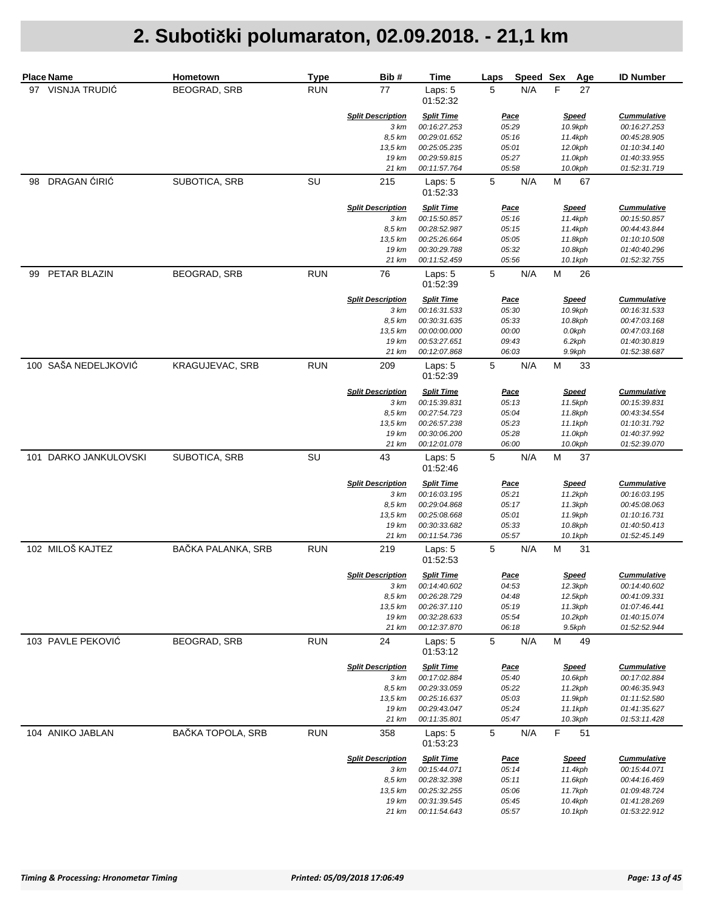# 2. Subotički polumaraton, 02.09.2018. - 21,1 km

| Place | Name | Hometown | Type | Bib # | Time | Laps | Speed | Sex | Age | ID Number |
|---|---|---|---|---|---|---|---|---|---|---|
| 97 | VISNJA TRUDIĆ | BEOGRAD, SRB | RUN | 77 | Laps: 5 01:52:32 | 5 | N/A | F | 27 | |

| Split Description | Split Time | Pace | Speed | Cummulative |
|---|---|---|---|---|
| 3 km | 00:16:27.253 | 05:29 | 10.9kph | 00:16:27.253 |
| 8,5 km | 00:29:01.652 | 05:16 | 11.4kph | 00:45:28.905 |
| 13,5 km | 00:25:05.235 | 05:01 | 12.0kph | 01:10:34.140 |
| 19 km | 00:29:59.815 | 05:27 | 11.0kph | 01:40:33.955 |
| 21 km | 00:11:57.764 | 05:58 | 10.0kph | 01:52:31.719 |

| Place | Name | Hometown | Type | Bib # | Time | Laps | Speed | Sex | Age | ID Number |
|---|---|---|---|---|---|---|---|---|---|---|
| 98 | DRAGAN ĆIRIĆ | SUBOTICA, SRB | SU | 215 | Laps: 5 01:52:33 | 5 | N/A | M | 67 | |

| Split Description | Split Time | Pace | Speed | Cummulative |
|---|---|---|---|---|
| 3 km | 00:15:50.857 | 05:16 | 11.4kph | 00:15:50.857 |
| 8,5 km | 00:28:52.987 | 05:15 | 11.4kph | 00:44:43.844 |
| 13,5 km | 00:25:26.664 | 05:05 | 11.8kph | 01:10:10.508 |
| 19 km | 00:30:29.788 | 05:32 | 10.8kph | 01:40:40.296 |
| 21 km | 00:11:52.459 | 05:56 | 10.1kph | 01:52:32.755 |

| Place | Name | Hometown | Type | Bib # | Time | Laps | Speed | Sex | Age | ID Number |
|---|---|---|---|---|---|---|---|---|---|---|
| 99 | PETAR BLAZIN | BEOGRAD, SRB | RUN | 76 | Laps: 5 01:52:39 | 5 | N/A | M | 26 | |

| Split Description | Split Time | Pace | Speed | Cummulative |
|---|---|---|---|---|
| 3 km | 00:16:31.533 | 05:30 | 10.9kph | 00:16:31.533 |
| 8,5 km | 00:30:31.635 | 05:33 | 10.8kph | 00:47:03.168 |
| 13,5 km | 00:00:00.000 | 00:00 | 0.0kph | 00:47:03.168 |
| 19 km | 00:53:27.651 | 09:43 | 6.2kph | 01:40:30.819 |
| 21 km | 00:12:07.868 | 06:03 | 9.9kph | 01:52:38.687 |

| Place | Name | Hometown | Type | Bib # | Time | Laps | Speed | Sex | Age | ID Number |
|---|---|---|---|---|---|---|---|---|---|---|
| 100 | SAŠA NEDELJKOVIĆ | KRAGUJEVAC, SRB | RUN | 209 | Laps: 5 01:52:39 | 5 | N/A | M | 33 | |

| Split Description | Split Time | Pace | Speed | Cummulative |
|---|---|---|---|---|
| 3 km | 00:15:39.831 | 05:13 | 11.5kph | 00:15:39.831 |
| 8,5 km | 00:27:54.723 | 05:04 | 11.8kph | 00:43:34.554 |
| 13,5 km | 00:26:57.238 | 05:23 | 11.1kph | 01:10:31.792 |
| 19 km | 00:30:06.200 | 05:28 | 11.0kph | 01:40:37.992 |
| 21 km | 00:12:01.078 | 06:00 | 10.0kph | 01:52:39.070 |

| Place | Name | Hometown | Type | Bib # | Time | Laps | Speed | Sex | Age | ID Number |
|---|---|---|---|---|---|---|---|---|---|---|
| 101 | DARKO JANKULOVSKI | SUBOTICA, SRB | SU | 43 | Laps: 5 01:52:46 | 5 | N/A | M | 37 | |

| Split Description | Split Time | Pace | Speed | Cummulative |
|---|---|---|---|---|
| 3 km | 00:16:03.195 | 05:21 | 11.2kph | 00:16:03.195 |
| 8,5 km | 00:29:04.868 | 05:17 | 11.3kph | 00:45:08.063 |
| 13,5 km | 00:25:08.668 | 05:01 | 11.9kph | 01:10:16.731 |
| 19 km | 00:30:33.682 | 05:33 | 10.8kph | 01:40:50.413 |
| 21 km | 00:11:54.736 | 05:57 | 10.1kph | 01:52:45.149 |

| Place | Name | Hometown | Type | Bib # | Time | Laps | Speed | Sex | Age | ID Number |
|---|---|---|---|---|---|---|---|---|---|---|
| 102 | MILOŠ KAJTEZ | BAČKA PALANKA, SRB | RUN | 219 | Laps: 5 01:52:53 | 5 | N/A | M | 31 | |

| Split Description | Split Time | Pace | Speed | Cummulative |
|---|---|---|---|---|
| 3 km | 00:14:40.602 | 04:53 | 12.3kph | 00:14:40.602 |
| 8,5 km | 00:26:28.729 | 04:48 | 12.5kph | 00:41:09.331 |
| 13,5 km | 00:26:37.110 | 05:19 | 11.3kph | 01:07:46.441 |
| 19 km | 00:32:28.633 | 05:54 | 10.2kph | 01:40:15.074 |
| 21 km | 00:12:37.870 | 06:18 | 9.5kph | 01:52:52.944 |

| Place | Name | Hometown | Type | Bib # | Time | Laps | Speed | Sex | Age | ID Number |
|---|---|---|---|---|---|---|---|---|---|---|
| 103 | PAVLE PEKOVIĆ | BEOGRAD, SRB | RUN | 24 | Laps: 5 01:53:12 | 5 | N/A | M | 49 | |

| Split Description | Split Time | Pace | Speed | Cummulative |
|---|---|---|---|---|
| 3 km | 00:17:02.884 | 05:40 | 10.6kph | 00:17:02.884 |
| 8,5 km | 00:29:33.059 | 05:22 | 11.2kph | 00:46:35.943 |
| 13,5 km | 00:25:16.637 | 05:03 | 11.9kph | 01:11:52.580 |
| 19 km | 00:29:43.047 | 05:24 | 11.1kph | 01:41:35.627 |
| 21 km | 00:11:35.801 | 05:47 | 10.3kph | 01:53:11.428 |

| Place | Name | Hometown | Type | Bib # | Time | Laps | Speed | Sex | Age | ID Number |
|---|---|---|---|---|---|---|---|---|---|---|
| 104 | ANIKO JABLAN | BAČKA TOPOLA, SRB | RUN | 358 | Laps: 5 01:53:23 | 5 | N/A | F | 51 | |

| Split Description | Split Time | Pace | Speed | Cummulative |
|---|---|---|---|---|
| 3 km | 00:15:44.071 | 05:14 | 11.4kph | 00:15:44.071 |
| 8,5 km | 00:28:32.398 | 05:11 | 11.6kph | 00:44:16.469 |
| 13,5 km | 00:25:32.255 | 05:06 | 11.7kph | 01:09:48.724 |
| 19 km | 00:31:39.545 | 05:45 | 10.4kph | 01:41:28.269 |
| 21 km | 00:11:54.643 | 05:57 | 10.1kph | 01:53:22.912 |

*Timing & Processing: Hronometar Timing* *Printed: 05/09/2018 17:06:49*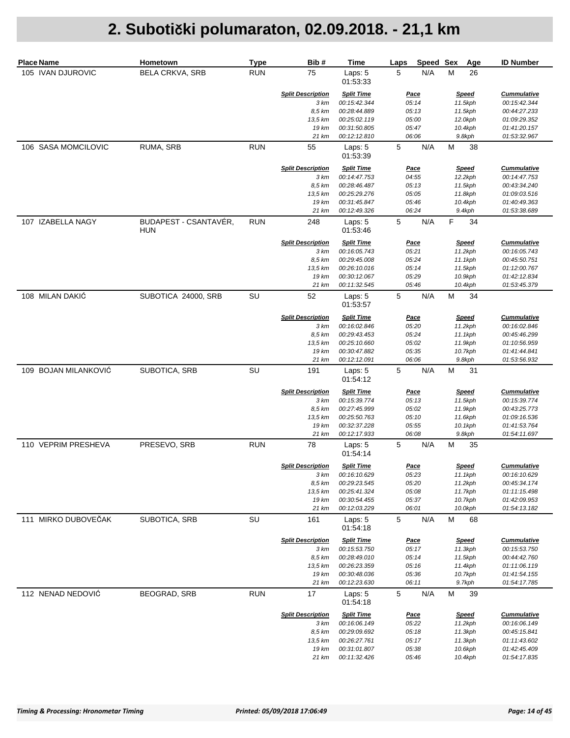# 2. Subotički polumaraton, 02.09.2018. - 21,1 km

| Place | Name | Hometown | Type | Bib # | Time | Laps | Speed | Sex | Age | ID Number |
|---|---|---|---|---|---|---|---|---|---|---|
| 105 | IVAN DJUROVIC | BELA CRKVA, SRB | RUN | 75 | Laps: 5 01:53:33 | 5 | N/A | M | 26 | |

| Split Description | Split Time | Pace | Speed | Cummulative |
|---|---|---|---|---|
| 3 km | 00:15:42.344 | 05:14 | 11.5kph | 00:15:42.344 |
| 8,5 km | 00:28:44.889 | 05:13 | 11.5kph | 00:44:27.233 |
| 13,5 km | 00:25:02.119 | 05:00 | 12.0kph | 01:09:29.352 |
| 19 km | 00:31:50.805 | 05:47 | 10.4kph | 01:41:20.157 |
| 21 km | 00:12:12.810 | 06:06 | 9.8kph | 01:53:32.967 |

| Place | Name | Hometown | Type | Bib # | Time | Laps | Speed | Sex | Age | ID Number |
|---|---|---|---|---|---|---|---|---|---|---|
| 106 | SASA MOMCILOVIC | RUMA, SRB | RUN | 55 | Laps: 5 01:53:39 | 5 | N/A | M | 38 | |

| Split Description | Split Time | Pace | Speed | Cummulative |
|---|---|---|---|---|
| 3 km | 00:14:47.753 | 04:55 | 12.2kph | 00:14:47.753 |
| 8,5 km | 00:28:46.487 | 05:13 | 11.5kph | 00:43:34.240 |
| 13,5 km | 00:25:29.276 | 05:05 | 11.8kph | 01:09:03.516 |
| 19 km | 00:31:45.847 | 05:46 | 10.4kph | 01:40:49.363 |
| 21 km | 00:12:49.326 | 06:24 | 9.4kph | 01:53:38.689 |

| Place | Name | Hometown | Type | Bib # | Time | Laps | Speed | Sex | Age | ID Number |
|---|---|---|---|---|---|---|---|---|---|---|
| 107 | IZABELLA NAGY | BUDAPEST - CSANTAVÉR, HUN | RUN | 248 | Laps: 5 01:53:46 | 5 | N/A | F | 34 | |

| Split Description | Split Time | Pace | Speed | Cummulative |
|---|---|---|---|---|
| 3 km | 00:16:05.743 | 05:21 | 11.2kph | 00:16:05.743 |
| 8,5 km | 00:29:45.008 | 05:24 | 11.1kph | 00:45:50.751 |
| 13,5 km | 00:26:10.016 | 05:14 | 11.5kph | 01:12:00.767 |
| 19 km | 00:30:12.067 | 05:29 | 10.9kph | 01:42:12.834 |
| 21 km | 00:11:32.545 | 05:46 | 10.4kph | 01:53:45.379 |

| Place | Name | Hometown | Type | Bib # | Time | Laps | Speed | Sex | Age | ID Number |
|---|---|---|---|---|---|---|---|---|---|---|
| 108 | MILAN DAKIĆ | SUBOTICA 24000, SRB | SU | 52 | Laps: 5 01:53:57 | 5 | N/A | M | 34 | |

| Split Description | Split Time | Pace | Speed | Cummulative |
|---|---|---|---|---|
| 3 km | 00:16:02.846 | 05:20 | 11.2kph | 00:16:02.846 |
| 8,5 km | 00:29:43.453 | 05:24 | 11.1kph | 00:45:46.299 |
| 13,5 km | 00:25:10.660 | 05:02 | 11.9kph | 01:10:56.959 |
| 19 km | 00:30:47.882 | 05:35 | 10.7kph | 01:41:44.841 |
| 21 km | 00:12:12.091 | 06:06 | 9.8kph | 01:53:56.932 |

| Place | Name | Hometown | Type | Bib # | Time | Laps | Speed | Sex | Age | ID Number |
|---|---|---|---|---|---|---|---|---|---|---|
| 109 | BOJAN MILANKOVIĆ | SUBOTICA, SRB | SU | 191 | Laps: 5 01:54:12 | 5 | N/A | M | 31 | |

| Split Description | Split Time | Pace | Speed | Cummulative |
|---|---|---|---|---|
| 3 km | 00:15:39.774 | 05:13 | 11.5kph | 00:15:39.774 |
| 8,5 km | 00:27:45.999 | 05:02 | 11.9kph | 00:43:25.773 |
| 13,5 km | 00:25:50.763 | 05:10 | 11.6kph | 01:09:16.536 |
| 19 km | 00:32:37.228 | 05:55 | 10.1kph | 01:41:53.764 |
| 21 km | 00:12:17.933 | 06:08 | 9.8kph | 01:54:11.697 |

| Place | Name | Hometown | Type | Bib # | Time | Laps | Speed | Sex | Age | ID Number |
|---|---|---|---|---|---|---|---|---|---|---|
| 110 | VEPRIM PRESHEVA | PRESEVO, SRB | RUN | 78 | Laps: 5 01:54:14 | 5 | N/A | M | 35 | |

| Split Description | Split Time | Pace | Speed | Cummulative |
|---|---|---|---|---|
| 3 km | 00:16:10.629 | 05:23 | 11.1kph | 00:16:10.629 |
| 8,5 km | 00:29:23.545 | 05:20 | 11.2kph | 00:45:34.174 |
| 13,5 km | 00:25:41.324 | 05:08 | 11.7kph | 01:11:15.498 |
| 19 km | 00:30:54.455 | 05:37 | 10.7kph | 01:42:09.953 |
| 21 km | 00:12:03.229 | 06:01 | 10.0kph | 01:54:13.182 |

| Place | Name | Hometown | Type | Bib # | Time | Laps | Speed | Sex | Age | ID Number |
|---|---|---|---|---|---|---|---|---|---|---|
| 111 | MIRKO DUBOVEČAK | SUBOTICA, SRB | SU | 161 | Laps: 5 01:54:18 | 5 | N/A | M | 68 | |

| Split Description | Split Time | Pace | Speed | Cummulative |
|---|---|---|---|---|
| 3 km | 00:15:53.750 | 05:17 | 11.3kph | 00:15:53.750 |
| 8,5 km | 00:28:49.010 | 05:14 | 11.5kph | 00:44:42.760 |
| 13,5 km | 00:26:23.359 | 05:16 | 11.4kph | 01:11:06.119 |
| 19 km | 00:30:48.036 | 05:36 | 10.7kph | 01:41:54.155 |
| 21 km | 00:12:23.630 | 06:11 | 9.7kph | 01:54:17.785 |

| Place | Name | Hometown | Type | Bib # | Time | Laps | Speed | Sex | Age | ID Number |
|---|---|---|---|---|---|---|---|---|---|---|
| 112 | NENAD NEDOVIĆ | BEOGRAD, SRB | RUN | 17 | Laps: 5 01:54:18 | 5 | N/A | M | 39 | |

| Split Description | Split Time | Pace | Speed | Cummulative |
|---|---|---|---|---|
| 3 km | 00:16:06.149 | 05:22 | 11.2kph | 00:16:06.149 |
| 8,5 km | 00:29:09.692 | 05:18 | 11.3kph | 00:45:15.841 |
| 13,5 km | 00:26:27.761 | 05:17 | 11.3kph | 01:11:43.602 |
| 19 km | 00:31:01.807 | 05:38 | 10.6kph | 01:42:45.409 |
| 21 km | 00:11:32.426 | 05:46 | 10.4kph | 01:54:17.835 |

*Timing & Processing: Hronometar Timing* *Printed: 05/09/2018 17:06:49*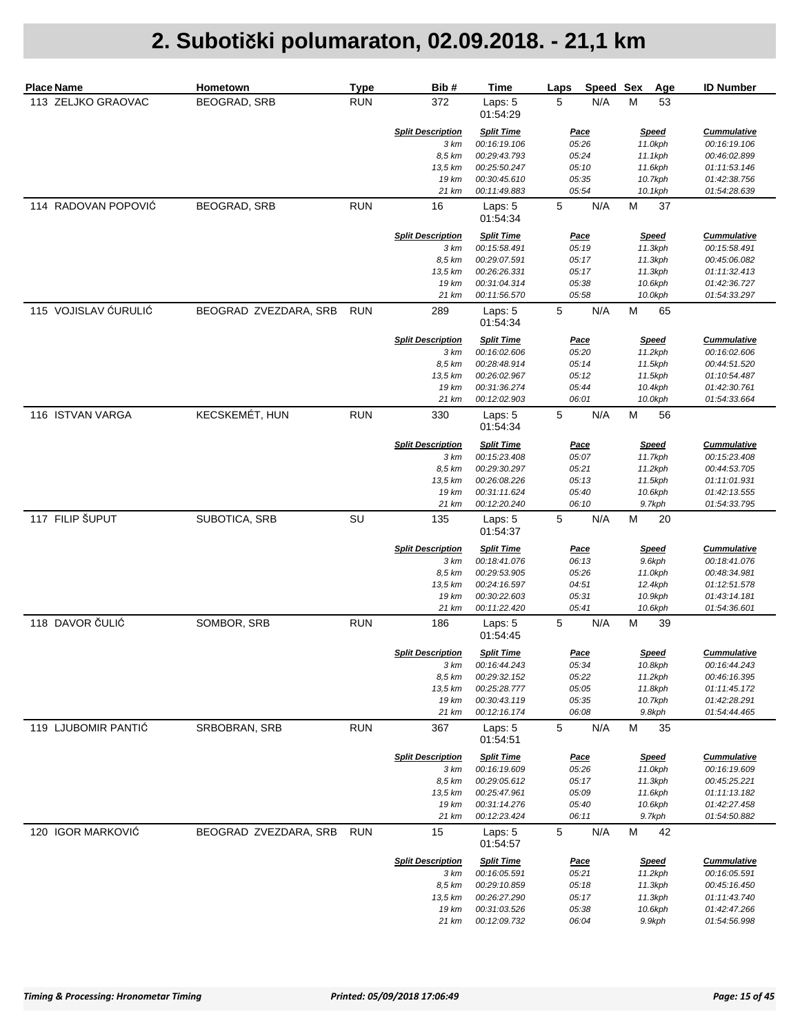# 2. Subotički polumaraton, 02.09.2018. - 21,1 km

| Place | Name | Hometown | Type | Bib # | Time | Laps | Speed | Sex | Age | ID Number |
|---|---|---|---|---|---|---|---|---|---|---|
| 113 | ZELJKO GRAOVAC | BEOGRAD, SRB | RUN | 372 | Laps: 5 01:54:29 | 5 | N/A | M | 53 | |

| Split Description | Split Time | Pace | Speed | Cummulative |
|---|---|---|---|---|
| 3 km | 00:16:19.106 | 05:26 | 11.0kph | 00:16:19.106 |
| 8,5 km | 00:29:43.793 | 05:24 | 11.1kph | 00:46:02.899 |
| 13,5 km | 00:25:50.247 | 05:10 | 11.6kph | 01:11:53.146 |
| 19 km | 00:30:45.610 | 05:35 | 10.7kph | 01:42:38.756 |
| 21 km | 00:11:49.883 | 05:54 | 10.1kph | 01:54:28.639 |

| Place | Name | Hometown | Type | Bib # | Time | Laps | Speed | Sex | Age | ID Number |
|---|---|---|---|---|---|---|---|---|---|---|
| 114 | RADOVAN POPOVIĆ | BEOGRAD, SRB | RUN | 16 | Laps: 5 01:54:34 | 5 | N/A | M | 37 | |

| Split Description | Split Time | Pace | Speed | Cummulative |
|---|---|---|---|---|
| 3 km | 00:15:58.491 | 05:19 | 11.3kph | 00:15:58.491 |
| 8,5 km | 00:29:07.591 | 05:17 | 11.3kph | 00:45:06.082 |
| 13,5 km | 00:26:26.331 | 05:17 | 11.3kph | 01:11:32.413 |
| 19 km | 00:31:04.314 | 05:38 | 10.6kph | 01:42:36.727 |
| 21 km | 00:11:56.570 | 05:58 | 10.0kph | 01:54:33.297 |

| Place | Name | Hometown | Type | Bib # | Time | Laps | Speed | Sex | Age | ID Number |
|---|---|---|---|---|---|---|---|---|---|---|
| 115 | VOJISLAV ĆURULIĆ | BEOGRAD ZVEZDARA, SRB | RUN | 289 | Laps: 5 01:54:34 | 5 | N/A | M | 65 | |

| Split Description | Split Time | Pace | Speed | Cummulative |
|---|---|---|---|---|
| 3 km | 00:16:02.606 | 05:20 | 11.2kph | 00:16:02.606 |
| 8,5 km | 00:28:48.914 | 05:14 | 11.5kph | 00:44:51.520 |
| 13,5 km | 00:26:02.967 | 05:12 | 11.5kph | 01:10:54.487 |
| 19 km | 00:31:36.274 | 05:44 | 10.4kph | 01:42:30.761 |
| 21 km | 00:12:02.903 | 06:01 | 10.0kph | 01:54:33.664 |

| Place | Name | Hometown | Type | Bib # | Time | Laps | Speed | Sex | Age | ID Number |
|---|---|---|---|---|---|---|---|---|---|---|
| 116 | ISTVAN VARGA | KECSKEMÉT, HUN | RUN | 330 | Laps: 5 01:54:34 | 5 | N/A | M | 56 | |

| Split Description | Split Time | Pace | Speed | Cummulative |
|---|---|---|---|---|
| 3 km | 00:15:23.408 | 05:07 | 11.7kph | 00:15:23.408 |
| 8,5 km | 00:29:30.297 | 05:21 | 11.2kph | 00:44:53.705 |
| 13,5 km | 00:26:08.226 | 05:13 | 11.5kph | 01:11:01.931 |
| 19 km | 00:31:11.624 | 05:40 | 10.6kph | 01:42:13.555 |
| 21 km | 00:12:20.240 | 06:10 | 9.7kph | 01:54:33.795 |

| Place | Name | Hometown | Type | Bib # | Time | Laps | Speed | Sex | Age | ID Number |
|---|---|---|---|---|---|---|---|---|---|---|
| 117 | FILIP ŠUPUT | SUBOTICA, SRB | SU | 135 | Laps: 5 01:54:37 | 5 | N/A | M | 20 | |

| Split Description | Split Time | Pace | Speed | Cummulative |
|---|---|---|---|---|
| 3 km | 00:18:41.076 | 06:13 | 9.6kph | 00:18:41.076 |
| 8,5 km | 00:29:53.905 | 05:26 | 11.0kph | 00:48:34.981 |
| 13,5 km | 00:24:16.597 | 04:51 | 12.4kph | 01:12:51.578 |
| 19 km | 00:30:22.603 | 05:31 | 10.9kph | 01:43:14.181 |
| 21 km | 00:11:22.420 | 05:41 | 10.6kph | 01:54:36.601 |

| Place | Name | Hometown | Type | Bib # | Time | Laps | Speed | Sex | Age | ID Number |
|---|---|---|---|---|---|---|---|---|---|---|
| 118 | DAVOR ČULIĆ | SOMBOR, SRB | RUN | 186 | Laps: 5 01:54:45 | 5 | N/A | M | 39 | |

| Split Description | Split Time | Pace | Speed | Cummulative |
|---|---|---|---|---|
| 3 km | 00:16:44.243 | 05:34 | 10.8kph | 00:16:44.243 |
| 8,5 km | 00:29:32.152 | 05:22 | 11.2kph | 00:46:16.395 |
| 13,5 km | 00:25:28.777 | 05:05 | 11.8kph | 01:11:45.172 |
| 19 km | 00:30:43.119 | 05:35 | 10.7kph | 01:42:28.291 |
| 21 km | 00:12:16.174 | 06:08 | 9.8kph | 01:54:44.465 |

| Place | Name | Hometown | Type | Bib # | Time | Laps | Speed | Sex | Age | ID Number |
|---|---|---|---|---|---|---|---|---|---|---|
| 119 | LJUBOMIR PANTIĆ | SRBOBRAN, SRB | RUN | 367 | Laps: 5 01:54:51 | 5 | N/A | M | 35 | |

| Split Description | Split Time | Pace | Speed | Cummulative |
|---|---|---|---|---|
| 3 km | 00:16:19.609 | 05:26 | 11.0kph | 00:16:19.609 |
| 8,5 km | 00:29:05.612 | 05:17 | 11.3kph | 00:45:25.221 |
| 13,5 km | 00:25:47.961 | 05:09 | 11.6kph | 01:11:13.182 |
| 19 km | 00:31:14.276 | 05:40 | 10.6kph | 01:42:27.458 |
| 21 km | 00:12:23.424 | 06:11 | 9.7kph | 01:54:50.882 |

| Place | Name | Hometown | Type | Bib # | Time | Laps | Speed | Sex | Age | ID Number |
|---|---|---|---|---|---|---|---|---|---|---|
| 120 | IGOR MARKOVIĆ | BEOGRAD ZVEZDARA, SRB | RUN | 15 | Laps: 5 01:54:57 | 5 | N/A | M | 42 | |

| Split Description | Split Time | Pace | Speed | Cummulative |
|---|---|---|---|---|
| 3 km | 00:16:05.591 | 05:21 | 11.2kph | 00:16:05.591 |
| 8,5 km | 00:29:10.859 | 05:18 | 11.3kph | 00:45:16.450 |
| 13,5 km | 00:26:27.290 | 05:17 | 11.3kph | 01:11:43.740 |
| 19 km | 00:31:03.526 | 05:38 | 10.6kph | 01:42:47.266 |
| 21 km | 00:12:09.732 | 06:04 | 9.9kph | 01:54:56.998 |

*Timing & Processing: Hronometar Timing* *Printed: 05/09/2018 17:06:49*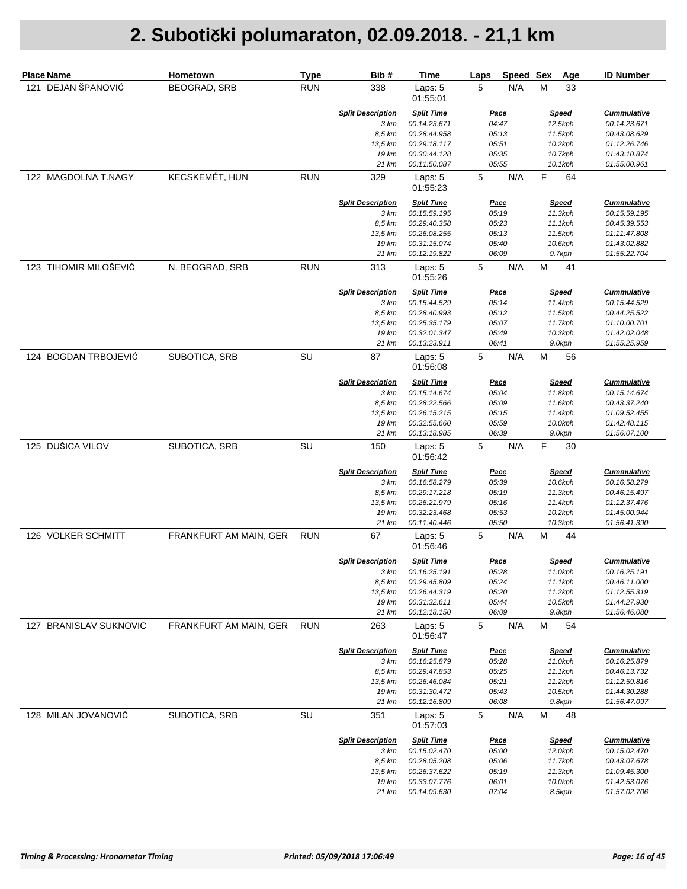# 2. Subotički polumaraton, 02.09.2018. - 21,1 km

| Place | Name | Hometown | Type | Bib # | Time | Laps | Speed | Sex | Age | ID Number |
|---|---|---|---|---|---|---|---|---|---|---|
| 121 | DEJAN ŠPANOVIĆ | BEOGRAD, SRB | RUN | 338 | Laps: 5 01:55:01 | 5 | N/A | M | 33 | |

| Split Description | Split Time | Pace | Speed | Cummulative |
|---|---|---|---|---|
| 3 km | 00:14:23.671 | 04:47 | 12.5kph | 00:14:23.671 |
| 8,5 km | 00:28:44.958 | 05:13 | 11.5kph | 00:43:08.629 |
| 13,5 km | 00:29:18.117 | 05:51 | 10.2kph | 01:12:26.746 |
| 19 km | 00:30:44.128 | 05:35 | 10.7kph | 01:43:10.874 |
| 21 km | 00:11:50.087 | 05:55 | 10.1kph | 01:55:00.961 |

| Place | Name | Hometown | Type | Bib # | Time | Laps | Speed | Sex | Age | ID Number |
|---|---|---|---|---|---|---|---|---|---|---|
| 122 | MAGDOLNA T.NAGY | KECSKEMÉT, HUN | RUN | 329 | Laps: 5 01:55:23 | 5 | N/A | F | 64 | |

| Split Description | Split Time | Pace | Speed | Cummulative |
|---|---|---|---|---|
| 3 km | 00:15:59.195 | 05:19 | 11.3kph | 00:15:59.195 |
| 8,5 km | 00:29:40.358 | 05:23 | 11.1kph | 00:45:39.553 |
| 13,5 km | 00:26:08.255 | 05:13 | 11.5kph | 01:11:47.808 |
| 19 km | 00:31:15.074 | 05:40 | 10.6kph | 01:43:02.882 |
| 21 km | 00:12:19.822 | 06:09 | 9.7kph | 01:55:22.704 |

| Place | Name | Hometown | Type | Bib # | Time | Laps | Speed | Sex | Age | ID Number |
|---|---|---|---|---|---|---|---|---|---|---|
| 123 | TIHOMIR MILOŠEVIĆ | N. BEOGRAD, SRB | RUN | 313 | Laps: 5 01:55:26 | 5 | N/A | M | 41 | |

| Split Description | Split Time | Pace | Speed | Cummulative |
|---|---|---|---|---|
| 3 km | 00:15:44.529 | 05:14 | 11.4kph | 00:15:44.529 |
| 8,5 km | 00:28:40.993 | 05:12 | 11.5kph | 00:44:25.522 |
| 13,5 km | 00:25:35.179 | 05:07 | 11.7kph | 01:10:00.701 |
| 19 km | 00:32:01.347 | 05:49 | 10.3kph | 01:42:02.048 |
| 21 km | 00:13:23.911 | 06:41 | 9.0kph | 01:55:25.959 |

| Place | Name | Hometown | Type | Bib # | Time | Laps | Speed | Sex | Age | ID Number |
|---|---|---|---|---|---|---|---|---|---|---|
| 124 | BOGDAN TRBOJEVIĆ | SUBOTICA, SRB | SU | 87 | Laps: 5 01:56:08 | 5 | N/A | M | 56 | |

| Split Description | Split Time | Pace | Speed | Cummulative |
|---|---|---|---|---|
| 3 km | 00:15:14.674 | 05:04 | 11.8kph | 00:15:14.674 |
| 8,5 km | 00:28:22.566 | 05:09 | 11.6kph | 00:43:37.240 |
| 13,5 km | 00:26:15.215 | 05:15 | 11.4kph | 01:09:52.455 |
| 19 km | 00:32:55.660 | 05:59 | 10.0kph | 01:42:48.115 |
| 21 km | 00:13:18.985 | 06:39 | 9.0kph | 01:56:07.100 |

| Place | Name | Hometown | Type | Bib # | Time | Laps | Speed | Sex | Age | ID Number |
|---|---|---|---|---|---|---|---|---|---|---|
| 125 | DUŠICA VILOV | SUBOTICA, SRB | SU | 150 | Laps: 5 01:56:42 | 5 | N/A | F | 30 | |

| Split Description | Split Time | Pace | Speed | Cummulative |
|---|---|---|---|---|
| 3 km | 00:16:58.279 | 05:39 | 10.6kph | 00:16:58.279 |
| 8,5 km | 00:29:17.218 | 05:19 | 11.3kph | 00:46:15.497 |
| 13,5 km | 00:26:21.979 | 05:16 | 11.4kph | 01:12:37.476 |
| 19 km | 00:32:23.468 | 05:53 | 10.2kph | 01:45:00.944 |
| 21 km | 00:11:40.446 | 05:50 | 10.3kph | 01:56:41.390 |

| Place | Name | Hometown | Type | Bib # | Time | Laps | Speed | Sex | Age | ID Number |
|---|---|---|---|---|---|---|---|---|---|---|
| 126 | VOLKER SCHMITT | FRANKFURT AM MAIN, GER | RUN | 67 | Laps: 5 01:56:46 | 5 | N/A | M | 44 | |

| Split Description | Split Time | Pace | Speed | Cummulative |
|---|---|---|---|---|
| 3 km | 00:16:25.191 | 05:28 | 11.0kph | 00:16:25.191 |
| 8,5 km | 00:29:45.809 | 05:24 | 11.1kph | 00:46:11.000 |
| 13,5 km | 00:26:44.319 | 05:20 | 11.2kph | 01:12:55.319 |
| 19 km | 00:31:32.611 | 05:44 | 10.5kph | 01:44:27.930 |
| 21 km | 00:12:18.150 | 06:09 | 9.8kph | 01:56:46.080 |

| Place | Name | Hometown | Type | Bib # | Time | Laps | Speed | Sex | Age | ID Number |
|---|---|---|---|---|---|---|---|---|---|---|
| 127 | BRANISLAV SUKNOVIC | FRANKFURT AM MAIN, GER | RUN | 263 | Laps: 5 01:56:47 | 5 | N/A | M | 54 | |

| Split Description | Split Time | Pace | Speed | Cummulative |
|---|---|---|---|---|
| 3 km | 00:16:25.879 | 05:28 | 11.0kph | 00:16:25.879 |
| 8,5 km | 00:29:47.853 | 05:25 | 11.1kph | 00:46:13.732 |
| 13,5 km | 00:26:46.084 | 05:21 | 11.2kph | 01:12:59.816 |
| 19 km | 00:31:30.472 | 05:43 | 10.5kph | 01:44:30.288 |
| 21 km | 00:12:16.809 | 06:08 | 9.8kph | 01:56:47.097 |

| Place | Name | Hometown | Type | Bib # | Time | Laps | Speed | Sex | Age | ID Number |
|---|---|---|---|---|---|---|---|---|---|---|
| 128 | MILAN JOVANOVIĆ | SUBOTICA, SRB | SU | 351 | Laps: 5 01:57:03 | 5 | N/A | M | 48 | |

| Split Description | Split Time | Pace | Speed | Cummulative |
|---|---|---|---|---|
| 3 km | 00:15:02.470 | 05:00 | 12.0kph | 00:15:02.470 |
| 8,5 km | 00:28:05.208 | 05:06 | 11.7kph | 00:43:07.678 |
| 13,5 km | 00:26:37.622 | 05:19 | 11.3kph | 01:09:45.300 |
| 19 km | 00:33:07.776 | 06:01 | 10.0kph | 01:42:53.076 |
| 21 km | 00:14:09.630 | 07:04 | 8.5kph | 01:57:02.706 |

Timing & Processing: Hronometar Timing — Printed: 05/09/2018 17:06:49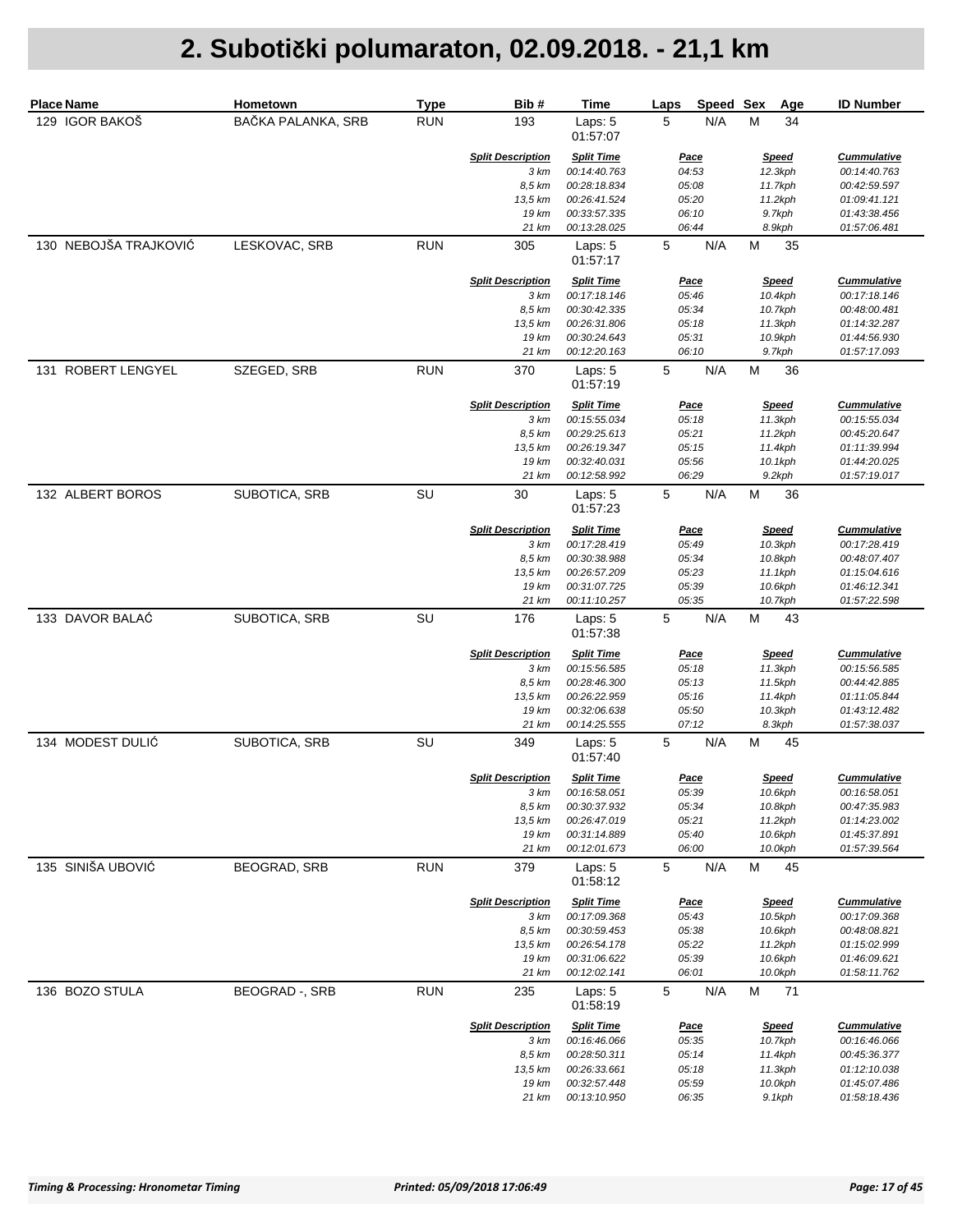# 2. Subotički polumaraton, 02.09.2018. - 21,1 km

| Place | Name | Hometown | Type | Bib # | Time | Laps | Speed | Sex | Age | ID Number |
|---|---|---|---|---|---|---|---|---|---|---|
| 129 | IGOR BAKOŠ | BAČKA PALANKA, SRB | RUN | 193 | Laps: 5 01:57:07 | 5 | N/A | M | 34 | |

| Split Description | Split Time | Pace | Speed | Cummulative |
|---|---|---|---|---|
| 3 km | 00:14:40.763 | 04:53 | 12.3kph | 00:14:40.763 |
| 8,5 km | 00:28:18.834 | 05:08 | 11.7kph | 00:42:59.597 |
| 13,5 km | 00:26:41.524 | 05:20 | 11.2kph | 01:09:41.121 |
| 19 km | 00:33:57.335 | 06:10 | 9.7kph | 01:43:38.456 |
| 21 km | 00:13:28.025 | 06:44 | 8.9kph | 01:57:06.481 |

| Place | Name | Hometown | Type | Bib # | Time | Laps | Speed | Sex | Age | ID Number |
|---|---|---|---|---|---|---|---|---|---|---|
| 130 | NEBOJŠA TRAJKOVIĆ | LESKOVAC, SRB | RUN | 305 | Laps: 5 01:57:17 | 5 | N/A | M | 35 | |

| Split Description | Split Time | Pace | Speed | Cummulative |
|---|---|---|---|---|
| 3 km | 00:17:18.146 | 05:46 | 10.4kph | 00:17:18.146 |
| 8,5 km | 00:30:42.335 | 05:34 | 10.7kph | 00:48:00.481 |
| 13,5 km | 00:26:31.806 | 05:18 | 11.3kph | 01:14:32.287 |
| 19 km | 00:30:24.643 | 05:31 | 10.9kph | 01:44:56.930 |
| 21 km | 00:12:20.163 | 06:10 | 9.7kph | 01:57:17.093 |

| Place | Name | Hometown | Type | Bib # | Time | Laps | Speed | Sex | Age | ID Number |
|---|---|---|---|---|---|---|---|---|---|---|
| 131 | ROBERT LENGYEL | SZEGED, SRB | RUN | 370 | Laps: 5 01:57:19 | 5 | N/A | M | 36 | |

| Split Description | Split Time | Pace | Speed | Cummulative |
|---|---|---|---|---|
| 3 km | 00:15:55.034 | 05:18 | 11.3kph | 00:15:55.034 |
| 8,5 km | 00:29:25.613 | 05:21 | 11.2kph | 00:45:20.647 |
| 13,5 km | 00:26:19.347 | 05:15 | 11.4kph | 01:11:39.994 |
| 19 km | 00:32:40.031 | 05:56 | 10.1kph | 01:44:20.025 |
| 21 km | 00:12:58.992 | 06:29 | 9.2kph | 01:57:19.017 |

| Place | Name | Hometown | Type | Bib # | Time | Laps | Speed | Sex | Age | ID Number |
|---|---|---|---|---|---|---|---|---|---|---|
| 132 | ALBERT BOROS | SUBOTICA, SRB | SU | 30 | Laps: 5 01:57:23 | 5 | N/A | M | 36 | |

| Split Description | Split Time | Pace | Speed | Cummulative |
|---|---|---|---|---|
| 3 km | 00:17:28.419 | 05:49 | 10.3kph | 00:17:28.419 |
| 8,5 km | 00:30:38.988 | 05:34 | 10.8kph | 00:48:07.407 |
| 13,5 km | 00:26:57.209 | 05:23 | 11.1kph | 01:15:04.616 |
| 19 km | 00:31:07.725 | 05:39 | 10.6kph | 01:46:12.341 |
| 21 km | 00:11:10.257 | 05:35 | 10.7kph | 01:57:22.598 |

| Place | Name | Hometown | Type | Bib # | Time | Laps | Speed | Sex | Age | ID Number |
|---|---|---|---|---|---|---|---|---|---|---|
| 133 | DAVOR BALAĆ | SUBOTICA, SRB | SU | 176 | Laps: 5 01:57:38 | 5 | N/A | M | 43 | |

| Split Description | Split Time | Pace | Speed | Cummulative |
|---|---|---|---|---|
| 3 km | 00:15:56.585 | 05:18 | 11.3kph | 00:15:56.585 |
| 8,5 km | 00:28:46.300 | 05:13 | 11.5kph | 00:44:42.885 |
| 13,5 km | 00:26:22.959 | 05:16 | 11.4kph | 01:11:05.844 |
| 19 km | 00:32:06.638 | 05:50 | 10.3kph | 01:43:12.482 |
| 21 km | 00:14:25.555 | 07:12 | 8.3kph | 01:57:38.037 |

| Place | Name | Hometown | Type | Bib # | Time | Laps | Speed | Sex | Age | ID Number |
|---|---|---|---|---|---|---|---|---|---|---|
| 134 | MODEST DULIĆ | SUBOTICA, SRB | SU | 349 | Laps: 5 01:57:40 | 5 | N/A | M | 45 | |

| Split Description | Split Time | Pace | Speed | Cummulative |
|---|---|---|---|---|
| 3 km | 00:16:58.051 | 05:39 | 10.6kph | 00:16:58.051 |
| 8,5 km | 00:30:37.932 | 05:34 | 10.8kph | 00:47:35.983 |
| 13,5 km | 00:26:47.019 | 05:21 | 11.2kph | 01:14:23.002 |
| 19 km | 00:31:14.889 | 05:40 | 10.6kph | 01:45:37.891 |
| 21 km | 00:12:01.673 | 06:00 | 10.0kph | 01:57:39.564 |

| Place | Name | Hometown | Type | Bib # | Time | Laps | Speed | Sex | Age | ID Number |
|---|---|---|---|---|---|---|---|---|---|---|
| 135 | SINIŠA UBOVIĆ | BEOGRAD, SRB | RUN | 379 | Laps: 5 01:58:12 | 5 | N/A | M | 45 | |

| Split Description | Split Time | Pace | Speed | Cummulative |
|---|---|---|---|---|
| 3 km | 00:17:09.368 | 05:43 | 10.5kph | 00:17:09.368 |
| 8,5 km | 00:30:59.453 | 05:38 | 10.6kph | 00:48:08.821 |
| 13,5 km | 00:26:54.178 | 05:22 | 11.2kph | 01:15:02.999 |
| 19 km | 00:31:06.622 | 05:39 | 10.6kph | 01:46:09.621 |
| 21 km | 00:12:02.141 | 06:01 | 10.0kph | 01:58:11.762 |

| Place | Name | Hometown | Type | Bib # | Time | Laps | Speed | Sex | Age | ID Number |
|---|---|---|---|---|---|---|---|---|---|---|
| 136 | BOZO STULA | BEOGRAD -, SRB | RUN | 235 | Laps: 5 01:58:19 | 5 | N/A | M | 71 | |

| Split Description | Split Time | Pace | Speed | Cummulative |
|---|---|---|---|---|
| 3 km | 00:16:46.066 | 05:35 | 10.7kph | 00:16:46.066 |
| 8,5 km | 00:28:50.311 | 05:14 | 11.4kph | 00:45:36.377 |
| 13,5 km | 00:26:33.661 | 05:18 | 11.3kph | 01:12:10.038 |
| 19 km | 00:32:57.448 | 05:59 | 10.0kph | 01:45:07.486 |
| 21 km | 00:13:10.950 | 06:35 | 9.1kph | 01:58:18.436 |

*Timing & Processing: Hronometar Timing* *Printed: 05/09/2018 17:06:49*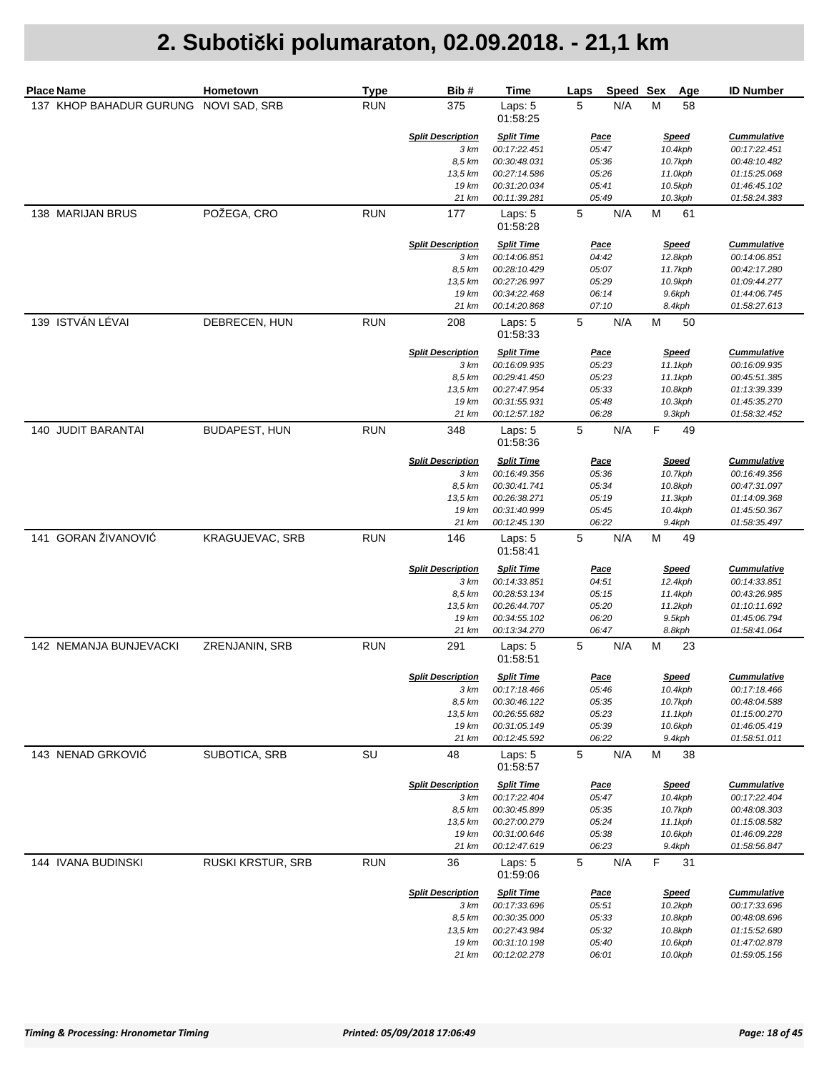# 2. Subotički polumaraton, 02.09.2018. - 21,1 km

| Place | Name | Hometown | Type | Bib # | Time | Laps | Speed | Sex | Age | ID Number |
|---|---|---|---|---|---|---|---|---|---|---|
| 137 | KHOP BAHADUR GURUNG | NOVI SAD, SRB | RUN | 375 | Laps: 5 01:58:25 | 5 | N/A | M | 58 | |

| Split Description | Split Time | Pace | Speed | Cummulative |
|---|---|---|---|---|
| 3 km | 00:17:22.451 | 05:47 | 10.4kph | 00:17:22.451 |
| 8,5 km | 00:30:48.031 | 05:36 | 10.7kph | 00:48:10.482 |
| 13,5 km | 00:27:14.586 | 05:26 | 11.0kph | 01:15:25.068 |
| 19 km | 00:31:20.034 | 05:41 | 10.5kph | 01:46:45.102 |
| 21 km | 00:11:39.281 | 05:49 | 10.3kph | 01:58:24.383 |

| Place | Name | Hometown | Type | Bib # | Time | Laps | Speed | Sex | Age | ID Number |
|---|---|---|---|---|---|---|---|---|---|---|
| 138 | MARIJAN BRUS | POŽEGA, CRO | RUN | 177 | Laps: 5 01:58:28 | 5 | N/A | M | 61 | |

| Split Description | Split Time | Pace | Speed | Cummulative |
|---|---|---|---|---|
| 3 km | 00:14:06.851 | 04:42 | 12.8kph | 00:14:06.851 |
| 8,5 km | 00:28:10.429 | 05:07 | 11.7kph | 00:42:17.280 |
| 13,5 km | 00:27:26.997 | 05:29 | 10.9kph | 01:09:44.277 |
| 19 km | 00:34:22.468 | 06:14 | 9.6kph | 01:44:06.745 |
| 21 km | 00:14:20.868 | 07:10 | 8.4kph | 01:58:27.613 |

| Place | Name | Hometown | Type | Bib # | Time | Laps | Speed | Sex | Age | ID Number |
|---|---|---|---|---|---|---|---|---|---|---|
| 139 | ISTVÁN LÉVAI | DEBRECEN, HUN | RUN | 208 | Laps: 5 01:58:33 | 5 | N/A | M | 50 | |

| Split Description | Split Time | Pace | Speed | Cummulative |
|---|---|---|---|---|
| 3 km | 00:16:09.935 | 05:23 | 11.1kph | 00:16:09.935 |
| 8,5 km | 00:29:41.450 | 05:23 | 11.1kph | 00:45:51.385 |
| 13,5 km | 00:27:47.954 | 05:33 | 10.8kph | 01:13:39.339 |
| 19 km | 00:31:55.931 | 05:48 | 10.3kph | 01:45:35.270 |
| 21 km | 00:12:57.182 | 06:28 | 9.3kph | 01:58:32.452 |

| Place | Name | Hometown | Type | Bib # | Time | Laps | Speed | Sex | Age | ID Number |
|---|---|---|---|---|---|---|---|---|---|---|
| 140 | JUDIT BARANTAI | BUDAPEST, HUN | RUN | 348 | Laps: 5 01:58:36 | 5 | N/A | F | 49 | |

| Split Description | Split Time | Pace | Speed | Cummulative |
|---|---|---|---|---|
| 3 km | 00:16:49.356 | 05:36 | 10.7kph | 00:16:49.356 |
| 8,5 km | 00:30:41.741 | 05:34 | 10.8kph | 00:47:31.097 |
| 13,5 km | 00:26:38.271 | 05:19 | 11.3kph | 01:14:09.368 |
| 19 km | 00:31:40.999 | 05:45 | 10.4kph | 01:45:50.367 |
| 21 km | 00:12:45.130 | 06:22 | 9.4kph | 01:58:35.497 |

| Place | Name | Hometown | Type | Bib # | Time | Laps | Speed | Sex | Age | ID Number |
|---|---|---|---|---|---|---|---|---|---|---|
| 141 | GORAN ŽIVANOVIĆ | KRAGUJEVAC, SRB | RUN | 146 | Laps: 5 01:58:41 | 5 | N/A | M | 49 | |

| Split Description | Split Time | Pace | Speed | Cummulative |
|---|---|---|---|---|
| 3 km | 00:14:33.851 | 04:51 | 12.4kph | 00:14:33.851 |
| 8,5 km | 00:28:53.134 | 05:15 | 11.4kph | 00:43:26.985 |
| 13,5 km | 00:26:44.707 | 05:20 | 11.2kph | 01:10:11.692 |
| 19 km | 00:34:55.102 | 06:20 | 9.5kph | 01:45:06.794 |
| 21 km | 00:13:34.270 | 06:47 | 8.8kph | 01:58:41.064 |

| Place | Name | Hometown | Type | Bib # | Time | Laps | Speed | Sex | Age | ID Number |
|---|---|---|---|---|---|---|---|---|---|---|
| 142 | NEMANJA BUNJEVACKI | ZRENJANIN, SRB | RUN | 291 | Laps: 5 01:58:51 | 5 | N/A | M | 23 | |

| Split Description | Split Time | Pace | Speed | Cummulative |
|---|---|---|---|---|
| 3 km | 00:17:18.466 | 05:46 | 10.4kph | 00:17:18.466 |
| 8,5 km | 00:30:46.122 | 05:35 | 10.7kph | 00:48:04.588 |
| 13,5 km | 00:26:55.682 | 05:23 | 11.1kph | 01:15:00.270 |
| 19 km | 00:31:05.149 | 05:39 | 10.6kph | 01:46:05.419 |
| 21 km | 00:12:45.592 | 06:22 | 9.4kph | 01:58:51.011 |

| Place | Name | Hometown | Type | Bib # | Time | Laps | Speed | Sex | Age | ID Number |
|---|---|---|---|---|---|---|---|---|---|---|
| 143 | NENAD GRKOVIĆ | SUBOTICA, SRB | SU | 48 | Laps: 5 01:58:57 | 5 | N/A | M | 38 | |

| Split Description | Split Time | Pace | Speed | Cummulative |
|---|---|---|---|---|
| 3 km | 00:17:22.404 | 05:47 | 10.4kph | 00:17:22.404 |
| 8,5 km | 00:30:45.899 | 05:35 | 10.7kph | 00:48:08.303 |
| 13,5 km | 00:27:00.279 | 05:24 | 11.1kph | 01:15:08.582 |
| 19 km | 00:31:00.646 | 05:38 | 10.6kph | 01:46:09.228 |
| 21 km | 00:12:47.619 | 06:23 | 9.4kph | 01:58:56.847 |

| Place | Name | Hometown | Type | Bib # | Time | Laps | Speed | Sex | Age | ID Number |
|---|---|---|---|---|---|---|---|---|---|---|
| 144 | IVANA BUDINSKI | RUSKI KRSTUR, SRB | RUN | 36 | Laps: 5 01:59:06 | 5 | N/A | F | 31 | |

| Split Description | Split Time | Pace | Speed | Cummulative |
|---|---|---|---|---|
| 3 km | 00:17:33.696 | 05:51 | 10.2kph | 00:17:33.696 |
| 8,5 km | 00:30:35.000 | 05:33 | 10.8kph | 00:48:08.696 |
| 13,5 km | 00:27:43.984 | 05:32 | 10.8kph | 01:15:52.680 |
| 19 km | 00:31:10.198 | 05:40 | 10.6kph | 01:47:02.878 |
| 21 km | 00:12:02.278 | 06:01 | 10.0kph | 01:59:05.156 |

*Timing & Processing: Hronometar Timing* *Printed: 05/09/2018 17:06:49*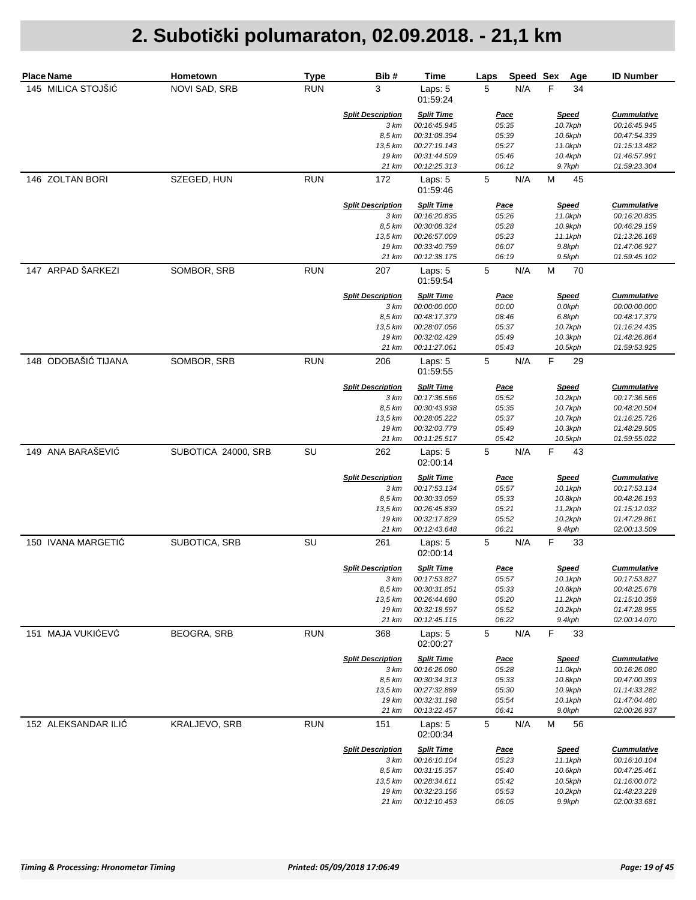# 2. Subotički polumaraton, 02.09.2018. - 21,1 km

| Place | Name | Hometown | Type | Bib # | Time | Laps | Speed | Sex | Age | ID Number |
|---|---|---|---|---|---|---|---|---|---|---|
| 145 | MILICA STOJŠIĆ | NOVI SAD, SRB | RUN | 3 | Laps: 5 01:59:24 | 5 | N/A | F | 34 | |

| Split Description | Split Time | Pace | Speed | Cummulative |
|---|---|---|---|---|
| 3 km | 00:16:45.945 | 05:35 | 10.7kph | 00:16:45.945 |
| 8,5 km | 00:31:08.394 | 05:39 | 10.6kph | 00:47:54.339 |
| 13,5 km | 00:27:19.143 | 05:27 | 11.0kph | 01:15:13.482 |
| 19 km | 00:31:44.509 | 05:46 | 10.4kph | 01:46:57.991 |
| 21 km | 00:12:25.313 | 06:12 | 9.7kph | 01:59:23.304 |

| Place | Name | Hometown | Type | Bib # | Time | Laps | Speed | Sex | Age | ID Number |
|---|---|---|---|---|---|---|---|---|---|---|
| 146 | ZOLTAN BORI | SZEGED, HUN | RUN | 172 | Laps: 5 01:59:46 | 5 | N/A | M | 45 | |

| Split Description | Split Time | Pace | Speed | Cummulative |
|---|---|---|---|---|
| 3 km | 00:16:20.835 | 05:26 | 11.0kph | 00:16:20.835 |
| 8,5 km | 00:30:08.324 | 05:28 | 10.9kph | 00:46:29.159 |
| 13,5 km | 00:26:57.009 | 05:23 | 11.1kph | 01:13:26.168 |
| 19 km | 00:33:40.759 | 06:07 | 9.8kph | 01:47:06.927 |
| 21 km | 00:12:38.175 | 06:19 | 9.5kph | 01:59:45.102 |

| Place | Name | Hometown | Type | Bib # | Time | Laps | Speed | Sex | Age | ID Number |
|---|---|---|---|---|---|---|---|---|---|---|
| 147 | ARPAD ŠARKEZI | SOMBOR, SRB | RUN | 207 | Laps: 5 01:59:54 | 5 | N/A | M | 70 | |

| Split Description | Split Time | Pace | Speed | Cummulative |
|---|---|---|---|---|
| 3 km | 00:00:00.000 | 00:00 | 0.0kph | 00:00:00.000 |
| 8,5 km | 00:48:17.379 | 08:46 | 6.8kph | 00:48:17.379 |
| 13,5 km | 00:28:07.056 | 05:37 | 10.7kph | 01:16:24.435 |
| 19 km | 00:32:02.429 | 05:49 | 10.3kph | 01:48:26.864 |
| 21 km | 00:11:27.061 | 05:43 | 10.5kph | 01:59:53.925 |

| Place | Name | Hometown | Type | Bib # | Time | Laps | Speed | Sex | Age | ID Number |
|---|---|---|---|---|---|---|---|---|---|---|
| 148 | ODOBAŠIĆ TIJANA | SOMBOR, SRB | RUN | 206 | Laps: 5 01:59:55 | 5 | N/A | F | 29 | |

| Split Description | Split Time | Pace | Speed | Cummulative |
|---|---|---|---|---|
| 3 km | 00:17:36.566 | 05:52 | 10.2kph | 00:17:36.566 |
| 8,5 km | 00:30:43.938 | 05:35 | 10.7kph | 00:48:20.504 |
| 13,5 km | 00:28:05.222 | 05:37 | 10.7kph | 01:16:25.726 |
| 19 km | 00:32:03.779 | 05:49 | 10.3kph | 01:48:29.505 |
| 21 km | 00:11:25.517 | 05:42 | 10.5kph | 01:59:55.022 |

| Place | Name | Hometown | Type | Bib # | Time | Laps | Speed | Sex | Age | ID Number |
|---|---|---|---|---|---|---|---|---|---|---|
| 149 | ANA BARAŠEVIĆ | SUBOTICA 24000, SRB | SU | 262 | Laps: 5 02:00:14 | 5 | N/A | F | 43 | |

| Split Description | Split Time | Pace | Speed | Cummulative |
|---|---|---|---|---|
| 3 km | 00:17:53.134 | 05:57 | 10.1kph | 00:17:53.134 |
| 8,5 km | 00:30:33.059 | 05:33 | 10.8kph | 00:48:26.193 |
| 13,5 km | 00:26:45.839 | 05:21 | 11.2kph | 01:15:12.032 |
| 19 km | 00:32:17.829 | 05:52 | 10.2kph | 01:47:29.861 |
| 21 km | 00:12:43.648 | 06:21 | 9.4kph | 02:00:13.509 |

| Place | Name | Hometown | Type | Bib # | Time | Laps | Speed | Sex | Age | ID Number |
|---|---|---|---|---|---|---|---|---|---|---|
| 150 | IVANA MARGETIĆ | SUBOTICA, SRB | SU | 261 | Laps: 5 02:00:14 | 5 | N/A | F | 33 | |

| Split Description | Split Time | Pace | Speed | Cummulative |
|---|---|---|---|---|
| 3 km | 00:17:53.827 | 05:57 | 10.1kph | 00:17:53.827 |
| 8,5 km | 00:30:31.851 | 05:33 | 10.8kph | 00:48:25.678 |
| 13,5 km | 00:26:44.680 | 05:20 | 11.2kph | 01:15:10.358 |
| 19 km | 00:32:18.597 | 05:52 | 10.2kph | 01:47:28.955 |
| 21 km | 00:12:45.115 | 06:22 | 9.4kph | 02:00:14.070 |

| Place | Name | Hometown | Type | Bib # | Time | Laps | Speed | Sex | Age | ID Number |
|---|---|---|---|---|---|---|---|---|---|---|
| 151 | MAJA VUKIĆEVĆ | BEOGRA, SRB | RUN | 368 | Laps: 5 02:00:27 | 5 | N/A | F | 33 | |

| Split Description | Split Time | Pace | Speed | Cummulative |
|---|---|---|---|---|
| 3 km | 00:16:26.080 | 05:28 | 11.0kph | 00:16:26.080 |
| 8,5 km | 00:30:34.313 | 05:33 | 10.8kph | 00:47:00.393 |
| 13,5 km | 00:27:32.889 | 05:30 | 10.9kph | 01:14:33.282 |
| 19 km | 00:32:31.198 | 05:54 | 10.1kph | 01:47:04.480 |
| 21 km | 00:13:22.457 | 06:41 | 9.0kph | 02:00:26.937 |

| Place | Name | Hometown | Type | Bib # | Time | Laps | Speed | Sex | Age | ID Number |
|---|---|---|---|---|---|---|---|---|---|---|
| 152 | ALEKSANDAR ILIĆ | KRALJEVO, SRB | RUN | 151 | Laps: 5 02:00:34 | 5 | N/A | M | 56 | |

| Split Description | Split Time | Pace | Speed | Cummulative |
|---|---|---|---|---|
| 3 km | 00:16:10.104 | 05:23 | 11.1kph | 00:16:10.104 |
| 8,5 km | 00:31:15.357 | 05:40 | 10.6kph | 00:47:25.461 |
| 13,5 km | 00:28:34.611 | 05:42 | 10.5kph | 01:16:00.072 |
| 19 km | 00:32:23.156 | 05:53 | 10.2kph | 01:48:23.228 |
| 21 km | 00:12:10.453 | 06:05 | 9.9kph | 02:00:33.681 |

*Timing & Processing: Hronometar Timing* *Printed: 05/09/2018 17:06:49*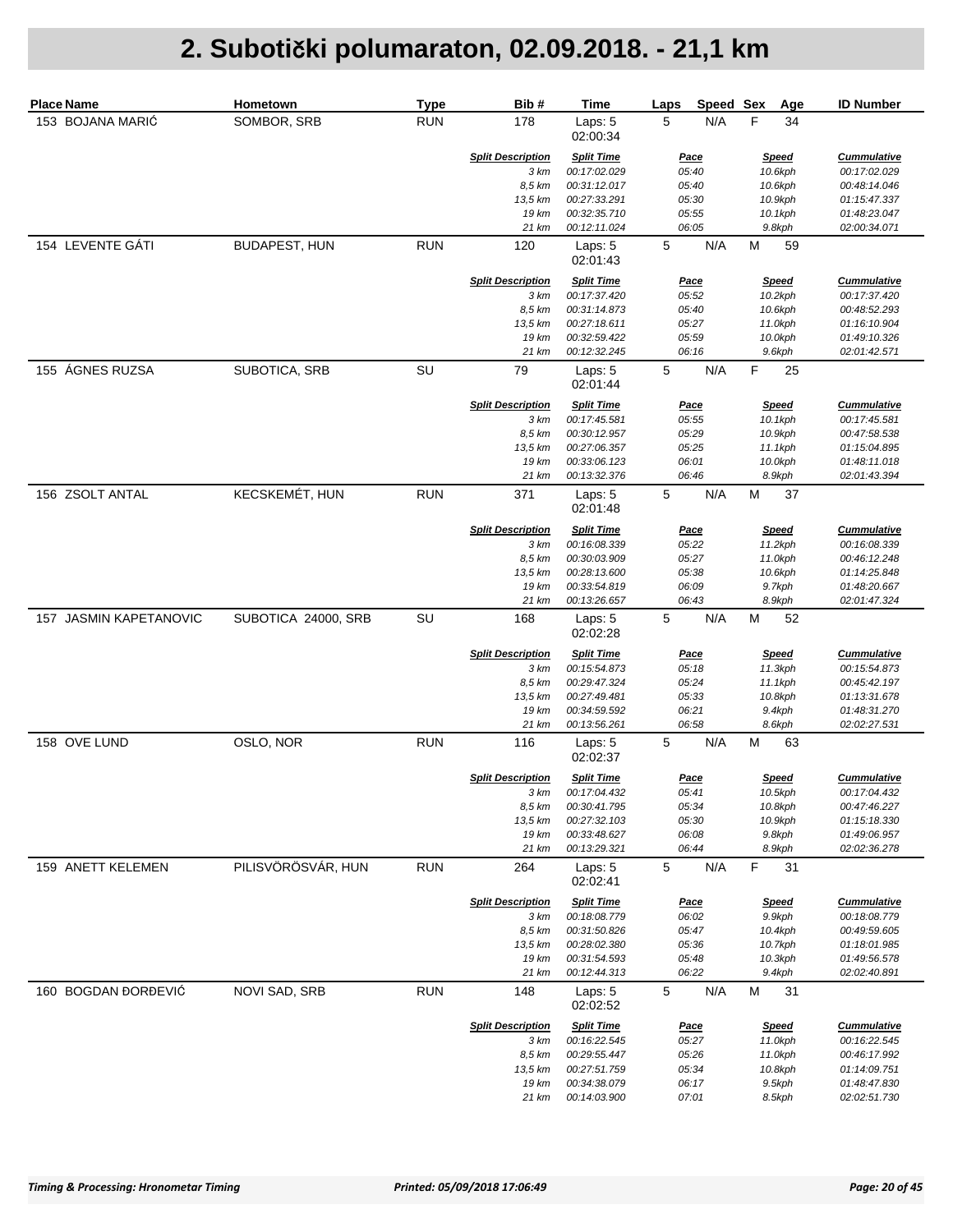# 2. Subotički polumaraton, 02.09.2018. - 21,1 km

| Place | Name | Hometown | Type | Bib # | Time | Laps | Speed | Sex | Age | ID Number |
|---|---|---|---|---|---|---|---|---|---|---|
| 153 | BOJANA MARIĆ | SOMBOR, SRB | RUN | 178 | Laps: 5 02:00:34 | 5 | N/A | F | 34 | |

| Split Description | Split Time | Pace | Speed | Cummulative |
|---|---|---|---|---|
| 3 km | 00:17:02.029 | 05:40 | 10.6kph | 00:17:02.029 |
| 8,5 km | 00:31:12.017 | 05:40 | 10.6kph | 00:48:14.046 |
| 13,5 km | 00:27:33.291 | 05:30 | 10.9kph | 01:15:47.337 |
| 19 km | 00:32:35.710 | 05:55 | 10.1kph | 01:48:23.047 |
| 21 km | 00:12:11.024 | 06:05 | 9.8kph | 02:00:34.071 |

| Place | Name | Hometown | Type | Bib # | Time | Laps | Speed | Sex | Age | ID Number |
|---|---|---|---|---|---|---|---|---|---|---|
| 154 | LEVENTE GÁTI | BUDAPEST, HUN | RUN | 120 | Laps: 5 02:01:43 | 5 | N/A | M | 59 | |

| Split Description | Split Time | Pace | Speed | Cummulative |
|---|---|---|---|---|
| 3 km | 00:17:37.420 | 05:52 | 10.2kph | 00:17:37.420 |
| 8,5 km | 00:31:14.873 | 05:40 | 10.6kph | 00:48:52.293 |
| 13,5 km | 00:27:18.611 | 05:27 | 11.0kph | 01:16:10.904 |
| 19 km | 00:32:59.422 | 05:59 | 10.0kph | 01:49:10.326 |
| 21 km | 00:12:32.245 | 06:16 | 9.6kph | 02:01:42.571 |

| Place | Name | Hometown | Type | Bib # | Time | Laps | Speed | Sex | Age | ID Number |
|---|---|---|---|---|---|---|---|---|---|---|
| 155 | ÁGNES RUZSA | SUBOTICA, SRB | SU | 79 | Laps: 5 02:01:44 | 5 | N/A | F | 25 | |

| Split Description | Split Time | Pace | Speed | Cummulative |
|---|---|---|---|---|
| 3 km | 00:17:45.581 | 05:55 | 10.1kph | 00:17:45.581 |
| 8,5 km | 00:30:12.957 | 05:29 | 10.9kph | 00:47:58.538 |
| 13,5 km | 00:27:06.357 | 05:25 | 11.1kph | 01:15:04.895 |
| 19 km | 00:33:06.123 | 06:01 | 10.0kph | 01:48:11.018 |
| 21 km | 00:13:32.376 | 06:46 | 8.9kph | 02:01:43.394 |

| Place | Name | Hometown | Type | Bib # | Time | Laps | Speed | Sex | Age | ID Number |
|---|---|---|---|---|---|---|---|---|---|---|
| 156 | ZSOLT ANTAL | KECSKEMÉT, HUN | RUN | 371 | Laps: 5 02:01:48 | 5 | N/A | M | 37 | |

| Split Description | Split Time | Pace | Speed | Cummulative |
|---|---|---|---|---|
| 3 km | 00:16:08.339 | 05:22 | 11.2kph | 00:16:08.339 |
| 8,5 km | 00:30:03.909 | 05:27 | 11.0kph | 00:46:12.248 |
| 13,5 km | 00:28:13.600 | 05:38 | 10.6kph | 01:14:25.848 |
| 19 km | 00:33:54.819 | 06:09 | 9.7kph | 01:48:20.667 |
| 21 km | 00:13:26.657 | 06:43 | 8.9kph | 02:01:47.324 |

| Place | Name | Hometown | Type | Bib # | Time | Laps | Speed | Sex | Age | ID Number |
|---|---|---|---|---|---|---|---|---|---|---|
| 157 | JASMIN KAPETANOVIC | SUBOTICA 24000, SRB | SU | 168 | Laps: 5 02:02:28 | 5 | N/A | M | 52 | |

| Split Description | Split Time | Pace | Speed | Cummulative |
|---|---|---|---|---|
| 3 km | 00:15:54.873 | 05:18 | 11.3kph | 00:15:54.873 |
| 8,5 km | 00:29:47.324 | 05:24 | 11.1kph | 00:45:42.197 |
| 13,5 km | 00:27:49.481 | 05:33 | 10.8kph | 01:13:31.678 |
| 19 km | 00:34:59.592 | 06:21 | 9.4kph | 01:48:31.270 |
| 21 km | 00:13:56.261 | 06:58 | 8.6kph | 02:02:27.531 |

| Place | Name | Hometown | Type | Bib # | Time | Laps | Speed | Sex | Age | ID Number |
|---|---|---|---|---|---|---|---|---|---|---|
| 158 | OVE LUND | OSLO, NOR | RUN | 116 | Laps: 5 02:02:37 | 5 | N/A | M | 63 | |

| Split Description | Split Time | Pace | Speed | Cummulative |
|---|---|---|---|---|
| 3 km | 00:17:04.432 | 05:41 | 10.5kph | 00:17:04.432 |
| 8,5 km | 00:30:41.795 | 05:34 | 10.8kph | 00:47:46.227 |
| 13,5 km | 00:27:32.103 | 05:30 | 10.9kph | 01:15:18.330 |
| 19 km | 00:33:48.627 | 06:08 | 9.8kph | 01:49:06.957 |
| 21 km | 00:13:29.321 | 06:44 | 8.9kph | 02:02:36.278 |

| Place | Name | Hometown | Type | Bib # | Time | Laps | Speed | Sex | Age | ID Number |
|---|---|---|---|---|---|---|---|---|---|---|
| 159 | ANETT KELEMEN | PILISVÖRÖSVÁR, HUN | RUN | 264 | Laps: 5 02:02:41 | 5 | N/A | F | 31 | |

| Split Description | Split Time | Pace | Speed | Cummulative |
|---|---|---|---|---|
| 3 km | 00:18:08.779 | 06:02 | 9.9kph | 00:18:08.779 |
| 8,5 km | 00:31:50.826 | 05:47 | 10.4kph | 00:49:59.605 |
| 13,5 km | 00:28:02.380 | 05:36 | 10.7kph | 01:18:01.985 |
| 19 km | 00:31:54.593 | 05:48 | 10.3kph | 01:49:56.578 |
| 21 km | 00:12:44.313 | 06:22 | 9.4kph | 02:02:40.891 |

| Place | Name | Hometown | Type | Bib # | Time | Laps | Speed | Sex | Age | ID Number |
|---|---|---|---|---|---|---|---|---|---|---|
| 160 | BOGDAN ĐORĐEVIĆ | NOVI SAD, SRB | RUN | 148 | Laps: 5 02:02:52 | 5 | N/A | M | 31 | |

| Split Description | Split Time | Pace | Speed | Cummulative |
|---|---|---|---|---|
| 3 km | 00:16:22.545 | 05:27 | 11.0kph | 00:16:22.545 |
| 8,5 km | 00:29:55.447 | 05:26 | 11.0kph | 00:46:17.992 |
| 13,5 km | 00:27:51.759 | 05:34 | 10.8kph | 01:14:09.751 |
| 19 km | 00:34:38.079 | 06:17 | 9.5kph | 01:48:47.830 |
| 21 km | 00:14:03.900 | 07:01 | 8.5kph | 02:02:51.730 |

*Timing & Processing: Hronometar Timing* *Printed: 05/09/2018 17:06:49*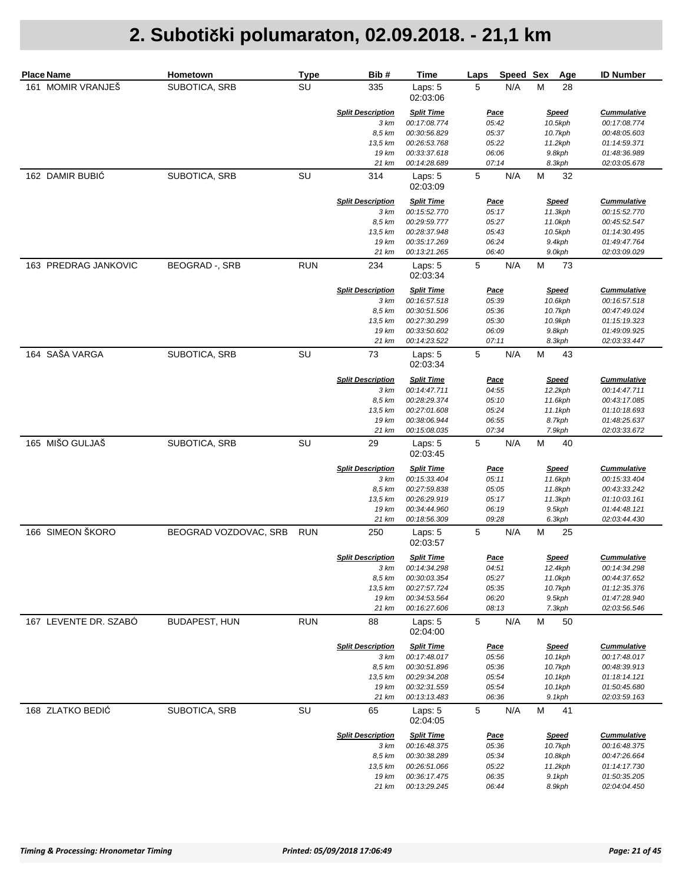# 2. Subotički polumaraton, 02.09.2018. - 21,1 km

| Place | Name | Hometown | Type | Bib # | Time | Laps | Speed | Sex | Age | ID Number |
|---|---|---|---|---|---|---|---|---|---|---|
| 161 | MOMIR VRANJEŠ | SUBOTICA, SRB | SU | 335 | Laps: 5 02:03:06 | 5 | N/A | M | 28 | |

| Split Description | Split Time | Pace | Speed | Cummulative |
|---|---|---|---|---|
| 3 km | 00:17:08.774 | 05:42 | 10.5kph | 00:17:08.774 |
| 8,5 km | 00:30:56.829 | 05:37 | 10.7kph | 00:48:05.603 |
| 13,5 km | 00:26:53.768 | 05:22 | 11.2kph | 01:14:59.371 |
| 19 km | 00:33:37.618 | 06:06 | 9.8kph | 01:48:36.989 |
| 21 km | 00:14:28.689 | 07:14 | 8.3kph | 02:03:05.678 |

| Place | Name | Hometown | Type | Bib # | Time | Laps | Speed | Sex | Age | ID Number |
|---|---|---|---|---|---|---|---|---|---|---|
| 162 | DAMIR BUBIĆ | SUBOTICA, SRB | SU | 314 | Laps: 5 02:03:09 | 5 | N/A | M | 32 | |

| Split Description | Split Time | Pace | Speed | Cummulative |
|---|---|---|---|---|
| 3 km | 00:15:52.770 | 05:17 | 11.3kph | 00:15:52.770 |
| 8,5 km | 00:29:59.777 | 05:27 | 11.0kph | 00:45:52.547 |
| 13,5 km | 00:28:37.948 | 05:43 | 10.5kph | 01:14:30.495 |
| 19 km | 00:35:17.269 | 06:24 | 9.4kph | 01:49:47.764 |
| 21 km | 00:13:21.265 | 06:40 | 9.0kph | 02:03:09.029 |

| Place | Name | Hometown | Type | Bib # | Time | Laps | Speed | Sex | Age | ID Number |
|---|---|---|---|---|---|---|---|---|---|---|
| 163 | PREDRAG JANKOVIC | BEOGRAD -, SRB | RUN | 234 | Laps: 5 02:03:34 | 5 | N/A | M | 73 | |

| Split Description | Split Time | Pace | Speed | Cummulative |
|---|---|---|---|---|
| 3 km | 00:16:57.518 | 05:39 | 10.6kph | 00:16:57.518 |
| 8,5 km | 00:30:51.506 | 05:36 | 10.7kph | 00:47:49.024 |
| 13,5 km | 00:27:30.299 | 05:30 | 10.9kph | 01:15:19.323 |
| 19 km | 00:33:50.602 | 06:09 | 9.8kph | 01:49:09.925 |
| 21 km | 00:14:23.522 | 07:11 | 8.3kph | 02:03:33.447 |

| Place | Name | Hometown | Type | Bib # | Time | Laps | Speed | Sex | Age | ID Number |
|---|---|---|---|---|---|---|---|---|---|---|
| 164 | SAŠA VARGA | SUBOTICA, SRB | SU | 73 | Laps: 5 02:03:34 | 5 | N/A | M | 43 | |

| Split Description | Split Time | Pace | Speed | Cummulative |
|---|---|---|---|---|
| 3 km | 00:14:47.711 | 04:55 | 12.2kph | 00:14:47.711 |
| 8,5 km | 00:28:29.374 | 05:10 | 11.6kph | 00:43:17.085 |
| 13,5 km | 00:27:01.608 | 05:24 | 11.1kph | 01:10:18.693 |
| 19 km | 00:38:06.944 | 06:55 | 8.7kph | 01:48:25.637 |
| 21 km | 00:15:08.035 | 07:34 | 7.9kph | 02:03:33.672 |

| Place | Name | Hometown | Type | Bib # | Time | Laps | Speed | Sex | Age | ID Number |
|---|---|---|---|---|---|---|---|---|---|---|
| 165 | MIŠO GULJAŠ | SUBOTICA, SRB | SU | 29 | Laps: 5 02:03:45 | 5 | N/A | M | 40 | |

| Split Description | Split Time | Pace | Speed | Cummulative |
|---|---|---|---|---|
| 3 km | 00:15:33.404 | 05:11 | 11.6kph | 00:15:33.404 |
| 8,5 km | 00:27:59.838 | 05:05 | 11.8kph | 00:43:33.242 |
| 13,5 km | 00:26:29.919 | 05:17 | 11.3kph | 01:10:03.161 |
| 19 km | 00:34:44.960 | 06:19 | 9.5kph | 01:44:48.121 |
| 21 km | 00:18:56.309 | 09:28 | 6.3kph | 02:03:44.430 |

| Place | Name | Hometown | Type | Bib # | Time | Laps | Speed | Sex | Age | ID Number |
|---|---|---|---|---|---|---|---|---|---|---|
| 166 | SIMEON ŠKORO | BEOGRAD VOZDOVAC, SRB | RUN | 250 | Laps: 5 02:03:57 | 5 | N/A | M | 25 | |

| Split Description | Split Time | Pace | Speed | Cummulative |
|---|---|---|---|---|
| 3 km | 00:14:34.298 | 04:51 | 12.4kph | 00:14:34.298 |
| 8,5 km | 00:30:03.354 | 05:27 | 11.0kph | 00:44:37.652 |
| 13,5 km | 00:27:57.724 | 05:35 | 10.7kph | 01:12:35.376 |
| 19 km | 00:34:53.564 | 06:20 | 9.5kph | 01:47:28.940 |
| 21 km | 00:16:27.606 | 08:13 | 7.3kph | 02:03:56.546 |

| Place | Name | Hometown | Type | Bib # | Time | Laps | Speed | Sex | Age | ID Number |
|---|---|---|---|---|---|---|---|---|---|---|
| 167 | LEVENTE DR. SZABÓ | BUDAPEST, HUN | RUN | 88 | Laps: 5 02:04:00 | 5 | N/A | M | 50 | |

| Split Description | Split Time | Pace | Speed | Cummulative |
|---|---|---|---|---|
| 3 km | 00:17:48.017 | 05:56 | 10.1kph | 00:17:48.017 |
| 8,5 km | 00:30:51.896 | 05:36 | 10.7kph | 00:48:39.913 |
| 13,5 km | 00:29:34.208 | 05:54 | 10.1kph | 01:18:14.121 |
| 19 km | 00:32:31.559 | 05:54 | 10.1kph | 01:50:45.680 |
| 21 km | 00:13:13.483 | 06:36 | 9.1kph | 02:03:59.163 |

| Place | Name | Hometown | Type | Bib # | Time | Laps | Speed | Sex | Age | ID Number |
|---|---|---|---|---|---|---|---|---|---|---|
| 168 | ZLATKO BEDIĆ | SUBOTICA, SRB | SU | 65 | Laps: 5 02:04:05 | 5 | N/A | M | 41 | |

| Split Description | Split Time | Pace | Speed | Cummulative |
|---|---|---|---|---|
| 3 km | 00:16:48.375 | 05:36 | 10.7kph | 00:16:48.375 |
| 8,5 km | 00:30:38.289 | 05:34 | 10.8kph | 00:47:26.664 |
| 13,5 km | 00:26:51.066 | 05:22 | 11.2kph | 01:14:17.730 |
| 19 km | 00:36:17.475 | 06:35 | 9.1kph | 01:50:35.205 |
| 21 km | 00:13:29.245 | 06:44 | 8.9kph | 02:04:04.450 |

*Timing & Processing: Hronometar Timing* *Printed: 05/09/2018 17:06:49*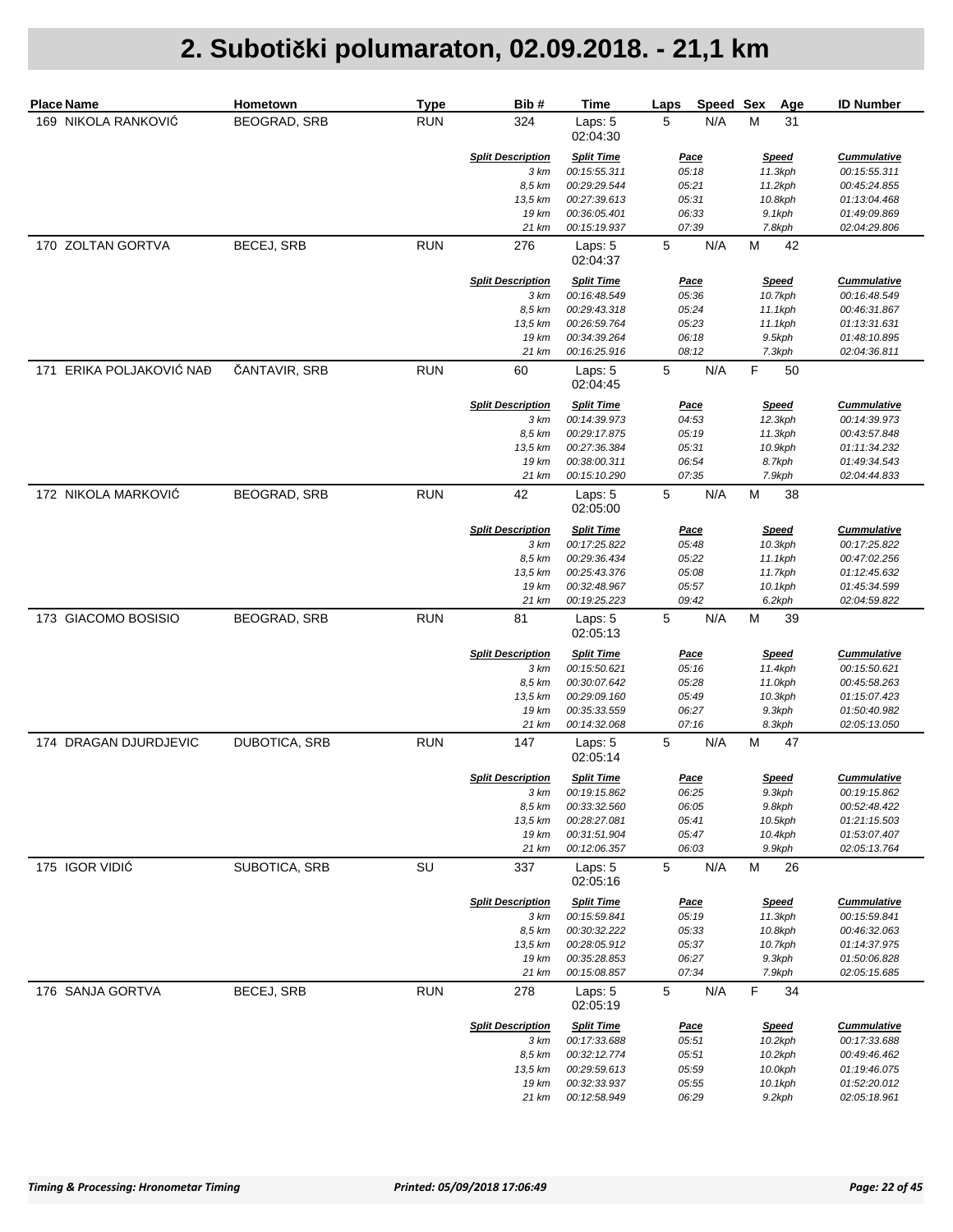# 2. Subotički polumaraton, 02.09.2018. - 21,1 km

| Place | Name | Hometown | Type | Bib # | Time | Laps | Speed | Sex | Age | ID Number |
|---|---|---|---|---|---|---|---|---|---|---|
| 169 | NIKOLA RANKOVIĆ | BEOGRAD, SRB | RUN | 324 | Laps: 5 02:04:30 | 5 | N/A | M | 31 | |

| Split Description | Split Time | Pace | Speed | Cummulative |
|---|---|---|---|---|
| 3 km | 00:15:55.311 | 05:18 | 11.3kph | 00:15:55.311 |
| 8,5 km | 00:29:29.544 | 05:21 | 11.2kph | 00:45:24.855 |
| 13,5 km | 00:27:39.613 | 05:31 | 10.8kph | 01:13:04.468 |
| 19 km | 00:36:05.401 | 06:33 | 9.1kph | 01:49:09.869 |
| 21 km | 00:15:19.937 | 07:39 | 7.8kph | 02:04:29.806 |

| Place | Name | Hometown | Type | Bib # | Time | Laps | Speed | Sex | Age | ID Number |
|---|---|---|---|---|---|---|---|---|---|---|
| 170 | ZOLTAN GORTVA | BECEJ, SRB | RUN | 276 | Laps: 5 02:04:37 | 5 | N/A | M | 42 | |

| Split Description | Split Time | Pace | Speed | Cummulative |
|---|---|---|---|---|
| 3 km | 00:16:48.549 | 05:36 | 10.7kph | 00:16:48.549 |
| 8,5 km | 00:29:43.318 | 05:24 | 11.1kph | 00:46:31.867 |
| 13,5 km | 00:26:59.764 | 05:23 | 11.1kph | 01:13:31.631 |
| 19 km | 00:34:39.264 | 06:18 | 9.5kph | 01:48:10.895 |
| 21 km | 00:16:25.916 | 08:12 | 7.3kph | 02:04:36.811 |

| Place | Name | Hometown | Type | Bib # | Time | Laps | Speed | Sex | Age | ID Number |
|---|---|---|---|---|---|---|---|---|---|---|
| 171 | ERIKA POLJAKOVIĆ NAĐ | ČANTAVIR, SRB | RUN | 60 | Laps: 5 02:04:45 | 5 | N/A | F | 50 | |

| Split Description | Split Time | Pace | Speed | Cummulative |
|---|---|---|---|---|
| 3 km | 00:14:39.973 | 04:53 | 12.3kph | 00:14:39.973 |
| 8,5 km | 00:29:17.875 | 05:19 | 11.3kph | 00:43:57.848 |
| 13,5 km | 00:27:36.384 | 05:31 | 10.9kph | 01:11:34.232 |
| 19 km | 00:38:00.311 | 06:54 | 8.7kph | 01:49:34.543 |
| 21 km | 00:15:10.290 | 07:35 | 7.9kph | 02:04:44.833 |

| Place | Name | Hometown | Type | Bib # | Time | Laps | Speed | Sex | Age | ID Number |
|---|---|---|---|---|---|---|---|---|---|---|
| 172 | NIKOLA MARKOVIĆ | BEOGRAD, SRB | RUN | 42 | Laps: 5 02:05:00 | 5 | N/A | M | 38 | |

| Split Description | Split Time | Pace | Speed | Cummulative |
|---|---|---|---|---|
| 3 km | 00:17:25.822 | 05:48 | 10.3kph | 00:17:25.822 |
| 8,5 km | 00:29:36.434 | 05:22 | 11.1kph | 00:47:02.256 |
| 13,5 km | 00:25:43.376 | 05:08 | 11.7kph | 01:12:45.632 |
| 19 km | 00:32:48.967 | 05:57 | 10.1kph | 01:45:34.599 |
| 21 km | 00:19:25.223 | 09:42 | 6.2kph | 02:04:59.822 |

| Place | Name | Hometown | Type | Bib # | Time | Laps | Speed | Sex | Age | ID Number |
|---|---|---|---|---|---|---|---|---|---|---|
| 173 | GIACOMO BOSISIO | BEOGRAD, SRB | RUN | 81 | Laps: 5 02:05:13 | 5 | N/A | M | 39 | |

| Split Description | Split Time | Pace | Speed | Cummulative |
|---|---|---|---|---|
| 3 km | 00:15:50.621 | 05:16 | 11.4kph | 00:15:50.621 |
| 8,5 km | 00:30:07.642 | 05:28 | 11.0kph | 00:45:58.263 |
| 13,5 km | 00:29:09.160 | 05:49 | 10.3kph | 01:15:07.423 |
| 19 km | 00:35:33.559 | 06:27 | 9.3kph | 01:50:40.982 |
| 21 km | 00:14:32.068 | 07:16 | 8.3kph | 02:05:13.050 |

| Place | Name | Hometown | Type | Bib # | Time | Laps | Speed | Sex | Age | ID Number |
|---|---|---|---|---|---|---|---|---|---|---|
| 174 | DRAGAN DJURDJEVIC | DUBOTICA, SRB | RUN | 147 | Laps: 5 02:05:14 | 5 | N/A | M | 47 | |

| Split Description | Split Time | Pace | Speed | Cummulative |
|---|---|---|---|---|
| 3 km | 00:19:15.862 | 06:25 | 9.3kph | 00:19:15.862 |
| 8,5 km | 00:33:32.560 | 06:05 | 9.8kph | 00:52:48.422 |
| 13,5 km | 00:28:27.081 | 05:41 | 10.5kph | 01:21:15.503 |
| 19 km | 00:31:51.904 | 05:47 | 10.4kph | 01:53:07.407 |
| 21 km | 00:12:06.357 | 06:03 | 9.9kph | 02:05:13.764 |

| Place | Name | Hometown | Type | Bib # | Time | Laps | Speed | Sex | Age | ID Number |
|---|---|---|---|---|---|---|---|---|---|---|
| 175 | IGOR VIDIĆ | SUBOTICA, SRB | SU | 337 | Laps: 5 02:05:16 | 5 | N/A | M | 26 | |

| Split Description | Split Time | Pace | Speed | Cummulative |
|---|---|---|---|---|
| 3 km | 00:15:59.841 | 05:19 | 11.3kph | 00:15:59.841 |
| 8,5 km | 00:30:32.222 | 05:33 | 10.8kph | 00:46:32.063 |
| 13,5 km | 00:28:05.912 | 05:37 | 10.7kph | 01:14:37.975 |
| 19 km | 00:35:28.853 | 06:27 | 9.3kph | 01:50:06.828 |
| 21 km | 00:15:08.857 | 07:34 | 7.9kph | 02:05:15.685 |

| Place | Name | Hometown | Type | Bib # | Time | Laps | Speed | Sex | Age | ID Number |
|---|---|---|---|---|---|---|---|---|---|---|
| 176 | SANJA GORTVA | BECEJ, SRB | RUN | 278 | Laps: 5 02:05:19 | 5 | N/A | F | 34 | |

| Split Description | Split Time | Pace | Speed | Cummulative |
|---|---|---|---|---|
| 3 km | 00:17:33.688 | 05:51 | 10.2kph | 00:17:33.688 |
| 8,5 km | 00:32:12.774 | 05:51 | 10.2kph | 00:49:46.462 |
| 13,5 km | 00:29:59.613 | 05:59 | 10.0kph | 01:19:46.075 |
| 19 km | 00:32:33.937 | 05:55 | 10.1kph | 01:52:20.012 |
| 21 km | 00:12:58.949 | 06:29 | 9.2kph | 02:05:18.961 |

*Timing & Processing: Hronometar Timing* *Printed: 05/09/2018 17:06:49*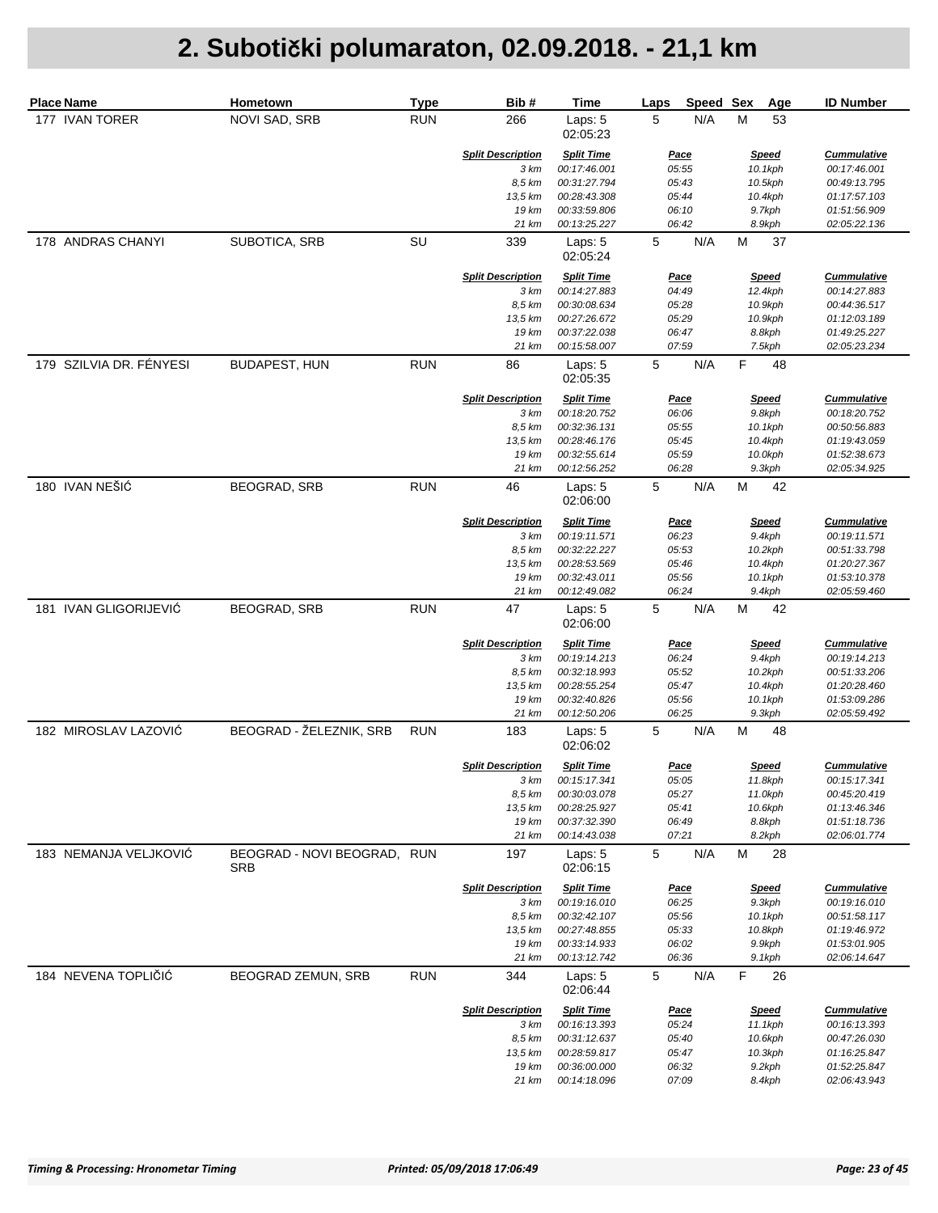# 2. Subotički polumaraton, 02.09.2018. - 21,1 km

| Place | Name | Hometown | Type | Bib # | Time | Laps | Speed | Sex | Age | ID Number |
|---|---|---|---|---|---|---|---|---|---|---|
| 177 | IVAN TORER | NOVI SAD, SRB | RUN | 266 | Laps: 5 02:05:23 | 5 | N/A | M | 53 | |

| Split Description | Split Time | Pace | Speed | Cummulative |
|---|---|---|---|---|
| 3 km | 00:17:46.001 | 05:55 | 10.1kph | 00:17:46.001 |
| 8,5 km | 00:31:27.794 | 05:43 | 10.5kph | 00:49:13.795 |
| 13,5 km | 00:28:43.308 | 05:44 | 10.4kph | 01:17:57.103 |
| 19 km | 00:33:59.806 | 06:10 | 9.7kph | 01:51:56.909 |
| 21 km | 00:13:25.227 | 06:42 | 8.9kph | 02:05:22.136 |

| Place | Name | Hometown | Type | Bib # | Time | Laps | Speed | Sex | Age | ID Number |
|---|---|---|---|---|---|---|---|---|---|---|
| 178 | ANDRAS CHANYI | SUBOTICA, SRB | SU | 339 | Laps: 5 02:05:24 | 5 | N/A | M | 37 | |

| Split Description | Split Time | Pace | Speed | Cummulative |
|---|---|---|---|---|
| 3 km | 00:14:27.883 | 04:49 | 12.4kph | 00:14:27.883 |
| 8,5 km | 00:30:08.634 | 05:28 | 10.9kph | 00:44:36.517 |
| 13,5 km | 00:27:26.672 | 05:29 | 10.9kph | 01:12:03.189 |
| 19 km | 00:37:22.038 | 06:47 | 8.8kph | 01:49:25.227 |
| 21 km | 00:15:58.007 | 07:59 | 7.5kph | 02:05:23.234 |

| Place | Name | Hometown | Type | Bib # | Time | Laps | Speed | Sex | Age | ID Number |
|---|---|---|---|---|---|---|---|---|---|---|
| 179 | SZILVIA DR. FÉNYESI | BUDAPEST, HUN | RUN | 86 | Laps: 5 02:05:35 | 5 | N/A | F | 48 | |

| Split Description | Split Time | Pace | Speed | Cummulative |
|---|---|---|---|---|
| 3 km | 00:18:20.752 | 06:06 | 9.8kph | 00:18:20.752 |
| 8,5 km | 00:32:36.131 | 05:55 | 10.1kph | 00:50:56.883 |
| 13,5 km | 00:28:46.176 | 05:45 | 10.4kph | 01:19:43.059 |
| 19 km | 00:32:55.614 | 05:59 | 10.0kph | 01:52:38.673 |
| 21 km | 00:12:56.252 | 06:28 | 9.3kph | 02:05:34.925 |

| Place | Name | Hometown | Type | Bib # | Time | Laps | Speed | Sex | Age | ID Number |
|---|---|---|---|---|---|---|---|---|---|---|
| 180 | IVAN NEŠIĆ | BEOGRAD, SRB | RUN | 46 | Laps: 5 02:06:00 | 5 | N/A | M | 42 | |

| Split Description | Split Time | Pace | Speed | Cummulative |
|---|---|---|---|---|
| 3 km | 00:19:11.571 | 06:23 | 9.4kph | 00:19:11.571 |
| 8,5 km | 00:32:22.227 | 05:53 | 10.2kph | 00:51:33.798 |
| 13,5 km | 00:28:53.569 | 05:46 | 10.4kph | 01:20:27.367 |
| 19 km | 00:32:43.011 | 05:56 | 10.1kph | 01:53:10.378 |
| 21 km | 00:12:49.082 | 06:24 | 9.4kph | 02:05:59.460 |

| Place | Name | Hometown | Type | Bib # | Time | Laps | Speed | Sex | Age | ID Number |
|---|---|---|---|---|---|---|---|---|---|---|
| 181 | IVAN GLIGORIJEVIĆ | BEOGRAD, SRB | RUN | 47 | Laps: 5 02:06:00 | 5 | N/A | M | 42 | |

| Split Description | Split Time | Pace | Speed | Cummulative |
|---|---|---|---|---|
| 3 km | 00:19:14.213 | 06:24 | 9.4kph | 00:19:14.213 |
| 8,5 km | 00:32:18.993 | 05:52 | 10.2kph | 00:51:33.206 |
| 13,5 km | 00:28:55.254 | 05:47 | 10.4kph | 01:20:28.460 |
| 19 km | 00:32:40.826 | 05:56 | 10.1kph | 01:53:09.286 |
| 21 km | 00:12:50.206 | 06:25 | 9.3kph | 02:05:59.492 |

| Place | Name | Hometown | Type | Bib # | Time | Laps | Speed | Sex | Age | ID Number |
|---|---|---|---|---|---|---|---|---|---|---|
| 182 | MIROSLAV LAZOVIĆ | BEOGRAD - ŽELEZNIK, SRB | RUN | 183 | Laps: 5 02:06:02 | 5 | N/A | M | 48 | |

| Split Description | Split Time | Pace | Speed | Cummulative |
|---|---|---|---|---|
| 3 km | 00:15:17.341 | 05:05 | 11.8kph | 00:15:17.341 |
| 8,5 km | 00:30:03.078 | 05:27 | 11.0kph | 00:45:20.419 |
| 13,5 km | 00:28:25.927 | 05:41 | 10.6kph | 01:13:46.346 |
| 19 km | 00:37:32.390 | 06:49 | 8.8kph | 01:51:18.736 |
| 21 km | 00:14:43.038 | 07:21 | 8.2kph | 02:06:01.774 |

| Place | Name | Hometown | Type | Bib # | Time | Laps | Speed | Sex | Age | ID Number |
|---|---|---|---|---|---|---|---|---|---|---|
| 183 | NEMANJA VELJKOVIĆ | BEOGRAD - NOVI BEOGRAD, SRB | RUN | 197 | Laps: 5 02:06:15 | 5 | N/A | M | 28 | |

| Split Description | Split Time | Pace | Speed | Cummulative |
|---|---|---|---|---|
| 3 km | 00:19:16.010 | 06:25 | 9.3kph | 00:19:16.010 |
| 8,5 km | 00:32:42.107 | 05:56 | 10.1kph | 00:51:58.117 |
| 13,5 km | 00:27:48.855 | 05:33 | 10.8kph | 01:19:46.972 |
| 19 km | 00:33:14.933 | 06:02 | 9.9kph | 01:53:01.905 |
| 21 km | 00:13:12.742 | 06:36 | 9.1kph | 02:06:14.647 |

| Place | Name | Hometown | Type | Bib # | Time | Laps | Speed | Sex | Age | ID Number |
|---|---|---|---|---|---|---|---|---|---|---|
| 184 | NEVENA TOPLIČIĆ | BEOGRAD ZEMUN, SRB | RUN | 344 | Laps: 5 02:06:44 | 5 | N/A | F | 26 | |

| Split Description | Split Time | Pace | Speed | Cummulative |
|---|---|---|---|---|
| 3 km | 00:16:13.393 | 05:24 | 11.1kph | 00:16:13.393 |
| 8,5 km | 00:31:12.637 | 05:40 | 10.6kph | 00:47:26.030 |
| 13,5 km | 00:28:59.817 | 05:47 | 10.3kph | 01:16:25.847 |
| 19 km | 00:36:00.000 | 06:32 | 9.2kph | 01:52:25.847 |
| 21 km | 00:14:18.096 | 07:09 | 8.4kph | 02:06:43.943 |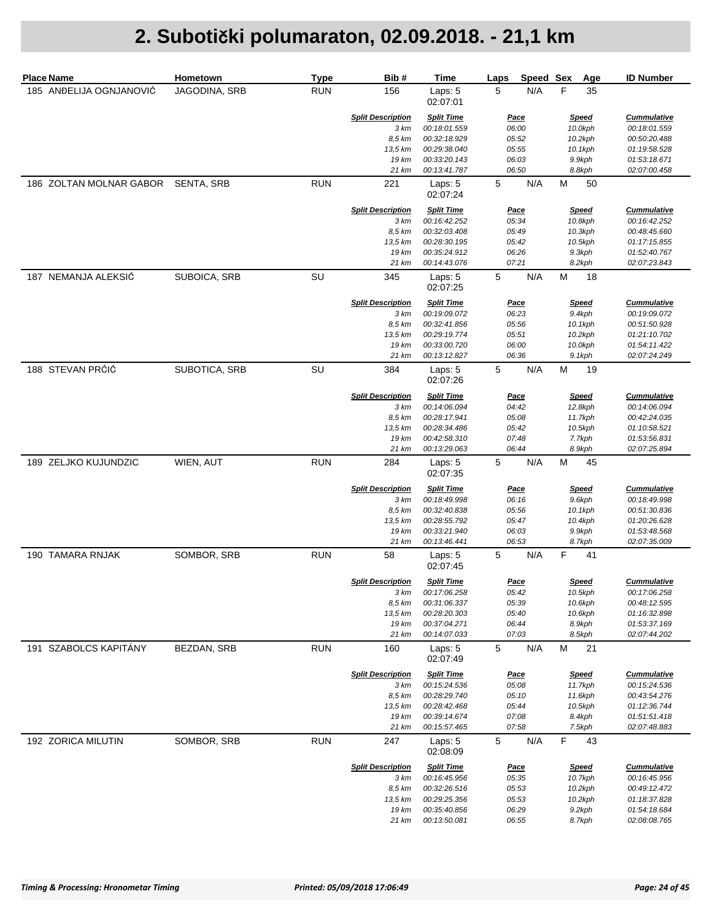# 2. Subotički polumaraton, 02.09.2018. - 21,1 km

| Place | Name | Hometown | Type | Bib # | Time | Laps | Speed | Sex | Age | ID Number |
|---|---|---|---|---|---|---|---|---|---|---|
| 185 | ANĐELIJA OGNJANOVIĆ | JAGODINA, SRB | RUN | 156 | Laps: 5 02:07:01 | 5 | N/A | F | 35 | |

| Split Description | Split Time | Pace | Speed | Cummulative |
|---|---|---|---|---|
| 3 km | 00:18:01.559 | 06:00 | 10.0kph | 00:18:01.559 |
| 8,5 km | 00:32:18.929 | 05:52 | 10.2kph | 00:50:20.488 |
| 13,5 km | 00:29:38.040 | 05:55 | 10.1kph | 01:19:58.528 |
| 19 km | 00:33:20.143 | 06:03 | 9.9kph | 01:53:18.671 |
| 21 km | 00:13:41.787 | 06:50 | 8.8kph | 02:07:00.458 |

| Place | Name | Hometown | Type | Bib # | Time | Laps | Speed | Sex | Age | ID Number |
|---|---|---|---|---|---|---|---|---|---|---|
| 186 | ZOLTAN MOLNAR GABOR | SENTA, SRB | RUN | 221 | Laps: 5 02:07:24 | 5 | N/A | M | 50 | |

| Split Description | Split Time | Pace | Speed | Cummulative |
|---|---|---|---|---|
| 3 km | 00:16:42.252 | 05:34 | 10.8kph | 00:16:42.252 |
| 8,5 km | 00:32:03.408 | 05:49 | 10.3kph | 00:48:45.660 |
| 13,5 km | 00:28:30.195 | 05:42 | 10.5kph | 01:17:15.855 |
| 19 km | 00:35:24.912 | 06:26 | 9.3kph | 01:52:40.767 |
| 21 km | 00:14:43.076 | 07:21 | 8.2kph | 02:07:23.843 |

| Place | Name | Hometown | Type | Bib # | Time | Laps | Speed | Sex | Age | ID Number |
|---|---|---|---|---|---|---|---|---|---|---|
| 187 | NEMANJA ALEKSIĆ | SUBOICA, SRB | SU | 345 | Laps: 5 02:07:25 | 5 | N/A | M | 18 | |

| Split Description | Split Time | Pace | Speed | Cummulative |
|---|---|---|---|---|
| 3 km | 00:19:09.072 | 06:23 | 9.4kph | 00:19:09.072 |
| 8,5 km | 00:32:41.856 | 05:56 | 10.1kph | 00:51:50.928 |
| 13,5 km | 00:29:19.774 | 05:51 | 10.2kph | 01:21:10.702 |
| 19 km | 00:33:00.720 | 06:00 | 10.0kph | 01:54:11.422 |
| 21 km | 00:13:12.827 | 06:36 | 9.1kph | 02:07:24.249 |

| Place | Name | Hometown | Type | Bib # | Time | Laps | Speed | Sex | Age | ID Number |
|---|---|---|---|---|---|---|---|---|---|---|
| 188 | STEVAN PRĆIĆ | SUBOTICA, SRB | SU | 384 | Laps: 5 02:07:26 | 5 | N/A | M | 19 | |

| Split Description | Split Time | Pace | Speed | Cummulative |
|---|---|---|---|---|
| 3 km | 00:14:06.094 | 04:42 | 12.8kph | 00:14:06.094 |
| 8,5 km | 00:28:17.941 | 05:08 | 11.7kph | 00:42:24.035 |
| 13,5 km | 00:28:34.486 | 05:42 | 10.5kph | 01:10:58.521 |
| 19 km | 00:42:58.310 | 07:48 | 7.7kph | 01:53:56.831 |
| 21 km | 00:13:29.063 | 06:44 | 8.9kph | 02:07:25.894 |

| Place | Name | Hometown | Type | Bib # | Time | Laps | Speed | Sex | Age | ID Number |
|---|---|---|---|---|---|---|---|---|---|---|
| 189 | ZELJKO KUJUNDZIC | WIEN, AUT | RUN | 284 | Laps: 5 02:07:35 | 5 | N/A | M | 45 | |

| Split Description | Split Time | Pace | Speed | Cummulative |
|---|---|---|---|---|
| 3 km | 00:18:49.998 | 06:16 | 9.6kph | 00:18:49.998 |
| 8,5 km | 00:32:40.838 | 05:56 | 10.1kph | 00:51:30.836 |
| 13,5 km | 00:28:55.792 | 05:47 | 10.4kph | 01:20:26.628 |
| 19 km | 00:33:21.940 | 06:03 | 9.9kph | 01:53:48.568 |
| 21 km | 00:13:46.441 | 06:53 | 8.7kph | 02:07:35.009 |

| Place | Name | Hometown | Type | Bib # | Time | Laps | Speed | Sex | Age | ID Number |
|---|---|---|---|---|---|---|---|---|---|---|
| 190 | TAMARA RNJAK | SOMBOR, SRB | RUN | 58 | Laps: 5 02:07:45 | 5 | N/A | F | 41 | |

| Split Description | Split Time | Pace | Speed | Cummulative |
|---|---|---|---|---|
| 3 km | 00:17:06.258 | 05:42 | 10.5kph | 00:17:06.258 |
| 8,5 km | 00:31:06.337 | 05:39 | 10.6kph | 00:48:12.595 |
| 13,5 km | 00:28:20.303 | 05:40 | 10.6kph | 01:16:32.898 |
| 19 km | 00:37:04.271 | 06:44 | 8.9kph | 01:53:37.169 |
| 21 km | 00:14:07.033 | 07:03 | 8.5kph | 02:07:44.202 |

| Place | Name | Hometown | Type | Bib # | Time | Laps | Speed | Sex | Age | ID Number |
|---|---|---|---|---|---|---|---|---|---|---|
| 191 | SZABOLCS KAPITÁNY | BEZDAN, SRB | RUN | 160 | Laps: 5 02:07:49 | 5 | N/A | M | 21 | |

| Split Description | Split Time | Pace | Speed | Cummulative |
|---|---|---|---|---|
| 3 km | 00:15:24.536 | 05:08 | 11.7kph | 00:15:24.536 |
| 8,5 km | 00:28:29.740 | 05:10 | 11.6kph | 00:43:54.276 |
| 13,5 km | 00:28:42.468 | 05:44 | 10.5kph | 01:12:36.744 |
| 19 km | 00:39:14.674 | 07:08 | 8.4kph | 01:51:51.418 |
| 21 km | 00:15:57.465 | 07:58 | 7.5kph | 02:07:48.883 |

| Place | Name | Hometown | Type | Bib # | Time | Laps | Speed | Sex | Age | ID Number |
|---|---|---|---|---|---|---|---|---|---|---|
| 192 | ZORICA MILUTIN | SOMBOR, SRB | RUN | 247 | Laps: 5 02:08:09 | 5 | N/A | F | 43 | |

| Split Description | Split Time | Pace | Speed | Cummulative |
|---|---|---|---|---|
| 3 km | 00:16:45.956 | 05:35 | 10.7kph | 00:16:45.956 |
| 8,5 km | 00:32:26.516 | 05:53 | 10.2kph | 00:49:12.472 |
| 13,5 km | 00:29:25.356 | 05:53 | 10.2kph | 01:18:37.828 |
| 19 km | 00:35:40.856 | 06:29 | 9.2kph | 01:54:18.684 |
| 21 km | 00:13:50.081 | 06:55 | 8.7kph | 02:08:08.765 |

*Timing & Processing: Hronometar Timing* *Printed: 05/09/2018 17:06:49*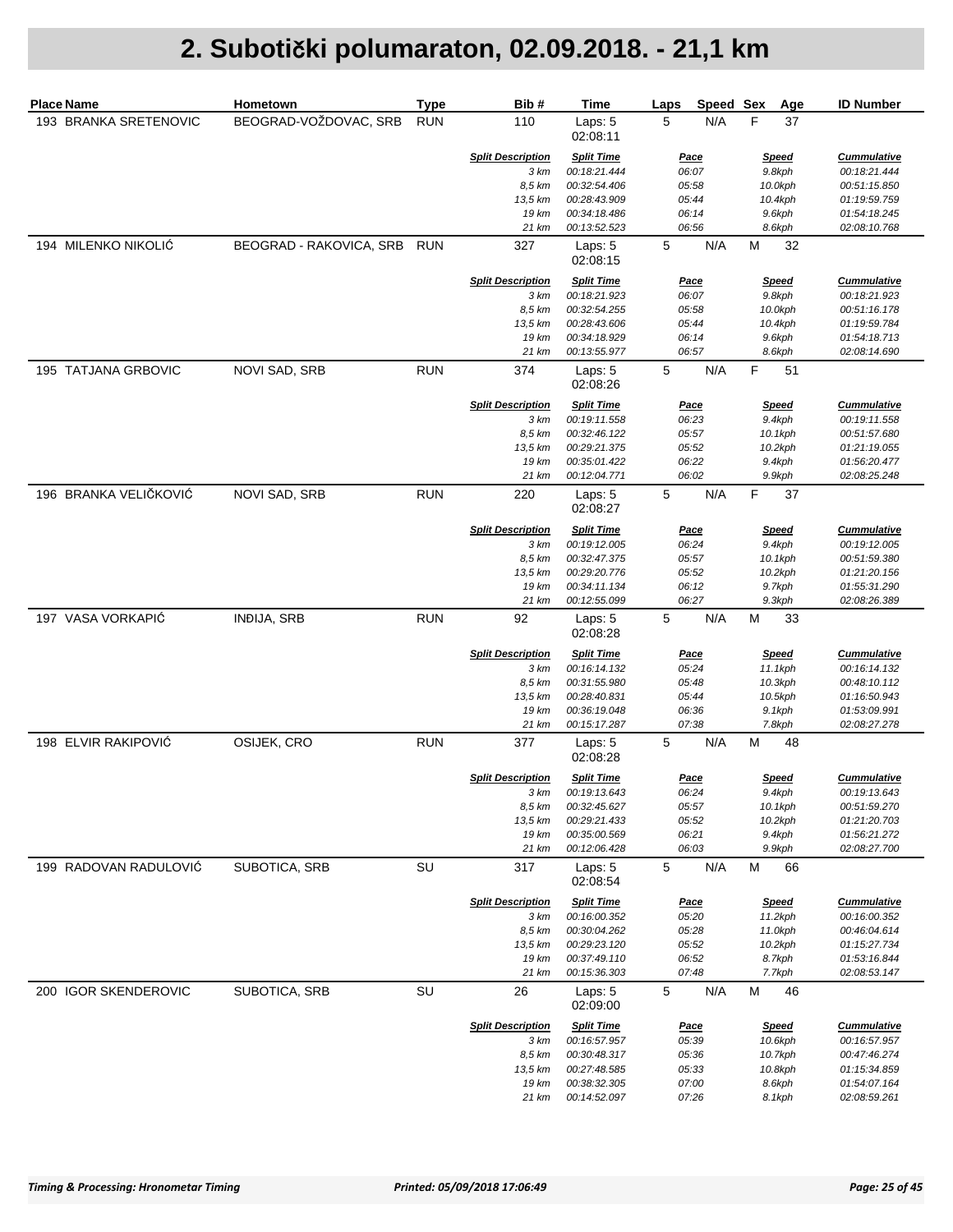# 2. Subotički polumaraton, 02.09.2018. - 21,1 km

| Place | Name | Hometown | Type | Bib # | Time | Laps | Speed | Sex | Age | ID Number |
|---|---|---|---|---|---|---|---|---|---|---|
| 193 | BRANKA SRETENOVIC | BEOGRAD-VOŽDOVAC, SRB | RUN | 110 | Laps: 5 02:08:11 | 5 | N/A | F | 37 | |

| Split Description | Split Time | Pace | Speed | Cummulative |
|---|---|---|---|---|
| 3 km | 00:18:21.444 | 06:07 | 9.8kph | 00:18:21.444 |
| 8,5 km | 00:32:54.406 | 05:58 | 10.0kph | 00:51:15.850 |
| 13,5 km | 00:28:43.909 | 05:44 | 10.4kph | 01:19:59.759 |
| 19 km | 00:34:18.486 | 06:14 | 9.6kph | 01:54:18.245 |
| 21 km | 00:13:52.523 | 06:56 | 8.6kph | 02:08:10.768 |

| Place | Name | Hometown | Type | Bib # | Time | Laps | Speed | Sex | Age | ID Number |
|---|---|---|---|---|---|---|---|---|---|---|
| 194 | MILENKO NIKOLIĆ | BEOGRAD - RAKOVICA, SRB | RUN | 327 | Laps: 5 02:08:15 | 5 | N/A | M | 32 | |

| Split Description | Split Time | Pace | Speed | Cummulative |
|---|---|---|---|---|
| 3 km | 00:18:21.923 | 06:07 | 9.8kph | 00:18:21.923 |
| 8,5 km | 00:32:54.255 | 05:58 | 10.0kph | 00:51:16.178 |
| 13,5 km | 00:28:43.606 | 05:44 | 10.4kph | 01:19:59.784 |
| 19 km | 00:34:18.929 | 06:14 | 9.6kph | 01:54:18.713 |
| 21 km | 00:13:55.977 | 06:57 | 8.6kph | 02:08:14.690 |

| Place | Name | Hometown | Type | Bib # | Time | Laps | Speed | Sex | Age | ID Number |
|---|---|---|---|---|---|---|---|---|---|---|
| 195 | TATJANA GRBOVIC | NOVI SAD, SRB | RUN | 374 | Laps: 5 02:08:26 | 5 | N/A | F | 51 | |

| Split Description | Split Time | Pace | Speed | Cummulative |
|---|---|---|---|---|
| 3 km | 00:19:11.558 | 06:23 | 9.4kph | 00:19:11.558 |
| 8,5 km | 00:32:46.122 | 05:57 | 10.1kph | 00:51:57.680 |
| 13,5 km | 00:29:21.375 | 05:52 | 10.2kph | 01:21:19.055 |
| 19 km | 00:35:01.422 | 06:22 | 9.4kph | 01:56:20.477 |
| 21 km | 00:12:04.771 | 06:02 | 9.9kph | 02:08:25.248 |

| Place | Name | Hometown | Type | Bib # | Time | Laps | Speed | Sex | Age | ID Number |
|---|---|---|---|---|---|---|---|---|---|---|
| 196 | BRANKA VELIČKOVIĆ | NOVI SAD, SRB | RUN | 220 | Laps: 5 02:08:27 | 5 | N/A | F | 37 | |

| Split Description | Split Time | Pace | Speed | Cummulative |
|---|---|---|---|---|
| 3 km | 00:19:12.005 | 06:24 | 9.4kph | 00:19:12.005 |
| 8,5 km | 00:32:47.375 | 05:57 | 10.1kph | 00:51:59.380 |
| 13,5 km | 00:29:20.776 | 05:52 | 10.2kph | 01:21:20.156 |
| 19 km | 00:34:11.134 | 06:12 | 9.7kph | 01:55:31.290 |
| 21 km | 00:12:55.099 | 06:27 | 9.3kph | 02:08:26.389 |

| Place | Name | Hometown | Type | Bib # | Time | Laps | Speed | Sex | Age | ID Number |
|---|---|---|---|---|---|---|---|---|---|---|
| 197 | VASA VORKAPIĆ | INĐIJA, SRB | RUN | 92 | Laps: 5 02:08:28 | 5 | N/A | M | 33 | |

| Split Description | Split Time | Pace | Speed | Cummulative |
|---|---|---|---|---|
| 3 km | 00:16:14.132 | 05:24 | 11.1kph | 00:16:14.132 |
| 8,5 km | 00:31:55.980 | 05:48 | 10.3kph | 00:48:10.112 |
| 13,5 km | 00:28:40.831 | 05:44 | 10.5kph | 01:16:50.943 |
| 19 km | 00:36:19.048 | 06:36 | 9.1kph | 01:53:09.991 |
| 21 km | 00:15:17.287 | 07:38 | 7.8kph | 02:08:27.278 |

| Place | Name | Hometown | Type | Bib # | Time | Laps | Speed | Sex | Age | ID Number |
|---|---|---|---|---|---|---|---|---|---|---|
| 198 | ELVIR RAKIPOVIĆ | OSIJEK, CRO | RUN | 377 | Laps: 5 02:08:28 | 5 | N/A | M | 48 | |

| Split Description | Split Time | Pace | Speed | Cummulative |
|---|---|---|---|---|
| 3 km | 00:19:13.643 | 06:24 | 9.4kph | 00:19:13.643 |
| 8,5 km | 00:32:45.627 | 05:57 | 10.1kph | 00:51:59.270 |
| 13,5 km | 00:29:21.433 | 05:52 | 10.2kph | 01:21:20.703 |
| 19 km | 00:35:00.569 | 06:21 | 9.4kph | 01:56:21.272 |
| 21 km | 00:12:06.428 | 06:03 | 9.9kph | 02:08:27.700 |

| Place | Name | Hometown | Type | Bib # | Time | Laps | Speed | Sex | Age | ID Number |
|---|---|---|---|---|---|---|---|---|---|---|
| 199 | RADOVAN RADULOVIĆ | SUBOTICA, SRB | SU | 317 | Laps: 5 02:08:54 | 5 | N/A | M | 66 | |

| Split Description | Split Time | Pace | Speed | Cummulative |
|---|---|---|---|---|
| 3 km | 00:16:00.352 | 05:20 | 11.2kph | 00:16:00.352 |
| 8,5 km | 00:30:04.262 | 05:28 | 11.0kph | 00:46:04.614 |
| 13,5 km | 00:29:23.120 | 05:52 | 10.2kph | 01:15:27.734 |
| 19 km | 00:37:49.110 | 06:52 | 8.7kph | 01:53:16.844 |
| 21 km | 00:15:36.303 | 07:48 | 7.7kph | 02:08:53.147 |

| Place | Name | Hometown | Type | Bib # | Time | Laps | Speed | Sex | Age | ID Number |
|---|---|---|---|---|---|---|---|---|---|---|
| 200 | IGOR SKENDEROVIC | SUBOTICA, SRB | SU | 26 | Laps: 5 02:09:00 | 5 | N/A | M | 46 | |

| Split Description | Split Time | Pace | Speed | Cummulative |
|---|---|---|---|---|
| 3 km | 00:16:57.957 | 05:39 | 10.6kph | 00:16:57.957 |
| 8,5 km | 00:30:48.317 | 05:36 | 10.7kph | 00:47:46.274 |
| 13,5 km | 00:27:48.585 | 05:33 | 10.8kph | 01:15:34.859 |
| 19 km | 00:38:32.305 | 07:00 | 8.6kph | 01:54:07.164 |
| 21 km | 00:14:52.097 | 07:26 | 8.1kph | 02:08:59.261 |

*Timing & Processing: Hronometar Timing* *Printed: 05/09/2018 17:06:49*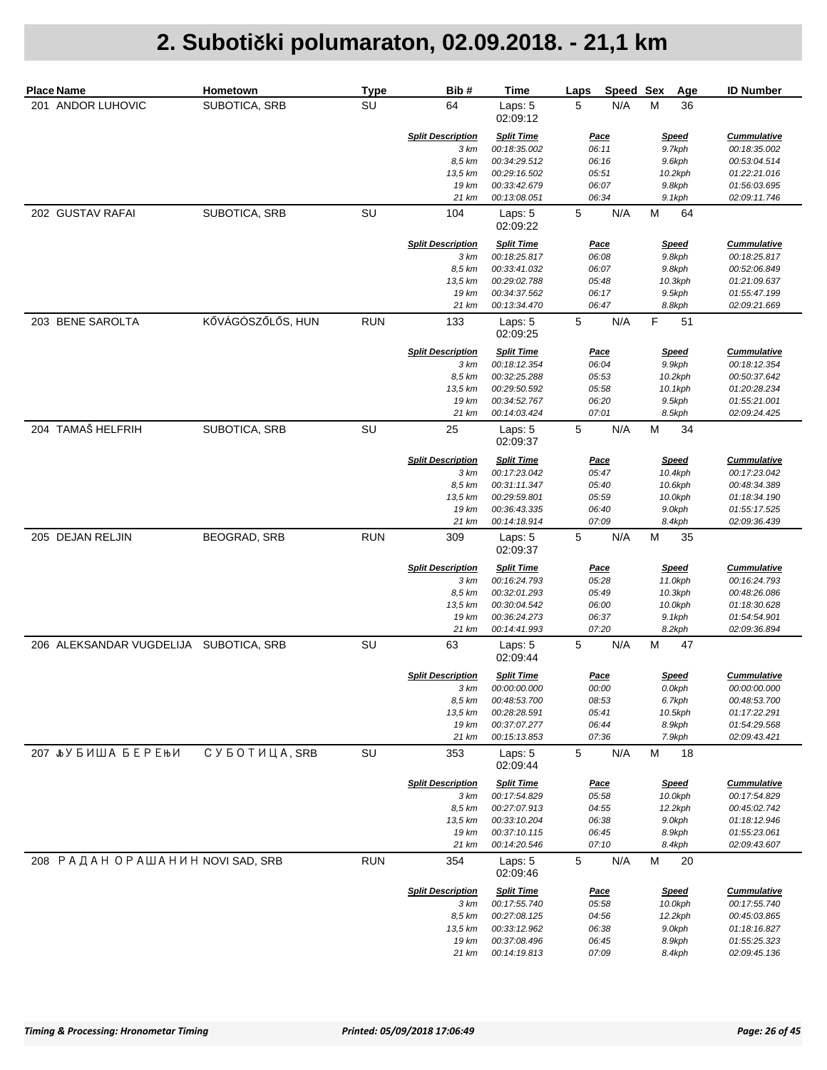# 2. Subotički polumaraton, 02.09.2018. - 21,1 km

| Place | Name | Hometown | Type | Bib # | Time | Laps | Speed | Sex | Age | ID Number |
|---|---|---|---|---|---|---|---|---|---|---|
| 201 | ANDOR LUHOVIC | SUBOTICA, SRB | SU | 64 | Laps: 5 02:09:12 | 5 | N/A | M | 36 | |

| Split Description | Split Time | Pace | Speed | Cummulative |
|---|---|---|---|---|
| 3 km | 00:18:35.002 | 06:11 | 9.7kph | 00:18:35.002 |
| 8,5 km | 00:34:29.512 | 06:16 | 9.6kph | 00:53:04.514 |
| 13,5 km | 00:29:16.502 | 05:51 | 10.2kph | 01:22:21.016 |
| 19 km | 00:33:42.679 | 06:07 | 9.8kph | 01:56:03.695 |
| 21 km | 00:13:08.051 | 06:34 | 9.1kph | 02:09:11.746 |

| Place | Name | Hometown | Type | Bib # | Time | Laps | Speed | Sex | Age | ID Number |
|---|---|---|---|---|---|---|---|---|---|---|
| 202 | GUSTAV RAFAI | SUBOTICA, SRB | SU | 104 | Laps: 5 02:09:22 | 5 | N/A | M | 64 | |

| Split Description | Split Time | Pace | Speed | Cummulative |
|---|---|---|---|---|
| 3 km | 00:18:25.817 | 06:08 | 9.8kph | 00:18:25.817 |
| 8,5 km | 00:33:41.032 | 06:07 | 9.8kph | 00:52:06.849 |
| 13,5 km | 00:29:02.788 | 05:48 | 10.3kph | 01:21:09.637 |
| 19 km | 00:34:37.562 | 06:17 | 9.5kph | 01:55:47.199 |
| 21 km | 00:13:34.470 | 06:47 | 8.8kph | 02:09:21.669 |

| Place | Name | Hometown | Type | Bib # | Time | Laps | Speed | Sex | Age | ID Number |
|---|---|---|---|---|---|---|---|---|---|---|
| 203 | BENE SAROLTA | KŐVÁGÓSZŐLŐS, HUN | RUN | 133 | Laps: 5 02:09:25 | 5 | N/A | F | 51 | |

| Split Description | Split Time | Pace | Speed | Cummulative |
|---|---|---|---|---|
| 3 km | 00:18:12.354 | 06:04 | 9.9kph | 00:18:12.354 |
| 8,5 km | 00:32:25.288 | 05:53 | 10.2kph | 00:50:37.642 |
| 13,5 km | 00:29:50.592 | 05:58 | 10.1kph | 01:20:28.234 |
| 19 km | 00:34:52.767 | 06:20 | 9.5kph | 01:55:21.001 |
| 21 km | 00:14:03.424 | 07:01 | 8.5kph | 02:09:24.425 |

| Place | Name | Hometown | Type | Bib # | Time | Laps | Speed | Sex | Age | ID Number |
|---|---|---|---|---|---|---|---|---|---|---|
| 204 | TAMAŠ HELFRIH | SUBOTICA, SRB | SU | 25 | Laps: 5 02:09:37 | 5 | N/A | M | 34 | |

| Split Description | Split Time | Pace | Speed | Cummulative |
|---|---|---|---|---|
| 3 km | 00:17:23.042 | 05:47 | 10.4kph | 00:17:23.042 |
| 8,5 km | 00:31:11.347 | 05:40 | 10.6kph | 00:48:34.389 |
| 13,5 km | 00:29:59.801 | 05:59 | 10.0kph | 01:18:34.190 |
| 19 km | 00:36:43.335 | 06:40 | 9.0kph | 01:55:17.525 |
| 21 km | 00:14:18.914 | 07:09 | 8.4kph | 02:09:36.439 |

| Place | Name | Hometown | Type | Bib # | Time | Laps | Speed | Sex | Age | ID Number |
|---|---|---|---|---|---|---|---|---|---|---|
| 205 | DEJAN RELJIN | BEOGRAD, SRB | RUN | 309 | Laps: 5 02:09:37 | 5 | N/A | M | 35 | |

| Split Description | Split Time | Pace | Speed | Cummulative |
|---|---|---|---|---|
| 3 km | 00:16:24.793 | 05:28 | 11.0kph | 00:16:24.793 |
| 8,5 km | 00:32:01.293 | 05:49 | 10.3kph | 00:48:26.086 |
| 13,5 km | 00:30:04.542 | 06:00 | 10.0kph | 01:18:30.628 |
| 19 km | 00:36:24.273 | 06:37 | 9.1kph | 01:54:54.901 |
| 21 km | 00:14:41.993 | 07:20 | 8.2kph | 02:09:36.894 |

| Place | Name | Hometown | Type | Bib # | Time | Laps | Speed | Sex | Age | ID Number |
|---|---|---|---|---|---|---|---|---|---|---|
| 206 | ALEKSANDAR VUGDELIJA | SUBOTICA, SRB | SU | 63 | Laps: 5 02:09:44 | 5 | N/A | M | 47 | |

| Split Description | Split Time | Pace | Speed | Cummulative |
|---|---|---|---|---|
| 3 km | 00:00:00.000 | 00:00 | 0.0kph | 00:00:00.000 |
| 8,5 km | 00:48:53.700 | 08:53 | 6.7kph | 00:48:53.700 |
| 13,5 km | 00:28:28.591 | 05:41 | 10.5kph | 01:17:22.291 |
| 19 km | 00:37:07.277 | 06:44 | 8.9kph | 01:54:29.568 |
| 21 km | 00:15:13.853 | 07:36 | 7.9kph | 02:09:43.421 |

| Place | Name | Hometown | Type | Bib # | Time | Laps | Speed | Sex | Age | ID Number |
|---|---|---|---|---|---|---|---|---|---|---|
| 207 | ЉУБИША БЕРЕЊИ | СУБОТИЦА, SRB | SU | 353 | Laps: 5 02:09:44 | 5 | N/A | M | 18 | |

| Split Description | Split Time | Pace | Speed | Cummulative |
|---|---|---|---|---|
| 3 km | 00:17:54.829 | 05:58 | 10.0kph | 00:17:54.829 |
| 8,5 km | 00:27:07.913 | 04:55 | 12.2kph | 00:45:02.742 |
| 13,5 km | 00:33:10.204 | 06:38 | 9.0kph | 01:18:12.946 |
| 19 km | 00:37:10.115 | 06:45 | 8.9kph | 01:55:23.061 |
| 21 km | 00:14:20.546 | 07:10 | 8.4kph | 02:09:43.607 |

| Place | Name | Hometown | Type | Bib # | Time | Laps | Speed | Sex | Age | ID Number |
|---|---|---|---|---|---|---|---|---|---|---|
| 208 | РАДАН ОРАШАНИН | NOVI SAD, SRB | RUN | 354 | Laps: 5 02:09:46 | 5 | N/A | M | 20 | |

| Split Description | Split Time | Pace | Speed | Cummulative |
|---|---|---|---|---|
| 3 km | 00:17:55.740 | 05:58 | 10.0kph | 00:17:55.740 |
| 8,5 km | 00:27:08.125 | 04:56 | 12.2kph | 00:45:03.865 |
| 13,5 km | 00:33:12.962 | 06:38 | 9.0kph | 01:18:16.827 |
| 19 km | 00:37:08.496 | 06:45 | 8.9kph | 01:55:25.323 |
| 21 km | 00:14:19.813 | 07:09 | 8.4kph | 02:09:45.136 |

*Timing & Processing: Hronometar Timing* *Printed: 05/09/2018 17:06:49*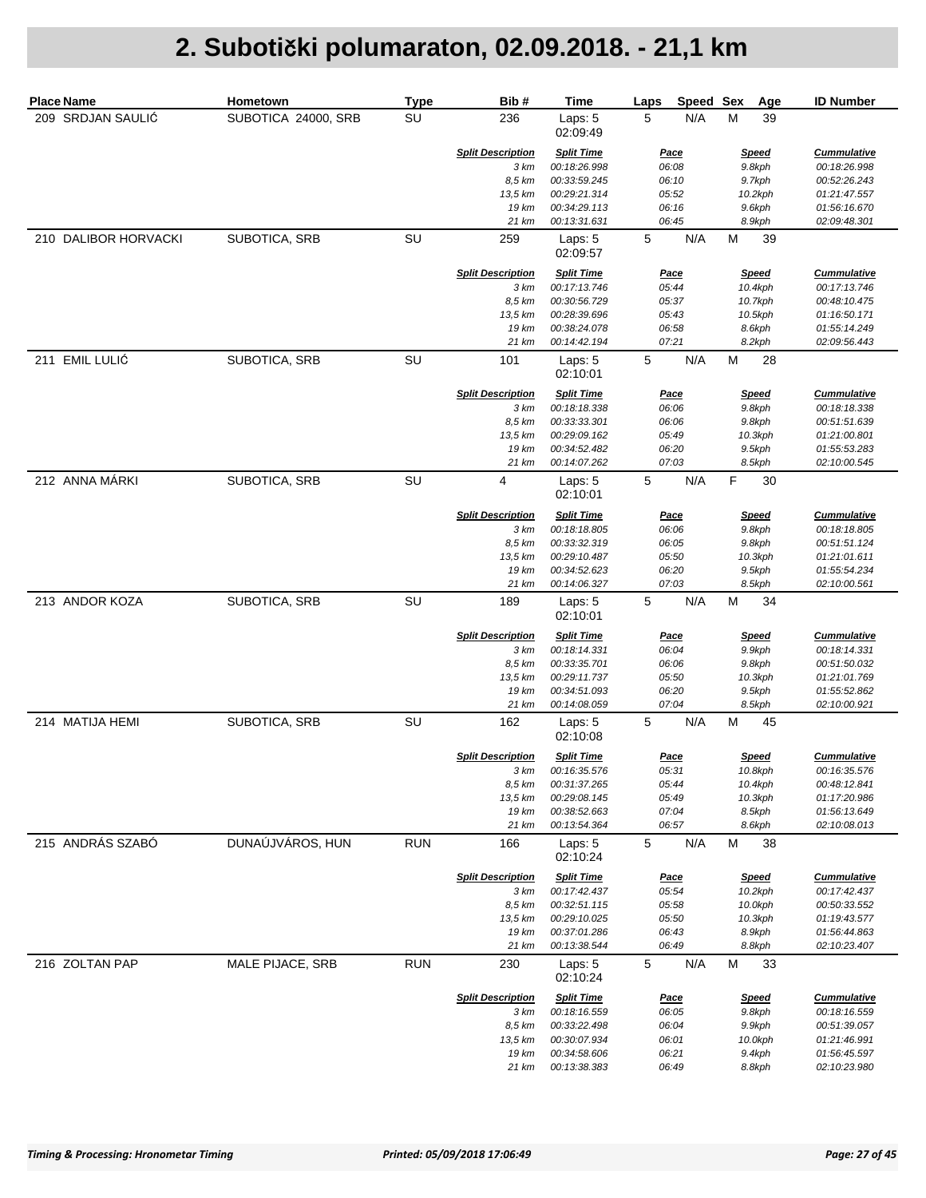# 2. Subotički polumaraton, 02.09.2018. - 21,1 km

| Place | Name | Hometown | Type | Bib # | Time | Laps | Speed | Sex | Age | ID Number |
|---|---|---|---|---|---|---|---|---|---|---|
| 209 | SRDJAN SAULIĆ | SUBOTICA 24000, SRB | SU | 236 | Laps: 5 02:09:49 | 5 | N/A | M | 39 | |

| Split Description | Split Time | Pace | Speed | Cummulative |
|---|---|---|---|---|
| 3 km | 00:18:26.998 | 06:08 | 9.8kph | 00:18:26.998 |
| 8,5 km | 00:33:59.245 | 06:10 | 9.7kph | 00:52:26.243 |
| 13,5 km | 00:29:21.314 | 05:52 | 10.2kph | 01:21:47.557 |
| 19 km | 00:34:29.113 | 06:16 | 9.6kph | 01:56:16.670 |
| 21 km | 00:13:31.631 | 06:45 | 8.9kph | 02:09:48.301 |

| Place | Name | Hometown | Type | Bib # | Time | Laps | Speed | Sex | Age | ID Number |
|---|---|---|---|---|---|---|---|---|---|---|
| 210 | DALIBOR HORVACKI | SUBOTICA, SRB | SU | 259 | Laps: 5 02:09:57 | 5 | N/A | M | 39 | |

| Split Description | Split Time | Pace | Speed | Cummulative |
|---|---|---|---|---|
| 3 km | 00:17:13.746 | 05:44 | 10.4kph | 00:17:13.746 |
| 8,5 km | 00:30:56.729 | 05:37 | 10.7kph | 00:48:10.475 |
| 13,5 km | 00:28:39.696 | 05:43 | 10.5kph | 01:16:50.171 |
| 19 km | 00:38:24.078 | 06:58 | 8.6kph | 01:55:14.249 |
| 21 km | 00:14:42.194 | 07:21 | 8.2kph | 02:09:56.443 |

| Place | Name | Hometown | Type | Bib # | Time | Laps | Speed | Sex | Age | ID Number |
|---|---|---|---|---|---|---|---|---|---|---|
| 211 | EMIL LULIĆ | SUBOTICA, SRB | SU | 101 | Laps: 5 02:10:01 | 5 | N/A | M | 28 | |

| Split Description | Split Time | Pace | Speed | Cummulative |
|---|---|---|---|---|
| 3 km | 00:18:18.338 | 06:06 | 9.8kph | 00:18:18.338 |
| 8,5 km | 00:33:33.301 | 06:06 | 9.8kph | 00:51:51.639 |
| 13,5 km | 00:29:09.162 | 05:49 | 10.3kph | 01:21:00.801 |
| 19 km | 00:34:52.482 | 06:20 | 9.5kph | 01:55:53.283 |
| 21 km | 00:14:07.262 | 07:03 | 8.5kph | 02:10:00.545 |

| Place | Name | Hometown | Type | Bib # | Time | Laps | Speed | Sex | Age | ID Number |
|---|---|---|---|---|---|---|---|---|---|---|
| 212 | ANNA MÁRKI | SUBOTICA, SRB | SU | 4 | Laps: 5 02:10:01 | 5 | N/A | F | 30 | |

| Split Description | Split Time | Pace | Speed | Cummulative |
|---|---|---|---|---|
| 3 km | 00:18:18.805 | 06:06 | 9.8kph | 00:18:18.805 |
| 8,5 km | 00:33:32.319 | 06:05 | 9.8kph | 00:51:51.124 |
| 13,5 km | 00:29:10.487 | 05:50 | 10.3kph | 01:21:01.611 |
| 19 km | 00:34:52.623 | 06:20 | 9.5kph | 01:55:54.234 |
| 21 km | 00:14:06.327 | 07:03 | 8.5kph | 02:10:00.561 |

| Place | Name | Hometown | Type | Bib # | Time | Laps | Speed | Sex | Age | ID Number |
|---|---|---|---|---|---|---|---|---|---|---|
| 213 | ANDOR KOZA | SUBOTICA, SRB | SU | 189 | Laps: 5 02:10:01 | 5 | N/A | M | 34 | |

| Split Description | Split Time | Pace | Speed | Cummulative |
|---|---|---|---|---|
| 3 km | 00:18:14.331 | 06:04 | 9.9kph | 00:18:14.331 |
| 8,5 km | 00:33:35.701 | 06:06 | 9.8kph | 00:51:50.032 |
| 13,5 km | 00:29:11.737 | 05:50 | 10.3kph | 01:21:01.769 |
| 19 km | 00:34:51.093 | 06:20 | 9.5kph | 01:55:52.862 |
| 21 km | 00:14:08.059 | 07:04 | 8.5kph | 02:10:00.921 |

| Place | Name | Hometown | Type | Bib # | Time | Laps | Speed | Sex | Age | ID Number |
|---|---|---|---|---|---|---|---|---|---|---|
| 214 | MATIJA HEMI | SUBOTICA, SRB | SU | 162 | Laps: 5 02:10:08 | 5 | N/A | M | 45 | |

| Split Description | Split Time | Pace | Speed | Cummulative |
|---|---|---|---|---|
| 3 km | 00:16:35.576 | 05:31 | 10.8kph | 00:16:35.576 |
| 8,5 km | 00:31:37.265 | 05:44 | 10.4kph | 00:48:12.841 |
| 13,5 km | 00:29:08.145 | 05:49 | 10.3kph | 01:17:20.986 |
| 19 km | 00:38:52.663 | 07:04 | 8.5kph | 01:56:13.649 |
| 21 km | 00:13:54.364 | 06:57 | 8.6kph | 02:10:08.013 |

| Place | Name | Hometown | Type | Bib # | Time | Laps | Speed | Sex | Age | ID Number |
|---|---|---|---|---|---|---|---|---|---|---|
| 215 | ANDRÁS SZABÓ | DUNAÚJVÁROS, HUN | RUN | 166 | Laps: 5 02:10:24 | 5 | N/A | M | 38 | |

| Split Description | Split Time | Pace | Speed | Cummulative |
|---|---|---|---|---|
| 3 km | 00:17:42.437 | 05:54 | 10.2kph | 00:17:42.437 |
| 8,5 km | 00:32:51.115 | 05:58 | 10.0kph | 00:50:33.552 |
| 13,5 km | 00:29:10.025 | 05:50 | 10.3kph | 01:19:43.577 |
| 19 km | 00:37:01.286 | 06:43 | 8.9kph | 01:56:44.863 |
| 21 km | 00:13:38.544 | 06:49 | 8.8kph | 02:10:23.407 |

| Place | Name | Hometown | Type | Bib # | Time | Laps | Speed | Sex | Age | ID Number |
|---|---|---|---|---|---|---|---|---|---|---|
| 216 | ZOLTAN PAP | MALE PIJACE, SRB | RUN | 230 | Laps: 5 02:10:24 | 5 | N/A | M | 33 | |

| Split Description | Split Time | Pace | Speed | Cummulative |
|---|---|---|---|---|
| 3 km | 00:18:16.559 | 06:05 | 9.8kph | 00:18:16.559 |
| 8,5 km | 00:33:22.498 | 06:04 | 9.9kph | 00:51:39.057 |
| 13,5 km | 00:30:07.934 | 06:01 | 10.0kph | 01:21:46.991 |
| 19 km | 00:34:58.606 | 06:21 | 9.4kph | 01:56:45.597 |
| 21 km | 00:13:38.383 | 06:49 | 8.8kph | 02:10:23.980 |

*Timing & Processing: Hronometar Timing* *Printed: 05/09/2018 17:06:49*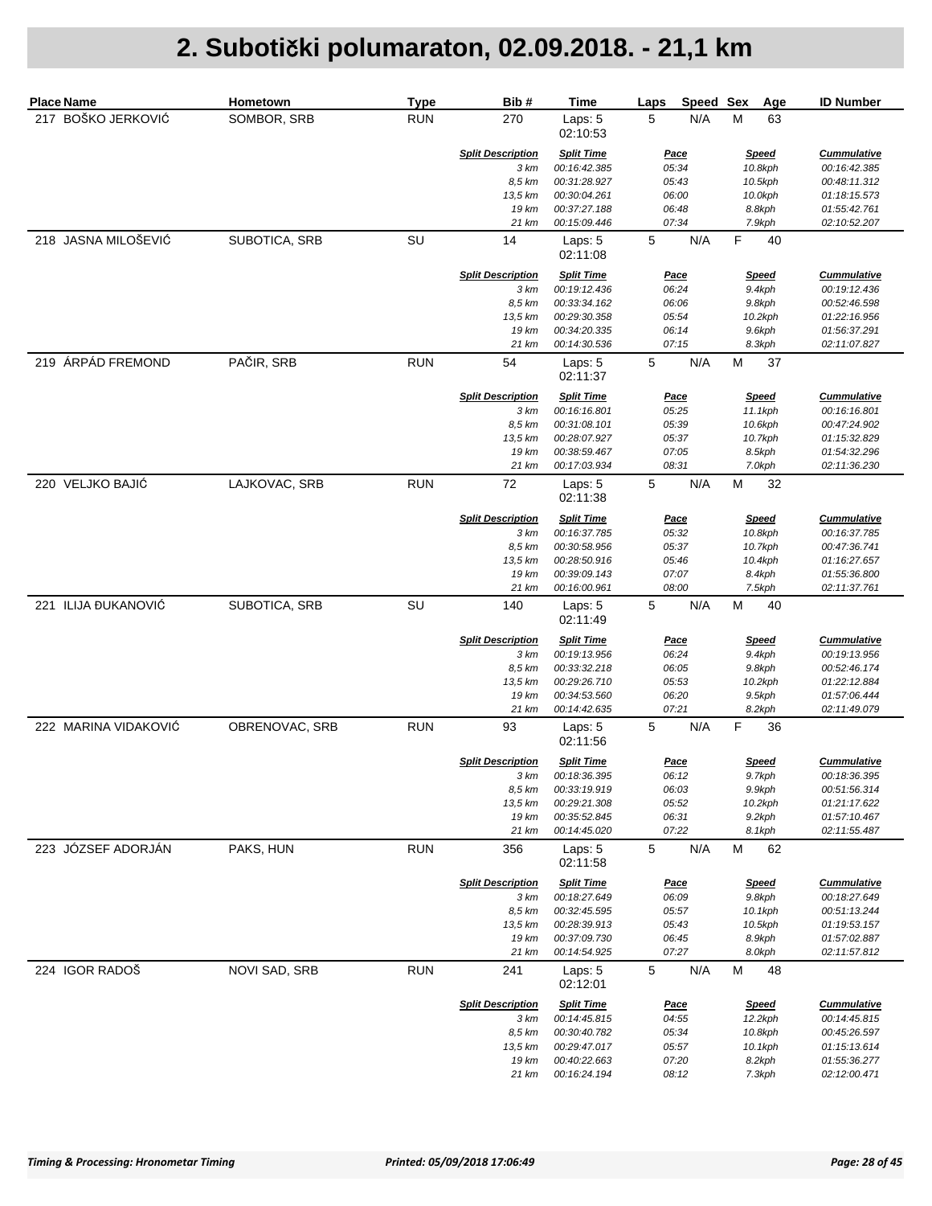# 2. Subotički polumaraton, 02.09.2018. - 21,1 km

| Place | Name | Hometown | Type | Bib # | Time | Laps | Speed | Sex | Age | ID Number |
|---|---|---|---|---|---|---|---|---|---|---|
| 217 | BOŠKO JERKOVIĆ | SOMBOR, SRB | RUN | 270 | Laps: 5 02:10:53 | 5 | N/A | M | 63 | |

| Split Description | Split Time | Pace | Speed | Cummulative |
|---|---|---|---|---|
| 3 km | 00:16:42.385 | 05:34 | 10.8kph | 00:16:42.385 |
| 8,5 km | 00:31:28.927 | 05:43 | 10.5kph | 00:48:11.312 |
| 13,5 km | 00:30:04.261 | 06:00 | 10.0kph | 01:18:15.573 |
| 19 km | 00:37:27.188 | 06:48 | 8.8kph | 01:55:42.761 |
| 21 km | 00:15:09.446 | 07:34 | 7.9kph | 02:10:52.207 |

| Place | Name | Hometown | Type | Bib # | Time | Laps | Speed | Sex | Age | ID Number |
|---|---|---|---|---|---|---|---|---|---|---|
| 218 | JASNA MILOŠEVIĆ | SUBOTICA, SRB | SU | 14 | Laps: 5 02:11:08 | 5 | N/A | F | 40 | |

| Split Description | Split Time | Pace | Speed | Cummulative |
|---|---|---|---|---|
| 3 km | 00:19:12.436 | 06:24 | 9.4kph | 00:19:12.436 |
| 8,5 km | 00:33:34.162 | 06:06 | 9.8kph | 00:52:46.598 |
| 13,5 km | 00:29:30.358 | 05:54 | 10.2kph | 01:22:16.956 |
| 19 km | 00:34:20.335 | 06:14 | 9.6kph | 01:56:37.291 |
| 21 km | 00:14:30.536 | 07:15 | 8.3kph | 02:11:07.827 |

| Place | Name | Hometown | Type | Bib # | Time | Laps | Speed | Sex | Age | ID Number |
|---|---|---|---|---|---|---|---|---|---|---|
| 219 | ÁRPÁD FREMOND | PAČIR, SRB | RUN | 54 | Laps: 5 02:11:37 | 5 | N/A | M | 37 | |

| Split Description | Split Time | Pace | Speed | Cummulative |
|---|---|---|---|---|
| 3 km | 00:16:16.801 | 05:25 | 11.1kph | 00:16:16.801 |
| 8,5 km | 00:31:08.101 | 05:39 | 10.6kph | 00:47:24.902 |
| 13,5 km | 00:28:07.927 | 05:37 | 10.7kph | 01:15:32.829 |
| 19 km | 00:38:59.467 | 07:05 | 8.5kph | 01:54:32.296 |
| 21 km | 00:17:03.934 | 08:31 | 7.0kph | 02:11:36.230 |

| Place | Name | Hometown | Type | Bib # | Time | Laps | Speed | Sex | Age | ID Number |
|---|---|---|---|---|---|---|---|---|---|---|
| 220 | VELJKO BAJIĆ | LAJKOVAC, SRB | RUN | 72 | Laps: 5 02:11:38 | 5 | N/A | M | 32 | |

| Split Description | Split Time | Pace | Speed | Cummulative |
|---|---|---|---|---|
| 3 km | 00:16:37.785 | 05:32 | 10.8kph | 00:16:37.785 |
| 8,5 km | 00:30:58.956 | 05:37 | 10.7kph | 00:47:36.741 |
| 13,5 km | 00:28:50.916 | 05:46 | 10.4kph | 01:16:27.657 |
| 19 km | 00:39:09.143 | 07:07 | 8.4kph | 01:55:36.800 |
| 21 km | 00:16:00.961 | 08:00 | 7.5kph | 02:11:37.761 |

| Place | Name | Hometown | Type | Bib # | Time | Laps | Speed | Sex | Age | ID Number |
|---|---|---|---|---|---|---|---|---|---|---|
| 221 | ILIJA ĐUKANOVIĆ | SUBOTICA, SRB | SU | 140 | Laps: 5 02:11:49 | 5 | N/A | M | 40 | |

| Split Description | Split Time | Pace | Speed | Cummulative |
|---|---|---|---|---|
| 3 km | 00:19:13.956 | 06:24 | 9.4kph | 00:19:13.956 |
| 8,5 km | 00:33:32.218 | 06:05 | 9.8kph | 00:52:46.174 |
| 13,5 km | 00:29:26.710 | 05:53 | 10.2kph | 01:22:12.884 |
| 19 km | 00:34:53.560 | 06:20 | 9.5kph | 01:57:06.444 |
| 21 km | 00:14:42.635 | 07:21 | 8.2kph | 02:11:49.079 |

| Place | Name | Hometown | Type | Bib # | Time | Laps | Speed | Sex | Age | ID Number |
|---|---|---|---|---|---|---|---|---|---|---|
| 222 | MARINA VIDAKOVIĆ | OBRENOVAC, SRB | RUN | 93 | Laps: 5 02:11:56 | 5 | N/A | F | 36 | |

| Split Description | Split Time | Pace | Speed | Cummulative |
|---|---|---|---|---|
| 3 km | 00:18:36.395 | 06:12 | 9.7kph | 00:18:36.395 |
| 8,5 km | 00:33:19.919 | 06:03 | 9.9kph | 00:51:56.314 |
| 13,5 km | 00:29:21.308 | 05:52 | 10.2kph | 01:21:17.622 |
| 19 km | 00:35:52.845 | 06:31 | 9.2kph | 01:57:10.467 |
| 21 km | 00:14:45.020 | 07:22 | 8.1kph | 02:11:55.487 |

| Place | Name | Hometown | Type | Bib # | Time | Laps | Speed | Sex | Age | ID Number |
|---|---|---|---|---|---|---|---|---|---|---|
| 223 | JÓZSEF ADORJÁN | PAKS, HUN | RUN | 356 | Laps: 5 02:11:58 | 5 | N/A | M | 62 | |

| Split Description | Split Time | Pace | Speed | Cummulative |
|---|---|---|---|---|
| 3 km | 00:18:27.649 | 06:09 | 9.8kph | 00:18:27.649 |
| 8,5 km | 00:32:45.595 | 05:57 | 10.1kph | 00:51:13.244 |
| 13,5 km | 00:28:39.913 | 05:43 | 10.5kph | 01:19:53.157 |
| 19 km | 00:37:09.730 | 06:45 | 8.9kph | 01:57:02.887 |
| 21 km | 00:14:54.925 | 07:27 | 8.0kph | 02:11:57.812 |

| Place | Name | Hometown | Type | Bib # | Time | Laps | Speed | Sex | Age | ID Number |
|---|---|---|---|---|---|---|---|---|---|---|
| 224 | IGOR RADOŠ | NOVI SAD, SRB | RUN | 241 | Laps: 5 02:12:01 | 5 | N/A | M | 48 | |

| Split Description | Split Time | Pace | Speed | Cummulative |
|---|---|---|---|---|
| 3 km | 00:14:45.815 | 04:55 | 12.2kph | 00:14:45.815 |
| 8,5 km | 00:30:40.782 | 05:34 | 10.8kph | 00:45:26.597 |
| 13,5 km | 00:29:47.017 | 05:57 | 10.1kph | 01:15:13.614 |
| 19 km | 00:40:22.663 | 07:20 | 8.2kph | 01:55:36.277 |
| 21 km | 00:16:24.194 | 08:12 | 7.3kph | 02:12:00.471 |

*Timing & Processing: Hronometar Timing* *Printed: 05/09/2018 17:06:49*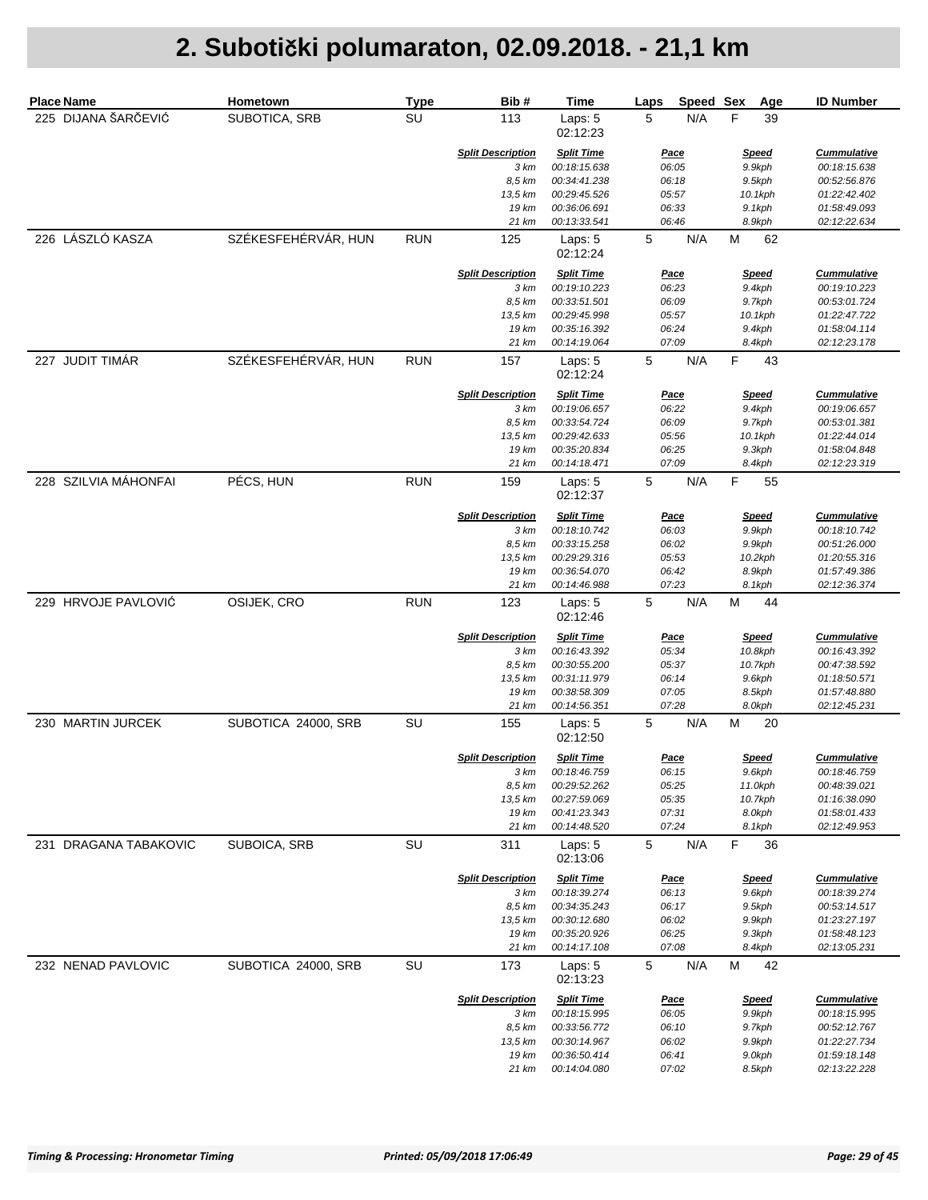# 2. Subotički polumaraton, 02.09.2018. - 21,1 km

| Place | Name | Hometown | Type | Bib # | Time | Laps | Speed | Sex | Age | ID Number |
|---|---|---|---|---|---|---|---|---|---|---|
| 225 | DIJANA ŠARČEVIĆ | SUBOTICA, SRB | SU | 113 | Laps: 5 02:12:23 | 5 | N/A | F | 39 | |

| Split Description | Split Time | Pace | Speed | Cummulative |
|---|---|---|---|---|
| 3 km | 00:18:15.638 | 06:05 | 9.9kph | 00:18:15.638 |
| 8,5 km | 00:34:41.238 | 06:18 | 9.5kph | 00:52:56.876 |
| 13,5 km | 00:29:45.526 | 05:57 | 10.1kph | 01:22:42.402 |
| 19 km | 00:36:06.691 | 06:33 | 9.1kph | 01:58:49.093 |
| 21 km | 00:13:33.541 | 06:46 | 8.9kph | 02:12:22.634 |

| Place | Name | Hometown | Type | Bib # | Time | Laps | Speed | Sex | Age | ID Number |
|---|---|---|---|---|---|---|---|---|---|---|
| 226 | LÁSZLÓ KASZA | SZÉKESFEHÉRVÁR, HUN | RUN | 125 | Laps: 5 02:12:24 | 5 | N/A | M | 62 | |

| Split Description | Split Time | Pace | Speed | Cummulative |
|---|---|---|---|---|
| 3 km | 00:19:10.223 | 06:23 | 9.4kph | 00:19:10.223 |
| 8,5 km | 00:33:51.501 | 06:09 | 9.7kph | 00:53:01.724 |
| 13,5 km | 00:29:45.998 | 05:57 | 10.1kph | 01:22:47.722 |
| 19 km | 00:35:16.392 | 06:24 | 9.4kph | 01:58:04.114 |
| 21 km | 00:14:19.064 | 07:09 | 8.4kph | 02:12:23.178 |

| Place | Name | Hometown | Type | Bib # | Time | Laps | Speed | Sex | Age | ID Number |
|---|---|---|---|---|---|---|---|---|---|---|
| 227 | JUDIT TIMÁR | SZÉKESFEHÉRVÁR, HUN | RUN | 157 | Laps: 5 02:12:24 | 5 | N/A | F | 43 | |

| Split Description | Split Time | Pace | Speed | Cummulative |
|---|---|---|---|---|
| 3 km | 00:19:06.657 | 06:22 | 9.4kph | 00:19:06.657 |
| 8,5 km | 00:33:54.724 | 06:09 | 9.7kph | 00:53:01.381 |
| 13,5 km | 00:29:42.633 | 05:56 | 10.1kph | 01:22:44.014 |
| 19 km | 00:35:20.834 | 06:25 | 9.3kph | 01:58:04.848 |
| 21 km | 00:14:18.471 | 07:09 | 8.4kph | 02:12:23.319 |

| Place | Name | Hometown | Type | Bib # | Time | Laps | Speed | Sex | Age | ID Number |
|---|---|---|---|---|---|---|---|---|---|---|
| 228 | SZILVIA MÁHONFAI | PÉCS, HUN | RUN | 159 | Laps: 5 02:12:37 | 5 | N/A | F | 55 | |

| Split Description | Split Time | Pace | Speed | Cummulative |
|---|---|---|---|---|
| 3 km | 00:18:10.742 | 06:03 | 9.9kph | 00:18:10.742 |
| 8,5 km | 00:33:15.258 | 06:02 | 9.9kph | 00:51:26.000 |
| 13,5 km | 00:29:29.316 | 05:53 | 10.2kph | 01:20:55.316 |
| 19 km | 00:36:54.070 | 06:42 | 8.9kph | 01:57:49.386 |
| 21 km | 00:14:46.988 | 07:23 | 8.1kph | 02:12:36.374 |

| Place | Name | Hometown | Type | Bib # | Time | Laps | Speed | Sex | Age | ID Number |
|---|---|---|---|---|---|---|---|---|---|---|
| 229 | HRVOJE PAVLOVIĆ | OSIJEK, CRO | RUN | 123 | Laps: 5 02:12:46 | 5 | N/A | M | 44 | |

| Split Description | Split Time | Pace | Speed | Cummulative |
|---|---|---|---|---|
| 3 km | 00:16:43.392 | 05:34 | 10.8kph | 00:16:43.392 |
| 8,5 km | 00:30:55.200 | 05:37 | 10.7kph | 00:47:38.592 |
| 13,5 km | 00:31:11.979 | 06:14 | 9.6kph | 01:18:50.571 |
| 19 km | 00:38:58.309 | 07:05 | 8.5kph | 01:57:48.880 |
| 21 km | 00:14:56.351 | 07:28 | 8.0kph | 02:12:45.231 |

| Place | Name | Hometown | Type | Bib # | Time | Laps | Speed | Sex | Age | ID Number |
|---|---|---|---|---|---|---|---|---|---|---|
| 230 | MARTIN JURCEK | SUBOTICA 24000, SRB | SU | 155 | Laps: 5 02:12:50 | 5 | N/A | M | 20 | |

| Split Description | Split Time | Pace | Speed | Cummulative |
|---|---|---|---|---|
| 3 km | 00:18:46.759 | 06:15 | 9.6kph | 00:18:46.759 |
| 8,5 km | 00:29:52.262 | 05:25 | 11.0kph | 00:48:39.021 |
| 13,5 km | 00:27:59.069 | 05:35 | 10.7kph | 01:16:38.090 |
| 19 km | 00:41:23.343 | 07:31 | 8.0kph | 01:58:01.433 |
| 21 km | 00:14:48.520 | 07:24 | 8.1kph | 02:12:49.953 |

| Place | Name | Hometown | Type | Bib # | Time | Laps | Speed | Sex | Age | ID Number |
|---|---|---|---|---|---|---|---|---|---|---|
| 231 | DRAGANA TABAKOVIC | SUBOICA, SRB | SU | 311 | Laps: 5 02:13:06 | 5 | N/A | F | 36 | |

| Split Description | Split Time | Pace | Speed | Cummulative |
|---|---|---|---|---|
| 3 km | 00:18:39.274 | 06:13 | 9.6kph | 00:18:39.274 |
| 8,5 km | 00:34:35.243 | 06:17 | 9.5kph | 00:53:14.517 |
| 13,5 km | 00:30:12.680 | 06:02 | 9.9kph | 01:23:27.197 |
| 19 km | 00:35:20.926 | 06:25 | 9.3kph | 01:58:48.123 |
| 21 km | 00:14:17.108 | 07:08 | 8.4kph | 02:13:05.231 |

| Place | Name | Hometown | Type | Bib # | Time | Laps | Speed | Sex | Age | ID Number |
|---|---|---|---|---|---|---|---|---|---|---|
| 232 | NENAD PAVLOVIC | SUBOTICA 24000, SRB | SU | 173 | Laps: 5 02:13:23 | 5 | N/A | M | 42 | |

| Split Description | Split Time | Pace | Speed | Cummulative |
|---|---|---|---|---|
| 3 km | 00:18:15.995 | 06:05 | 9.9kph | 00:18:15.995 |
| 8,5 km | 00:33:56.772 | 06:10 | 9.7kph | 00:52:12.767 |
| 13,5 km | 00:30:14.967 | 06:02 | 9.9kph | 01:22:27.734 |
| 19 km | 00:36:50.414 | 06:41 | 9.0kph | 01:59:18.148 |
| 21 km | 00:14:04.080 | 07:02 | 8.5kph | 02:13:22.228 |

*Timing & Processing: Hronometar Timing* *Printed: 05/09/2018 17:06:49*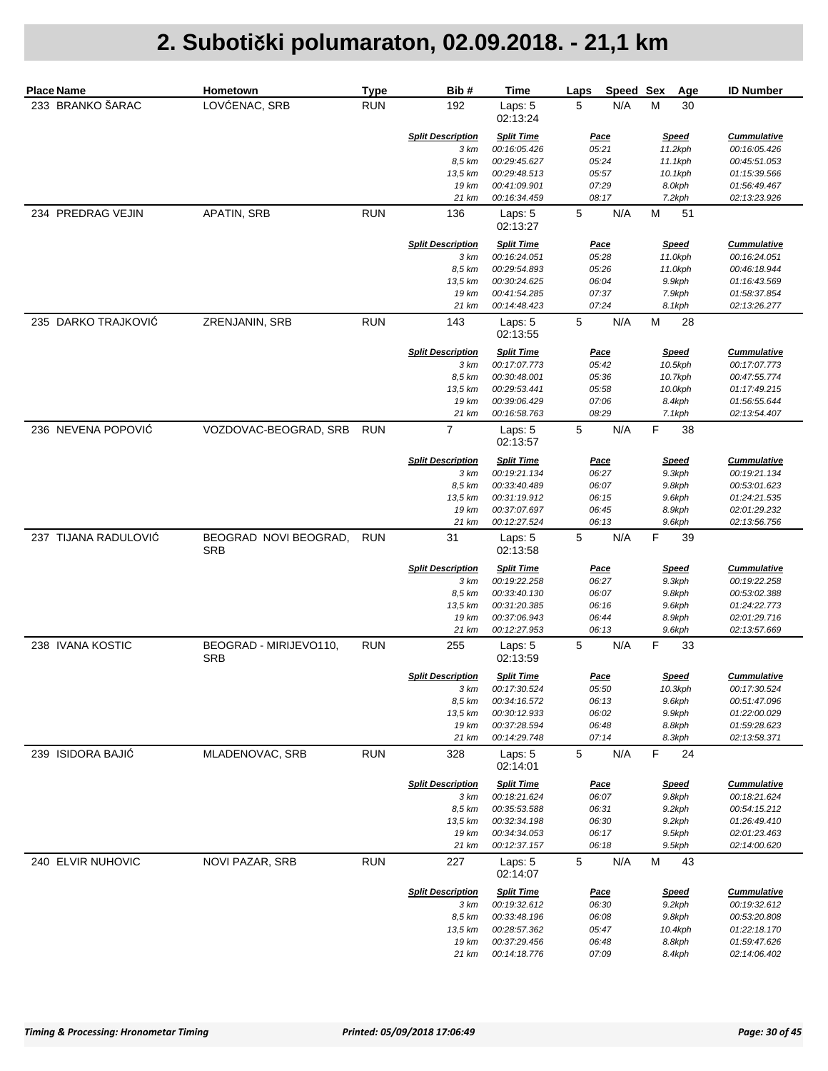# 2. Subotički polumaraton, 02.09.2018. - 21,1 km

| Place | Name | Hometown | Type | Bib # | Time | Laps | Speed | Sex | Age | ID Number |
|---|---|---|---|---|---|---|---|---|---|---|
| 233 | BRANKO ŠARAC | LOVĆENAC, SRB | RUN | 192 | Laps: 5 02:13:24 | 5 | N/A | M | 30 | |

| Split Description | Split Time | Pace | Speed | Cummulative |
|---|---|---|---|---|
| 3 km | 00:16:05.426 | 05:21 | 11.2kph | 00:16:05.426 |
| 8,5 km | 00:29:45.627 | 05:24 | 11.1kph | 00:45:51.053 |
| 13,5 km | 00:29:48.513 | 05:57 | 10.1kph | 01:15:39.566 |
| 19 km | 00:41:09.901 | 07:29 | 8.0kph | 01:56:49.467 |
| 21 km | 00:16:34.459 | 08:17 | 7.2kph | 02:13:23.926 |

| Place | Name | Hometown | Type | Bib # | Time | Laps | Speed | Sex | Age | ID Number |
|---|---|---|---|---|---|---|---|---|---|---|
| 234 | PREDRAG VEJIN | APATIN, SRB | RUN | 136 | Laps: 5 02:13:27 | 5 | N/A | M | 51 | |

| Split Description | Split Time | Pace | Speed | Cummulative |
|---|---|---|---|---|
| 3 km | 00:16:24.051 | 05:28 | 11.0kph | 00:16:24.051 |
| 8,5 km | 00:29:54.893 | 05:26 | 11.0kph | 00:46:18.944 |
| 13,5 km | 00:30:24.625 | 06:04 | 9.9kph | 01:16:43.569 |
| 19 km | 00:41:54.285 | 07:37 | 7.9kph | 01:58:37.854 |
| 21 km | 00:14:48.423 | 07:24 | 8.1kph | 02:13:26.277 |

| Place | Name | Hometown | Type | Bib # | Time | Laps | Speed | Sex | Age | ID Number |
|---|---|---|---|---|---|---|---|---|---|---|
| 235 | DARKO TRAJKOVIĆ | ZRENJANIN, SRB | RUN | 143 | Laps: 5 02:13:55 | 5 | N/A | M | 28 | |

| Split Description | Split Time | Pace | Speed | Cummulative |
|---|---|---|---|---|
| 3 km | 00:17:07.773 | 05:42 | 10.5kph | 00:17:07.773 |
| 8,5 km | 00:30:48.001 | 05:36 | 10.7kph | 00:47:55.774 |
| 13,5 km | 00:29:53.441 | 05:58 | 10.0kph | 01:17:49.215 |
| 19 km | 00:39:06.429 | 07:06 | 8.4kph | 01:56:55.644 |
| 21 km | 00:16:58.763 | 08:29 | 7.1kph | 02:13:54.407 |

| Place | Name | Hometown | Type | Bib # | Time | Laps | Speed | Sex | Age | ID Number |
|---|---|---|---|---|---|---|---|---|---|---|
| 236 | NEVENA POPOVIĆ | VOZDOVAC-BEOGRAD, SRB | RUN | 7 | Laps: 5 02:13:57 | 5 | N/A | F | 38 | |

| Split Description | Split Time | Pace | Speed | Cummulative |
|---|---|---|---|---|
| 3 km | 00:19:21.134 | 06:27 | 9.3kph | 00:19:21.134 |
| 8,5 km | 00:33:40.489 | 06:07 | 9.8kph | 00:53:01.623 |
| 13,5 km | 00:31:19.912 | 06:15 | 9.6kph | 01:24:21.535 |
| 19 km | 00:37:07.697 | 06:45 | 8.9kph | 02:01:29.232 |
| 21 km | 00:12:27.524 | 06:13 | 9.6kph | 02:13:56.756 |

| Place | Name | Hometown | Type | Bib # | Time | Laps | Speed | Sex | Age | ID Number |
|---|---|---|---|---|---|---|---|---|---|---|
| 237 | TIJANA RADULOVIĆ | BEOGRAD NOVI BEOGRAD, SRB | RUN | 31 | Laps: 5 02:13:58 | 5 | N/A | F | 39 | |

| Split Description | Split Time | Pace | Speed | Cummulative |
|---|---|---|---|---|
| 3 km | 00:19:22.258 | 06:27 | 9.3kph | 00:19:22.258 |
| 8,5 km | 00:33:40.130 | 06:07 | 9.8kph | 00:53:02.388 |
| 13,5 km | 00:31:20.385 | 06:16 | 9.6kph | 01:24:22.773 |
| 19 km | 00:37:06.943 | 06:44 | 8.9kph | 02:01:29.716 |
| 21 km | 00:12:27.953 | 06:13 | 9.6kph | 02:13:57.669 |

| Place | Name | Hometown | Type | Bib # | Time | Laps | Speed | Sex | Age | ID Number |
|---|---|---|---|---|---|---|---|---|---|---|
| 238 | IVANA KOSTIC | BEOGRAD - MIRIJEVO110, SRB | RUN | 255 | Laps: 5 02:13:59 | 5 | N/A | F | 33 | |

| Split Description | Split Time | Pace | Speed | Cummulative |
|---|---|---|---|---|
| 3 km | 00:17:30.524 | 05:50 | 10.3kph | 00:17:30.524 |
| 8,5 km | 00:34:16.572 | 06:13 | 9.6kph | 00:51:47.096 |
| 13,5 km | 00:30:12.933 | 06:02 | 9.9kph | 01:22:00.029 |
| 19 km | 00:37:28.594 | 06:48 | 8.8kph | 01:59:28.623 |
| 21 km | 00:14:29.748 | 07:14 | 8.3kph | 02:13:58.371 |

| Place | Name | Hometown | Type | Bib # | Time | Laps | Speed | Sex | Age | ID Number |
|---|---|---|---|---|---|---|---|---|---|---|
| 239 | ISIDORA BAJIĆ | MLADENOVAC, SRB | RUN | 328 | Laps: 5 02:14:01 | 5 | N/A | F | 24 | |

| Split Description | Split Time | Pace | Speed | Cummulative |
|---|---|---|---|---|
| 3 km | 00:18:21.624 | 06:07 | 9.8kph | 00:18:21.624 |
| 8,5 km | 00:35:53.588 | 06:31 | 9.2kph | 00:54:15.212 |
| 13,5 km | 00:32:34.198 | 06:30 | 9.2kph | 01:26:49.410 |
| 19 km | 00:34:34.053 | 06:17 | 9.5kph | 02:01:23.463 |
| 21 km | 00:12:37.157 | 06:18 | 9.5kph | 02:14:00.620 |

| Place | Name | Hometown | Type | Bib # | Time | Laps | Speed | Sex | Age | ID Number |
|---|---|---|---|---|---|---|---|---|---|---|
| 240 | ELVIR NUHOVIC | NOVI PAZAR, SRB | RUN | 227 | Laps: 5 02:14:07 | 5 | N/A | M | 43 | |

| Split Description | Split Time | Pace | Speed | Cummulative |
|---|---|---|---|---|
| 3 km | 00:19:32.612 | 06:30 | 9.2kph | 00:19:32.612 |
| 8,5 km | 00:33:48.196 | 06:08 | 9.8kph | 00:53:20.808 |
| 13,5 km | 00:28:57.362 | 05:47 | 10.4kph | 01:22:18.170 |
| 19 km | 00:37:29.456 | 06:48 | 8.8kph | 01:59:47.626 |
| 21 km | 00:14:18.776 | 07:09 | 8.4kph | 02:14:06.402 |

*Timing & Processing: Hronometar Timing* *Printed: 05/09/2018 17:06:49*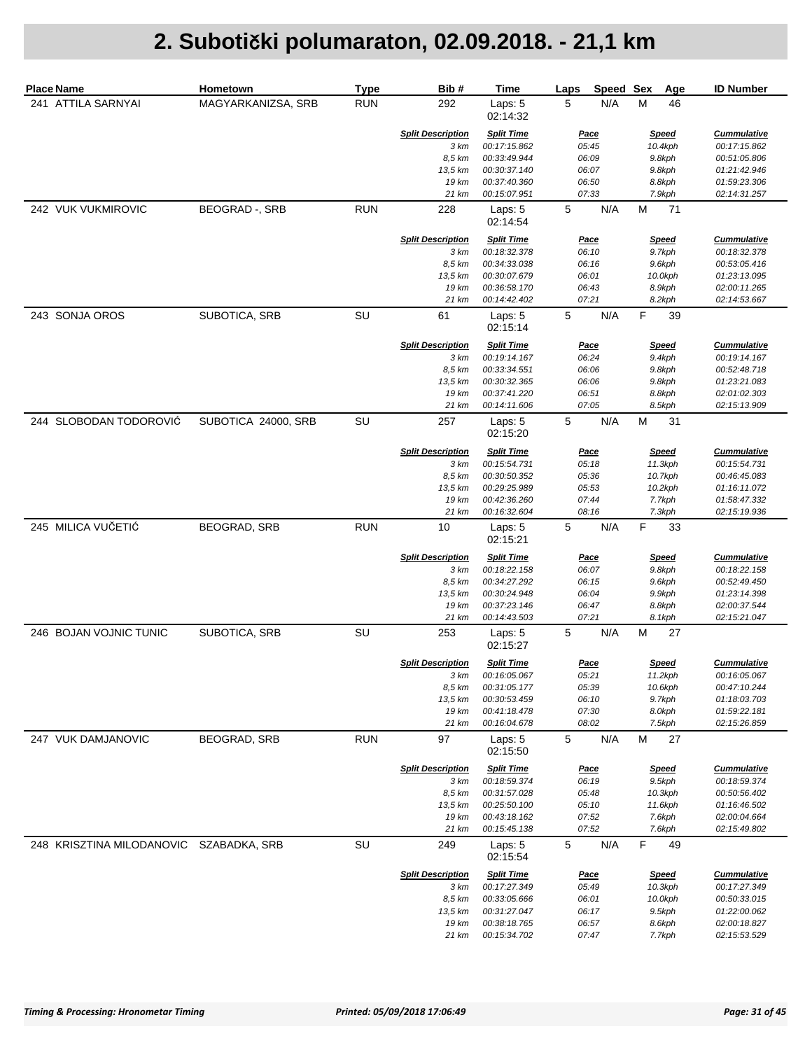# 2. Subotički polumaraton, 02.09.2018. - 21,1 km

| Place | Name | Hometown | Type | Bib # | Time | Laps | Speed | Sex | Age | ID Number |
|---|---|---|---|---|---|---|---|---|---|---|
| 241 | ATTILA SARNYAI | MAGYARKANIZSA, SRB | RUN | 292 | Laps: 5 02:14:32 | 5 | N/A | M | 46 | |

| Split Description | Split Time | Pace | Speed | Cummulative |
|---|---|---|---|---|
| *3 km* | *00:17:15.862* | *05:45* | *10.4kph* | *00:17:15.862* |
| *8,5 km* | *00:33:49.944* | *06:09* | *9.8kph* | *00:51:05.806* |
| *13,5 km* | *00:30:37.140* | *06:07* | *9.8kph* | *01:21:42.946* |
| *19 km* | *00:37:40.360* | *06:50* | *8.8kph* | *01:59:23.306* |
| *21 km* | *00:15:07.951* | *07:33* | *7.9kph* | *02:14:31.257* |

| Place | Name | Hometown | Type | Bib # | Time | Laps | Speed | Sex | Age | ID Number |
|---|---|---|---|---|---|---|---|---|---|---|
| 242 | VUK VUKMIROVIC | BEOGRAD -, SRB | RUN | 228 | Laps: 5 02:14:54 | 5 | N/A | M | 71 | |

| Split Description | Split Time | Pace | Speed | Cummulative |
|---|---|---|---|---|
| *3 km* | *00:18:32.378* | *06:10* | *9.7kph* | *00:18:32.378* |
| *8,5 km* | *00:34:33.038* | *06:16* | *9.6kph* | *00:53:05.416* |
| *13,5 km* | *00:30:07.679* | *06:01* | *10.0kph* | *01:23:13.095* |
| *19 km* | *00:36:58.170* | *06:43* | *8.9kph* | *02:00:11.265* |
| *21 km* | *00:14:42.402* | *07:21* | *8.2kph* | *02:14:53.667* |

| Place | Name | Hometown | Type | Bib # | Time | Laps | Speed | Sex | Age | ID Number |
|---|---|---|---|---|---|---|---|---|---|---|
| 243 | SONJA OROS | SUBOTICA, SRB | SU | 61 | Laps: 5 02:15:14 | 5 | N/A | F | 39 | |

| Split Description | Split Time | Pace | Speed | Cummulative |
|---|---|---|---|---|
| *3 km* | *00:19:14.167* | *06:24* | *9.4kph* | *00:19:14.167* |
| *8,5 km* | *00:33:34.551* | *06:06* | *9.8kph* | *00:52:48.718* |
| *13,5 km* | *00:30:32.365* | *06:06* | *9.8kph* | *01:23:21.083* |
| *19 km* | *00:37:41.220* | *06:51* | *8.8kph* | *02:01:02.303* |
| *21 km* | *00:14:11.606* | *07:05* | *8.5kph* | *02:15:13.909* |

| Place | Name | Hometown | Type | Bib # | Time | Laps | Speed | Sex | Age | ID Number |
|---|---|---|---|---|---|---|---|---|---|---|
| 244 | SLOBODAN TODOROVIĆ | SUBOTICA 24000, SRB | SU | 257 | Laps: 5 02:15:20 | 5 | N/A | M | 31 | |

| Split Description | Split Time | Pace | Speed | Cummulative |
|---|---|---|---|---|
| *3 km* | *00:15:54.731* | *05:18* | *11.3kph* | *00:15:54.731* |
| *8,5 km* | *00:30:50.352* | *05:36* | *10.7kph* | *00:46:45.083* |
| *13,5 km* | *00:29:25.989* | *05:53* | *10.2kph* | *01:16:11.072* |
| *19 km* | *00:42:36.260* | *07:44* | *7.7kph* | *01:58:47.332* |
| *21 km* | *00:16:32.604* | *08:16* | *7.3kph* | *02:15:19.936* |

| Place | Name | Hometown | Type | Bib # | Time | Laps | Speed | Sex | Age | ID Number |
|---|---|---|---|---|---|---|---|---|---|---|
| 245 | MILICA VUČETIĆ | BEOGRAD, SRB | RUN | 10 | Laps: 5 02:15:21 | 5 | N/A | F | 33 | |

| Split Description | Split Time | Pace | Speed | Cummulative |
|---|---|---|---|---|
| *3 km* | *00:18:22.158* | *06:07* | *9.8kph* | *00:18:22.158* |
| *8,5 km* | *00:34:27.292* | *06:15* | *9.6kph* | *00:52:49.450* |
| *13,5 km* | *00:30:24.948* | *06:04* | *9.9kph* | *01:23:14.398* |
| *19 km* | *00:37:23.146* | *06:47* | *8.8kph* | *02:00:37.544* |
| *21 km* | *00:14:43.503* | *07:21* | *8.1kph* | *02:15:21.047* |

| Place | Name | Hometown | Type | Bib # | Time | Laps | Speed | Sex | Age | ID Number |
|---|---|---|---|---|---|---|---|---|---|---|
| 246 | BOJAN VOJNIC TUNIC | SUBOTICA, SRB | SU | 253 | Laps: 5 02:15:27 | 5 | N/A | M | 27 | |

| Split Description | Split Time | Pace | Speed | Cummulative |
|---|---|---|---|---|
| *3 km* | *00:16:05.067* | *05:21* | *11.2kph* | *00:16:05.067* |
| *8,5 km* | *00:31:05.177* | *05:39* | *10.6kph* | *00:47:10.244* |
| *13,5 km* | *00:30:53.459* | *06:10* | *9.7kph* | *01:18:03.703* |
| *19 km* | *00:41:18.478* | *07:30* | *8.0kph* | *01:59:22.181* |
| *21 km* | *00:16:04.678* | *08:02* | *7.5kph* | *02:15:26.859* |

| Place | Name | Hometown | Type | Bib # | Time | Laps | Speed | Sex | Age | ID Number |
|---|---|---|---|---|---|---|---|---|---|---|
| 247 | VUK DAMJANOVIC | BEOGRAD, SRB | RUN | 97 | Laps: 5 02:15:50 | 5 | N/A | M | 27 | |

| Split Description | Split Time | Pace | Speed | Cummulative |
|---|---|---|---|---|
| *3 km* | *00:18:59.374* | *06:19* | *9.5kph* | *00:18:59.374* |
| *8,5 km* | *00:31:57.028* | *05:48* | *10.3kph* | *00:50:56.402* |
| *13,5 km* | *00:25:50.100* | *05:10* | *11.6kph* | *01:16:46.502* |
| *19 km* | *00:43:18.162* | *07:52* | *7.6kph* | *02:00:04.664* |
| *21 km* | *00:15:45.138* | *07:52* | *7.6kph* | *02:15:49.802* |

| Place | Name | Hometown | Type | Bib # | Time | Laps | Speed | Sex | Age | ID Number |
|---|---|---|---|---|---|---|---|---|---|---|
| 248 | KRISZTINA MILODANOVIC | SZABADKA, SRB | SU | 249 | Laps: 5 02:15:54 | 5 | N/A | F | 49 | |

| Split Description | Split Time | Pace | Speed | Cummulative |
|---|---|---|---|---|
| *3 km* | *00:17:27.349* | *05:49* | *10.3kph* | *00:17:27.349* |
| *8,5 km* | *00:33:05.666* | *06:01* | *10.0kph* | *00:50:33.015* |
| *13,5 km* | *00:31:27.047* | *06:17* | *9.5kph* | *01:22:00.062* |
| *19 km* | *00:38:18.765* | *06:57* | *8.6kph* | *02:00:18.827* |
| *21 km* | *00:15:34.702* | *07:47* | *7.7kph* | *02:15:53.529* |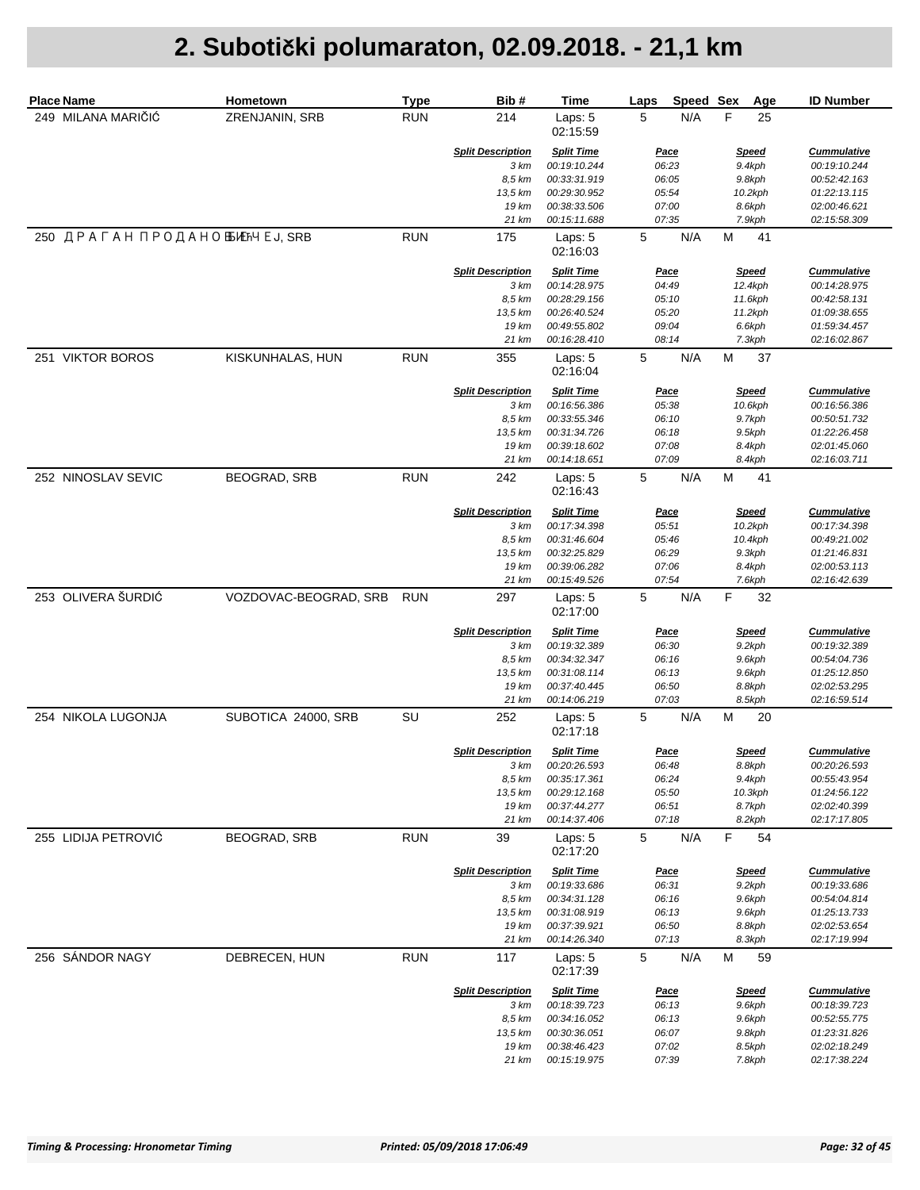# 2. Subotički polumaraton, 02.09.2018. - 21,1 km

| Place | Name | Hometown | Type | Bib # | Time | Laps | Speed | Sex | Age | ID Number |
|---|---|---|---|---|---|---|---|---|---|---|
| 249 | MILANA MARIČIĆ | ZRENJANIN, SRB | RUN | 214 | Laps: 5 02:15:59 | 5 | N/A | F | 25 | |

| Split Description | Split Time | Pace | Speed | Cummulative |
|---|---|---|---|---|
| 3 km | 00:19:10.244 | 06:23 | 9.4kph | 00:19:10.244 |
| 8,5 km | 00:33:31.919 | 06:05 | 9.8kph | 00:52:42.163 |
| 13,5 km | 00:29:30.952 | 05:54 | 10.2kph | 01:22:13.115 |
| 19 km | 00:38:33.506 | 07:00 | 8.6kph | 02:00:46.621 |
| 21 km | 00:15:11.688 | 07:35 | 7.9kph | 02:15:58.309 |

| Place | Name | Hometown | Type | Bib # | Time | Laps | Speed | Sex | Age | ID Number |
|---|---|---|---|---|---|---|---|---|---|---|
| 250 | ДРАГАН ПРОДАНОВИЋ | БЕЧЕЈ, SRB | RUN | 175 | Laps: 5 02:16:03 | 5 | N/A | M | 41 | |

| Split Description | Split Time | Pace | Speed | Cummulative |
|---|---|---|---|---|
| 3 km | 00:14:28.975 | 04:49 | 12.4kph | 00:14:28.975 |
| 8,5 km | 00:28:29.156 | 05:10 | 11.6kph | 00:42:58.131 |
| 13,5 km | 00:26:40.524 | 05:20 | 11.2kph | 01:09:38.655 |
| 19 km | 00:49:55.802 | 09:04 | 6.6kph | 01:59:34.457 |
| 21 km | 00:16:28.410 | 08:14 | 7.3kph | 02:16:02.867 |

| Place | Name | Hometown | Type | Bib # | Time | Laps | Speed | Sex | Age | ID Number |
|---|---|---|---|---|---|---|---|---|---|---|
| 251 | VIKTOR BOROS | KISKUNHALAS, HUN | RUN | 355 | Laps: 5 02:16:04 | 5 | N/A | M | 37 | |

| Split Description | Split Time | Pace | Speed | Cummulative |
|---|---|---|---|---|
| 3 km | 00:16:56.386 | 05:38 | 10.6kph | 00:16:56.386 |
| 8,5 km | 00:33:55.346 | 06:10 | 9.7kph | 00:50:51.732 |
| 13,5 km | 00:31:34.726 | 06:18 | 9.5kph | 01:22:26.458 |
| 19 km | 00:39:18.602 | 07:08 | 8.4kph | 02:01:45.060 |
| 21 km | 00:14:18.651 | 07:09 | 8.4kph | 02:16:03.711 |

| Place | Name | Hometown | Type | Bib # | Time | Laps | Speed | Sex | Age | ID Number |
|---|---|---|---|---|---|---|---|---|---|---|
| 252 | NINOSLAV SEVIC | BEOGRAD, SRB | RUN | 242 | Laps: 5 02:16:43 | 5 | N/A | M | 41 | |

| Split Description | Split Time | Pace | Speed | Cummulative |
|---|---|---|---|---|
| 3 km | 00:17:34.398 | 05:51 | 10.2kph | 00:17:34.398 |
| 8,5 km | 00:31:46.604 | 05:46 | 10.4kph | 00:49:21.002 |
| 13,5 km | 00:32:25.829 | 06:29 | 9.3kph | 01:21:46.831 |
| 19 km | 00:39:06.282 | 07:06 | 8.4kph | 02:00:53.113 |
| 21 km | 00:15:49.526 | 07:54 | 7.6kph | 02:16:42.639 |

| Place | Name | Hometown | Type | Bib # | Time | Laps | Speed | Sex | Age | ID Number |
|---|---|---|---|---|---|---|---|---|---|---|
| 253 | OLIVERA ŠURDIĆ | VOZDOVAC-BEOGRAD, SRB | RUN | 297 | Laps: 5 02:17:00 | 5 | N/A | F | 32 | |

| Split Description | Split Time | Pace | Speed | Cummulative |
|---|---|---|---|---|
| 3 km | 00:19:32.389 | 06:30 | 9.2kph | 00:19:32.389 |
| 8,5 km | 00:34:32.347 | 06:16 | 9.6kph | 00:54:04.736 |
| 13,5 km | 00:31:08.114 | 06:13 | 9.6kph | 01:25:12.850 |
| 19 km | 00:37:40.445 | 06:50 | 8.8kph | 02:02:53.295 |
| 21 km | 00:14:06.219 | 07:03 | 8.5kph | 02:16:59.514 |

| Place | Name | Hometown | Type | Bib # | Time | Laps | Speed | Sex | Age | ID Number |
|---|---|---|---|---|---|---|---|---|---|---|
| 254 | NIKOLA LUGONJA | SUBOTICA 24000, SRB | SU | 252 | Laps: 5 02:17:18 | 5 | N/A | M | 20 | |

| Split Description | Split Time | Pace | Speed | Cummulative |
|---|---|---|---|---|
| 3 km | 00:20:26.593 | 06:48 | 8.8kph | 00:20:26.593 |
| 8,5 km | 00:35:17.361 | 06:24 | 9.4kph | 00:55:43.954 |
| 13,5 km | 00:29:12.168 | 05:50 | 10.3kph | 01:24:56.122 |
| 19 km | 00:37:44.277 | 06:51 | 8.7kph | 02:02:40.399 |
| 21 km | 00:14:37.406 | 07:18 | 8.2kph | 02:17:17.805 |

| Place | Name | Hometown | Type | Bib # | Time | Laps | Speed | Sex | Age | ID Number |
|---|---|---|---|---|---|---|---|---|---|---|
| 255 | LIDIJA PETROVIĆ | BEOGRAD, SRB | RUN | 39 | Laps: 5 02:17:20 | 5 | N/A | F | 54 | |

| Split Description | Split Time | Pace | Speed | Cummulative |
|---|---|---|---|---|
| 3 km | 00:19:33.686 | 06:31 | 9.2kph | 00:19:33.686 |
| 8,5 km | 00:34:31.128 | 06:16 | 9.6kph | 00:54:04.814 |
| 13,5 km | 00:31:08.919 | 06:13 | 9.6kph | 01:25:13.733 |
| 19 km | 00:37:39.921 | 06:50 | 8.8kph | 02:02:53.654 |
| 21 km | 00:14:26.340 | 07:13 | 8.3kph | 02:17:19.994 |

| Place | Name | Hometown | Type | Bib # | Time | Laps | Speed | Sex | Age | ID Number |
|---|---|---|---|---|---|---|---|---|---|---|
| 256 | SÁNDOR NAGY | DEBRECEN, HUN | RUN | 117 | Laps: 5 02:17:39 | 5 | N/A | M | 59 | |

| Split Description | Split Time | Pace | Speed | Cummulative |
|---|---|---|---|---|
| 3 km | 00:18:39.723 | 06:13 | 9.6kph | 00:18:39.723 |
| 8,5 km | 00:34:16.052 | 06:13 | 9.6kph | 00:52:55.775 |
| 13,5 km | 00:30:36.051 | 06:07 | 9.8kph | 01:23:31.826 |
| 19 km | 00:38:46.423 | 07:02 | 8.5kph | 02:02:18.249 |
| 21 km | 00:15:19.975 | 07:39 | 7.8kph | 02:17:38.224 |

*Timing & Processing: Hronometar Timing* *Printed: 05/09/2018 17:06:49*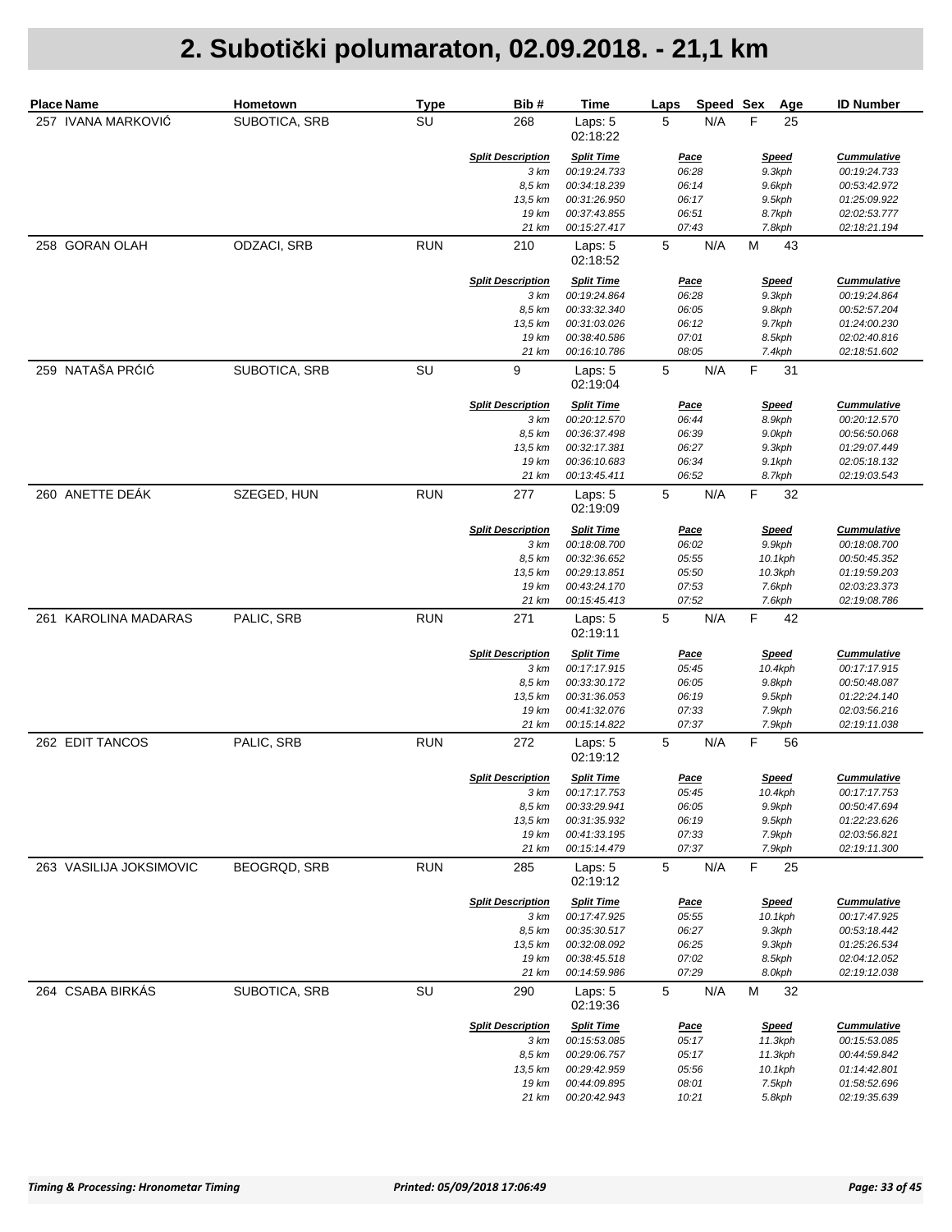# 2. Subotički polumaraton, 02.09.2018. - 21,1 km

| Place | Name | Hometown | Type | Bib # | Time | Laps | Speed | Sex | Age | ID Number |
|---|---|---|---|---|---|---|---|---|---|---|
| 257 | IVANA MARKOVIĆ | SUBOTICA, SRB | SU | 268 | Laps: 5 02:18:22 | 5 | N/A | F | 25 | |

| Split Description | Split Time | Pace | Speed | Cummulative |
|---|---|---|---|---|
| 3 km | 00:19:24.733 | 06:28 | 9.3kph | 00:19:24.733 |
| 8,5 km | 00:34:18.239 | 06:14 | 9.6kph | 00:53:42.972 |
| 13,5 km | 00:31:26.950 | 06:17 | 9.5kph | 01:25:09.922 |
| 19 km | 00:37:43.855 | 06:51 | 8.7kph | 02:02:53.777 |
| 21 km | 00:15:27.417 | 07:43 | 7.8kph | 02:18:21.194 |

| Place | Name | Hometown | Type | Bib # | Time | Laps | Speed | Sex | Age | ID Number |
|---|---|---|---|---|---|---|---|---|---|---|
| 258 | GORAN OLAH | ODZACI, SRB | RUN | 210 | Laps: 5 02:18:52 | 5 | N/A | M | 43 | |

| Split Description | Split Time | Pace | Speed | Cummulative |
|---|---|---|---|---|
| 3 km | 00:19:24.864 | 06:28 | 9.3kph | 00:19:24.864 |
| 8,5 km | 00:33:32.340 | 06:05 | 9.8kph | 00:52:57.204 |
| 13,5 km | 00:31:03.026 | 06:12 | 9.7kph | 01:24:00.230 |
| 19 km | 00:38:40.586 | 07:01 | 8.5kph | 02:02:40.816 |
| 21 km | 00:16:10.786 | 08:05 | 7.4kph | 02:18:51.602 |

| Place | Name | Hometown | Type | Bib # | Time | Laps | Speed | Sex | Age | ID Number |
|---|---|---|---|---|---|---|---|---|---|---|
| 259 | NATAŠA PRĆIĆ | SUBOTICA, SRB | SU | 9 | Laps: 5 02:19:04 | 5 | N/A | F | 31 | |

| Split Description | Split Time | Pace | Speed | Cummulative |
|---|---|---|---|---|
| 3 km | 00:20:12.570 | 06:44 | 8.9kph | 00:20:12.570 |
| 8,5 km | 00:36:37.498 | 06:39 | 9.0kph | 00:56:50.068 |
| 13,5 km | 00:32:17.381 | 06:27 | 9.3kph | 01:29:07.449 |
| 19 km | 00:36:10.683 | 06:34 | 9.1kph | 02:05:18.132 |
| 21 km | 00:13:45.411 | 06:52 | 8.7kph | 02:19:03.543 |

| Place | Name | Hometown | Type | Bib # | Time | Laps | Speed | Sex | Age | ID Number |
|---|---|---|---|---|---|---|---|---|---|---|
| 260 | ANETTE DEÁK | SZEGED, HUN | RUN | 277 | Laps: 5 02:19:09 | 5 | N/A | F | 32 | |

| Split Description | Split Time | Pace | Speed | Cummulative |
|---|---|---|---|---|
| 3 km | 00:18:08.700 | 06:02 | 9.9kph | 00:18:08.700 |
| 8,5 km | 00:32:36.652 | 05:55 | 10.1kph | 00:50:45.352 |
| 13,5 km | 00:29:13.851 | 05:50 | 10.3kph | 01:19:59.203 |
| 19 km | 00:43:24.170 | 07:53 | 7.6kph | 02:03:23.373 |
| 21 km | 00:15:45.413 | 07:52 | 7.6kph | 02:19:08.786 |

| Place | Name | Hometown | Type | Bib # | Time | Laps | Speed | Sex | Age | ID Number |
|---|---|---|---|---|---|---|---|---|---|---|
| 261 | KAROLINA MADARAS | PALIC, SRB | RUN | 271 | Laps: 5 02:19:11 | 5 | N/A | F | 42 | |

| Split Description | Split Time | Pace | Speed | Cummulative |
|---|---|---|---|---|
| 3 km | 00:17:17.915 | 05:45 | 10.4kph | 00:17:17.915 |
| 8,5 km | 00:33:30.172 | 06:05 | 9.8kph | 00:50:48.087 |
| 13,5 km | 00:31:36.053 | 06:19 | 9.5kph | 01:22:24.140 |
| 19 km | 00:41:32.076 | 07:33 | 7.9kph | 02:03:56.216 |
| 21 km | 00:15:14.822 | 07:37 | 7.9kph | 02:19:11.038 |

| Place | Name | Hometown | Type | Bib # | Time | Laps | Speed | Sex | Age | ID Number |
|---|---|---|---|---|---|---|---|---|---|---|
| 262 | EDIT TANCOS | PALIC, SRB | RUN | 272 | Laps: 5 02:19:12 | 5 | N/A | F | 56 | |

| Split Description | Split Time | Pace | Speed | Cummulative |
|---|---|---|---|---|
| 3 km | 00:17:17.753 | 05:45 | 10.4kph | 00:17:17.753 |
| 8,5 km | 00:33:29.941 | 06:05 | 9.9kph | 00:50:47.694 |
| 13,5 km | 00:31:35.932 | 06:19 | 9.5kph | 01:22:23.626 |
| 19 km | 00:41:33.195 | 07:33 | 7.9kph | 02:03:56.821 |
| 21 km | 00:15:14.479 | 07:37 | 7.9kph | 02:19:11.300 |

| Place | Name | Hometown | Type | Bib # | Time | Laps | Speed | Sex | Age | ID Number |
|---|---|---|---|---|---|---|---|---|---|---|
| 263 | VASILIJA JOKSIMOVIC | BEOGRQD, SRB | RUN | 285 | Laps: 5 02:19:12 | 5 | N/A | F | 25 | |

| Split Description | Split Time | Pace | Speed | Cummulative |
|---|---|---|---|---|
| 3 km | 00:17:47.925 | 05:55 | 10.1kph | 00:17:47.925 |
| 8,5 km | 00:35:30.517 | 06:27 | 9.3kph | 00:53:18.442 |
| 13,5 km | 00:32:08.092 | 06:25 | 9.3kph | 01:25:26.534 |
| 19 km | 00:38:45.518 | 07:02 | 8.5kph | 02:04:12.052 |
| 21 km | 00:14:59.986 | 07:29 | 8.0kph | 02:19:12.038 |

| Place | Name | Hometown | Type | Bib # | Time | Laps | Speed | Sex | Age | ID Number |
|---|---|---|---|---|---|---|---|---|---|---|
| 264 | CSABA BIRKÁS | SUBOTICA, SRB | SU | 290 | Laps: 5 02:19:36 | 5 | N/A | M | 32 | |

| Split Description | Split Time | Pace | Speed | Cummulative |
|---|---|---|---|---|
| 3 km | 00:15:53.085 | 05:17 | 11.3kph | 00:15:53.085 |
| 8,5 km | 00:29:06.757 | 05:17 | 11.3kph | 00:44:59.842 |
| 13,5 km | 00:29:42.959 | 05:56 | 10.1kph | 01:14:42.801 |
| 19 km | 00:44:09.895 | 08:01 | 7.5kph | 01:58:52.696 |
| 21 km | 00:20:42.943 | 10:21 | 5.8kph | 02:19:35.639 |

*Timing & Processing: Hronometar Timing* *Printed: 05/09/2018 17:06:49*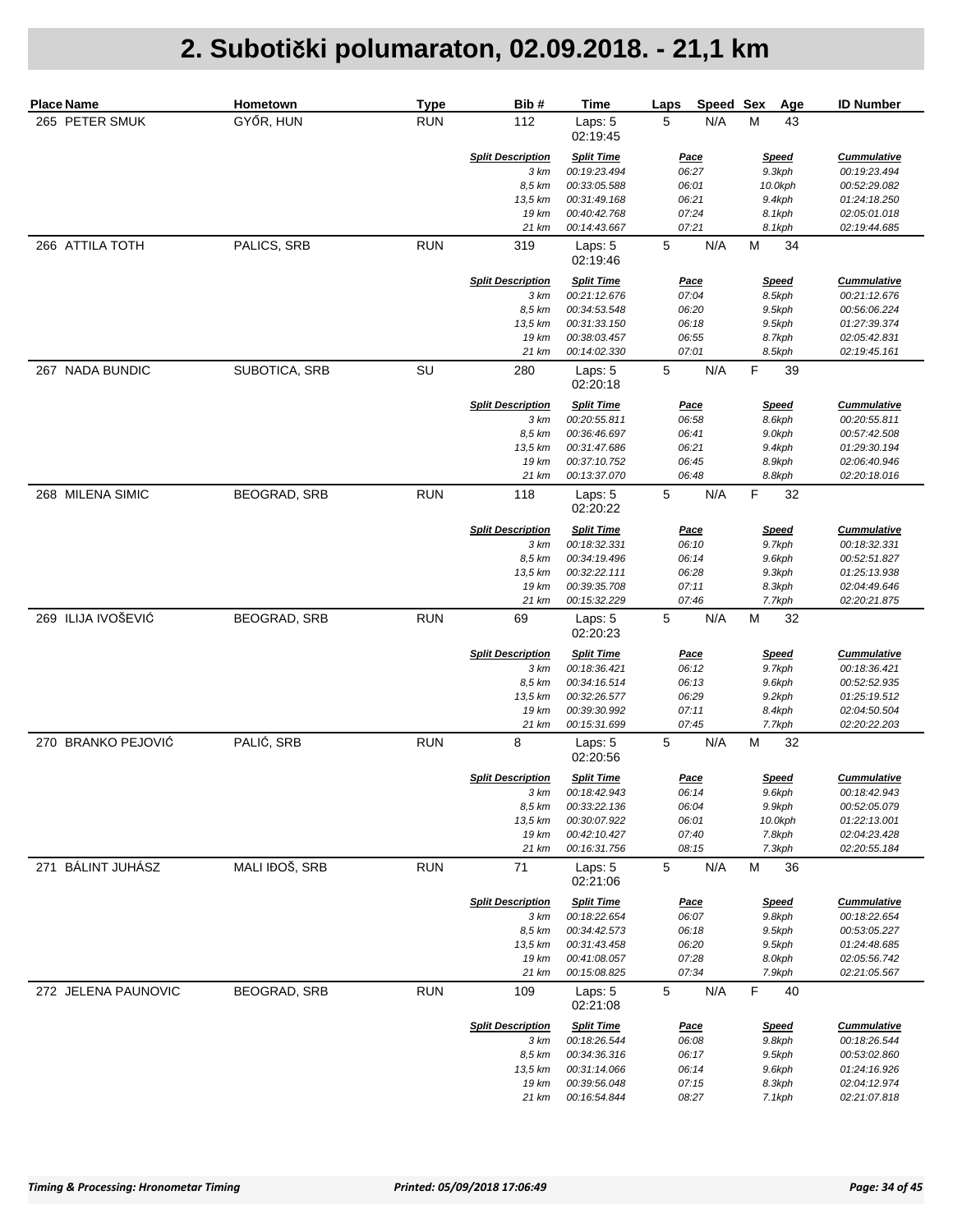# 2. Subotički polumaraton, 02.09.2018. - 21,1 km

| Place | Name | Hometown | Type | Bib # | Time | Laps | Speed | Sex | Age | ID Number |
|---|---|---|---|---|---|---|---|---|---|---|
| 265 | PETER SMUK | GYŐR, HUN | RUN | 112 | Laps: 5 02:19:45 | 5 | N/A | M | 43 | |

| Split Description | Split Time | Pace | Speed | Cummulative |
|---|---|---|---|---|
| 3 km | 00:19:23.494 | 06:27 | 9.3kph | 00:19:23.494 |
| 8,5 km | 00:33:05.588 | 06:01 | 10.0kph | 00:52:29.082 |
| 13,5 km | 00:31:49.168 | 06:21 | 9.4kph | 01:24:18.250 |
| 19 km | 00:40:42.768 | 07:24 | 8.1kph | 02:05:01.018 |
| 21 km | 00:14:43.667 | 07:21 | 8.1kph | 02:19:44.685 |

| Place | Name | Hometown | Type | Bib # | Time | Laps | Speed | Sex | Age | ID Number |
|---|---|---|---|---|---|---|---|---|---|---|
| 266 | ATTILA TOTH | PALICS, SRB | RUN | 319 | Laps: 5 02:19:46 | 5 | N/A | M | 34 | |

| Split Description | Split Time | Pace | Speed | Cummulative |
|---|---|---|---|---|
| 3 km | 00:21:12.676 | 07:04 | 8.5kph | 00:21:12.676 |
| 8,5 km | 00:34:53.548 | 06:20 | 9.5kph | 00:56:06.224 |
| 13,5 km | 00:31:33.150 | 06:18 | 9.5kph | 01:27:39.374 |
| 19 km | 00:38:03.457 | 06:55 | 8.7kph | 02:05:42.831 |
| 21 km | 00:14:02.330 | 07:01 | 8.5kph | 02:19:45.161 |

| Place | Name | Hometown | Type | Bib # | Time | Laps | Speed | Sex | Age | ID Number |
|---|---|---|---|---|---|---|---|---|---|---|
| 267 | NADA BUNDIC | SUBOTICA, SRB | SU | 280 | Laps: 5 02:20:18 | 5 | N/A | F | 39 | |

| Split Description | Split Time | Pace | Speed | Cummulative |
|---|---|---|---|---|
| 3 km | 00:20:55.811 | 06:58 | 8.6kph | 00:20:55.811 |
| 8,5 km | 00:36:46.697 | 06:41 | 9.0kph | 00:57:42.508 |
| 13,5 km | 00:31:47.686 | 06:21 | 9.4kph | 01:29:30.194 |
| 19 km | 00:37:10.752 | 06:45 | 8.9kph | 02:06:40.946 |
| 21 km | 00:13:37.070 | 06:48 | 8.8kph | 02:20:18.016 |

| Place | Name | Hometown | Type | Bib # | Time | Laps | Speed | Sex | Age | ID Number |
|---|---|---|---|---|---|---|---|---|---|---|
| 268 | MILENA SIMIC | BEOGRAD, SRB | RUN | 118 | Laps: 5 02:20:22 | 5 | N/A | F | 32 | |

| Split Description | Split Time | Pace | Speed | Cummulative |
|---|---|---|---|---|
| 3 km | 00:18:32.331 | 06:10 | 9.7kph | 00:18:32.331 |
| 8,5 km | 00:34:19.496 | 06:14 | 9.6kph | 00:52:51.827 |
| 13,5 km | 00:32:22.111 | 06:28 | 9.3kph | 01:25:13.938 |
| 19 km | 00:39:35.708 | 07:11 | 8.3kph | 02:04:49.646 |
| 21 km | 00:15:32.229 | 07:46 | 7.7kph | 02:20:21.875 |

| Place | Name | Hometown | Type | Bib # | Time | Laps | Speed | Sex | Age | ID Number |
|---|---|---|---|---|---|---|---|---|---|---|
| 269 | ILIJA IVOŠEVIĆ | BEOGRAD, SRB | RUN | 69 | Laps: 5 02:20:23 | 5 | N/A | M | 32 | |

| Split Description | Split Time | Pace | Speed | Cummulative |
|---|---|---|---|---|
| 3 km | 00:18:36.421 | 06:12 | 9.7kph | 00:18:36.421 |
| 8,5 km | 00:34:16.514 | 06:13 | 9.6kph | 00:52:52.935 |
| 13,5 km | 00:32:26.577 | 06:29 | 9.2kph | 01:25:19.512 |
| 19 km | 00:39:30.992 | 07:11 | 8.4kph | 02:04:50.504 |
| 21 km | 00:15:31.699 | 07:45 | 7.7kph | 02:20:22.203 |

| Place | Name | Hometown | Type | Bib # | Time | Laps | Speed | Sex | Age | ID Number |
|---|---|---|---|---|---|---|---|---|---|---|
| 270 | BRANKO PEJOVIĆ | PALIĆ, SRB | RUN | 8 | Laps: 5 02:20:56 | 5 | N/A | M | 32 | |

| Split Description | Split Time | Pace | Speed | Cummulative |
|---|---|---|---|---|
| 3 km | 00:18:42.943 | 06:14 | 9.6kph | 00:18:42.943 |
| 8,5 km | 00:33:22.136 | 06:04 | 9.9kph | 00:52:05.079 |
| 13,5 km | 00:30:07.922 | 06:01 | 10.0kph | 01:22:13.001 |
| 19 km | 00:42:10.427 | 07:40 | 7.8kph | 02:04:23.428 |
| 21 km | 00:16:31.756 | 08:15 | 7.3kph | 02:20:55.184 |

| Place | Name | Hometown | Type | Bib # | Time | Laps | Speed | Sex | Age | ID Number |
|---|---|---|---|---|---|---|---|---|---|---|
| 271 | BÁLINT JUHÁSZ | MALI IĐOŠ, SRB | RUN | 71 | Laps: 5 02:21:06 | 5 | N/A | M | 36 | |

| Split Description | Split Time | Pace | Speed | Cummulative |
|---|---|---|---|---|
| 3 km | 00:18:22.654 | 06:07 | 9.8kph | 00:18:22.654 |
| 8,5 km | 00:34:42.573 | 06:18 | 9.5kph | 00:53:05.227 |
| 13,5 km | 00:31:43.458 | 06:20 | 9.5kph | 01:24:48.685 |
| 19 km | 00:41:08.057 | 07:28 | 8.0kph | 02:05:56.742 |
| 21 km | 00:15:08.825 | 07:34 | 7.9kph | 02:21:05.567 |

| Place | Name | Hometown | Type | Bib # | Time | Laps | Speed | Sex | Age | ID Number |
|---|---|---|---|---|---|---|---|---|---|---|
| 272 | JELENA PAUNOVIC | BEOGRAD, SRB | RUN | 109 | Laps: 5 02:21:08 | 5 | N/A | F | 40 | |

| Split Description | Split Time | Pace | Speed | Cummulative |
|---|---|---|---|---|
| 3 km | 00:18:26.544 | 06:08 | 9.8kph | 00:18:26.544 |
| 8,5 km | 00:34:36.316 | 06:17 | 9.5kph | 00:53:02.860 |
| 13,5 km | 00:31:14.066 | 06:14 | 9.6kph | 01:24:16.926 |
| 19 km | 00:39:56.048 | 07:15 | 8.3kph | 02:04:12.974 |
| 21 km | 00:16:54.844 | 08:27 | 7.1kph | 02:21:07.818 |

*Timing & Processing: Hronometar Timing* *Printed: 05/09/2018 17:06:49*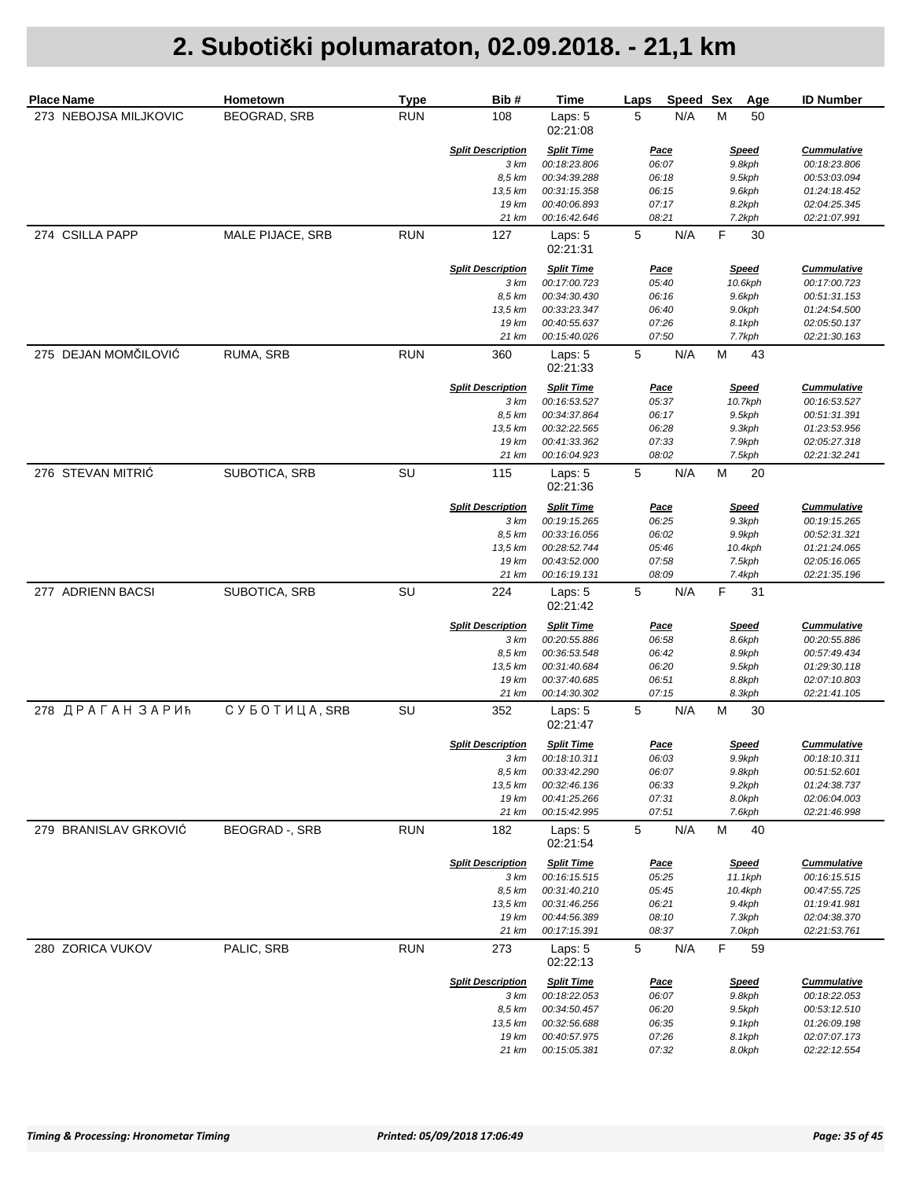# 2. Subotički polumaraton, 02.09.2018. - 21,1 km

| Place | Name | Hometown | Type | Bib # | Time | Laps | Speed | Sex | Age | ID Number |
|---|---|---|---|---|---|---|---|---|---|---|
| 273 | NEBOJSA MILJKOVIC | BEOGRAD, SRB | RUN | 108 | Laps: 5 02:21:08 | 5 | N/A | M | 50 | |

| Split Description | Split Time | Pace | Speed | Cummulative |
|---|---|---|---|---|
| 3 km | 00:18:23.806 | 06:07 | 9.8kph | 00:18:23.806 |
| 8,5 km | 00:34:39.288 | 06:18 | 9.5kph | 00:53:03.094 |
| 13,5 km | 00:31:15.358 | 06:15 | 9.6kph | 01:24:18.452 |
| 19 km | 00:40:06.893 | 07:17 | 8.2kph | 02:04:25.345 |
| 21 km | 00:16:42.646 | 08:21 | 7.2kph | 02:21:07.991 |

| Place | Name | Hometown | Type | Bib # | Time | Laps | Speed | Sex | Age | ID Number |
|---|---|---|---|---|---|---|---|---|---|---|
| 274 | CSILLA PAPP | MALE PIJACE, SRB | RUN | 127 | Laps: 5 02:21:31 | 5 | N/A | F | 30 | |

| Split Description | Split Time | Pace | Speed | Cummulative |
|---|---|---|---|---|
| 3 km | 00:17:00.723 | 05:40 | 10.6kph | 00:17:00.723 |
| 8,5 km | 00:34:30.430 | 06:16 | 9.6kph | 00:51:31.153 |
| 13,5 km | 00:33:23.347 | 06:40 | 9.0kph | 01:24:54.500 |
| 19 km | 00:40:55.637 | 07:26 | 8.1kph | 02:05:50.137 |
| 21 km | 00:15:40.026 | 07:50 | 7.7kph | 02:21:30.163 |

| Place | Name | Hometown | Type | Bib # | Time | Laps | Speed | Sex | Age | ID Number |
|---|---|---|---|---|---|---|---|---|---|---|
| 275 | DEJAN MOMČILOVIĆ | RUMA, SRB | RUN | 360 | Laps: 5 02:21:33 | 5 | N/A | M | 43 | |

| Split Description | Split Time | Pace | Speed | Cummulative |
|---|---|---|---|---|
| 3 km | 00:16:53.527 | 05:37 | 10.7kph | 00:16:53.527 |
| 8,5 km | 00:34:37.864 | 06:17 | 9.5kph | 00:51:31.391 |
| 13,5 km | 00:32:22.565 | 06:28 | 9.3kph | 01:23:53.956 |
| 19 km | 00:41:33.362 | 07:33 | 7.9kph | 02:05:27.318 |
| 21 km | 00:16:04.923 | 08:02 | 7.5kph | 02:21:32.241 |

| Place | Name | Hometown | Type | Bib # | Time | Laps | Speed | Sex | Age | ID Number |
|---|---|---|---|---|---|---|---|---|---|---|
| 276 | STEVAN MITRIĆ | SUBOTICA, SRB | SU | 115 | Laps: 5 02:21:36 | 5 | N/A | M | 20 | |

| Split Description | Split Time | Pace | Speed | Cummulative |
|---|---|---|---|---|
| 3 km | 00:19:15.265 | 06:25 | 9.3kph | 00:19:15.265 |
| 8,5 km | 00:33:16.056 | 06:02 | 9.9kph | 00:52:31.321 |
| 13,5 km | 00:28:52.744 | 05:46 | 10.4kph | 01:21:24.065 |
| 19 km | 00:43:52.000 | 07:58 | 7.5kph | 02:05:16.065 |
| 21 km | 00:16:19.131 | 08:09 | 7.4kph | 02:21:35.196 |

| Place | Name | Hometown | Type | Bib # | Time | Laps | Speed | Sex | Age | ID Number |
|---|---|---|---|---|---|---|---|---|---|---|
| 277 | ADRIENN BACSI | SUBOTICA, SRB | SU | 224 | Laps: 5 02:21:42 | 5 | N/A | F | 31 | |

| Split Description | Split Time | Pace | Speed | Cummulative |
|---|---|---|---|---|
| 3 km | 00:20:55.886 | 06:58 | 8.6kph | 00:20:55.886 |
| 8,5 km | 00:36:53.548 | 06:42 | 8.9kph | 00:57:49.434 |
| 13,5 km | 00:31:40.684 | 06:20 | 9.5kph | 01:29:30.118 |
| 19 km | 00:37:40.685 | 06:51 | 8.8kph | 02:07:10.803 |
| 21 km | 00:14:30.302 | 07:15 | 8.3kph | 02:21:41.105 |

| Place | Name | Hometown | Type | Bib # | Time | Laps | Speed | Sex | Age | ID Number |
|---|---|---|---|---|---|---|---|---|---|---|
| 278 | Д Р А Г А Н  З А Р Иħ | С У Б О Т И Ц А, SRB | SU | 352 | Laps: 5 02:21:47 | 5 | N/A | M | 30 | |

| Split Description | Split Time | Pace | Speed | Cummulative |
|---|---|---|---|---|
| 3 km | 00:18:10.311 | 06:03 | 9.9kph | 00:18:10.311 |
| 8,5 km | 00:33:42.290 | 06:07 | 9.8kph | 00:51:52.601 |
| 13,5 km | 00:32:46.136 | 06:33 | 9.2kph | 01:24:38.737 |
| 19 km | 00:41:25.266 | 07:31 | 8.0kph | 02:06:04.003 |
| 21 km | 00:15:42.995 | 07:51 | 7.6kph | 02:21:46.998 |

| Place | Name | Hometown | Type | Bib # | Time | Laps | Speed | Sex | Age | ID Number |
|---|---|---|---|---|---|---|---|---|---|---|
| 279 | BRANISLAV GRKOVIĆ | BEOGRAD -, SRB | RUN | 182 | Laps: 5 02:21:54 | 5 | N/A | M | 40 | |

| Split Description | Split Time | Pace | Speed | Cummulative |
|---|---|---|---|---|
| 3 km | 00:16:15.515 | 05:25 | 11.1kph | 00:16:15.515 |
| 8,5 km | 00:31:40.210 | 05:45 | 10.4kph | 00:47:55.725 |
| 13,5 km | 00:31:46.256 | 06:21 | 9.4kph | 01:19:41.981 |
| 19 km | 00:44:56.389 | 08:10 | 7.3kph | 02:04:38.370 |
| 21 km | 00:17:15.391 | 08:37 | 7.0kph | 02:21:53.761 |

| Place | Name | Hometown | Type | Bib # | Time | Laps | Speed | Sex | Age | ID Number |
|---|---|---|---|---|---|---|---|---|---|---|
| 280 | ZORICA VUKOV | PALIC, SRB | RUN | 273 | Laps: 5 02:22:13 | 5 | N/A | F | 59 | |

| Split Description | Split Time | Pace | Speed | Cummulative |
|---|---|---|---|---|
| 3 km | 00:18:22.053 | 06:07 | 9.8kph | 00:18:22.053 |
| 8,5 km | 00:34:50.457 | 06:20 | 9.5kph | 00:53:12.510 |
| 13,5 km | 00:32:56.688 | 06:35 | 9.1kph | 01:26:09.198 |
| 19 km | 00:40:57.975 | 07:26 | 8.1kph | 02:07:07.173 |
| 21 km | 00:15:05.381 | 07:32 | 8.0kph | 02:22:12.554 |

*Timing & Processing: Hronometar Timing* *Printed: 05/09/2018 17:06:49*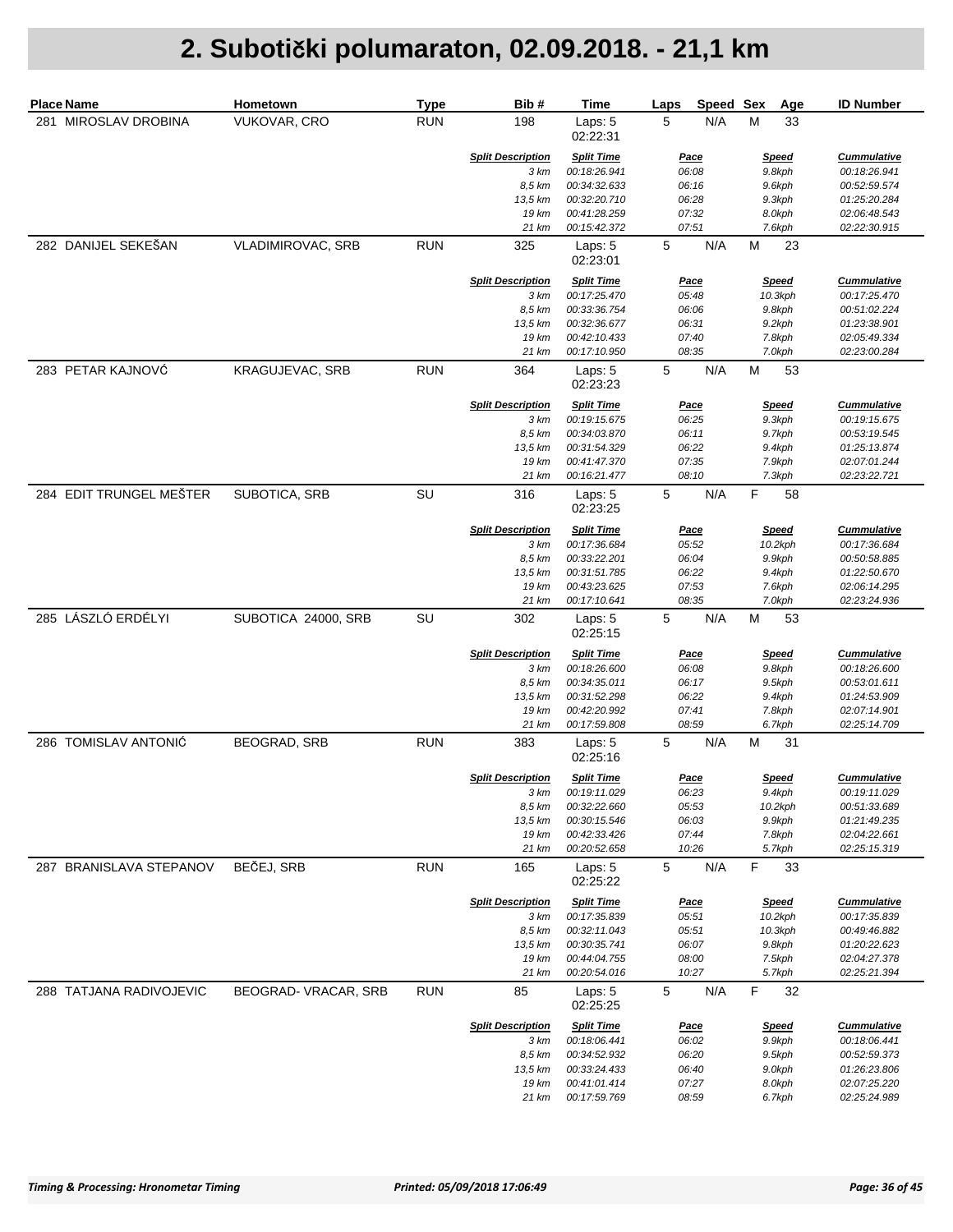# 2. Subotički polumaraton, 02.09.2018. - 21,1 km

| Place | Name | Hometown | Type | Bib # | Time | Laps | Speed | Sex | Age | ID Number |
|---|---|---|---|---|---|---|---|---|---|---|
| 281 | MIROSLAV DROBINA | VUKOVAR, CRO | RUN | 198 | Laps: 5 02:22:31 | 5 | N/A | M | 33 | |

| Split Description | Split Time | Pace | Speed | Cummulative |
|---|---|---|---|---|
| 3 km | 00:18:26.941 | 06:08 | 9.8kph | 00:18:26.941 |
| 8,5 km | 00:34:32.633 | 06:16 | 9.6kph | 00:52:59.574 |
| 13,5 km | 00:32:20.710 | 06:28 | 9.3kph | 01:25:20.284 |
| 19 km | 00:41:28.259 | 07:32 | 8.0kph | 02:06:48.543 |
| 21 km | 00:15:42.372 | 07:51 | 7.6kph | 02:22:30.915 |

| Place | Name | Hometown | Type | Bib # | Time | Laps | Speed | Sex | Age | ID Number |
|---|---|---|---|---|---|---|---|---|---|---|
| 282 | DANIJEL SEKEŠAN | VLADIMIROVAC, SRB | RUN | 325 | Laps: 5 02:23:01 | 5 | N/A | M | 23 | |

| Split Description | Split Time | Pace | Speed | Cummulative |
|---|---|---|---|---|
| 3 km | 00:17:25.470 | 05:48 | 10.3kph | 00:17:25.470 |
| 8,5 km | 00:33:36.754 | 06:06 | 9.8kph | 00:51:02.224 |
| 13,5 km | 00:32:36.677 | 06:31 | 9.2kph | 01:23:38.901 |
| 19 km | 00:42:10.433 | 07:40 | 7.8kph | 02:05:49.334 |
| 21 km | 00:17:10.950 | 08:35 | 7.0kph | 02:23:00.284 |

| Place | Name | Hometown | Type | Bib # | Time | Laps | Speed | Sex | Age | ID Number |
|---|---|---|---|---|---|---|---|---|---|---|
| 283 | PETAR KAJNOVĆ | KRAGUJEVAC, SRB | RUN | 364 | Laps: 5 02:23:23 | 5 | N/A | M | 53 | |

| Split Description | Split Time | Pace | Speed | Cummulative |
|---|---|---|---|---|
| 3 km | 00:19:15.675 | 06:25 | 9.3kph | 00:19:15.675 |
| 8,5 km | 00:34:03.870 | 06:11 | 9.7kph | 00:53:19.545 |
| 13,5 km | 00:31:54.329 | 06:22 | 9.4kph | 01:25:13.874 |
| 19 km | 00:41:47.370 | 07:35 | 7.9kph | 02:07:01.244 |
| 21 km | 00:16:21.477 | 08:10 | 7.3kph | 02:23:22.721 |

| Place | Name | Hometown | Type | Bib # | Time | Laps | Speed | Sex | Age | ID Number |
|---|---|---|---|---|---|---|---|---|---|---|
| 284 | EDIT TRUNGEL MEŠTER | SUBOTICA, SRB | SU | 316 | Laps: 5 02:23:25 | 5 | N/A | F | 58 | |

| Split Description | Split Time | Pace | Speed | Cummulative |
|---|---|---|---|---|
| 3 km | 00:17:36.684 | 05:52 | 10.2kph | 00:17:36.684 |
| 8,5 km | 00:33:22.201 | 06:04 | 9.9kph | 00:50:58.885 |
| 13,5 km | 00:31:51.785 | 06:22 | 9.4kph | 01:22:50.670 |
| 19 km | 00:43:23.625 | 07:53 | 7.6kph | 02:06:14.295 |
| 21 km | 00:17:10.641 | 08:35 | 7.0kph | 02:23:24.936 |

| Place | Name | Hometown | Type | Bib # | Time | Laps | Speed | Sex | Age | ID Number |
|---|---|---|---|---|---|---|---|---|---|---|
| 285 | LÁSZLÓ ERDÉLYI | SUBOTICA 24000, SRB | SU | 302 | Laps: 5 02:25:15 | 5 | N/A | M | 53 | |

| Split Description | Split Time | Pace | Speed | Cummulative |
|---|---|---|---|---|
| 3 km | 00:18:26.600 | 06:08 | 9.8kph | 00:18:26.600 |
| 8,5 km | 00:34:35.011 | 06:17 | 9.5kph | 00:53:01.611 |
| 13,5 km | 00:31:52.298 | 06:22 | 9.4kph | 01:24:53.909 |
| 19 km | 00:42:20.992 | 07:41 | 7.8kph | 02:07:14.901 |
| 21 km | 00:17:59.808 | 08:59 | 6.7kph | 02:25:14.709 |

| Place | Name | Hometown | Type | Bib # | Time | Laps | Speed | Sex | Age | ID Number |
|---|---|---|---|---|---|---|---|---|---|---|
| 286 | TOMISLAV ANTONIĆ | BEOGRAD, SRB | RUN | 383 | Laps: 5 02:25:16 | 5 | N/A | M | 31 | |

| Split Description | Split Time | Pace | Speed | Cummulative |
|---|---|---|---|---|
| 3 km | 00:19:11.029 | 06:23 | 9.4kph | 00:19:11.029 |
| 8,5 km | 00:32:22.660 | 05:53 | 10.2kph | 00:51:33.689 |
| 13,5 km | 00:30:15.546 | 06:03 | 9.9kph | 01:21:49.235 |
| 19 km | 00:42:33.426 | 07:44 | 7.8kph | 02:04:22.661 |
| 21 km | 00:20:52.658 | 10:26 | 5.7kph | 02:25:15.319 |

| Place | Name | Hometown | Type | Bib # | Time | Laps | Speed | Sex | Age | ID Number |
|---|---|---|---|---|---|---|---|---|---|---|
| 287 | BRANISLAVA STEPANOV | BEČEJ, SRB | RUN | 165 | Laps: 5 02:25:22 | 5 | N/A | F | 33 | |

| Split Description | Split Time | Pace | Speed | Cummulative |
|---|---|---|---|---|
| 3 km | 00:17:35.839 | 05:51 | 10.2kph | 00:17:35.839 |
| 8,5 km | 00:32:11.043 | 05:51 | 10.3kph | 00:49:46.882 |
| 13,5 km | 00:30:35.741 | 06:07 | 9.8kph | 01:20:22.623 |
| 19 km | 00:44:04.755 | 08:00 | 7.5kph | 02:04:27.378 |
| 21 km | 00:20:54.016 | 10:27 | 5.7kph | 02:25:21.394 |

| Place | Name | Hometown | Type | Bib # | Time | Laps | Speed | Sex | Age | ID Number |
|---|---|---|---|---|---|---|---|---|---|---|
| 288 | TATJANA RADIVOJEVIC | BEOGRAD- VRACAR, SRB | RUN | 85 | Laps: 5 02:25:25 | 5 | N/A | F | 32 | |

| Split Description | Split Time | Pace | Speed | Cummulative |
|---|---|---|---|---|
| 3 km | 00:18:06.441 | 06:02 | 9.9kph | 00:18:06.441 |
| 8,5 km | 00:34:52.932 | 06:20 | 9.5kph | 00:52:59.373 |
| 13,5 km | 00:33:24.433 | 06:40 | 9.0kph | 01:26:23.806 |
| 19 km | 00:41:01.414 | 07:27 | 8.0kph | 02:07:25.220 |
| 21 km | 00:17:59.769 | 08:59 | 6.7kph | 02:25:24.989 |

*Timing & Processing: Hronometar Timing* *Printed: 05/09/2018 17:06:49*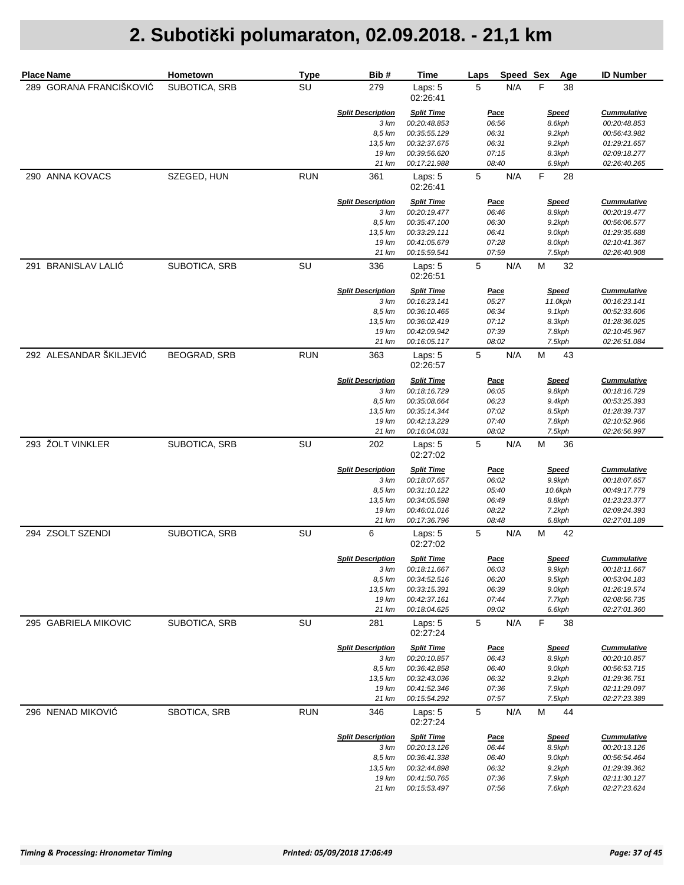# 2. Subotički polumaraton, 02.09.2018. - 21,1 km

| Place | Name | Hometown | Type | Bib # | Time | Laps | Speed | Sex | Age | ID Number |
|---|---|---|---|---|---|---|---|---|---|---|
| 289 | GORANA FRANCIŠKOVIĆ | SUBOTICA, SRB | SU | 279 | Laps: 5 02:26:41 | 5 | N/A | F | 38 | |

| Split Description | Split Time | Pace | Speed | Cummulative |
|---|---|---|---|---|
| 3 km | 00:20:48.853 | 06:56 | 8.6kph | 00:20:48.853 |
| 8,5 km | 00:35:55.129 | 06:31 | 9.2kph | 00:56:43.982 |
| 13,5 km | 00:32:37.675 | 06:31 | 9.2kph | 01:29:21.657 |
| 19 km | 00:39:56.620 | 07:15 | 8.3kph | 02:09:18.277 |
| 21 km | 00:17:21.988 | 08:40 | 6.9kph | 02:26:40.265 |

| Place | Name | Hometown | Type | Bib # | Time | Laps | Speed | Sex | Age | ID Number |
|---|---|---|---|---|---|---|---|---|---|---|
| 290 | ANNA KOVACS | SZEGED, HUN | RUN | 361 | Laps: 5 02:26:41 | 5 | N/A | F | 28 | |

| Split Description | Split Time | Pace | Speed | Cummulative |
|---|---|---|---|---|
| 3 km | 00:20:19.477 | 06:46 | 8.9kph | 00:20:19.477 |
| 8,5 km | 00:35:47.100 | 06:30 | 9.2kph | 00:56:06.577 |
| 13,5 km | 00:33:29.111 | 06:41 | 9.0kph | 01:29:35.688 |
| 19 km | 00:41:05.679 | 07:28 | 8.0kph | 02:10:41.367 |
| 21 km | 00:15:59.541 | 07:59 | 7.5kph | 02:26:40.908 |

| Place | Name | Hometown | Type | Bib # | Time | Laps | Speed | Sex | Age | ID Number |
|---|---|---|---|---|---|---|---|---|---|---|
| 291 | BRANISLAV LALIĆ | SUBOTICA, SRB | SU | 336 | Laps: 5 02:26:51 | 5 | N/A | M | 32 | |

| Split Description | Split Time | Pace | Speed | Cummulative |
|---|---|---|---|---|
| 3 km | 00:16:23.141 | 05:27 | 11.0kph | 00:16:23.141 |
| 8,5 km | 00:36:10.465 | 06:34 | 9.1kph | 00:52:33.606 |
| 13,5 km | 00:36:02.419 | 07:12 | 8.3kph | 01:28:36.025 |
| 19 km | 00:42:09.942 | 07:39 | 7.8kph | 02:10:45.967 |
| 21 km | 00:16:05.117 | 08:02 | 7.5kph | 02:26:51.084 |

| Place | Name | Hometown | Type | Bib # | Time | Laps | Speed | Sex | Age | ID Number |
|---|---|---|---|---|---|---|---|---|---|---|
| 292 | ALESANDAR ŠKILJEVIĆ | BEOGRAD, SRB | RUN | 363 | Laps: 5 02:26:57 | 5 | N/A | M | 43 | |

| Split Description | Split Time | Pace | Speed | Cummulative |
|---|---|---|---|---|
| 3 km | 00:18:16.729 | 06:05 | 9.8kph | 00:18:16.729 |
| 8,5 km | 00:35:08.664 | 06:23 | 9.4kph | 00:53:25.393 |
| 13,5 km | 00:35:14.344 | 07:02 | 8.5kph | 01:28:39.737 |
| 19 km | 00:42:13.229 | 07:40 | 7.8kph | 02:10:52.966 |
| 21 km | 00:16:04.031 | 08:02 | 7.5kph | 02:26:56.997 |

| Place | Name | Hometown | Type | Bib # | Time | Laps | Speed | Sex | Age | ID Number |
|---|---|---|---|---|---|---|---|---|---|---|
| 293 | ŽOLT VINKLER | SUBOTICA, SRB | SU | 202 | Laps: 5 02:27:02 | 5 | N/A | M | 36 | |

| Split Description | Split Time | Pace | Speed | Cummulative |
|---|---|---|---|---|
| 3 km | 00:18:07.657 | 06:02 | 9.9kph | 00:18:07.657 |
| 8,5 km | 00:31:10.122 | 05:40 | 10.6kph | 00:49:17.779 |
| 13,5 km | 00:34:05.598 | 06:49 | 8.8kph | 01:23:23.377 |
| 19 km | 00:46:01.016 | 08:22 | 7.2kph | 02:09:24.393 |
| 21 km | 00:17:36.796 | 08:48 | 6.8kph | 02:27:01.189 |

| Place | Name | Hometown | Type | Bib # | Time | Laps | Speed | Sex | Age | ID Number |
|---|---|---|---|---|---|---|---|---|---|---|
| 294 | ZSOLT SZENDI | SUBOTICA, SRB | SU | 6 | Laps: 5 02:27:02 | 5 | N/A | M | 42 | |

| Split Description | Split Time | Pace | Speed | Cummulative |
|---|---|---|---|---|
| 3 km | 00:18:11.667 | 06:03 | 9.9kph | 00:18:11.667 |
| 8,5 km | 00:34:52.516 | 06:20 | 9.5kph | 00:53:04.183 |
| 13,5 km | 00:33:15.391 | 06:39 | 9.0kph | 01:26:19.574 |
| 19 km | 00:42:37.161 | 07:44 | 7.7kph | 02:08:56.735 |
| 21 km | 00:18:04.625 | 09:02 | 6.6kph | 02:27:01.360 |

| Place | Name | Hometown | Type | Bib # | Time | Laps | Speed | Sex | Age | ID Number |
|---|---|---|---|---|---|---|---|---|---|---|
| 295 | GABRIELA MIKOVIC | SUBOTICA, SRB | SU | 281 | Laps: 5 02:27:24 | 5 | N/A | F | 38 | |

| Split Description | Split Time | Pace | Speed | Cummulative |
|---|---|---|---|---|
| 3 km | 00:20:10.857 | 06:43 | 8.9kph | 00:20:10.857 |
| 8,5 km | 00:36:42.858 | 06:40 | 9.0kph | 00:56:53.715 |
| 13,5 km | 00:32:43.036 | 06:32 | 9.2kph | 01:29:36.751 |
| 19 km | 00:41:52.346 | 07:36 | 7.9kph | 02:11:29.097 |
| 21 km | 00:15:54.292 | 07:57 | 7.5kph | 02:27:23.389 |

| Place | Name | Hometown | Type | Bib # | Time | Laps | Speed | Sex | Age | ID Number |
|---|---|---|---|---|---|---|---|---|---|---|
| 296 | NENAD MIKOVIĆ | SBOTICA, SRB | RUN | 346 | Laps: 5 02:27:24 | 5 | N/A | M | 44 | |

| Split Description | Split Time | Pace | Speed | Cummulative |
|---|---|---|---|---|
| 3 km | 00:20:13.126 | 06:44 | 8.9kph | 00:20:13.126 |
| 8,5 km | 00:36:41.338 | 06:40 | 9.0kph | 00:56:54.464 |
| 13,5 km | 00:32:44.898 | 06:32 | 9.2kph | 01:29:39.362 |
| 19 km | 00:41:50.765 | 07:36 | 7.9kph | 02:11:30.127 |
| 21 km | 00:15:53.497 | 07:56 | 7.6kph | 02:27:23.624 |

*Timing & Processing: Hronometar Timing* *Printed: 05/09/2018 17:06:49*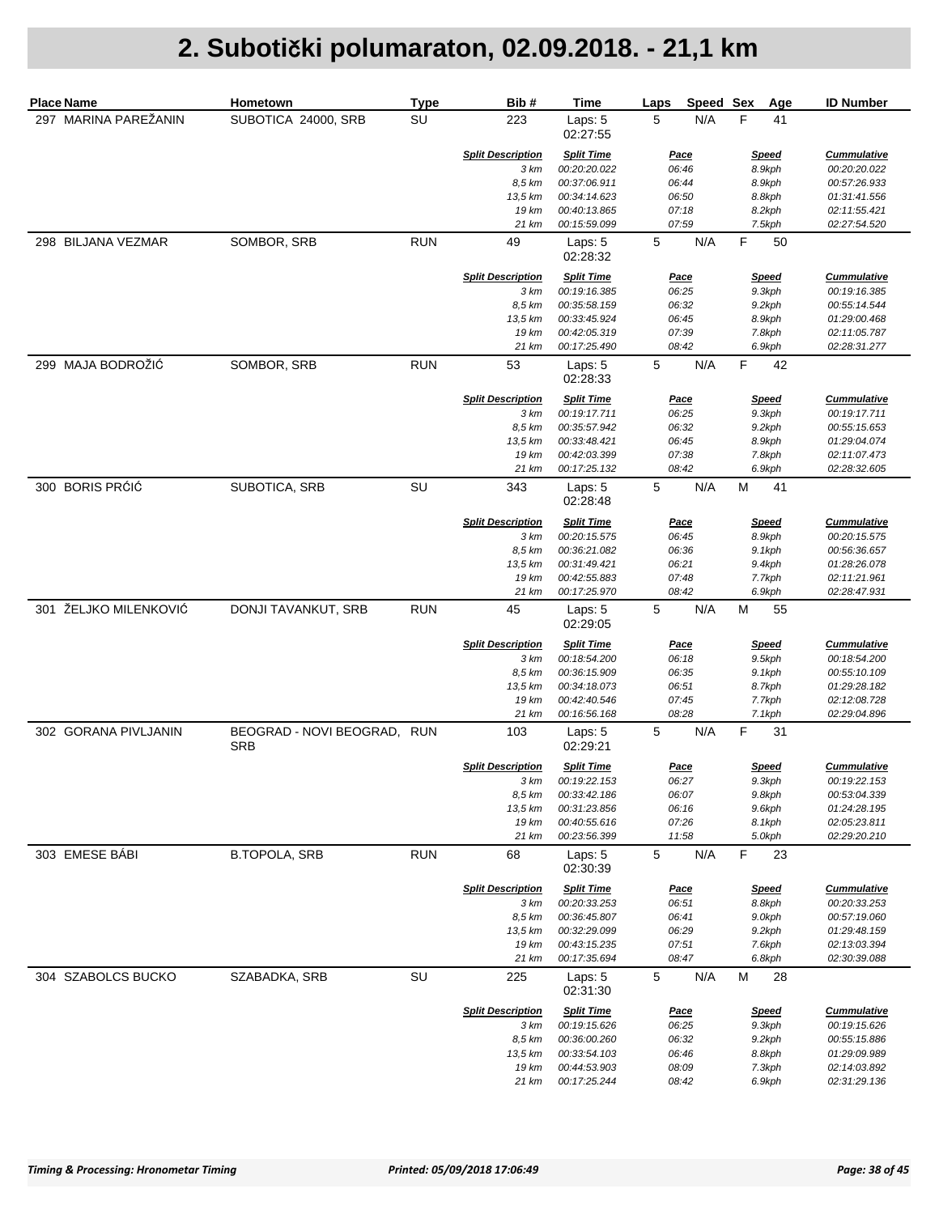# 2. Subotički polumaraton, 02.09.2018. - 21,1 km

| Place | Name | Hometown | Type | Bib # | Time | Laps | Speed | Sex | Age | ID Number |
|---|---|---|---|---|---|---|---|---|---|---|
| 297 | MARINA PAREŽANIN | SUBOTICA 24000, SRB | SU | 223 | Laps: 5 02:27:55 | 5 | N/A | F | 41 | |

| Split Description | Split Time | Pace | Speed | Cummulative |
|---|---|---|---|---|
| 3 km | 00:20:20.022 | 06:46 | 8.9kph | 00:20:20.022 |
| 8,5 km | 00:37:06.911 | 06:44 | 8.9kph | 00:57:26.933 |
| 13,5 km | 00:34:14.623 | 06:50 | 8.8kph | 01:31:41.556 |
| 19 km | 00:40:13.865 | 07:18 | 8.2kph | 02:11:55.421 |
| 21 km | 00:15:59.099 | 07:59 | 7.5kph | 02:27:54.520 |

| Place | Name | Hometown | Type | Bib # | Time | Laps | Speed | Sex | Age | ID Number |
|---|---|---|---|---|---|---|---|---|---|---|
| 298 | BILJANA VEZMAR | SOMBOR, SRB | RUN | 49 | Laps: 5 02:28:32 | 5 | N/A | F | 50 | |

| Split Description | Split Time | Pace | Speed | Cummulative |
|---|---|---|---|---|
| 3 km | 00:19:16.385 | 06:25 | 9.3kph | 00:19:16.385 |
| 8,5 km | 00:35:58.159 | 06:32 | 9.2kph | 00:55:14.544 |
| 13,5 km | 00:33:45.924 | 06:45 | 8.9kph | 01:29:00.468 |
| 19 km | 00:42:05.319 | 07:39 | 7.8kph | 02:11:05.787 |
| 21 km | 00:17:25.490 | 08:42 | 6.9kph | 02:28:31.277 |

| Place | Name | Hometown | Type | Bib # | Time | Laps | Speed | Sex | Age | ID Number |
|---|---|---|---|---|---|---|---|---|---|---|
| 299 | MAJA BODROŽIĆ | SOMBOR, SRB | RUN | 53 | Laps: 5 02:28:33 | 5 | N/A | F | 42 | |

| Split Description | Split Time | Pace | Speed | Cummulative |
|---|---|---|---|---|
| 3 km | 00:19:17.711 | 06:25 | 9.3kph | 00:19:17.711 |
| 8,5 km | 00:35:57.942 | 06:32 | 9.2kph | 00:55:15.653 |
| 13,5 km | 00:33:48.421 | 06:45 | 8.9kph | 01:29:04.074 |
| 19 km | 00:42:03.399 | 07:38 | 7.8kph | 02:11:07.473 |
| 21 km | 00:17:25.132 | 08:42 | 6.9kph | 02:28:32.605 |

| Place | Name | Hometown | Type | Bib # | Time | Laps | Speed | Sex | Age | ID Number |
|---|---|---|---|---|---|---|---|---|---|---|
| 300 | BORIS PRĆIĆ | SUBOTICA, SRB | SU | 343 | Laps: 5 02:28:48 | 5 | N/A | M | 41 | |

| Split Description | Split Time | Pace | Speed | Cummulative |
|---|---|---|---|---|
| 3 km | 00:20:15.575 | 06:45 | 8.9kph | 00:20:15.575 |
| 8,5 km | 00:36:21.082 | 06:36 | 9.1kph | 00:56:36.657 |
| 13,5 km | 00:31:49.421 | 06:21 | 9.4kph | 01:28:26.078 |
| 19 km | 00:42:55.883 | 07:48 | 7.7kph | 02:11:21.961 |
| 21 km | 00:17:25.970 | 08:42 | 6.9kph | 02:28:47.931 |

| Place | Name | Hometown | Type | Bib # | Time | Laps | Speed | Sex | Age | ID Number |
|---|---|---|---|---|---|---|---|---|---|---|
| 301 | ŽELJKO MILENKOVIĆ | DONJI TAVANKUT, SRB | RUN | 45 | Laps: 5 02:29:05 | 5 | N/A | M | 55 | |

| Split Description | Split Time | Pace | Speed | Cummulative |
|---|---|---|---|---|
| 3 km | 00:18:54.200 | 06:18 | 9.5kph | 00:18:54.200 |
| 8,5 km | 00:36:15.909 | 06:35 | 9.1kph | 00:55:10.109 |
| 13,5 km | 00:34:18.073 | 06:51 | 8.7kph | 01:29:28.182 |
| 19 km | 00:42:40.546 | 07:45 | 7.7kph | 02:12:08.728 |
| 21 km | 00:16:56.168 | 08:28 | 7.1kph | 02:29:04.896 |

| Place | Name | Hometown | Type | Bib # | Time | Laps | Speed | Sex | Age | ID Number |
|---|---|---|---|---|---|---|---|---|---|---|
| 302 | GORANA PIVLJANIN | BEOGRAD - NOVI BEOGRAD, SRB | RUN | 103 | Laps: 5 02:29:21 | 5 | N/A | F | 31 | |

| Split Description | Split Time | Pace | Speed | Cummulative |
|---|---|---|---|---|
| 3 km | 00:19:22.153 | 06:27 | 9.3kph | 00:19:22.153 |
| 8,5 km | 00:33:42.186 | 06:07 | 9.8kph | 00:53:04.339 |
| 13,5 km | 00:31:23.856 | 06:16 | 9.6kph | 01:24:28.195 |
| 19 km | 00:40:55.616 | 07:26 | 8.1kph | 02:05:23.811 |
| 21 km | 00:23:56.399 | 11:58 | 5.0kph | 02:29:20.210 |

| Place | Name | Hometown | Type | Bib # | Time | Laps | Speed | Sex | Age | ID Number |
|---|---|---|---|---|---|---|---|---|---|---|
| 303 | EMESE BÁBI | B.TOPOLA, SRB | RUN | 68 | Laps: 5 02:30:39 | 5 | N/A | F | 23 | |

| Split Description | Split Time | Pace | Speed | Cummulative |
|---|---|---|---|---|
| 3 km | 00:20:33.253 | 06:51 | 8.8kph | 00:20:33.253 |
| 8,5 km | 00:36:45.807 | 06:41 | 9.0kph | 00:57:19.060 |
| 13,5 km | 00:32:29.099 | 06:29 | 9.2kph | 01:29:48.159 |
| 19 km | 00:43:15.235 | 07:51 | 7.6kph | 02:13:03.394 |
| 21 km | 00:17:35.694 | 08:47 | 6.8kph | 02:30:39.088 |

| Place | Name | Hometown | Type | Bib # | Time | Laps | Speed | Sex | Age | ID Number |
|---|---|---|---|---|---|---|---|---|---|---|
| 304 | SZABOLCS BUCKO | SZABADKA, SRB | SU | 225 | Laps: 5 02:31:30 | 5 | N/A | M | 28 | |

| Split Description | Split Time | Pace | Speed | Cummulative |
|---|---|---|---|---|
| 3 km | 00:19:15.626 | 06:25 | 9.3kph | 00:19:15.626 |
| 8,5 km | 00:36:00.260 | 06:32 | 9.2kph | 00:55:15.886 |
| 13,5 km | 00:33:54.103 | 06:46 | 8.8kph | 01:29:09.989 |
| 19 km | 00:44:53.903 | 08:09 | 7.3kph | 02:14:03.892 |
| 21 km | 00:17:25.244 | 08:42 | 6.9kph | 02:31:29.136 |

*Timing & Processing: Hronometar Timing* *Printed: 05/09/2018 17:06:49*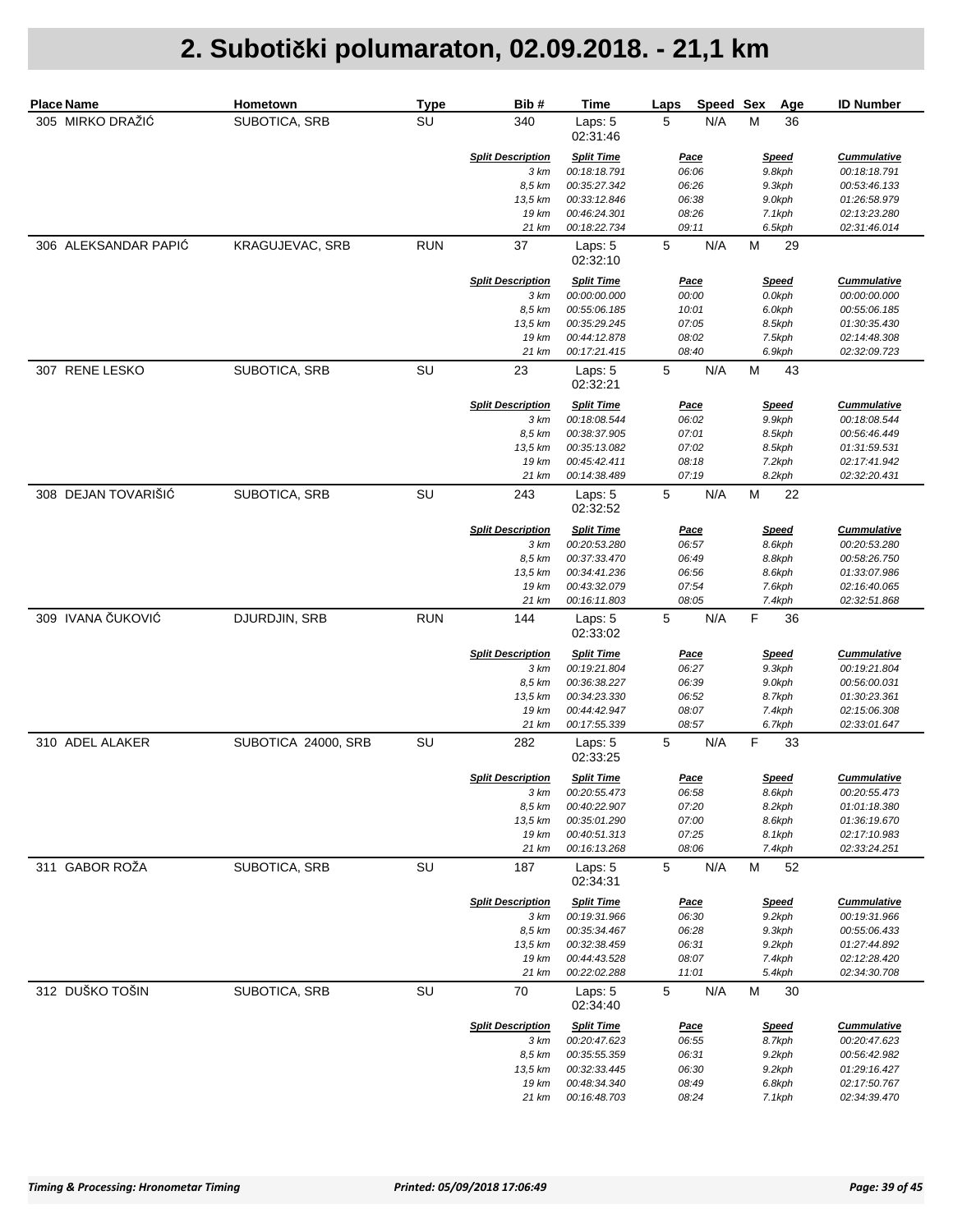# 2. Subotički polumaraton, 02.09.2018. - 21,1 km

| Place | Name | Hometown | Type | Bib # | Time | Laps | Speed | Sex | Age | ID Number |
|---|---|---|---|---|---|---|---|---|---|---|
| 305 | MIRKO DRAŽIĆ | SUBOTICA, SRB | SU | 340 | Laps: 5 02:31:46 | 5 | N/A | M | 36 | |

| Split Description | Split Time | Pace | Speed | Cummulative |
|---|---|---|---|---|
| 3 km | 00:18:18.791 | 06:06 | 9.8kph | 00:18:18.791 |
| 8,5 km | 00:35:27.342 | 06:26 | 9.3kph | 00:53:46.133 |
| 13,5 km | 00:33:12.846 | 06:38 | 9.0kph | 01:26:58.979 |
| 19 km | 00:46:24.301 | 08:26 | 7.1kph | 02:13:23.280 |
| 21 km | 00:18:22.734 | 09:11 | 6.5kph | 02:31:46.014 |

| Place | Name | Hometown | Type | Bib # | Time | Laps | Speed | Sex | Age | ID Number |
|---|---|---|---|---|---|---|---|---|---|---|
| 306 | ALEKSANDAR PAPIĆ | KRAGUJEVAC, SRB | RUN | 37 | Laps: 5 02:32:10 | 5 | N/A | M | 29 | |

| Split Description | Split Time | Pace | Speed | Cummulative |
|---|---|---|---|---|
| 3 km | 00:00:00.000 | 00:00 | 0.0kph | 00:00:00.000 |
| 8,5 km | 00:55:06.185 | 10:01 | 6.0kph | 00:55:06.185 |
| 13,5 km | 00:35:29.245 | 07:05 | 8.5kph | 01:30:35.430 |
| 19 km | 00:44:12.878 | 08:02 | 7.5kph | 02:14:48.308 |
| 21 km | 00:17:21.415 | 08:40 | 6.9kph | 02:32:09.723 |

| Place | Name | Hometown | Type | Bib # | Time | Laps | Speed | Sex | Age | ID Number |
|---|---|---|---|---|---|---|---|---|---|---|
| 307 | RENE LESKO | SUBOTICA, SRB | SU | 23 | Laps: 5 02:32:21 | 5 | N/A | M | 43 | |

| Split Description | Split Time | Pace | Speed | Cummulative |
|---|---|---|---|---|
| 3 km | 00:18:08.544 | 06:02 | 9.9kph | 00:18:08.544 |
| 8,5 km | 00:38:37.905 | 07:01 | 8.5kph | 00:56:46.449 |
| 13,5 km | 00:35:13.082 | 07:02 | 8.5kph | 01:31:59.531 |
| 19 km | 00:45:42.411 | 08:18 | 7.2kph | 02:17:41.942 |
| 21 km | 00:14:38.489 | 07:19 | 8.2kph | 02:32:20.431 |

| Place | Name | Hometown | Type | Bib # | Time | Laps | Speed | Sex | Age | ID Number |
|---|---|---|---|---|---|---|---|---|---|---|
| 308 | DEJAN TOVARIŠIĆ | SUBOTICA, SRB | SU | 243 | Laps: 5 02:32:52 | 5 | N/A | M | 22 | |

| Split Description | Split Time | Pace | Speed | Cummulative |
|---|---|---|---|---|
| 3 km | 00:20:53.280 | 06:57 | 8.6kph | 00:20:53.280 |
| 8,5 km | 00:37:33.470 | 06:49 | 8.8kph | 00:58:26.750 |
| 13,5 km | 00:34:41.236 | 06:56 | 8.6kph | 01:33:07.986 |
| 19 km | 00:43:32.079 | 07:54 | 7.6kph | 02:16:40.065 |
| 21 km | 00:16:11.803 | 08:05 | 7.4kph | 02:32:51.868 |

| Place | Name | Hometown | Type | Bib # | Time | Laps | Speed | Sex | Age | ID Number |
|---|---|---|---|---|---|---|---|---|---|---|
| 309 | IVANA ČUKOVIĆ | DJURDJIN, SRB | RUN | 144 | Laps: 5 02:33:02 | 5 | N/A | F | 36 | |

| Split Description | Split Time | Pace | Speed | Cummulative |
|---|---|---|---|---|
| 3 km | 00:19:21.804 | 06:27 | 9.3kph | 00:19:21.804 |
| 8,5 km | 00:36:38.227 | 06:39 | 9.0kph | 00:56:00.031 |
| 13,5 km | 00:34:23.330 | 06:52 | 8.7kph | 01:30:23.361 |
| 19 km | 00:44:42.947 | 08:07 | 7.4kph | 02:15:06.308 |
| 21 km | 00:17:55.339 | 08:57 | 6.7kph | 02:33:01.647 |

| Place | Name | Hometown | Type | Bib # | Time | Laps | Speed | Sex | Age | ID Number |
|---|---|---|---|---|---|---|---|---|---|---|
| 310 | ADEL ALAKER | SUBOTICA 24000, SRB | SU | 282 | Laps: 5 02:33:25 | 5 | N/A | F | 33 | |

| Split Description | Split Time | Pace | Speed | Cummulative |
|---|---|---|---|---|
| 3 km | 00:20:55.473 | 06:58 | 8.6kph | 00:20:55.473 |
| 8,5 km | 00:40:22.907 | 07:20 | 8.2kph | 01:01:18.380 |
| 13,5 km | 00:35:01.290 | 07:00 | 8.6kph | 01:36:19.670 |
| 19 km | 00:40:51.313 | 07:25 | 8.1kph | 02:17:10.983 |
| 21 km | 00:16:13.268 | 08:06 | 7.4kph | 02:33:24.251 |

| Place | Name | Hometown | Type | Bib # | Time | Laps | Speed | Sex | Age | ID Number |
|---|---|---|---|---|---|---|---|---|---|---|
| 311 | GABOR ROŽA | SUBOTICA, SRB | SU | 187 | Laps: 5 02:34:31 | 5 | N/A | M | 52 | |

| Split Description | Split Time | Pace | Speed | Cummulative |
|---|---|---|---|---|
| 3 km | 00:19:31.966 | 06:30 | 9.2kph | 00:19:31.966 |
| 8,5 km | 00:35:34.467 | 06:28 | 9.3kph | 00:55:06.433 |
| 13,5 km | 00:32:38.459 | 06:31 | 9.2kph | 01:27:44.892 |
| 19 km | 00:44:43.528 | 08:07 | 7.4kph | 02:12:28.420 |
| 21 km | 00:22:02.288 | 11:01 | 5.4kph | 02:34:30.708 |

| Place | Name | Hometown | Type | Bib # | Time | Laps | Speed | Sex | Age | ID Number |
|---|---|---|---|---|---|---|---|---|---|---|
| 312 | DUŠKO TOŠIN | SUBOTICA, SRB | SU | 70 | Laps: 5 02:34:40 | 5 | N/A | M | 30 | |

| Split Description | Split Time | Pace | Speed | Cummulative |
|---|---|---|---|---|
| 3 km | 00:20:47.623 | 06:55 | 8.7kph | 00:20:47.623 |
| 8,5 km | 00:35:55.359 | 06:31 | 9.2kph | 00:56:42.982 |
| 13,5 km | 00:32:33.445 | 06:30 | 9.2kph | 01:29:16.427 |
| 19 km | 00:48:34.340 | 08:49 | 6.8kph | 02:17:50.767 |
| 21 km | 00:16:48.703 | 08:24 | 7.1kph | 02:34:39.470 |

*Timing & Processing: Hronometar Timing* *Printed: 05/09/2018 17:06:49*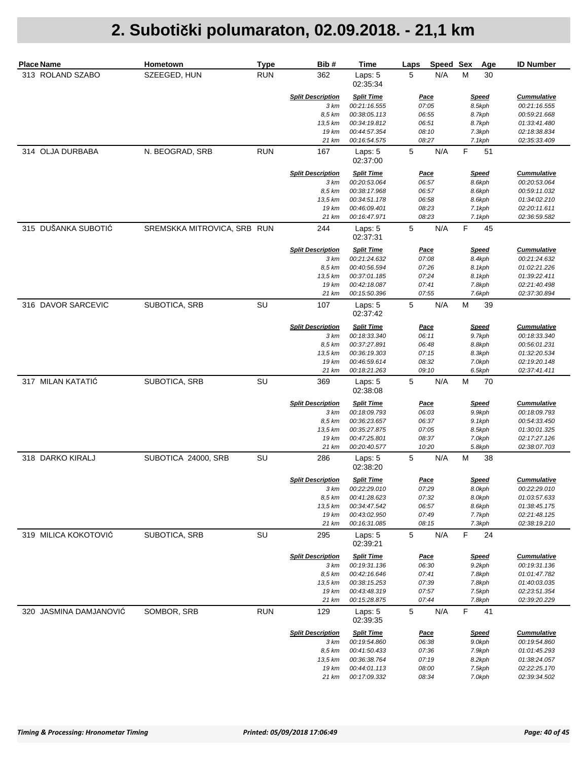# 2. Subotički polumaraton, 02.09.2018. - 21,1 km

| Place | Name | Hometown | Type | Bib # | Time | Laps | Speed | Sex | Age | ID Number |
|---|---|---|---|---|---|---|---|---|---|---|
| 313 | ROLAND SZABO | SZEEGED, HUN | RUN | 362 | Laps: 5 02:35:34 | 5 | N/A | M | 30 | |

| Split Description | Split Time | Pace | Speed | Cummulative |
|---|---|---|---|---|
| 3 km | 00:21:16.555 | 07:05 | 8.5kph | 00:21:16.555 |
| 8,5 km | 00:38:05.113 | 06:55 | 8.7kph | 00:59:21.668 |
| 13,5 km | 00:34:19.812 | 06:51 | 8.7kph | 01:33:41.480 |
| 19 km | 00:44:57.354 | 08:10 | 7.3kph | 02:18:38.834 |
| 21 km | 00:16:54.575 | 08:27 | 7.1kph | 02:35:33.409 |

| Place | Name | Hometown | Type | Bib # | Time | Laps | Speed | Sex | Age | ID Number |
|---|---|---|---|---|---|---|---|---|---|---|
| 314 | OLJA DURBABA | N. BEOGRAD, SRB | RUN | 167 | Laps: 5 02:37:00 | 5 | N/A | F | 51 | |

| Split Description | Split Time | Pace | Speed | Cummulative |
|---|---|---|---|---|
| 3 km | 00:20:53.064 | 06:57 | 8.6kph | 00:20:53.064 |
| 8,5 km | 00:38:17.968 | 06:57 | 8.6kph | 00:59:11.032 |
| 13,5 km | 00:34:51.178 | 06:58 | 8.6kph | 01:34:02.210 |
| 19 km | 00:46:09.401 | 08:23 | 7.1kph | 02:20:11.611 |
| 21 km | 00:16:47.971 | 08:23 | 7.1kph | 02:36:59.582 |

| Place | Name | Hometown | Type | Bib # | Time | Laps | Speed | Sex | Age | ID Number |
|---|---|---|---|---|---|---|---|---|---|---|
| 315 | DUŠANKA SUBOTIĆ | SREMSKKA MITROVICA, SRB | RUN | 244 | Laps: 5 02:37:31 | 5 | N/A | F | 45 | |

| Split Description | Split Time | Pace | Speed | Cummulative |
|---|---|---|---|---|
| 3 km | 00:21:24.632 | 07:08 | 8.4kph | 00:21:24.632 |
| 8,5 km | 00:40:56.594 | 07:26 | 8.1kph | 01:02:21.226 |
| 13,5 km | 00:37:01.185 | 07:24 | 8.1kph | 01:39:22.411 |
| 19 km | 00:42:18.087 | 07:41 | 7.8kph | 02:21:40.498 |
| 21 km | 00:15:50.396 | 07:55 | 7.6kph | 02:37:30.894 |

| Place | Name | Hometown | Type | Bib # | Time | Laps | Speed | Sex | Age | ID Number |
|---|---|---|---|---|---|---|---|---|---|---|
| 316 | DAVOR SARCEVIC | SUBOTICA, SRB | SU | 107 | Laps: 5 02:37:42 | 5 | N/A | M | 39 | |

| Split Description | Split Time | Pace | Speed | Cummulative |
|---|---|---|---|---|
| 3 km | 00:18:33.340 | 06:11 | 9.7kph | 00:18:33.340 |
| 8,5 km | 00:37:27.891 | 06:48 | 8.8kph | 00:56:01.231 |
| 13,5 km | 00:36:19.303 | 07:15 | 8.3kph | 01:32:20.534 |
| 19 km | 00:46:59.614 | 08:32 | 7.0kph | 02:19:20.148 |
| 21 km | 00:18:21.263 | 09:10 | 6.5kph | 02:37:41.411 |

| Place | Name | Hometown | Type | Bib # | Time | Laps | Speed | Sex | Age | ID Number |
|---|---|---|---|---|---|---|---|---|---|---|
| 317 | MILAN KATATIĆ | SUBOTICA, SRB | SU | 369 | Laps: 5 02:38:08 | 5 | N/A | M | 70 | |

| Split Description | Split Time | Pace | Speed | Cummulative |
|---|---|---|---|---|
| 3 km | 00:18:09.793 | 06:03 | 9.9kph | 00:18:09.793 |
| 8,5 km | 00:36:23.657 | 06:37 | 9.1kph | 00:54:33.450 |
| 13,5 km | 00:35:27.875 | 07:05 | 8.5kph | 01:30:01.325 |
| 19 km | 00:47:25.801 | 08:37 | 7.0kph | 02:17:27.126 |
| 21 km | 00:20:40.577 | 10:20 | 5.8kph | 02:38:07.703 |

| Place | Name | Hometown | Type | Bib # | Time | Laps | Speed | Sex | Age | ID Number |
|---|---|---|---|---|---|---|---|---|---|---|
| 318 | DARKO KIRALJ | SUBOTICA 24000, SRB | SU | 286 | Laps: 5 02:38:20 | 5 | N/A | M | 38 | |

| Split Description | Split Time | Pace | Speed | Cummulative |
|---|---|---|---|---|
| 3 km | 00:22:29.010 | 07:29 | 8.0kph | 00:22:29.010 |
| 8,5 km | 00:41:28.623 | 07:32 | 8.0kph | 01:03:57.633 |
| 13,5 km | 00:34:47.542 | 06:57 | 8.6kph | 01:38:45.175 |
| 19 km | 00:43:02.950 | 07:49 | 7.7kph | 02:21:48.125 |
| 21 km | 00:16:31.085 | 08:15 | 7.3kph | 02:38:19.210 |

| Place | Name | Hometown | Type | Bib # | Time | Laps | Speed | Sex | Age | ID Number |
|---|---|---|---|---|---|---|---|---|---|---|
| 319 | MILICA KOKOTOVIĆ | SUBOTICA, SRB | SU | 295 | Laps: 5 02:39:21 | 5 | N/A | F | 24 | |

| Split Description | Split Time | Pace | Speed | Cummulative |
|---|---|---|---|---|
| 3 km | 00:19:31.136 | 06:30 | 9.2kph | 00:19:31.136 |
| 8,5 km | 00:42:16.646 | 07:41 | 7.8kph | 01:01:47.782 |
| 13,5 km | 00:38:15.253 | 07:39 | 7.8kph | 01:40:03.035 |
| 19 km | 00:43:48.319 | 07:57 | 7.5kph | 02:23:51.354 |
| 21 km | 00:15:28.875 | 07:44 | 7.8kph | 02:39:20.229 |

| Place | Name | Hometown | Type | Bib # | Time | Laps | Speed | Sex | Age | ID Number |
|---|---|---|---|---|---|---|---|---|---|---|
| 320 | JASMINA DAMJANOVIĆ | SOMBOR, SRB | RUN | 129 | Laps: 5 02:39:35 | 5 | N/A | F | 41 | |

| Split Description | Split Time | Pace | Speed | Cummulative |
|---|---|---|---|---|
| 3 km | 00:19:54.860 | 06:38 | 9.0kph | 00:19:54.860 |
| 8,5 km | 00:41:50.433 | 07:36 | 7.9kph | 01:01:45.293 |
| 13,5 km | 00:36:38.764 | 07:19 | 8.2kph | 01:38:24.057 |
| 19 km | 00:44:01.113 | 08:00 | 7.5kph | 02:22:25.170 |
| 21 km | 00:17:09.332 | 08:34 | 7.0kph | 02:39:34.502 |

*Timing & Processing: Hronometar Timing* *Printed: 05/09/2018 17:06:49*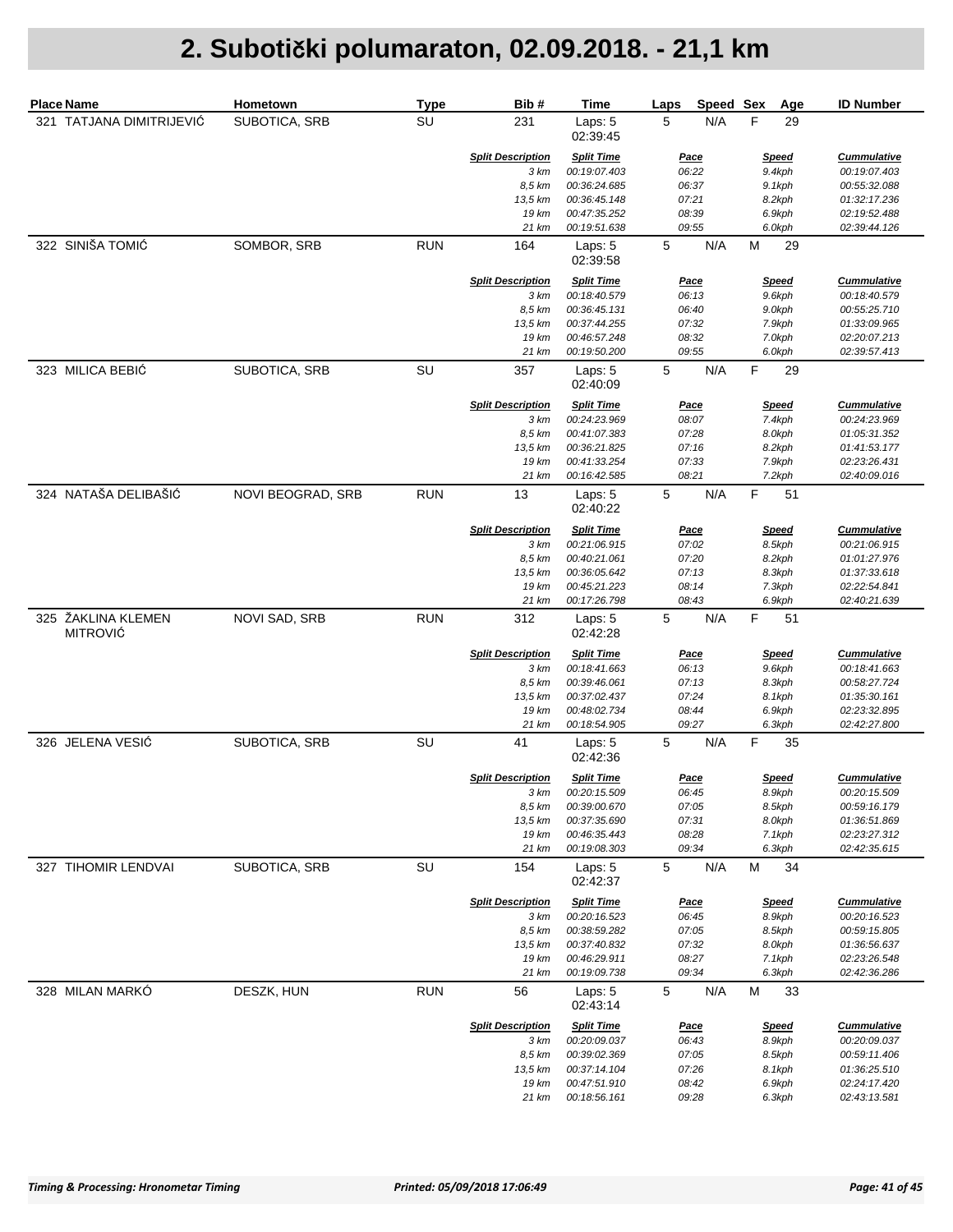# 2. Subotički polumaraton, 02.09.2018. - 21,1 km

| Place | Name | Hometown | Type | Bib # | Time | Laps | Speed | Sex | Age | ID Number |
|---|---|---|---|---|---|---|---|---|---|---|
| 321 | TATJANA DIMITRIJEVIĆ | SUBOTICA, SRB | SU | 231 | Laps: 5 02:39:45 | 5 | N/A | F | 29 | |

| Split Description | Split Time | Pace | Speed | Cummulative |
|---|---|---|---|---|
| 3 km | 00:19:07.403 | 06:22 | 9.4kph | 00:19:07.403 |
| 8,5 km | 00:36:24.685 | 06:37 | 9.1kph | 00:55:32.088 |
| 13,5 km | 00:36:45.148 | 07:21 | 8.2kph | 01:32:17.236 |
| 19 km | 00:47:35.252 | 08:39 | 6.9kph | 02:19:52.488 |
| 21 km | 00:19:51.638 | 09:55 | 6.0kph | 02:39:44.126 |

| Place | Name | Hometown | Type | Bib # | Time | Laps | Speed | Sex | Age | ID Number |
|---|---|---|---|---|---|---|---|---|---|---|
| 322 | SINIŠA TOMIĆ | SOMBOR, SRB | RUN | 164 | Laps: 5 02:39:58 | 5 | N/A | M | 29 | |

| Split Description | Split Time | Pace | Speed | Cummulative |
|---|---|---|---|---|
| 3 km | 00:18:40.579 | 06:13 | 9.6kph | 00:18:40.579 |
| 8,5 km | 00:36:45.131 | 06:40 | 9.0kph | 00:55:25.710 |
| 13,5 km | 00:37:44.255 | 07:32 | 7.9kph | 01:33:09.965 |
| 19 km | 00:46:57.248 | 08:32 | 7.0kph | 02:20:07.213 |
| 21 km | 00:19:50.200 | 09:55 | 6.0kph | 02:39:57.413 |

| Place | Name | Hometown | Type | Bib # | Time | Laps | Speed | Sex | Age | ID Number |
|---|---|---|---|---|---|---|---|---|---|---|
| 323 | MILICA BEBIĆ | SUBOTICA, SRB | SU | 357 | Laps: 5 02:40:09 | 5 | N/A | F | 29 | |

| Split Description | Split Time | Pace | Speed | Cummulative |
|---|---|---|---|---|
| 3 km | 00:24:23.969 | 08:07 | 7.4kph | 00:24:23.969 |
| 8,5 km | 00:41:07.383 | 07:28 | 8.0kph | 01:05:31.352 |
| 13,5 km | 00:36:21.825 | 07:16 | 8.2kph | 01:41:53.177 |
| 19 km | 00:41:33.254 | 07:33 | 7.9kph | 02:23:26.431 |
| 21 km | 00:16:42.585 | 08:21 | 7.2kph | 02:40:09.016 |

| Place | Name | Hometown | Type | Bib # | Time | Laps | Speed | Sex | Age | ID Number |
|---|---|---|---|---|---|---|---|---|---|---|
| 324 | NATAŠA DELIBAŠIĆ | NOVI BEOGRAD, SRB | RUN | 13 | Laps: 5 02:40:22 | 5 | N/A | F | 51 | |

| Split Description | Split Time | Pace | Speed | Cummulative |
|---|---|---|---|---|
| 3 km | 00:21:06.915 | 07:02 | 8.5kph | 00:21:06.915 |
| 8,5 km | 00:40:21.061 | 07:20 | 8.2kph | 01:01:27.976 |
| 13,5 km | 00:36:05.642 | 07:13 | 8.3kph | 01:37:33.618 |
| 19 km | 00:45:21.223 | 08:14 | 7.3kph | 02:22:54.841 |
| 21 km | 00:17:26.798 | 08:43 | 6.9kph | 02:40:21.639 |

| Place | Name | Hometown | Type | Bib # | Time | Laps | Speed | Sex | Age | ID Number |
|---|---|---|---|---|---|---|---|---|---|---|
| 325 | ŽAKLINA KLEMEN MITROVIĆ | NOVI SAD, SRB | RUN | 312 | Laps: 5 02:42:28 | 5 | N/A | F | 51 | |

| Split Description | Split Time | Pace | Speed | Cummulative |
|---|---|---|---|---|
| 3 km | 00:18:41.663 | 06:13 | 9.6kph | 00:18:41.663 |
| 8,5 km | 00:39:46.061 | 07:13 | 8.3kph | 00:58:27.724 |
| 13,5 km | 00:37:02.437 | 07:24 | 8.1kph | 01:35:30.161 |
| 19 km | 00:48:02.734 | 08:44 | 6.9kph | 02:23:32.895 |
| 21 km | 00:18:54.905 | 09:27 | 6.3kph | 02:42:27.800 |

| Place | Name | Hometown | Type | Bib # | Time | Laps | Speed | Sex | Age | ID Number |
|---|---|---|---|---|---|---|---|---|---|---|
| 326 | JELENA VESIĆ | SUBOTICA, SRB | SU | 41 | Laps: 5 02:42:36 | 5 | N/A | F | 35 | |

| Split Description | Split Time | Pace | Speed | Cummulative |
|---|---|---|---|---|
| 3 km | 00:20:15.509 | 06:45 | 8.9kph | 00:20:15.509 |
| 8,5 km | 00:39:00.670 | 07:05 | 8.5kph | 00:59:16.179 |
| 13,5 km | 00:37:35.690 | 07:31 | 8.0kph | 01:36:51.869 |
| 19 km | 00:46:35.443 | 08:28 | 7.1kph | 02:23:27.312 |
| 21 km | 00:19:08.303 | 09:34 | 6.3kph | 02:42:35.615 |

| Place | Name | Hometown | Type | Bib # | Time | Laps | Speed | Sex | Age | ID Number |
|---|---|---|---|---|---|---|---|---|---|---|
| 327 | TIHOMIR LENDVAI | SUBOTICA, SRB | SU | 154 | Laps: 5 02:42:37 | 5 | N/A | M | 34 | |

| Split Description | Split Time | Pace | Speed | Cummulative |
|---|---|---|---|---|
| 3 km | 00:20:16.523 | 06:45 | 8.9kph | 00:20:16.523 |
| 8,5 km | 00:38:59.282 | 07:05 | 8.5kph | 00:59:15.805 |
| 13,5 km | 00:37:40.832 | 07:32 | 8.0kph | 01:36:56.637 |
| 19 km | 00:46:29.911 | 08:27 | 7.1kph | 02:23:26.548 |
| 21 km | 00:19:09.738 | 09:34 | 6.3kph | 02:42:36.286 |

| Place | Name | Hometown | Type | Bib # | Time | Laps | Speed | Sex | Age | ID Number |
|---|---|---|---|---|---|---|---|---|---|---|
| 328 | MILAN MARKÓ | DESZK, HUN | RUN | 56 | Laps: 5 02:43:14 | 5 | N/A | M | 33 | |

| Split Description | Split Time | Pace | Speed | Cummulative |
|---|---|---|---|---|
| 3 km | 00:20:09.037 | 06:43 | 8.9kph | 00:20:09.037 |
| 8,5 km | 00:39:02.369 | 07:05 | 8.5kph | 00:59:11.406 |
| 13,5 km | 00:37:14.104 | 07:26 | 8.1kph | 01:36:25.510 |
| 19 km | 00:47:51.910 | 08:42 | 6.9kph | 02:24:17.420 |
| 21 km | 00:18:56.161 | 09:28 | 6.3kph | 02:43:13.581 |

*Timing & Processing: Hronometar Timing* *Printed: 05/09/2018 17:06:49*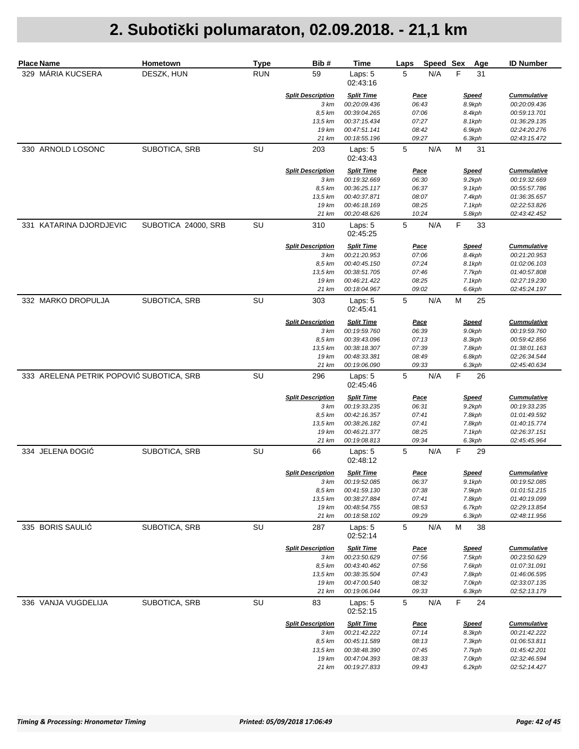# 2. Subotički polumaraton, 02.09.2018. - 21,1 km

| Place | Name | Hometown | Type | Bib # | Time | Laps | Speed | Sex | Age | ID Number |
|---|---|---|---|---|---|---|---|---|---|---|
| 329 | MÁRIA KUCSERA | DESZK, HUN | RUN | 59 | Laps: 5 02:43:16 | 5 | N/A | F | 31 | |

| Split Description | Split Time | Pace | Speed | Cummulative |
|---|---|---|---|---|
| 3 km | 00:20:09.436 | 06:43 | 8.9kph | 00:20:09.436 |
| 8,5 km | 00:39:04.265 | 07:06 | 8.4kph | 00:59:13.701 |
| 13,5 km | 00:37:15.434 | 07:27 | 8.1kph | 01:36:29.135 |
| 19 km | 00:47:51.141 | 08:42 | 6.9kph | 02:24:20.276 |
| 21 km | 00:18:55.196 | 09:27 | 6.3kph | 02:43:15.472 |

| Place | Name | Hometown | Type | Bib # | Time | Laps | Speed | Sex | Age | ID Number |
|---|---|---|---|---|---|---|---|---|---|---|
| 330 | ARNOLD LOSONC | SUBOTICA, SRB | SU | 203 | Laps: 5 02:43:43 | 5 | N/A | M | 31 | |

| Split Description | Split Time | Pace | Speed | Cummulative |
|---|---|---|---|---|
| 3 km | 00:19:32.669 | 06:30 | 9.2kph | 00:19:32.669 |
| 8,5 km | 00:36:25.117 | 06:37 | 9.1kph | 00:55:57.786 |
| 13,5 km | 00:40:37.871 | 08:07 | 7.4kph | 01:36:35.657 |
| 19 km | 00:46:18.169 | 08:25 | 7.1kph | 02:22:53.826 |
| 21 km | 00:20:48.626 | 10:24 | 5.8kph | 02:43:42.452 |

| Place | Name | Hometown | Type | Bib # | Time | Laps | Speed | Sex | Age | ID Number |
|---|---|---|---|---|---|---|---|---|---|---|
| 331 | KATARINA DJORDJEVIC | SUBOTICA 24000, SRB | SU | 310 | Laps: 5 02:45:25 | 5 | N/A | F | 33 | |

| Split Description | Split Time | Pace | Speed | Cummulative |
|---|---|---|---|---|
| 3 km | 00:21:20.953 | 07:06 | 8.4kph | 00:21:20.953 |
| 8,5 km | 00:40:45.150 | 07:24 | 8.1kph | 01:02:06.103 |
| 13,5 km | 00:38:51.705 | 07:46 | 7.7kph | 01:40:57.808 |
| 19 km | 00:46:21.422 | 08:25 | 7.1kph | 02:27:19.230 |
| 21 km | 00:18:04.967 | 09:02 | 6.6kph | 02:45:24.197 |

| Place | Name | Hometown | Type | Bib # | Time | Laps | Speed | Sex | Age | ID Number |
|---|---|---|---|---|---|---|---|---|---|---|
| 332 | MARKO DROPULJA | SUBOTICA, SRB | SU | 303 | Laps: 5 02:45:41 | 5 | N/A | M | 25 | |

| Split Description | Split Time | Pace | Speed | Cummulative |
|---|---|---|---|---|
| 3 km | 00:19:59.760 | 06:39 | 9.0kph | 00:19:59.760 |
| 8,5 km | 00:39:43.096 | 07:13 | 8.3kph | 00:59:42.856 |
| 13,5 km | 00:38:18.307 | 07:39 | 7.8kph | 01:38:01.163 |
| 19 km | 00:48:33.381 | 08:49 | 6.8kph | 02:26:34.544 |
| 21 km | 00:19:06.090 | 09:33 | 6.3kph | 02:45:40.634 |

| Place | Name | Hometown | Type | Bib # | Time | Laps | Speed | Sex | Age | ID Number |
|---|---|---|---|---|---|---|---|---|---|---|
| 333 | ARELENA PETRIK POPOVIĆ | SUBOTICA, SRB | SU | 296 | Laps: 5 02:45:46 | 5 | N/A | F | 26 | |

| Split Description | Split Time | Pace | Speed | Cummulative |
|---|---|---|---|---|
| 3 km | 00:19:33.235 | 06:31 | 9.2kph | 00:19:33.235 |
| 8,5 km | 00:42:16.357 | 07:41 | 7.8kph | 01:01:49.592 |
| 13,5 km | 00:38:26.182 | 07:41 | 7.8kph | 01:40:15.774 |
| 19 km | 00:46:21.377 | 08:25 | 7.1kph | 02:26:37.151 |
| 21 km | 00:19:08.813 | 09:34 | 6.3kph | 02:45:45.964 |

| Place | Name | Hometown | Type | Bib # | Time | Laps | Speed | Sex | Age | ID Number |
|---|---|---|---|---|---|---|---|---|---|---|
| 334 | JELENA ĐOGIĆ | SUBOTICA, SRB | SU | 66 | Laps: 5 02:48:12 | 5 | N/A | F | 29 | |

| Split Description | Split Time | Pace | Speed | Cummulative |
|---|---|---|---|---|
| 3 km | 00:19:52.085 | 06:37 | 9.1kph | 00:19:52.085 |
| 8,5 km | 00:41:59.130 | 07:38 | 7.9kph | 01:01:51.215 |
| 13,5 km | 00:38:27.884 | 07:41 | 7.8kph | 01:40:19.099 |
| 19 km | 00:48:54.755 | 08:53 | 6.7kph | 02:29:13.854 |
| 21 km | 00:18:58.102 | 09:29 | 6.3kph | 02:48:11.956 |

| Place | Name | Hometown | Type | Bib # | Time | Laps | Speed | Sex | Age | ID Number |
|---|---|---|---|---|---|---|---|---|---|---|
| 335 | BORIS SAULIĆ | SUBOTICA, SRB | SU | 287 | Laps: 5 02:52:14 | 5 | N/A | M | 38 | |

| Split Description | Split Time | Pace | Speed | Cummulative |
|---|---|---|---|---|
| 3 km | 00:23:50.629 | 07:56 | 7.5kph | 00:23:50.629 |
| 8,5 km | 00:43:40.462 | 07:56 | 7.6kph | 01:07:31.091 |
| 13,5 km | 00:38:35.504 | 07:43 | 7.8kph | 01:46:06.595 |
| 19 km | 00:47:00.540 | 08:32 | 7.0kph | 02:33:07.135 |
| 21 km | 00:19:06.044 | 09:33 | 6.3kph | 02:52:13.179 |

| Place | Name | Hometown | Type | Bib # | Time | Laps | Speed | Sex | Age | ID Number |
|---|---|---|---|---|---|---|---|---|---|---|
| 336 | VANJA VUGDELIJA | SUBOTICA, SRB | SU | 83 | Laps: 5 02:52:15 | 5 | N/A | F | 24 | |

| Split Description | Split Time | Pace | Speed | Cummulative |
|---|---|---|---|---|
| 3 km | 00:21:42.222 | 07:14 | 8.3kph | 00:21:42.222 |
| 8,5 km | 00:45:11.589 | 08:13 | 7.3kph | 01:06:53.811 |
| 13,5 km | 00:38:48.390 | 07:45 | 7.7kph | 01:45:42.201 |
| 19 km | 00:47:04.393 | 08:33 | 7.0kph | 02:32:46.594 |
| 21 km | 00:19:27.833 | 09:43 | 6.2kph | 02:52:14.427 |

*Timing & Processing: Hronometar Timing* *Printed: 05/09/2018 17:06:49*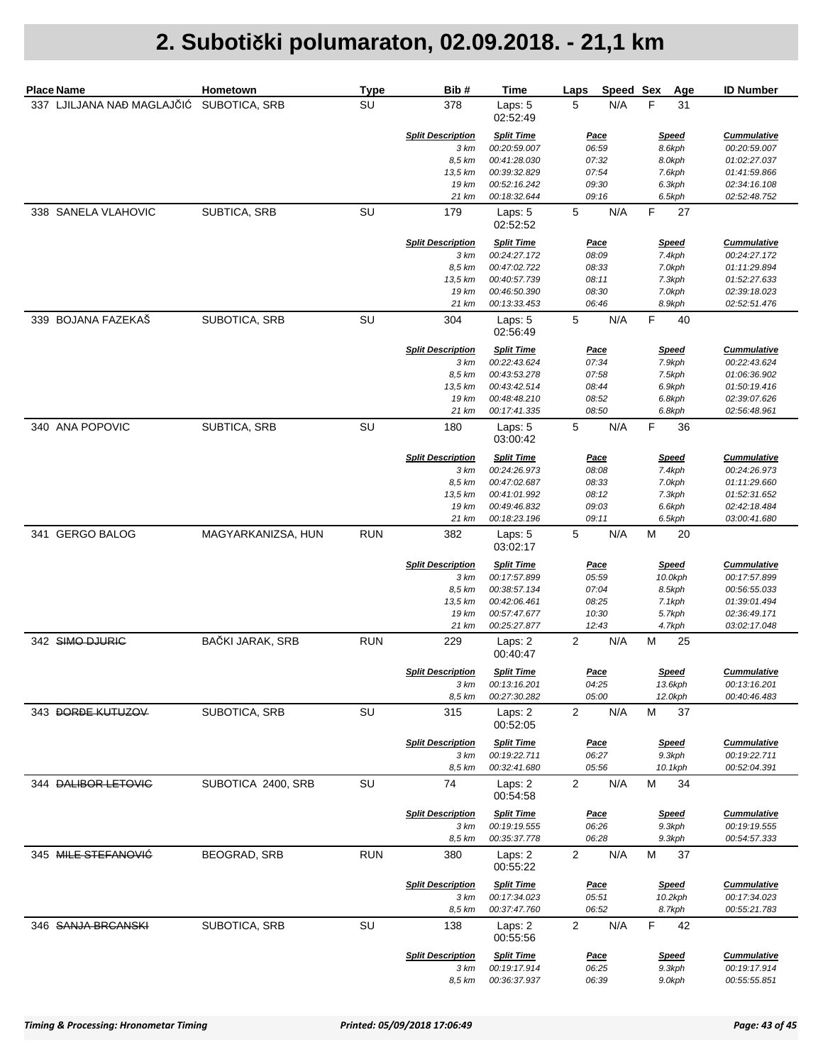# 2. Subotički polumaraton, 02.09.2018. - 21,1 km

| Place | Name | Hometown | Type | Bib # | Time | Laps | Speed | Sex | Age | ID Number |
|---|---|---|---|---|---|---|---|---|---|---|
| 337 | LJILJANA NAĐ MAGLAJČIĆ | SUBOTICA, SRB | SU | 378 | Laps: 5 02:52:49 | 5 | N/A | F | 31 | |

| Split Description | Split Time | Pace | Speed | Cummulative |
|---|---|---|---|---|
| 3 km | 00:20:59.007 | 06:59 | 8.6kph | 00:20:59.007 |
| 8,5 km | 00:41:28.030 | 07:32 | 8.0kph | 01:02:27.037 |
| 13,5 km | 00:39:32.829 | 07:54 | 7.6kph | 01:41:59.866 |
| 19 km | 00:52:16.242 | 09:30 | 6.3kph | 02:34:16.108 |
| 21 km | 00:18:32.644 | 09:16 | 6.5kph | 02:52:48.752 |

| Place | Name | Hometown | Type | Bib # | Time | Laps | Speed | Sex | Age | ID Number |
|---|---|---|---|---|---|---|---|---|---|---|
| 338 | SANELA VLAHOVIC | SUBTICA, SRB | SU | 179 | Laps: 5 02:52:52 | 5 | N/A | F | 27 | |

| Split Description | Split Time | Pace | Speed | Cummulative |
|---|---|---|---|---|
| 3 km | 00:24:27.172 | 08:09 | 7.4kph | 00:24:27.172 |
| 8,5 km | 00:47:02.722 | 08:33 | 7.0kph | 01:11:29.894 |
| 13,5 km | 00:40:57.739 | 08:11 | 7.3kph | 01:52:27.633 |
| 19 km | 00:46:50.390 | 08:30 | 7.0kph | 02:39:18.023 |
| 21 km | 00:13:33.453 | 06:46 | 8.9kph | 02:52:51.476 |

| Place | Name | Hometown | Type | Bib # | Time | Laps | Speed | Sex | Age | ID Number |
|---|---|---|---|---|---|---|---|---|---|---|
| 339 | BOJANA FAZEKAŠ | SUBOTICA, SRB | SU | 304 | Laps: 5 02:56:49 | 5 | N/A | F | 40 | |

| Split Description | Split Time | Pace | Speed | Cummulative |
|---|---|---|---|---|
| 3 km | 00:22:43.624 | 07:34 | 7.9kph | 00:22:43.624 |
| 8,5 km | 00:43:53.278 | 07:58 | 7.5kph | 01:06:36.902 |
| 13,5 km | 00:43:42.514 | 08:44 | 6.9kph | 01:50:19.416 |
| 19 km | 00:48:48.210 | 08:52 | 6.8kph | 02:39:07.626 |
| 21 km | 00:17:41.335 | 08:50 | 6.8kph | 02:56:48.961 |

| Place | Name | Hometown | Type | Bib # | Time | Laps | Speed | Sex | Age | ID Number |
|---|---|---|---|---|---|---|---|---|---|---|
| 340 | ANA POPOVIC | SUBTICA, SRB | SU | 180 | Laps: 5 03:00:42 | 5 | N/A | F | 36 | |

| Split Description | Split Time | Pace | Speed | Cummulative |
|---|---|---|---|---|
| 3 km | 00:24:26.973 | 08:08 | 7.4kph | 00:24:26.973 |
| 8,5 km | 00:47:02.687 | 08:33 | 7.0kph | 01:11:29.660 |
| 13,5 km | 00:41:01.992 | 08:12 | 7.3kph | 01:52:31.652 |
| 19 km | 00:49:46.832 | 09:03 | 6.6kph | 02:42:18.484 |
| 21 km | 00:18:23.196 | 09:11 | 6.5kph | 03:00:41.680 |

| Place | Name | Hometown | Type | Bib # | Time | Laps | Speed | Sex | Age | ID Number |
|---|---|---|---|---|---|---|---|---|---|---|
| 341 | GERGO BALOG | MAGYARKANIZSA, HUN | RUN | 382 | Laps: 5 03:02:17 | 5 | N/A | M | 20 | |

| Split Description | Split Time | Pace | Speed | Cummulative |
|---|---|---|---|---|
| 3 km | 00:17:57.899 | 05:59 | 10.0kph | 00:17:57.899 |
| 8,5 km | 00:38:57.134 | 07:04 | 8.5kph | 00:56:55.033 |
| 13,5 km | 00:42:06.461 | 08:25 | 7.1kph | 01:39:01.494 |
| 19 km | 00:57:47.677 | 10:30 | 5.7kph | 02:36:49.171 |
| 21 km | 00:25:27.877 | 12:43 | 4.7kph | 03:02:17.048 |

| Place | Name | Hometown | Type | Bib # | Time | Laps | Speed | Sex | Age | ID Number |
|---|---|---|---|---|---|---|---|---|---|---|
| 342 | ~~SIMO DJURIC~~ | BAČKI JARAK, SRB | RUN | 229 | Laps: 2 00:40:47 | 2 | N/A | M | 25 | |

| Split Description | Split Time | Pace | Speed | Cummulative |
|---|---|---|---|---|
| 3 km | 00:13:16.201 | 04:25 | 13.6kph | 00:13:16.201 |
| 8,5 km | 00:27:30.282 | 05:00 | 12.0kph | 00:40:46.483 |

| Place | Name | Hometown | Type | Bib # | Time | Laps | Speed | Sex | Age | ID Number |
|---|---|---|---|---|---|---|---|---|---|---|
| 343 | ~~ĐORĐE KUTUZOV~~ | SUBOTICA, SRB | SU | 315 | Laps: 2 00:52:05 | 2 | N/A | M | 37 | |

| Split Description | Split Time | Pace | Speed | Cummulative |
|---|---|---|---|---|
| 3 km | 00:19:22.711 | 06:27 | 9.3kph | 00:19:22.711 |
| 8,5 km | 00:32:41.680 | 05:56 | 10.1kph | 00:52:04.391 |

| Place | Name | Hometown | Type | Bib # | Time | Laps | Speed | Sex | Age | ID Number |
|---|---|---|---|---|---|---|---|---|---|---|
| 344 | ~~DALIBOR LETOVIC~~ | SUBOTICA 2400, SRB | SU | 74 | Laps: 2 00:54:58 | 2 | N/A | M | 34 | |

| Split Description | Split Time | Pace | Speed | Cummulative |
|---|---|---|---|---|
| 3 km | 00:19:19.555 | 06:26 | 9.3kph | 00:19:19.555 |
| 8,5 km | 00:35:37.778 | 06:28 | 9.3kph | 00:54:57.333 |

| Place | Name | Hometown | Type | Bib # | Time | Laps | Speed | Sex | Age | ID Number |
|---|---|---|---|---|---|---|---|---|---|---|
| 345 | ~~MILE STEFANOVIĆ~~ | BEOGRAD, SRB | RUN | 380 | Laps: 2 00:55:22 | 2 | N/A | M | 37 | |

| Split Description | Split Time | Pace | Speed | Cummulative |
|---|---|---|---|---|
| 3 km | 00:17:34.023 | 05:51 | 10.2kph | 00:17:34.023 |
| 8,5 km | 00:37:47.760 | 06:52 | 8.7kph | 00:55:21.783 |

| Place | Name | Hometown | Type | Bib # | Time | Laps | Speed | Sex | Age | ID Number |
|---|---|---|---|---|---|---|---|---|---|---|
| 346 | ~~SANJA BRCANSKI~~ | SUBOTICA, SRB | SU | 138 | Laps: 2 00:55:56 | 2 | N/A | F | 42 | |

| Split Description | Split Time | Pace | Speed | Cummulative |
|---|---|---|---|---|
| 3 km | 00:19:17.914 | 06:25 | 9.3kph | 00:19:17.914 |
| 8,5 km | 00:36:37.937 | 06:39 | 9.0kph | 00:55:55.851 |

*Timing & Processing: Hronometar Timing* *Printed: 05/09/2018 17:06:49*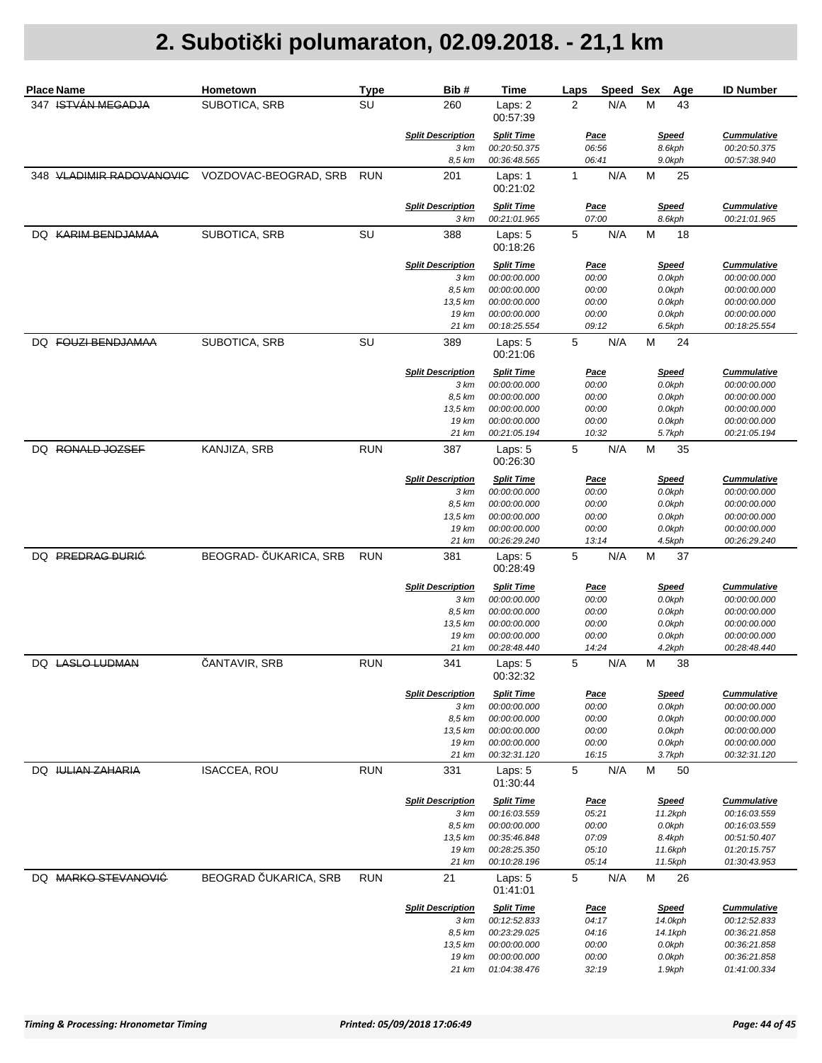# 2. Subotički polumaraton, 02.09.2018. - 21,1 km

| Place | Name | Hometown | Type | Bib # | Time | Laps | Speed | Sex | Age | ID Number |
|---|---|---|---|---|---|---|---|---|---|---|
| 347 | ~~ISTVÁN MEGADJA~~ | SUBOTICA, SRB | SU | 260 | Laps: 2 00:57:39 | 2 | N/A | M | 43 | |

| Split Description | Split Time | Pace | Speed | Cummulative |
|---|---|---|---|---|
| 3 km | 00:20:50.375 | 06:56 | 8.6kph | 00:20:50.375 |
| 8,5 km | 00:36:48.565 | 06:41 | 9.0kph | 00:57:38.940 |

| Place | Name | Hometown | Type | Bib # | Time | Laps | Speed | Sex | Age | ID Number |
|---|---|---|---|---|---|---|---|---|---|---|
| 348 | ~~VLADIMIR RADOVANOVIC~~ | VOZDOVAC-BEOGRAD, SRB | RUN | 201 | Laps: 1 00:21:02 | 1 | N/A | M | 25 | |

| Split Description | Split Time | Pace | Speed | Cummulative |
|---|---|---|---|---|
| 3 km | 00:21:01.965 | 07:00 | 8.6kph | 00:21:01.965 |

| Place | Name | Hometown | Type | Bib # | Time | Laps | Speed | Sex | Age | ID Number |
|---|---|---|---|---|---|---|---|---|---|---|
| DQ | ~~KARIM BENDJAMAA~~ | SUBOTICA, SRB | SU | 388 | Laps: 5 00:18:26 | 5 | N/A | M | 18 | |

| Split Description | Split Time | Pace | Speed | Cummulative |
|---|---|---|---|---|
| 3 km | 00:00:00.000 | 00:00 | 0.0kph | 00:00:00.000 |
| 8,5 km | 00:00:00.000 | 00:00 | 0.0kph | 00:00:00.000 |
| 13,5 km | 00:00:00.000 | 00:00 | 0.0kph | 00:00:00.000 |
| 19 km | 00:00:00.000 | 00:00 | 0.0kph | 00:00:00.000 |
| 21 km | 00:18:25.554 | 09:12 | 6.5kph | 00:18:25.554 |

| Place | Name | Hometown | Type | Bib # | Time | Laps | Speed | Sex | Age | ID Number |
|---|---|---|---|---|---|---|---|---|---|---|
| DQ | ~~FOUZI BENDJAMAA~~ | SUBOTICA, SRB | SU | 389 | Laps: 5 00:21:06 | 5 | N/A | M | 24 | |

| Split Description | Split Time | Pace | Speed | Cummulative |
|---|---|---|---|---|
| 3 km | 00:00:00.000 | 00:00 | 0.0kph | 00:00:00.000 |
| 8,5 km | 00:00:00.000 | 00:00 | 0.0kph | 00:00:00.000 |
| 13,5 km | 00:00:00.000 | 00:00 | 0.0kph | 00:00:00.000 |
| 19 km | 00:00:00.000 | 00:00 | 0.0kph | 00:00:00.000 |
| 21 km | 00:21:05.194 | 10:32 | 5.7kph | 00:21:05.194 |

| Place | Name | Hometown | Type | Bib # | Time | Laps | Speed | Sex | Age | ID Number |
|---|---|---|---|---|---|---|---|---|---|---|
| DQ | ~~RONALD JOZSEF~~ | KANJIZA, SRB | RUN | 387 | Laps: 5 00:26:30 | 5 | N/A | M | 35 | |

| Split Description | Split Time | Pace | Speed | Cummulative |
|---|---|---|---|---|
| 3 km | 00:00:00.000 | 00:00 | 0.0kph | 00:00:00.000 |
| 8,5 km | 00:00:00.000 | 00:00 | 0.0kph | 00:00:00.000 |
| 13,5 km | 00:00:00.000 | 00:00 | 0.0kph | 00:00:00.000 |
| 19 km | 00:00:00.000 | 00:00 | 0.0kph | 00:00:00.000 |
| 21 km | 00:26:29.240 | 13:14 | 4.5kph | 00:26:29.240 |

| Place | Name | Hometown | Type | Bib # | Time | Laps | Speed | Sex | Age | ID Number |
|---|---|---|---|---|---|---|---|---|---|---|
| DQ | ~~PREDRAG ĐURIĆ~~ | BEOGRAD- ČUKARICA, SRB | RUN | 381 | Laps: 5 00:28:49 | 5 | N/A | M | 37 | |

| Split Description | Split Time | Pace | Speed | Cummulative |
|---|---|---|---|---|
| 3 km | 00:00:00.000 | 00:00 | 0.0kph | 00:00:00.000 |
| 8,5 km | 00:00:00.000 | 00:00 | 0.0kph | 00:00:00.000 |
| 13,5 km | 00:00:00.000 | 00:00 | 0.0kph | 00:00:00.000 |
| 19 km | 00:00:00.000 | 00:00 | 0.0kph | 00:00:00.000 |
| 21 km | 00:28:48.440 | 14:24 | 4.2kph | 00:28:48.440 |

| Place | Name | Hometown | Type | Bib # | Time | Laps | Speed | Sex | Age | ID Number |
|---|---|---|---|---|---|---|---|---|---|---|
| DQ | ~~LASLO LUDMAN~~ | ČANTAVIR, SRB | RUN | 341 | Laps: 5 00:32:32 | 5 | N/A | M | 38 | |

| Split Description | Split Time | Pace | Speed | Cummulative |
|---|---|---|---|---|
| 3 km | 00:00:00.000 | 00:00 | 0.0kph | 00:00:00.000 |
| 8,5 km | 00:00:00.000 | 00:00 | 0.0kph | 00:00:00.000 |
| 13,5 km | 00:00:00.000 | 00:00 | 0.0kph | 00:00:00.000 |
| 19 km | 00:00:00.000 | 00:00 | 0.0kph | 00:00:00.000 |
| 21 km | 00:32:31.120 | 16:15 | 3.7kph | 00:32:31.120 |

| Place | Name | Hometown | Type | Bib # | Time | Laps | Speed | Sex | Age | ID Number |
|---|---|---|---|---|---|---|---|---|---|---|
| DQ | ~~IULIAN ZAHARIA~~ | ISACCEA, ROU | RUN | 331 | Laps: 5 01:30:44 | 5 | N/A | M | 50 | |

| Split Description | Split Time | Pace | Speed | Cummulative |
|---|---|---|---|---|
| 3 km | 00:16:03.559 | 05:21 | 11.2kph | 00:16:03.559 |
| 8,5 km | 00:00:00.000 | 00:00 | 0.0kph | 00:16:03.559 |
| 13,5 km | 00:35:46.848 | 07:09 | 8.4kph | 00:51:50.407 |
| 19 km | 00:28:25.350 | 05:10 | 11.6kph | 01:20:15.757 |
| 21 km | 00:10:28.196 | 05:14 | 11.5kph | 01:30:43.953 |

| Place | Name | Hometown | Type | Bib # | Time | Laps | Speed | Sex | Age | ID Number |
|---|---|---|---|---|---|---|---|---|---|---|
| DQ | ~~MARKO STEVANOVIĆ~~ | BEOGRAD ČUKARICA, SRB | RUN | 21 | Laps: 5 01:41:01 | 5 | N/A | M | 26 | |

| Split Description | Split Time | Pace | Speed | Cummulative |
|---|---|---|---|---|
| 3 km | 00:12:52.833 | 04:17 | 14.0kph | 00:12:52.833 |
| 8,5 km | 00:23:29.025 | 04:16 | 14.1kph | 00:36:21.858 |
| 13,5 km | 00:00:00.000 | 00:00 | 0.0kph | 00:36:21.858 |
| 19 km | 00:00:00.000 | 00:00 | 0.0kph | 00:36:21.858 |
| 21 km | 01:04:38.476 | 32:19 | 1.9kph | 01:41:00.334 |

*Timing & Processing: Hronometar Timing* *Printed: 05/09/2018 17:06:49*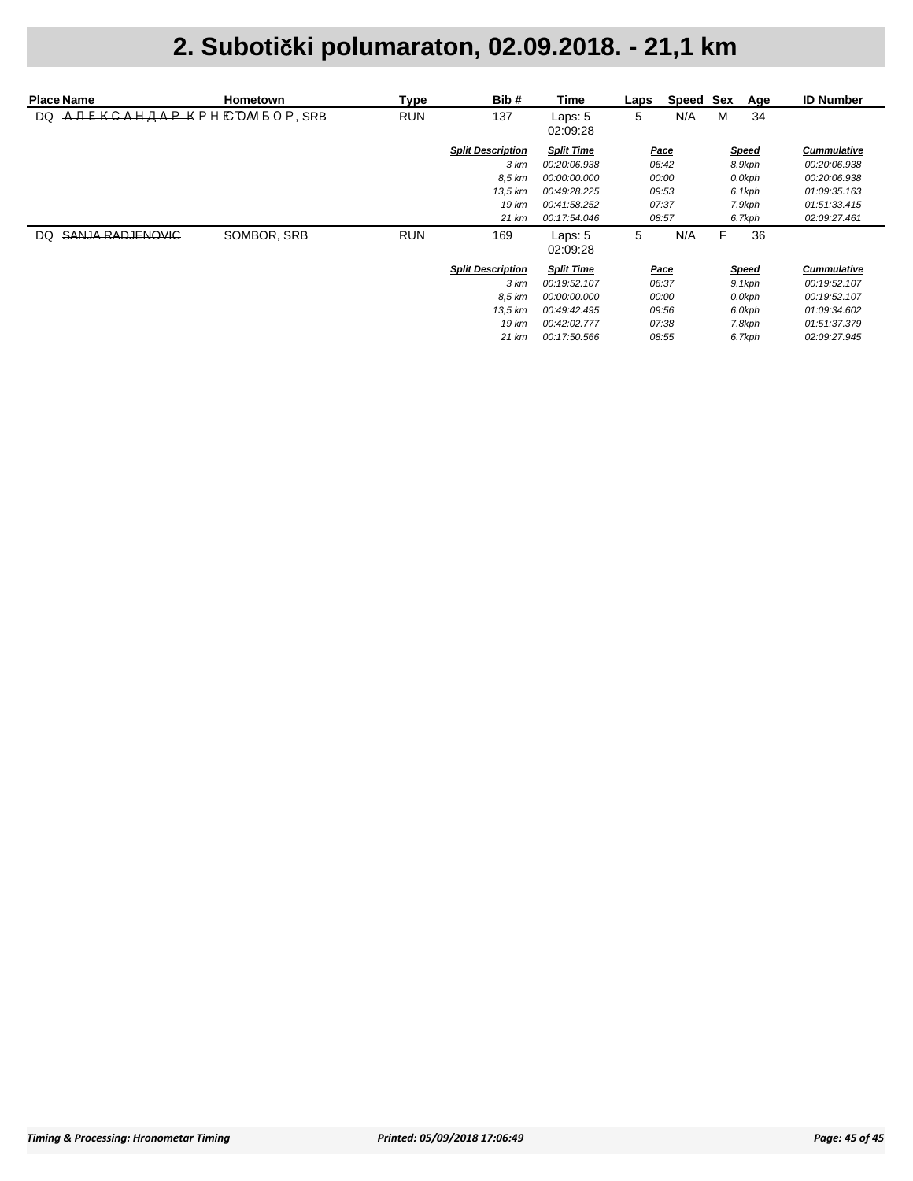# 2. Subotički polumaraton, 02.09.2018. - 21,1 km

| Place | Name | Hometown | Type | Bib # | Time | Laps | Speed | Sex | Age | ID Number |
|---|---|---|---|---|---|---|---|---|---|---|
| DQ | ~~АЛЕКСАНДАР КРНЕТА~~ | СОМБОР, SRB | RUN | 137 | Laps: 5 02:09:28 | 5 | N/A | M | 34 | |

| Split Description | Split Time | Pace | Speed | Cummulative |
|---|---|---|---|---|
| 3 km | 00:20:06.938 | 06:42 | 8.9kph | 00:20:06.938 |
| 8,5 km | 00:00:00.000 | 00:00 | 0.0kph | 00:20:06.938 |
| 13,5 km | 00:49:28.225 | 09:53 | 6.1kph | 01:09:35.163 |
| 19 km | 00:41:58.252 | 07:37 | 7.9kph | 01:51:33.415 |
| 21 km | 00:17:54.046 | 08:57 | 6.7kph | 02:09:27.461 |

| Place | Name | Hometown | Type | Bib # | Time | Laps | Speed | Sex | Age | ID Number |
|---|---|---|---|---|---|---|---|---|---|---|
| DQ | ~~SANJA RADJENOVIC~~ | SOMBOR, SRB | RUN | 169 | Laps: 5 02:09:28 | 5 | N/A | F | 36 | |

| Split Description | Split Time | Pace | Speed | Cummulative |
|---|---|---|---|---|
| 3 km | 00:19:52.107 | 06:37 | 9.1kph | 00:19:52.107 |
| 8,5 km | 00:00:00.000 | 00:00 | 0.0kph | 00:19:52.107 |
| 13,5 km | 00:49:42.495 | 09:56 | 6.0kph | 01:09:34.602 |
| 19 km | 00:42:02.777 | 07:38 | 7.8kph | 01:51:37.379 |
| 21 km | 00:17:50.566 | 08:55 | 6.7kph | 02:09:27.945 |

*Timing & Processing: Hronometar Timing*

*Printed: 05/09/2018 17:06:49*